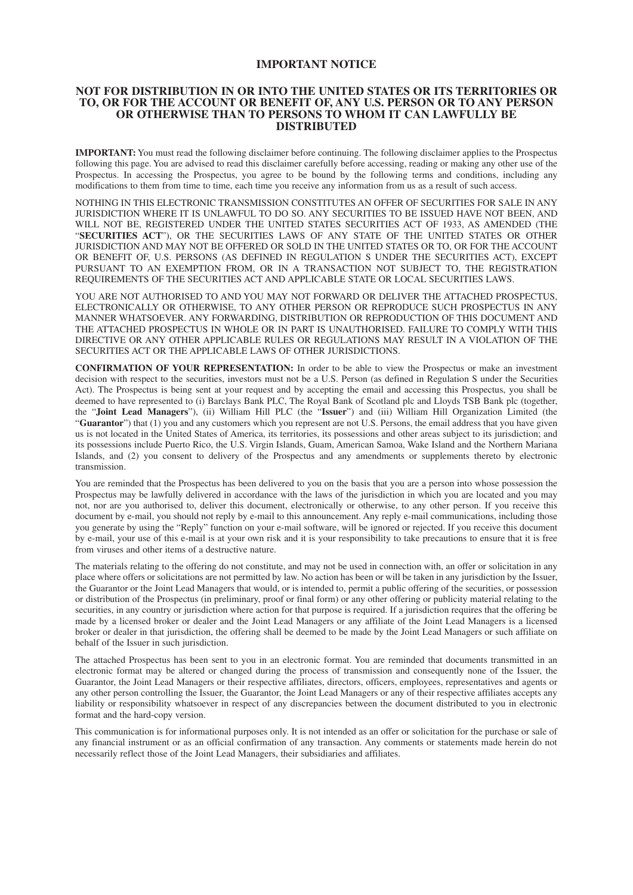# IMPORTANT NOTICE

## NOT FOR DISTRIBUTION IN OR INTO THE UNITED STATES OR ITS TERRITORIES OR TO, OR FOR THE ACCOUNT OR BENEFIT OF, ANY U.S. PERSON OR TO ANY PERSON OR OTHERWISE THAN TO PERSONS TO WHOM IT CAN LAWFULLY BE DISTRIBUTED

**IMPORTANT:** You must read the following disclaimer before continuing. The following disclaimer applies to the Prospectus following this page. You are advised to read this disclaimer carefully before accessing, reading or making any other use of the Prospectus. In accessing the Prospectus, you agree to be bound by the following terms and conditions, including any modifications to them from time to time, each time you receive any information from us as a result of such access.

NOTHING IN THIS ELECTRONIC TRANSMISSION CONSTITUTES AN OFFER OF SECURITIES FOR SALE IN ANY JURISDICTION WHERE IT IS UNLAWFUL TO DO SO. ANY SECURITIES TO BE ISSUED HAVE NOT BEEN, AND WILL NOT BE, REGISTERED UNDER THE UNITED STATES SECURITIES ACT OF 1933, AS AMENDED (THE "**SECURITIES ACT**"), OR THE SECURITIES LAWS OF ANY STATE OF THE UNITED STATES OR OTHER JURISDICTION AND MAY NOT BE OFFERED OR SOLD IN THE UNITED STATES OR TO, OR FOR THE ACCOUNT OR BENEFIT OF, U.S. PERSONS (AS DEFINED IN REGULATION S UNDER THE SECURITIES ACT), EXCEPT PURSUANT TO AN EXEMPTION FROM, OR IN A TRANSACTION NOT SUBJECT TO, THE REGISTRATION REQUIREMENTS OF THE SECURITIES ACT AND APPLICABLE STATE OR LOCAL SECURITIES LAWS.

YOU ARE NOT AUTHORISED TO AND YOU MAY NOT FORWARD OR DELIVER THE ATTACHED PROSPECTUS, ELECTRONICALLY OR OTHERWISE, TO ANY OTHER PERSON OR REPRODUCE SUCH PROSPECTUS IN ANY MANNER WHATSOEVER. ANY FORWARDING, DISTRIBUTION OR REPRODUCTION OF THIS DOCUMENT AND THE ATTACHED PROSPECTUS IN WHOLE OR IN PART IS UNAUTHORISED. FAILURE TO COMPLY WITH THIS DIRECTIVE OR ANY OTHER APPLICABLE RULES OR REGULATIONS MAY RESULT IN A VIOLATION OF THE SECURITIES ACT OR THE APPLICABLE LAWS OF OTHER JURISDICTIONS.

**CONFIRMATION OF YOUR REPRESENTATION:** In order to be able to view the Prospectus or make an investment decision with respect to the securities, investors must not be a U.S. Person (as defined in Regulation S under the Securities Act). The Prospectus is being sent at your request and by accepting the email and accessing this Prospectus, you shall be deemed to have represented to (i) Barclays Bank PLC, The Royal Bank of Scotland plc and Lloyds TSB Bank plc (together, the "**Joint Lead Managers**"), (ii) William Hill PLC (the "**Issuer**") and (iii) William Hill Organization Limited (the "**Guarantor**") that (1) you and any customers which you represent are not U.S. Persons, the email address that you have given us is not located in the United States of America, its territories, its possessions and other areas subject to its jurisdiction; and its possessions include Puerto Rico, the U.S. Virgin Islands, Guam, American Samoa, Wake Island and the Northern Mariana Islands, and (2) you consent to delivery of the Prospectus and any amendments or supplements thereto by electronic transmission.

You are reminded that the Prospectus has been delivered to you on the basis that you are a person into whose possession the Prospectus may be lawfully delivered in accordance with the laws of the jurisdiction in which you are located and you may not, nor are you authorised to, deliver this document, electronically or otherwise, to any other person. If you receive this document by e-mail, you should not reply by e-mail to this announcement. Any reply e-mail communications, including those you generate by using the "Reply" function on your e-mail software, will be ignored or rejected. If you receive this document by e-mail, your use of this e-mail is at your own risk and it is your responsibility to take precautions to ensure that it is free from viruses and other items of a destructive nature.

The materials relating to the offering do not constitute, and may not be used in connection with, an offer or solicitation in any place where offers or solicitations are not permitted by law. No action has been or will be taken in any jurisdiction by the Issuer, the Guarantor or the Joint Lead Managers that would, or is intended to, permit a public offering of the securities, or possession or distribution of the Prospectus (in preliminary, proof or final form) or any other offering or publicity material relating to the securities, in any country or jurisdiction where action for that purpose is required. If a jurisdiction requires that the offering be made by a licensed broker or dealer and the Joint Lead Managers or any affiliate of the Joint Lead Managers is a licensed broker or dealer in that jurisdiction, the offering shall be deemed to be made by the Joint Lead Managers or such affiliate on behalf of the Issuer in such jurisdiction.

The attached Prospectus has been sent to you in an electronic format. You are reminded that documents transmitted in an electronic format may be altered or changed during the process of transmission and consequently none of the Issuer, the Guarantor, the Joint Lead Managers or their respective affiliates, directors, officers, employees, representatives and agents or any other person controlling the Issuer, the Guarantor, the Joint Lead Managers or any of their respective affiliates accepts any liability or responsibility whatsoever in respect of any discrepancies between the document distributed to you in electronic format and the hard-copy version.

This communication is for informational purposes only. It is not intended as an offer or solicitation for the purchase or sale of any financial instrument or as an official confirmation of any transaction. Any comments or statements made herein do not necessarily reflect those of the Joint Lead Managers, their subsidiaries and affiliates.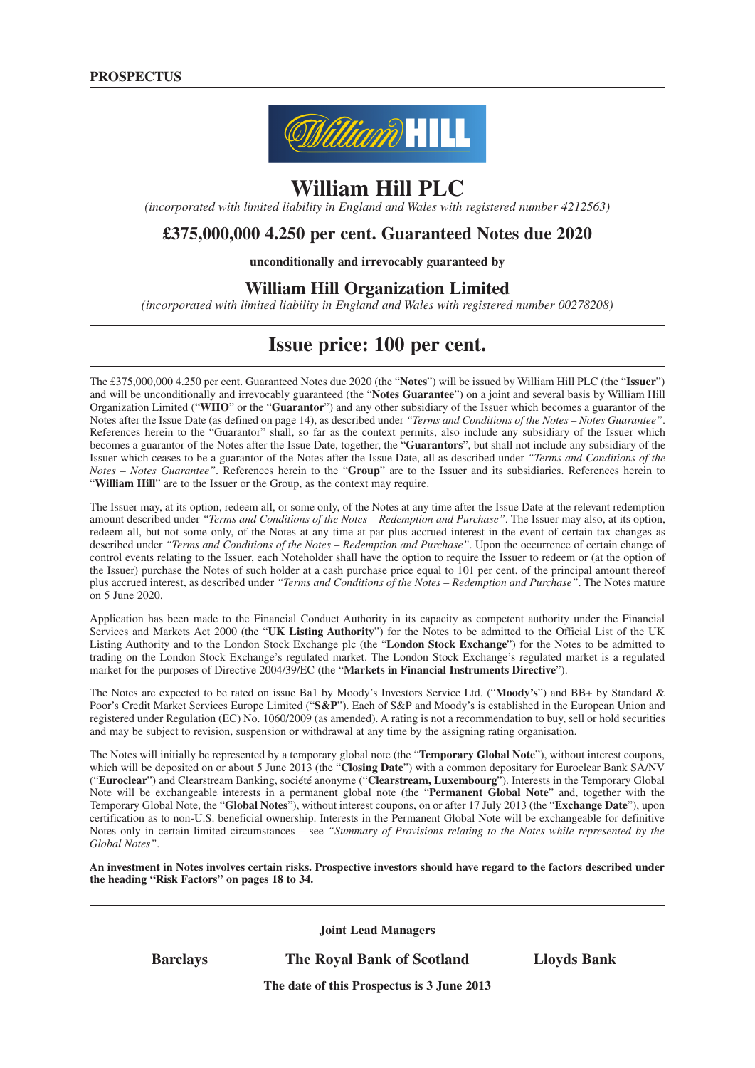**PROSPECTUS**

# William Hill PLC

*(incorporated with limited liability in England and Wales with registered number 4212563)*

## £375,000,000 4.250 per cent. Guaranteed Notes due 2020

**unconditionally and irrevocably guaranteed by**

## William Hill Organization Limited

*(incorporated with limited liability in England and Wales with registered number 00278208)*

# Issue price: 100 per cent.

The £375,000,000 4.250 per cent. Guaranteed Notes due 2020 (the "**Notes**") will be issued by William Hill PLC (the "**Issuer**") and will be unconditionally and irrevocably guaranteed (the "**Notes Guarantee**") on a joint and several basis by William Hill Organization Limited ("**WHO**" or the "**Guarantor**") and any other subsidiary of the Issuer which becomes a guarantor of the Notes after the Issue Date (as defined on page 14), as described under *"Terms and Conditions of the Notes – Notes Guarantee"*. References herein to the "Guarantor" shall, so far as the context permits, also include any subsidiary of the Issuer which becomes a guarantor of the Notes after the Issue Date, together, the "**Guarantors**", but shall not include any subsidiary of the Issuer which ceases to be a guarantor of the Notes after the Issue Date, all as described under *"Terms and Conditions of the Notes – Notes Guarantee"*. References herein to the "**Group**" are to the Issuer and its subsidiaries. References herein to "**William Hill**" are to the Issuer or the Group, as the context may require.

The Issuer may, at its option, redeem all, or some only, of the Notes at any time after the Issue Date at the relevant redemption amount described under *"Terms and Conditions of the Notes – Redemption and Purchase"*. The Issuer may also, at its option, redeem all, but not some only, of the Notes at any time at par plus accrued interest in the event of certain tax changes as described under *"Terms and Conditions of the Notes – Redemption and Purchase"*. Upon the occurrence of certain change of control events relating to the Issuer, each Noteholder shall have the option to require the Issuer to redeem or (at the option of the Issuer) purchase the Notes of such holder at a cash purchase price equal to 101 per cent. of the principal amount thereof plus accrued interest, as described under *"Terms and Conditions of the Notes – Redemption and Purchase"*. The Notes mature on 5 June 2020.

Application has been made to the Financial Conduct Authority in its capacity as competent authority under the Financial Services and Markets Act 2000 (the "**UK Listing Authority**") for the Notes to be admitted to the Official List of the UK Listing Authority and to the London Stock Exchange plc (the "**London Stock Exchange**") for the Notes to be admitted to trading on the London Stock Exchange's regulated market. The London Stock Exchange's regulated market is a regulated market for the purposes of Directive 2004/39/EC (the "**Markets in Financial Instruments Directive**").

The Notes are expected to be rated on issue Ba1 by Moody's Investors Service Ltd. ("**Moody's**") and BB+ by Standard & Poor's Credit Market Services Europe Limited ("**S&P**"). Each of S&P and Moody's is established in the European Union and registered under Regulation (EC) No. 1060/2009 (as amended). A rating is not a recommendation to buy, sell or hold securities and may be subject to revision, suspension or withdrawal at any time by the assigning rating organisation.

The Notes will initially be represented by a temporary global note (the "**Temporary Global Note**"), without interest coupons, which will be deposited on or about 5 June 2013 (the "**Closing Date**") with a common depositary for Euroclear Bank SA/NV ("**Euroclear**") and Clearstream Banking, société anonyme ("**Clearstream, Luxembourg**"). Interests in the Temporary Global Note will be exchangeable interests in a permanent global note (the "**Permanent Global Note**" and, together with the Temporary Global Note, the "**Global Notes**"), without interest coupons, on or after 17 July 2013 (the "**Exchange Date**"), upon certification as to non-U.S. beneficial ownership. Interests in the Permanent Global Note will be exchangeable for definitive Notes only in certain limited circumstances – see *"Summary of Provisions relating to the Notes while represented by the Global Notes"*.

**An investment in Notes involves certain risks. Prospective investors should have regard to the factors described under the heading "Risk Factors" on pages 18 to 34.**

**Joint Lead Managers**

**Barclays** | **The Royal Bank of Scotland** | **Lloyds Bank**

**The date of this Prospectus is 3 June 2013**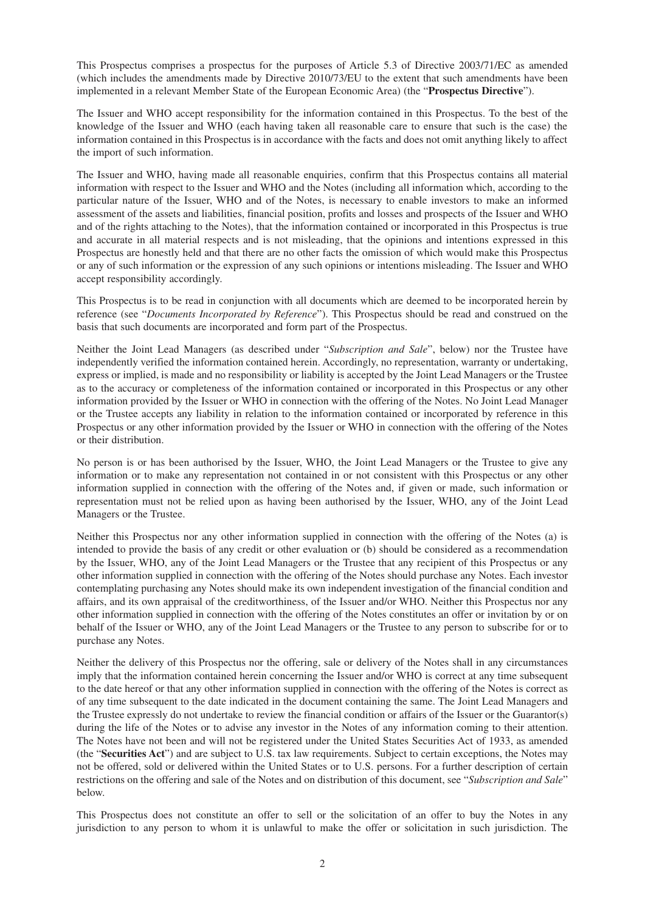This Prospectus comprises a prospectus for the purposes of Article 5.3 of Directive 2003/71/EC as amended (which includes the amendments made by Directive 2010/73/EU to the extent that such amendments have been implemented in a relevant Member State of the European Economic Area) (the "**Prospectus Directive**").

The Issuer and WHO accept responsibility for the information contained in this Prospectus. To the best of the knowledge of the Issuer and WHO (each having taken all reasonable care to ensure that such is the case) the information contained in this Prospectus is in accordance with the facts and does not omit anything likely to affect the import of such information.

The Issuer and WHO, having made all reasonable enquiries, confirm that this Prospectus contains all material information with respect to the Issuer and WHO and the Notes (including all information which, according to the particular nature of the Issuer, WHO and of the Notes, is necessary to enable investors to make an informed assessment of the assets and liabilities, financial position, profits and losses and prospects of the Issuer and WHO and of the rights attaching to the Notes), that the information contained or incorporated in this Prospectus is true and accurate in all material respects and is not misleading, that the opinions and intentions expressed in this Prospectus are honestly held and that there are no other facts the omission of which would make this Prospectus or any of such information or the expression of any such opinions or intentions misleading. The Issuer and WHO accept responsibility accordingly.

This Prospectus is to be read in conjunction with all documents which are deemed to be incorporated herein by reference (see "*Documents Incorporated by Reference*"). This Prospectus should be read and construed on the basis that such documents are incorporated and form part of the Prospectus.

Neither the Joint Lead Managers (as described under "*Subscription and Sale*", below) nor the Trustee have independently verified the information contained herein. Accordingly, no representation, warranty or undertaking, express or implied, is made and no responsibility or liability is accepted by the Joint Lead Managers or the Trustee as to the accuracy or completeness of the information contained or incorporated in this Prospectus or any other information provided by the Issuer or WHO in connection with the offering of the Notes. No Joint Lead Manager or the Trustee accepts any liability in relation to the information contained or incorporated by reference in this Prospectus or any other information provided by the Issuer or WHO in connection with the offering of the Notes or their distribution.

No person is or has been authorised by the Issuer, WHO, the Joint Lead Managers or the Trustee to give any information or to make any representation not contained in or not consistent with this Prospectus or any other information supplied in connection with the offering of the Notes and, if given or made, such information or representation must not be relied upon as having been authorised by the Issuer, WHO, any of the Joint Lead Managers or the Trustee.

Neither this Prospectus nor any other information supplied in connection with the offering of the Notes (a) is intended to provide the basis of any credit or other evaluation or (b) should be considered as a recommendation by the Issuer, WHO, any of the Joint Lead Managers or the Trustee that any recipient of this Prospectus or any other information supplied in connection with the offering of the Notes should purchase any Notes. Each investor contemplating purchasing any Notes should make its own independent investigation of the financial condition and affairs, and its own appraisal of the creditworthiness, of the Issuer and/or WHO. Neither this Prospectus nor any other information supplied in connection with the offering of the Notes constitutes an offer or invitation by or on behalf of the Issuer or WHO, any of the Joint Lead Managers or the Trustee to any person to subscribe for or to purchase any Notes.

Neither the delivery of this Prospectus nor the offering, sale or delivery of the Notes shall in any circumstances imply that the information contained herein concerning the Issuer and/or WHO is correct at any time subsequent to the date hereof or that any other information supplied in connection with the offering of the Notes is correct as of any time subsequent to the date indicated in the document containing the same. The Joint Lead Managers and the Trustee expressly do not undertake to review the financial condition or affairs of the Issuer or the Guarantor(s) during the life of the Notes or to advise any investor in the Notes of any information coming to their attention. The Notes have not been and will not be registered under the United States Securities Act of 1933, as amended (the "**Securities Act**") and are subject to U.S. tax law requirements. Subject to certain exceptions, the Notes may not be offered, sold or delivered within the United States or to U.S. persons. For a further description of certain restrictions on the offering and sale of the Notes and on distribution of this document, see "*Subscription and Sale*" below.

This Prospectus does not constitute an offer to sell or the solicitation of an offer to buy the Notes in any jurisdiction to any person to whom it is unlawful to make the offer or solicitation in such jurisdiction. The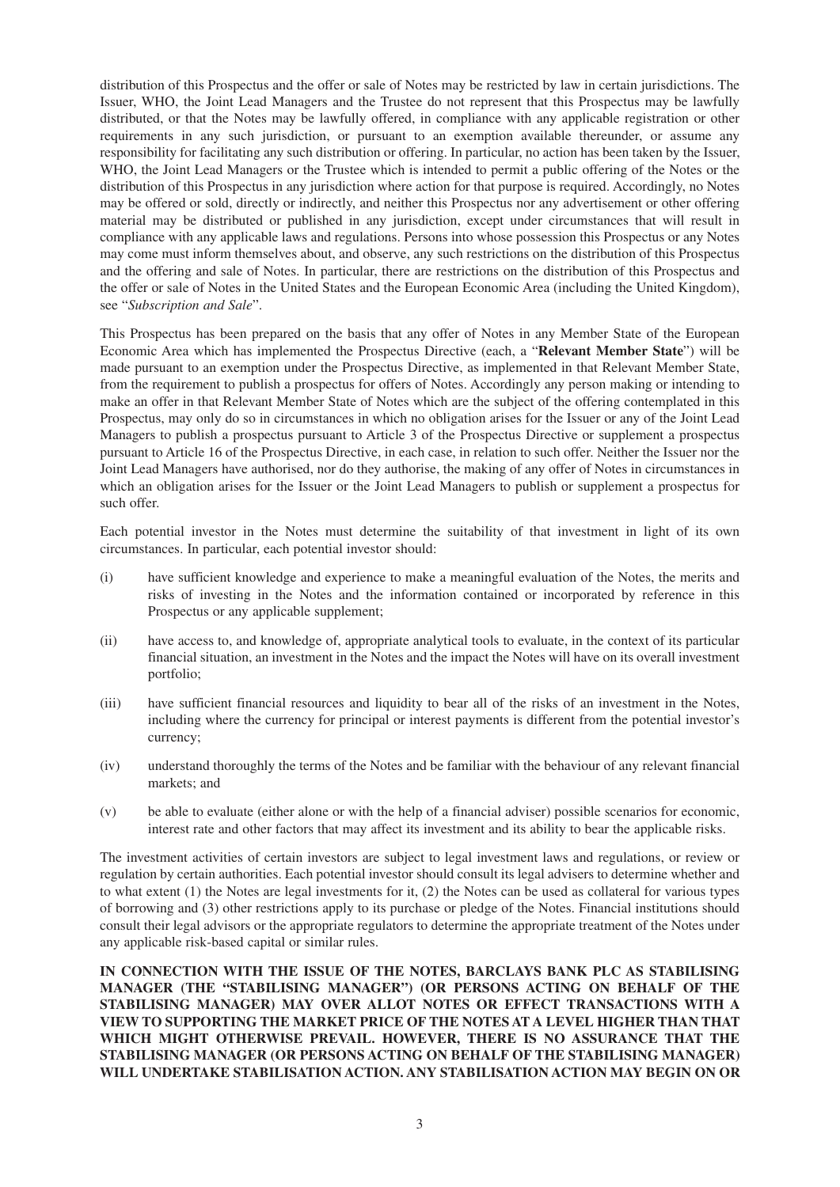distribution of this Prospectus and the offer or sale of Notes may be restricted by law in certain jurisdictions. The Issuer, WHO, the Joint Lead Managers and the Trustee do not represent that this Prospectus may be lawfully distributed, or that the Notes may be lawfully offered, in compliance with any applicable registration or other requirements in any such jurisdiction, or pursuant to an exemption available thereunder, or assume any responsibility for facilitating any such distribution or offering. In particular, no action has been taken by the Issuer, WHO, the Joint Lead Managers or the Trustee which is intended to permit a public offering of the Notes or the distribution of this Prospectus in any jurisdiction where action for that purpose is required. Accordingly, no Notes may be offered or sold, directly or indirectly, and neither this Prospectus nor any advertisement or other offering material may be distributed or published in any jurisdiction, except under circumstances that will result in compliance with any applicable laws and regulations. Persons into whose possession this Prospectus or any Notes may come must inform themselves about, and observe, any such restrictions on the distribution of this Prospectus and the offering and sale of Notes. In particular, there are restrictions on the distribution of this Prospectus and the offer or sale of Notes in the United States and the European Economic Area (including the United Kingdom), see "*Subscription and Sale*".

This Prospectus has been prepared on the basis that any offer of Notes in any Member State of the European Economic Area which has implemented the Prospectus Directive (each, a "**Relevant Member State**") will be made pursuant to an exemption under the Prospectus Directive, as implemented in that Relevant Member State, from the requirement to publish a prospectus for offers of Notes. Accordingly any person making or intending to make an offer in that Relevant Member State of Notes which are the subject of the offering contemplated in this Prospectus, may only do so in circumstances in which no obligation arises for the Issuer or any of the Joint Lead Managers to publish a prospectus pursuant to Article 3 of the Prospectus Directive or supplement a prospectus pursuant to Article 16 of the Prospectus Directive, in each case, in relation to such offer. Neither the Issuer nor the Joint Lead Managers have authorised, nor do they authorise, the making of any offer of Notes in circumstances in which an obligation arises for the Issuer or the Joint Lead Managers to publish or supplement a prospectus for such offer.

Each potential investor in the Notes must determine the suitability of that investment in light of its own circumstances. In particular, each potential investor should:

(i) have sufficient knowledge and experience to make a meaningful evaluation of the Notes, the merits and risks of investing in the Notes and the information contained or incorporated by reference in this Prospectus or any applicable supplement;

(ii) have access to, and knowledge of, appropriate analytical tools to evaluate, in the context of its particular financial situation, an investment in the Notes and the impact the Notes will have on its overall investment portfolio;

(iii) have sufficient financial resources and liquidity to bear all of the risks of an investment in the Notes, including where the currency for principal or interest payments is different from the potential investor's currency;

(iv) understand thoroughly the terms of the Notes and be familiar with the behaviour of any relevant financial markets; and

(v) be able to evaluate (either alone or with the help of a financial adviser) possible scenarios for economic, interest rate and other factors that may affect its investment and its ability to bear the applicable risks.

The investment activities of certain investors are subject to legal investment laws and regulations, or review or regulation by certain authorities. Each potential investor should consult its legal advisers to determine whether and to what extent (1) the Notes are legal investments for it, (2) the Notes can be used as collateral for various types of borrowing and (3) other restrictions apply to its purchase or pledge of the Notes. Financial institutions should consult their legal advisors or the appropriate regulators to determine the appropriate treatment of the Notes under any applicable risk-based capital or similar rules.

**IN CONNECTION WITH THE ISSUE OF THE NOTES, BARCLAYS BANK PLC AS STABILISING MANAGER (THE "STABILISING MANAGER") (OR PERSONS ACTING ON BEHALF OF THE STABILISING MANAGER) MAY OVER ALLOT NOTES OR EFFECT TRANSACTIONS WITH A VIEW TO SUPPORTING THE MARKET PRICE OF THE NOTES AT A LEVEL HIGHER THAN THAT WHICH MIGHT OTHERWISE PREVAIL. HOWEVER, THERE IS NO ASSURANCE THAT THE STABILISING MANAGER (OR PERSONS ACTING ON BEHALF OF THE STABILISING MANAGER) WILL UNDERTAKE STABILISATION ACTION. ANY STABILISATION ACTION MAY BEGIN ON OR**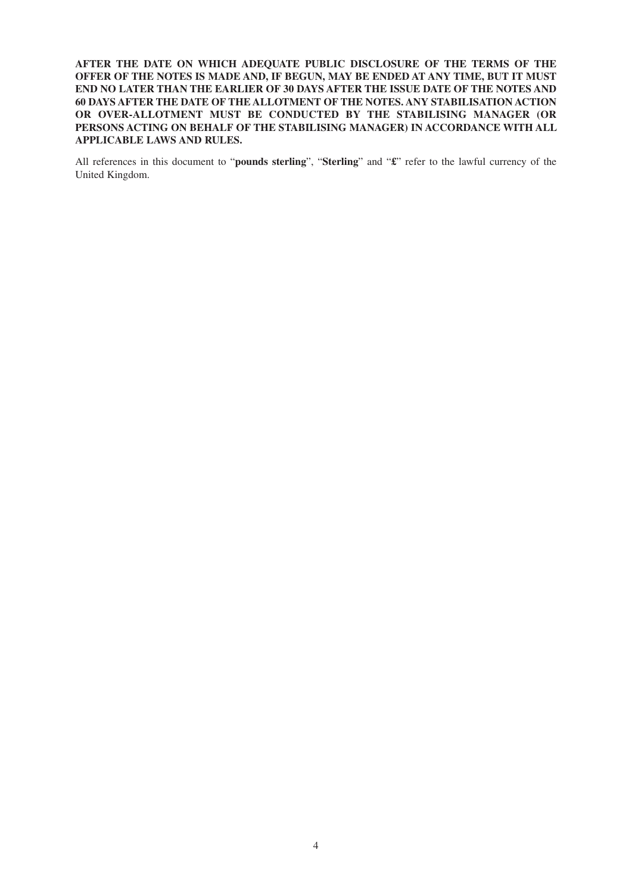**AFTER THE DATE ON WHICH ADEQUATE PUBLIC DISCLOSURE OF THE TERMS OF THE OFFER OF THE NOTES IS MADE AND, IF BEGUN, MAY BE ENDED AT ANY TIME, BUT IT MUST END NO LATER THAN THE EARLIER OF 30 DAYS AFTER THE ISSUE DATE OF THE NOTES AND 60 DAYS AFTER THE DATE OF THE ALLOTMENT OF THE NOTES. ANY STABILISATION ACTION OR OVER-ALLOTMENT MUST BE CONDUCTED BY THE STABILISING MANAGER (OR PERSONS ACTING ON BEHALF OF THE STABILISING MANAGER) IN ACCORDANCE WITH ALL APPLICABLE LAWS AND RULES.**

All references in this document to "**pounds sterling**", "**Sterling**" and "**£**" refer to the lawful currency of the United Kingdom.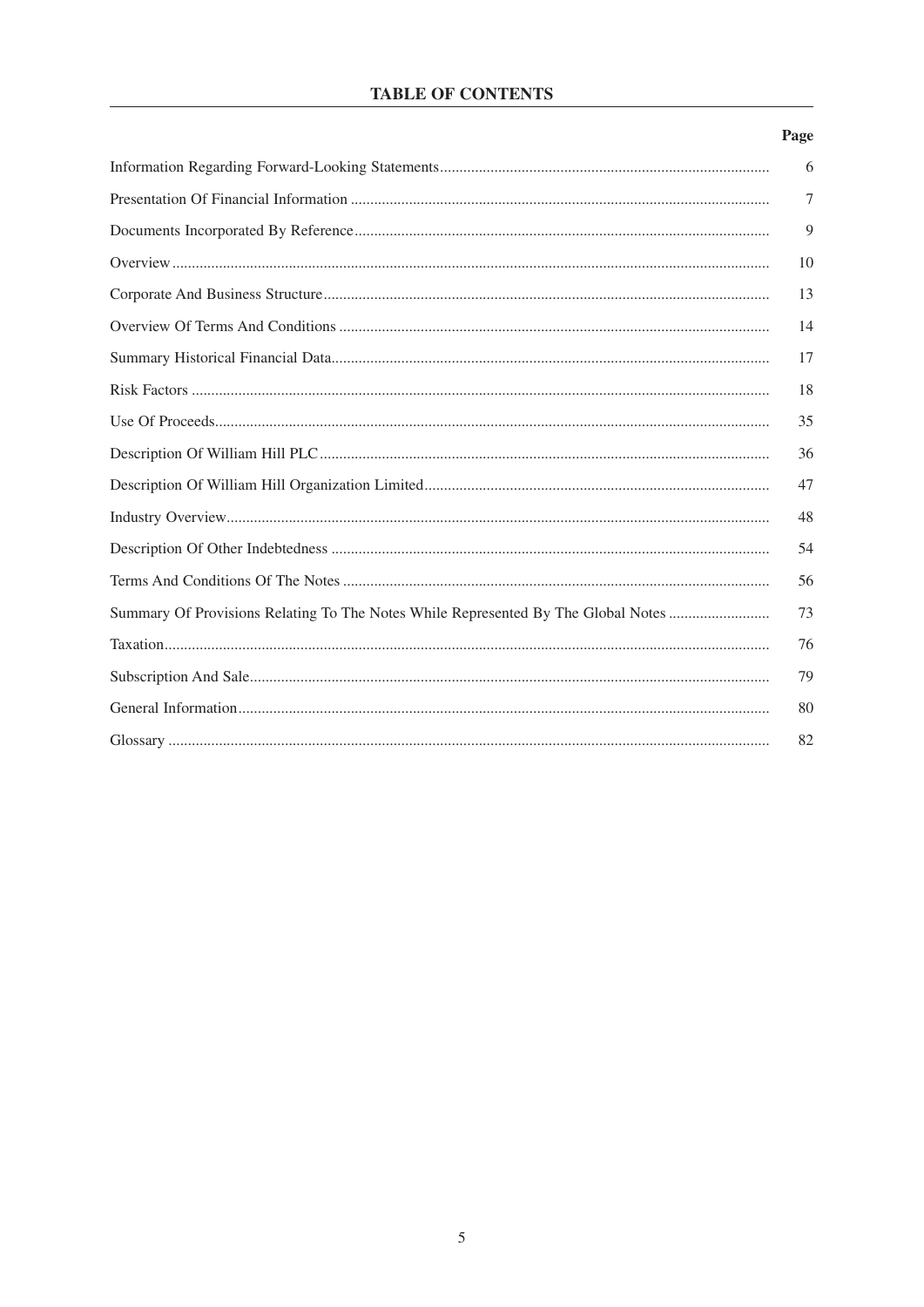## TABLE OF CONTENTS

| | Page |
|---|---|
| Information Regarding Forward-Looking Statements | 6 |
| Presentation Of Financial Information | 7 |
| Documents Incorporated By Reference | 9 |
| Overview | 10 |
| Corporate And Business Structure | 13 |
| Overview Of Terms And Conditions | 14 |
| Summary Historical Financial Data | 17 |
| Risk Factors | 18 |
| Use Of Proceeds | 35 |
| Description Of William Hill PLC | 36 |
| Description Of William Hill Organization Limited | 47 |
| Industry Overview | 48 |
| Description Of Other Indebtedness | 54 |
| Terms And Conditions Of The Notes | 56 |
| Summary Of Provisions Relating To The Notes While Represented By The Global Notes | 73 |
| Taxation | 76 |
| Subscription And Sale | 79 |
| General Information | 80 |
| Glossary | 82 |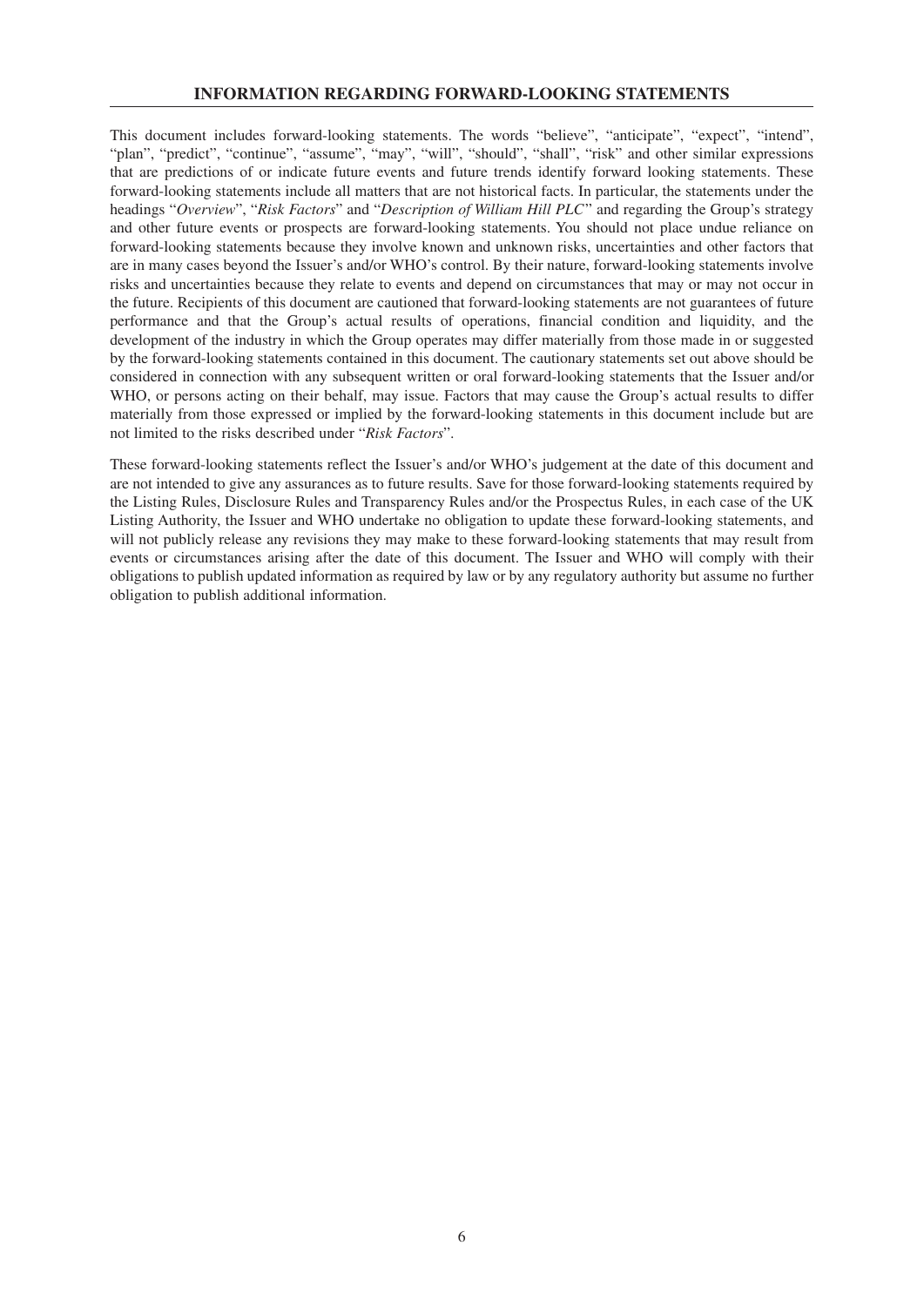## INFORMATION REGARDING FORWARD-LOOKING STATEMENTS

This document includes forward-looking statements. The words "believe", "anticipate", "expect", "intend", "plan", "predict", "continue", "assume", "may", "will", "should", "shall", "risk" and other similar expressions that are predictions of or indicate future events and future trends identify forward looking statements. These forward-looking statements include all matters that are not historical facts. In particular, the statements under the headings "*Overview*", "*Risk Factors*" and "*Description of William Hill PLC*" and regarding the Group's strategy and other future events or prospects are forward-looking statements. You should not place undue reliance on forward-looking statements because they involve known and unknown risks, uncertainties and other factors that are in many cases beyond the Issuer's and/or WHO's control. By their nature, forward-looking statements involve risks and uncertainties because they relate to events and depend on circumstances that may or may not occur in the future. Recipients of this document are cautioned that forward-looking statements are not guarantees of future performance and that the Group's actual results of operations, financial condition and liquidity, and the development of the industry in which the Group operates may differ materially from those made in or suggested by the forward-looking statements contained in this document. The cautionary statements set out above should be considered in connection with any subsequent written or oral forward-looking statements that the Issuer and/or WHO, or persons acting on their behalf, may issue. Factors that may cause the Group's actual results to differ materially from those expressed or implied by the forward-looking statements in this document include but are not limited to the risks described under "*Risk Factors*".

These forward-looking statements reflect the Issuer's and/or WHO's judgement at the date of this document and are not intended to give any assurances as to future results. Save for those forward-looking statements required by the Listing Rules, Disclosure Rules and Transparency Rules and/or the Prospectus Rules, in each case of the UK Listing Authority, the Issuer and WHO undertake no obligation to update these forward-looking statements, and will not publicly release any revisions they may make to these forward-looking statements that may result from events or circumstances arising after the date of this document. The Issuer and WHO will comply with their obligations to publish updated information as required by law or by any regulatory authority but assume no further obligation to publish additional information.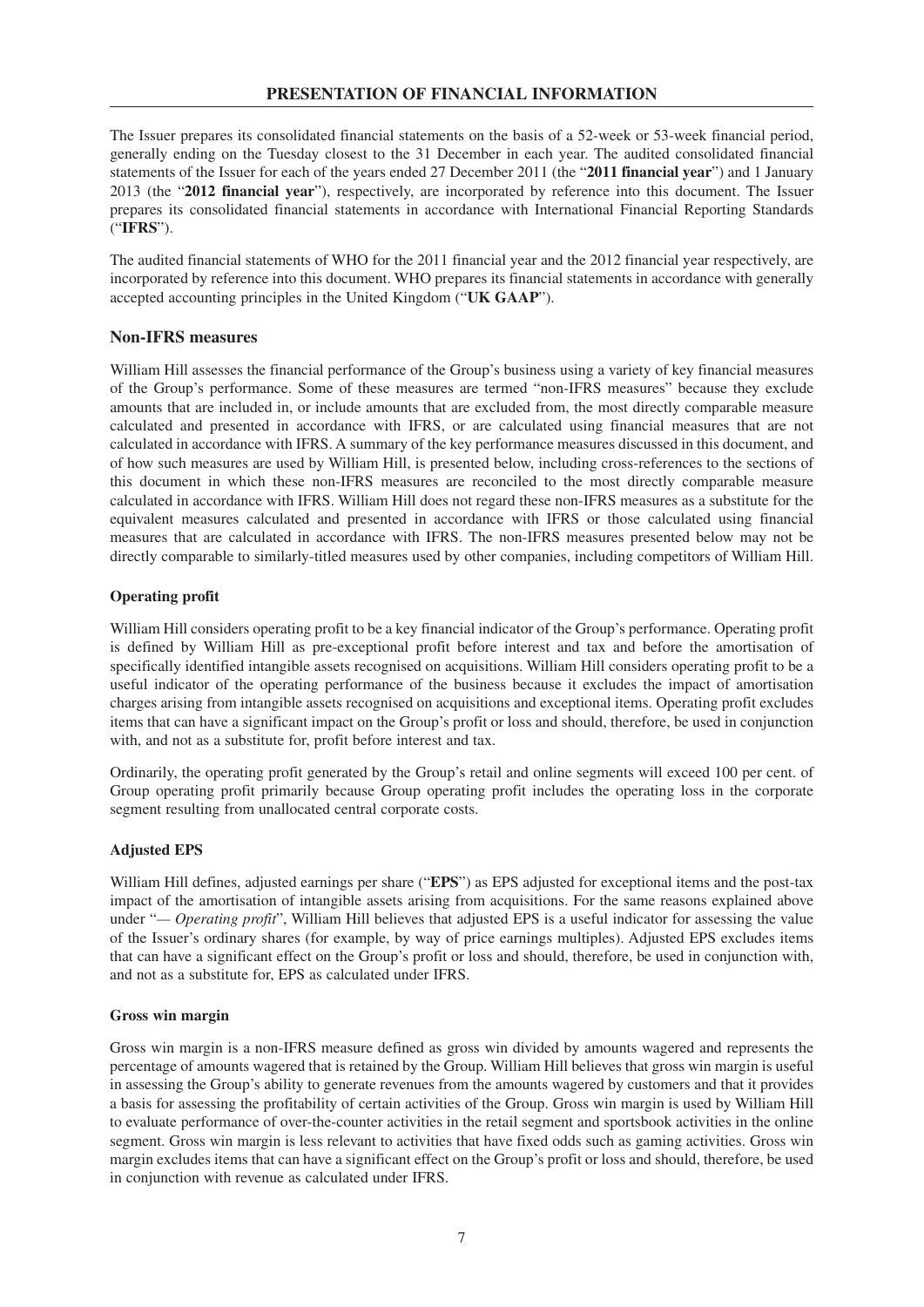## PRESENTATION OF FINANCIAL INFORMATION

The Issuer prepares its consolidated financial statements on the basis of a 52-week or 53-week financial period, generally ending on the Tuesday closest to the 31 December in each year. The audited consolidated financial statements of the Issuer for each of the years ended 27 December 2011 (the "**2011 financial year**") and 1 January 2013 (the "**2012 financial year**"), respectively, are incorporated by reference into this document. The Issuer prepares its consolidated financial statements in accordance with International Financial Reporting Standards ("**IFRS**").

The audited financial statements of WHO for the 2011 financial year and the 2012 financial year respectively, are incorporated by reference into this document. WHO prepares its financial statements in accordance with generally accepted accounting principles in the United Kingdom ("**UK GAAP**").

### Non-IFRS measures

William Hill assesses the financial performance of the Group's business using a variety of key financial measures of the Group's performance. Some of these measures are termed "non-IFRS measures" because they exclude amounts that are included in, or include amounts that are excluded from, the most directly comparable measure calculated and presented in accordance with IFRS, or are calculated using financial measures that are not calculated in accordance with IFRS. A summary of the key performance measures discussed in this document, and of how such measures are used by William Hill, is presented below, including cross-references to the sections of this document in which these non-IFRS measures are reconciled to the most directly comparable measure calculated in accordance with IFRS. William Hill does not regard these non-IFRS measures as a substitute for the equivalent measures calculated and presented in accordance with IFRS or those calculated using financial measures that are calculated in accordance with IFRS. The non-IFRS measures presented below may not be directly comparable to similarly-titled measures used by other companies, including competitors of William Hill.

#### Operating profit

William Hill considers operating profit to be a key financial indicator of the Group's performance. Operating profit is defined by William Hill as pre-exceptional profit before interest and tax and before the amortisation of specifically identified intangible assets recognised on acquisitions. William Hill considers operating profit to be a useful indicator of the operating performance of the business because it excludes the impact of amortisation charges arising from intangible assets recognised on acquisitions and exceptional items. Operating profit excludes items that can have a significant impact on the Group's profit or loss and should, therefore, be used in conjunction with, and not as a substitute for, profit before interest and tax.

Ordinarily, the operating profit generated by the Group's retail and online segments will exceed 100 per cent. of Group operating profit primarily because Group operating profit includes the operating loss in the corporate segment resulting from unallocated central corporate costs.

#### Adjusted EPS

William Hill defines, adjusted earnings per share ("**EPS**") as EPS adjusted for exceptional items and the post-tax impact of the amortisation of intangible assets arising from acquisitions. For the same reasons explained above under "— *Operating profit*", William Hill believes that adjusted EPS is a useful indicator for assessing the value of the Issuer's ordinary shares (for example, by way of price earnings multiples). Adjusted EPS excludes items that can have a significant effect on the Group's profit or loss and should, therefore, be used in conjunction with, and not as a substitute for, EPS as calculated under IFRS.

#### Gross win margin

Gross win margin is a non-IFRS measure defined as gross win divided by amounts wagered and represents the percentage of amounts wagered that is retained by the Group. William Hill believes that gross win margin is useful in assessing the Group's ability to generate revenues from the amounts wagered by customers and that it provides a basis for assessing the profitability of certain activities of the Group. Gross win margin is used by William Hill to evaluate performance of over-the-counter activities in the retail segment and sportsbook activities in the online segment. Gross win margin is less relevant to activities that have fixed odds such as gaming activities. Gross win margin excludes items that can have a significant effect on the Group's profit or loss and should, therefore, be used in conjunction with revenue as calculated under IFRS.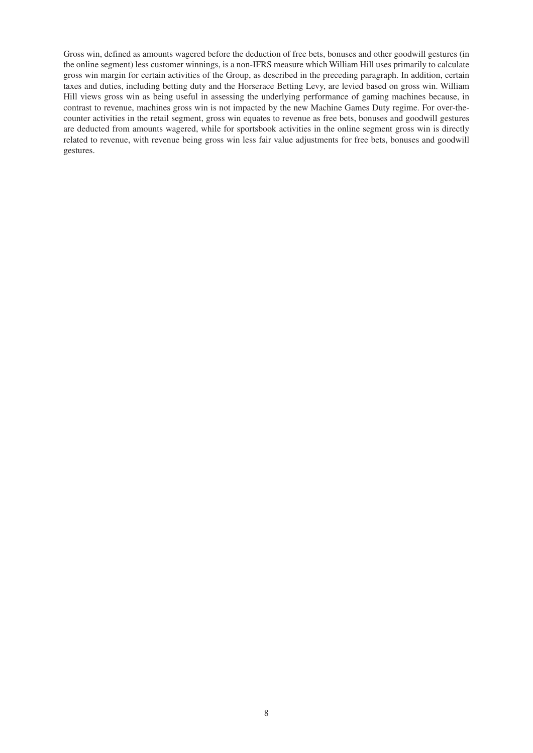Gross win, defined as amounts wagered before the deduction of free bets, bonuses and other goodwill gestures (in the online segment) less customer winnings, is a non-IFRS measure which William Hill uses primarily to calculate gross win margin for certain activities of the Group, as described in the preceding paragraph. In addition, certain taxes and duties, including betting duty and the Horserace Betting Levy, are levied based on gross win. William Hill views gross win as being useful in assessing the underlying performance of gaming machines because, in contrast to revenue, machines gross win is not impacted by the new Machine Games Duty regime. For over-the-counter activities in the retail segment, gross win equates to revenue as free bets, bonuses and goodwill gestures are deducted from amounts wagered, while for sportsbook activities in the online segment gross win is directly related to revenue, with revenue being gross win less fair value adjustments for free bets, bonuses and goodwill gestures.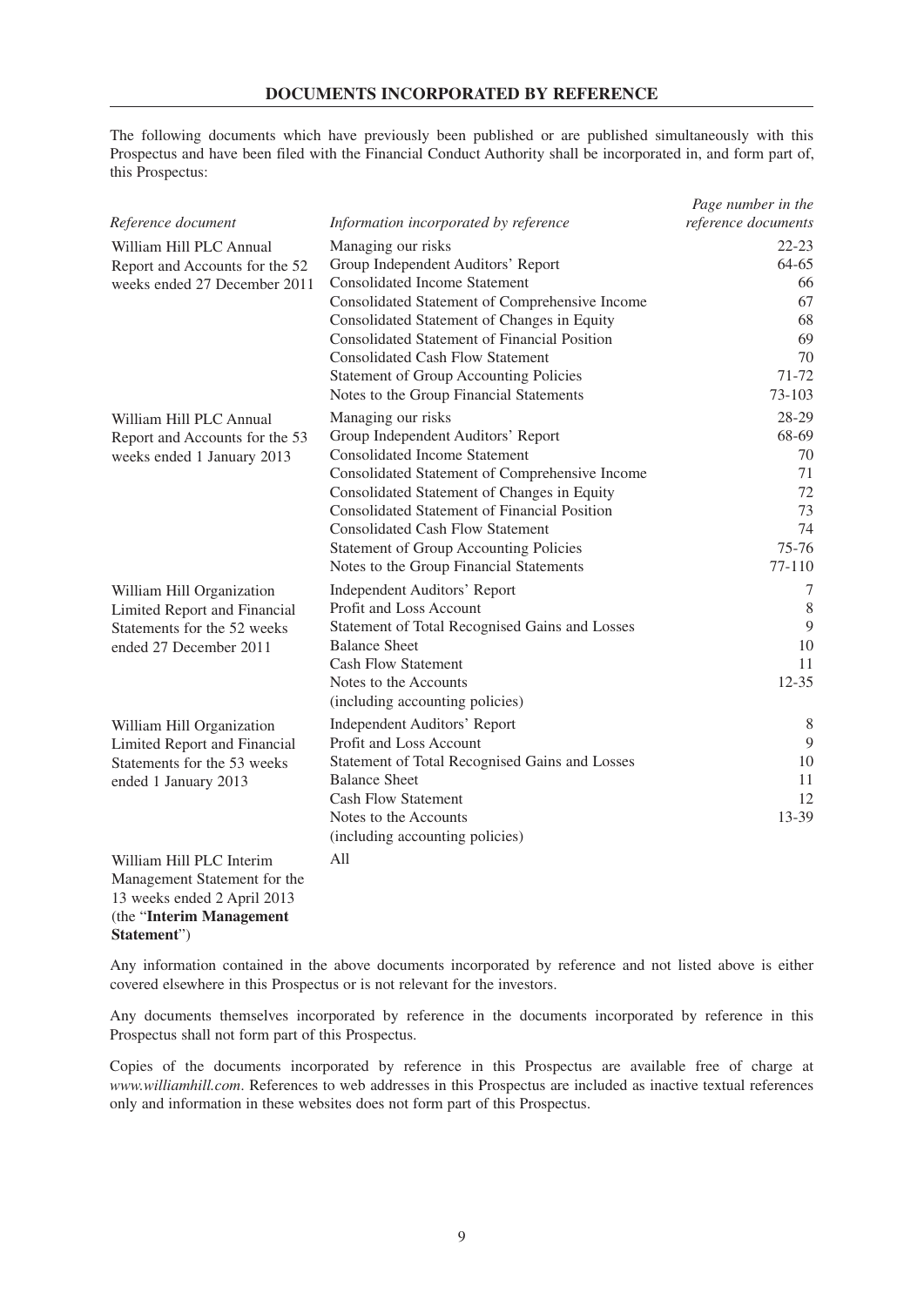## DOCUMENTS INCORPORATED BY REFERENCE

The following documents which have previously been published or are published simultaneously with this Prospectus and have been filed with the Financial Conduct Authority shall be incorporated in, and form part of, this Prospectus:

| *Reference document* | *Information incorporated by reference* | *Page number in the reference documents* |
|---|---|---|
| William Hill PLC Annual Report and Accounts for the 52 weeks ended 27 December 2011 | Managing our risks | 22-23 |
| | Group Independent Auditors' Report | 64-65 |
| | Consolidated Income Statement | 66 |
| | Consolidated Statement of Comprehensive Income | 67 |
| | Consolidated Statement of Changes in Equity | 68 |
| | Consolidated Statement of Financial Position | 69 |
| | Consolidated Cash Flow Statement | 70 |
| | Statement of Group Accounting Policies | 71-72 |
| | Notes to the Group Financial Statements | 73-103 |
| William Hill PLC Annual Report and Accounts for the 53 weeks ended 1 January 2013 | Managing our risks | 28-29 |
| | Group Independent Auditors' Report | 68-69 |
| | Consolidated Income Statement | 70 |
| | Consolidated Statement of Comprehensive Income | 71 |
| | Consolidated Statement of Changes in Equity | 72 |
| | Consolidated Statement of Financial Position | 73 |
| | Consolidated Cash Flow Statement | 74 |
| | Statement of Group Accounting Policies | 75-76 |
| | Notes to the Group Financial Statements | 77-110 |
| William Hill Organization Limited Report and Financial Statements for the 52 weeks ended 27 December 2011 | Independent Auditors' Report | 7 |
| | Profit and Loss Account | 8 |
| | Statement of Total Recognised Gains and Losses | 9 |
| | Balance Sheet | 10 |
| | Cash Flow Statement | 11 |
| | Notes to the Accounts (including accounting policies) | 12-35 |
| William Hill Organization Limited Report and Financial Statements for the 53 weeks ended 1 January 2013 | Independent Auditors' Report | 8 |
| | Profit and Loss Account | 9 |
| | Statement of Total Recognised Gains and Losses | 10 |
| | Balance Sheet | 11 |
| | Cash Flow Statement | 12 |
| | Notes to the Accounts (including accounting policies) | 13-39 |
| William Hill PLC Interim Management Statement for the 13 weeks ended 2 April 2013 (the "**Interim Management Statement**") | All | |

Any information contained in the above documents incorporated by reference and not listed above is either covered elsewhere in this Prospectus or is not relevant for the investors.

Any documents themselves incorporated by reference in the documents incorporated by reference in this Prospectus shall not form part of this Prospectus.

Copies of the documents incorporated by reference in this Prospectus are available free of charge at *www.williamhill.com*. References to web addresses in this Prospectus are included as inactive textual references only and information in these websites does not form part of this Prospectus.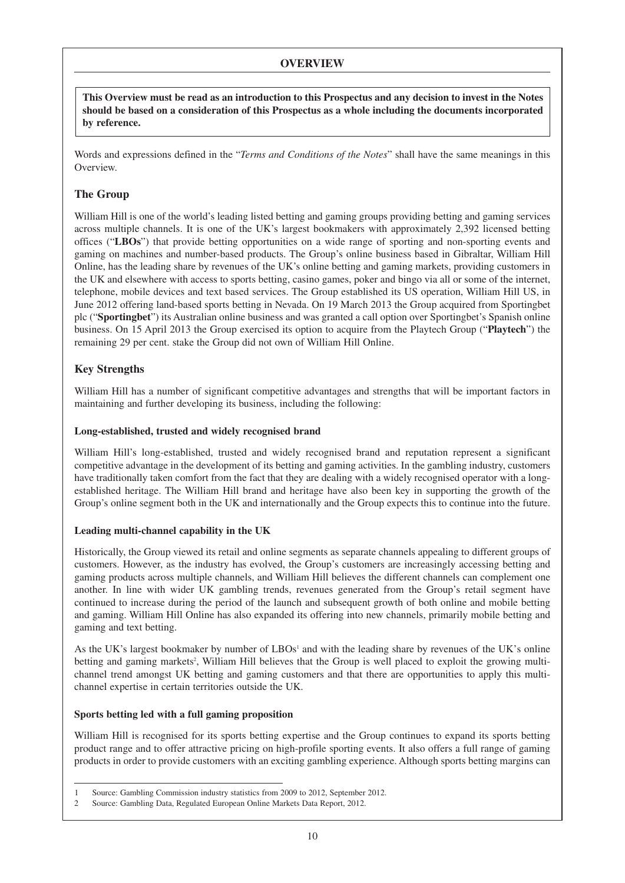# OVERVIEW

**This Overview must be read as an introduction to this Prospectus and any decision to invest in the Notes should be based on a consideration of this Prospectus as a whole including the documents incorporated by reference.**

Words and expressions defined in the "*Terms and Conditions of the Notes*" shall have the same meanings in this Overview.

## The Group

William Hill is one of the world's leading listed betting and gaming groups providing betting and gaming services across multiple channels. It is one of the UK's largest bookmakers with approximately 2,392 licensed betting offices ("**LBOs**") that provide betting opportunities on a wide range of sporting and non-sporting events and gaming on machines and number-based products. The Group's online business based in Gibraltar, William Hill Online, has the leading share by revenues of the UK's online betting and gaming markets, providing customers in the UK and elsewhere with access to sports betting, casino games, poker and bingo via all or some of the internet, telephone, mobile devices and text based services. The Group established its US operation, William Hill US, in June 2012 offering land-based sports betting in Nevada. On 19 March 2013 the Group acquired from Sportingbet plc ("**Sportingbet**") its Australian online business and was granted a call option over Sportingbet's Spanish online business. On 15 April 2013 the Group exercised its option to acquire from the Playtech Group ("**Playtech**") the remaining 29 per cent. stake the Group did not own of William Hill Online.

## Key Strengths

William Hill has a number of significant competitive advantages and strengths that will be important factors in maintaining and further developing its business, including the following:

### Long-established, trusted and widely recognised brand

William Hill's long-established, trusted and widely recognised brand and reputation represent a significant competitive advantage in the development of its betting and gaming activities. In the gambling industry, customers have traditionally taken comfort from the fact that they are dealing with a widely recognised operator with a long-established heritage. The William Hill brand and heritage have also been key in supporting the growth of the Group's online segment both in the UK and internationally and the Group expects this to continue into the future.

### Leading multi-channel capability in the UK

Historically, the Group viewed its retail and online segments as separate channels appealing to different groups of customers. However, as the industry has evolved, the Group's customers are increasingly accessing betting and gaming products across multiple channels, and William Hill believes the different channels can complement one another. In line with wider UK gambling trends, revenues generated from the Group's retail segment have continued to increase during the period of the launch and subsequent growth of both online and mobile betting and gaming. William Hill Online has also expanded its offering into new channels, primarily mobile betting and gaming and text betting.

As the UK's largest bookmaker by number of LBOs[1] and with the leading share by revenues of the UK's online betting and gaming markets[2], William Hill believes that the Group is well placed to exploit the growing multi-channel trend amongst UK betting and gaming customers and that there are opportunities to apply this multi-channel expertise in certain territories outside the UK.

### Sports betting led with a full gaming proposition

William Hill is recognised for its sports betting expertise and the Group continues to expand its sports betting product range and to offer attractive pricing on high-profile sporting events. It also offers a full range of gaming products in order to provide customers with an exciting gambling experience. Although sports betting margins can

---

1 Source: Gambling Commission industry statistics from 2009 to 2012, September 2012.

2 Source: Gambling Data, Regulated European Online Markets Data Report, 2012.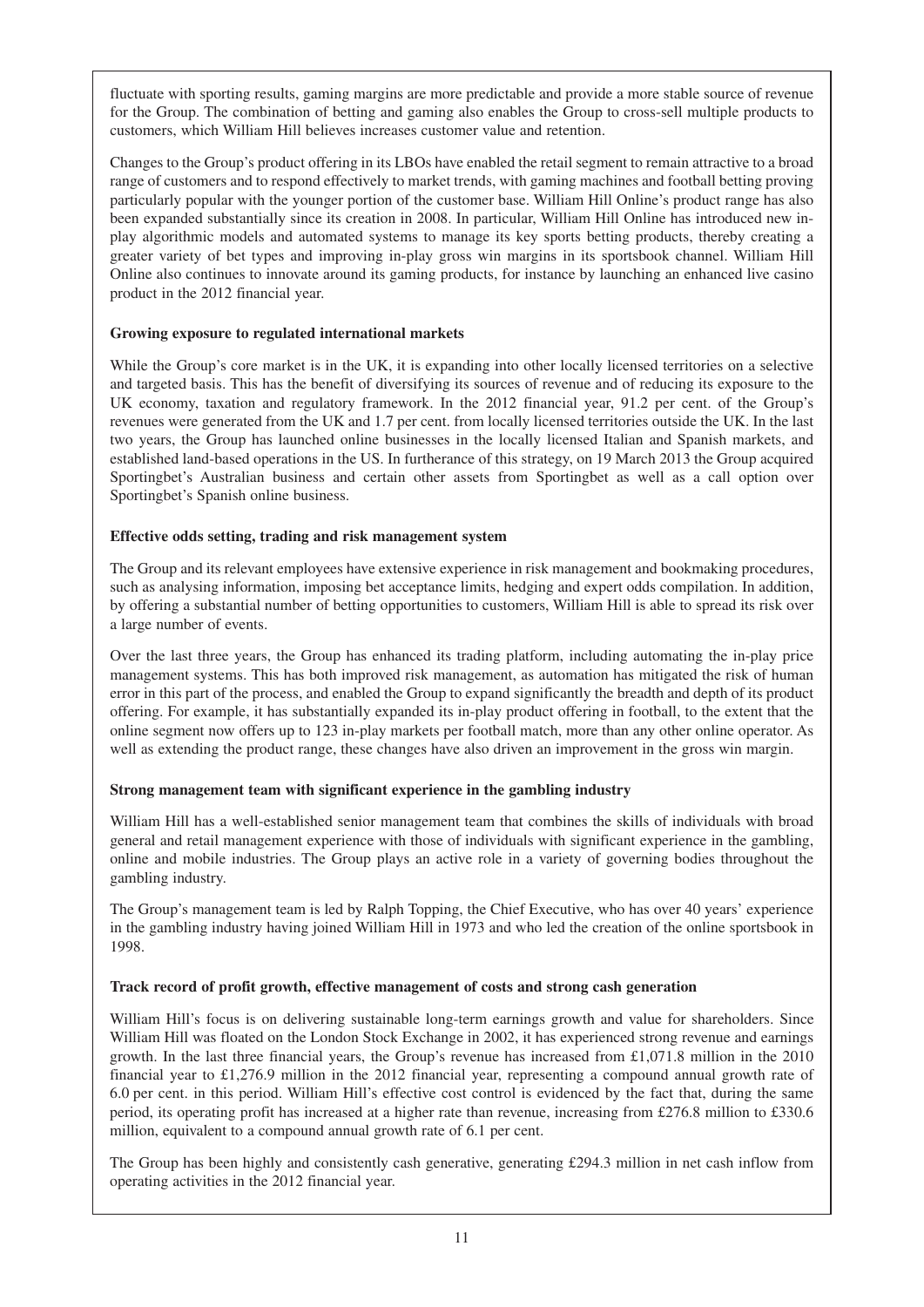fluctuate with sporting results, gaming margins are more predictable and provide a more stable source of revenue for the Group. The combination of betting and gaming also enables the Group to cross-sell multiple products to customers, which William Hill believes increases customer value and retention.

Changes to the Group's product offering in its LBOs have enabled the retail segment to remain attractive to a broad range of customers and to respond effectively to market trends, with gaming machines and football betting proving particularly popular with the younger portion of the customer base. William Hill Online's product range has also been expanded substantially since its creation in 2008. In particular, William Hill Online has introduced new in-play algorithmic models and automated systems to manage its key sports betting products, thereby creating a greater variety of bet types and improving in-play gross win margins in its sportsbook channel. William Hill Online also continues to innovate around its gaming products, for instance by launching an enhanced live casino product in the 2012 financial year.

**Growing exposure to regulated international markets**

While the Group's core market is in the UK, it is expanding into other locally licensed territories on a selective and targeted basis. This has the benefit of diversifying its sources of revenue and of reducing its exposure to the UK economy, taxation and regulatory framework. In the 2012 financial year, 91.2 per cent. of the Group's revenues were generated from the UK and 1.7 per cent. from locally licensed territories outside the UK. In the last two years, the Group has launched online businesses in the locally licensed Italian and Spanish markets, and established land-based operations in the US. In furtherance of this strategy, on 19 March 2013 the Group acquired Sportingbet's Australian business and certain other assets from Sportingbet as well as a call option over Sportingbet's Spanish online business.

**Effective odds setting, trading and risk management system**

The Group and its relevant employees have extensive experience in risk management and bookmaking procedures, such as analysing information, imposing bet acceptance limits, hedging and expert odds compilation. In addition, by offering a substantial number of betting opportunities to customers, William Hill is able to spread its risk over a large number of events.

Over the last three years, the Group has enhanced its trading platform, including automating the in-play price management systems. This has both improved risk management, as automation has mitigated the risk of human error in this part of the process, and enabled the Group to expand significantly the breadth and depth of its product offering. For example, it has substantially expanded its in-play product offering in football, to the extent that the online segment now offers up to 123 in-play markets per football match, more than any other online operator. As well as extending the product range, these changes have also driven an improvement in the gross win margin.

**Strong management team with significant experience in the gambling industry**

William Hill has a well-established senior management team that combines the skills of individuals with broad general and retail management experience with those of individuals with significant experience in the gambling, online and mobile industries. The Group plays an active role in a variety of governing bodies throughout the gambling industry.

The Group's management team is led by Ralph Topping, the Chief Executive, who has over 40 years' experience in the gambling industry having joined William Hill in 1973 and who led the creation of the online sportsbook in 1998.

**Track record of profit growth, effective management of costs and strong cash generation**

William Hill's focus is on delivering sustainable long-term earnings growth and value for shareholders. Since William Hill was floated on the London Stock Exchange in 2002, it has experienced strong revenue and earnings growth. In the last three financial years, the Group's revenue has increased from £1,071.8 million in the 2010 financial year to £1,276.9 million in the 2012 financial year, representing a compound annual growth rate of 6.0 per cent. in this period. William Hill's effective cost control is evidenced by the fact that, during the same period, its operating profit has increased at a higher rate than revenue, increasing from £276.8 million to £330.6 million, equivalent to a compound annual growth rate of 6.1 per cent.

The Group has been highly and consistently cash generative, generating £294.3 million in net cash inflow from operating activities in the 2012 financial year.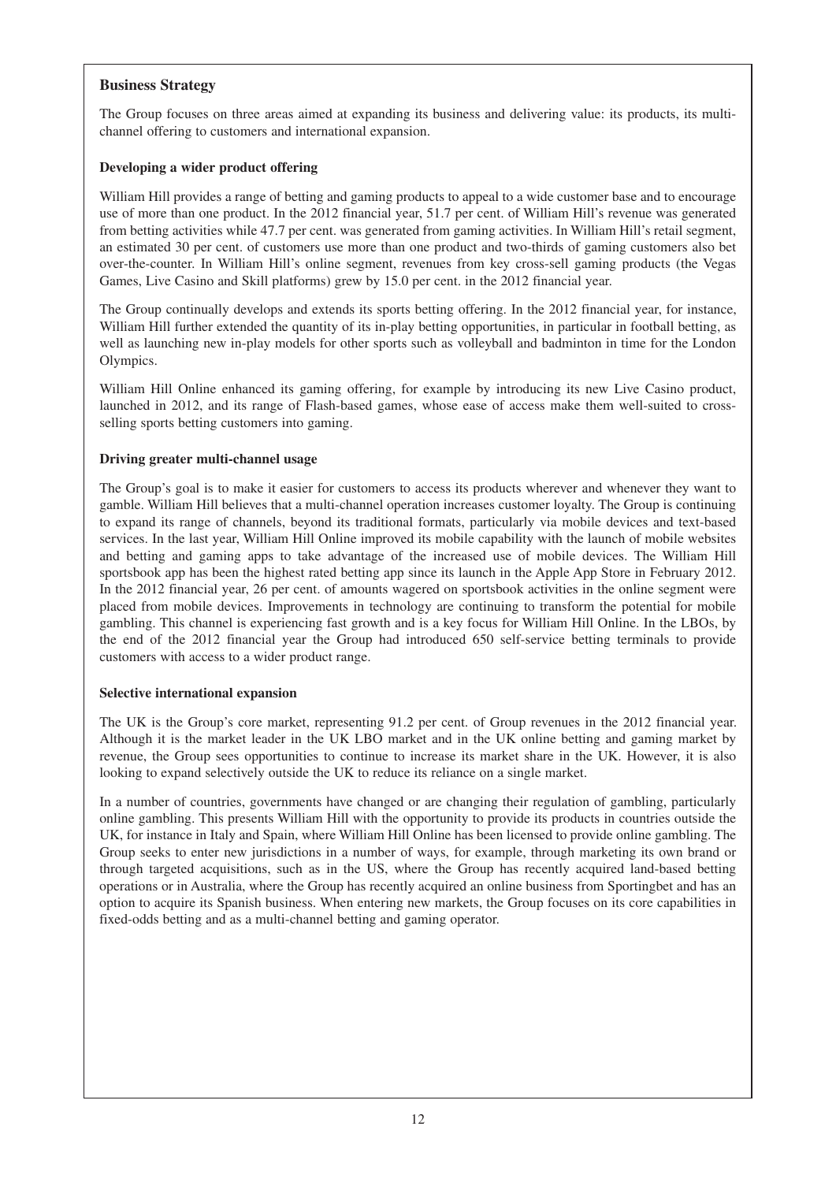## Business Strategy

The Group focuses on three areas aimed at expanding its business and delivering value: its products, its multi-channel offering to customers and international expansion.

### Developing a wider product offering

William Hill provides a range of betting and gaming products to appeal to a wide customer base and to encourage use of more than one product. In the 2012 financial year, 51.7 per cent. of William Hill's revenue was generated from betting activities while 47.7 per cent. was generated from gaming activities. In William Hill's retail segment, an estimated 30 per cent. of customers use more than one product and two-thirds of gaming customers also bet over-the-counter. In William Hill's online segment, revenues from key cross-sell gaming products (the Vegas Games, Live Casino and Skill platforms) grew by 15.0 per cent. in the 2012 financial year.

The Group continually develops and extends its sports betting offering. In the 2012 financial year, for instance, William Hill further extended the quantity of its in-play betting opportunities, in particular in football betting, as well as launching new in-play models for other sports such as volleyball and badminton in time for the London Olympics.

William Hill Online enhanced its gaming offering, for example by introducing its new Live Casino product, launched in 2012, and its range of Flash-based games, whose ease of access make them well-suited to cross-selling sports betting customers into gaming.

### Driving greater multi-channel usage

The Group's goal is to make it easier for customers to access its products wherever and whenever they want to gamble. William Hill believes that a multi-channel operation increases customer loyalty. The Group is continuing to expand its range of channels, beyond its traditional formats, particularly via mobile devices and text-based services. In the last year, William Hill Online improved its mobile capability with the launch of mobile websites and betting and gaming apps to take advantage of the increased use of mobile devices. The William Hill sportsbook app has been the highest rated betting app since its launch in the Apple App Store in February 2012. In the 2012 financial year, 26 per cent. of amounts wagered on sportsbook activities in the online segment were placed from mobile devices. Improvements in technology are continuing to transform the potential for mobile gambling. This channel is experiencing fast growth and is a key focus for William Hill Online. In the LBOs, by the end of the 2012 financial year the Group had introduced 650 self-service betting terminals to provide customers with access to a wider product range.

### Selective international expansion

The UK is the Group's core market, representing 91.2 per cent. of Group revenues in the 2012 financial year. Although it is the market leader in the UK LBO market and in the UK online betting and gaming market by revenue, the Group sees opportunities to continue to increase its market share in the UK. However, it is also looking to expand selectively outside the UK to reduce its reliance on a single market.

In a number of countries, governments have changed or are changing their regulation of gambling, particularly online gambling. This presents William Hill with the opportunity to provide its products in countries outside the UK, for instance in Italy and Spain, where William Hill Online has been licensed to provide online gambling. The Group seeks to enter new jurisdictions in a number of ways, for example, through marketing its own brand or through targeted acquisitions, such as in the US, where the Group has recently acquired land-based betting operations or in Australia, where the Group has recently acquired an online business from Sportingbet and has an option to acquire its Spanish business. When entering new markets, the Group focuses on its core capabilities in fixed-odds betting and as a multi-channel betting and gaming operator.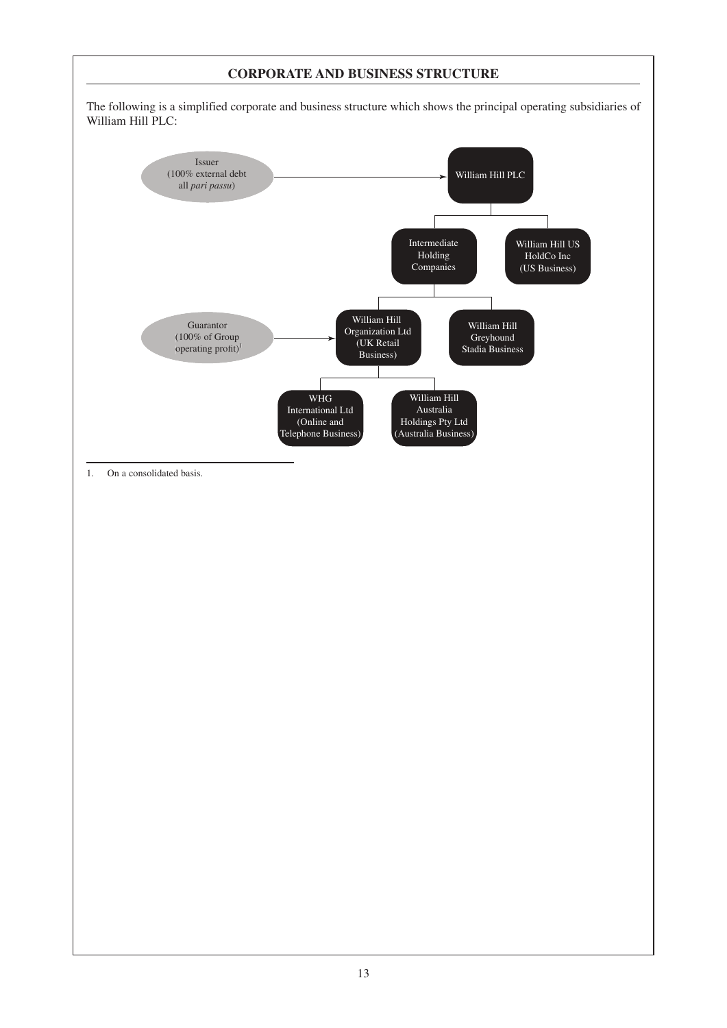## CORPORATE AND BUSINESS STRUCTURE

The following is a simplified corporate and business structure which shows the principal operating subsidiaries of William Hill PLC:

- **William Hill PLC** ← Issuer (100% external debt all *pari passu*)
  - **Intermediate Holding Companies**
    - **William Hill Organization Ltd (UK Retail Business)** ← Guarantor (100% of Group operating profit)[1]
      - **WHG International Ltd (Online and Telephone Business)**
      - **William Hill Australia Holdings Pty Ltd (Australia Business)**
    - **William Hill Greyhound Stadia Business**
  - **William Hill US HoldCo Inc (US Business)**

1. On a consolidated basis.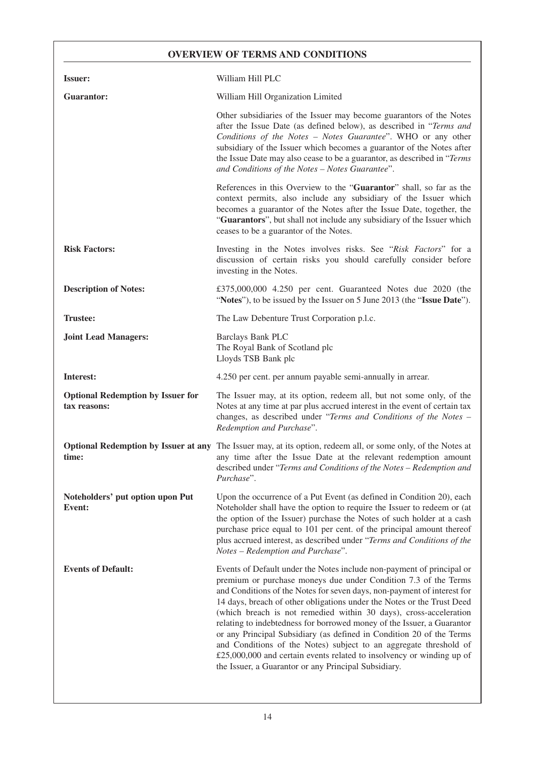## OVERVIEW OF TERMS AND CONDITIONS

| | |
|---|---|
| **Issuer:** | William Hill PLC |
| **Guarantor:** | William Hill Organization Limited<br><br>Other subsidiaries of the Issuer may become guarantors of the Notes after the Issue Date (as defined below), as described in "*Terms and Conditions of the Notes – Notes Guarantee*". WHO or any other subsidiary of the Issuer which becomes a guarantor of the Notes after the Issue Date may also cease to be a guarantor, as described in "*Terms and Conditions of the Notes – Notes Guarantee*".<br><br>References in this Overview to the "**Guarantor**" shall, so far as the context permits, also include any subsidiary of the Issuer which becomes a guarantor of the Notes after the Issue Date, together, the "**Guarantors**", but shall not include any subsidiary of the Issuer which ceases to be a guarantor of the Notes. |
| **Risk Factors:** | Investing in the Notes involves risks. See "*Risk Factors*" for a discussion of certain risks you should carefully consider before investing in the Notes. |
| **Description of Notes:** | £375,000,000 4.250 per cent. Guaranteed Notes due 2020 (the "**Notes**"), to be issued by the Issuer on 5 June 2013 (the "**Issue Date**"). |
| **Trustee:** | The Law Debenture Trust Corporation p.l.c. |
| **Joint Lead Managers:** | Barclays Bank PLC<br>The Royal Bank of Scotland plc<br>Lloyds TSB Bank plc |
| **Interest:** | 4.250 per cent. per annum payable semi-annually in arrear. |
| **Optional Redemption by Issuer for tax reasons:** | The Issuer may, at its option, redeem all, but not some only, of the Notes at any time at par plus accrued interest in the event of certain tax changes, as described under "*Terms and Conditions of the Notes – Redemption and Purchase*". |
| **Optional Redemption by Issuer at any time:** | The Issuer may, at its option, redeem all, or some only, of the Notes at any time after the Issue Date at the relevant redemption amount described under "*Terms and Conditions of the Notes – Redemption and Purchase*". |
| **Noteholders' put option upon Put Event:** | Upon the occurrence of a Put Event (as defined in Condition 20), each Noteholder shall have the option to require the Issuer to redeem or (at the option of the Issuer) purchase the Notes of such holder at a cash purchase price equal to 101 per cent. of the principal amount thereof plus accrued interest, as described under "*Terms and Conditions of the Notes – Redemption and Purchase*". |
| **Events of Default:** | Events of Default under the Notes include non-payment of principal or premium or purchase moneys due under Condition 7.3 of the Terms and Conditions of the Notes for seven days, non-payment of interest for 14 days, breach of other obligations under the Notes or the Trust Deed (which breach is not remedied within 30 days), cross-acceleration relating to indebtedness for borrowed money of the Issuer, a Guarantor or any Principal Subsidiary (as defined in Condition 20 of the Terms and Conditions of the Notes) subject to an aggregate threshold of £25,000,000 and certain events related to insolvency or winding up of the Issuer, a Guarantor or any Principal Subsidiary. |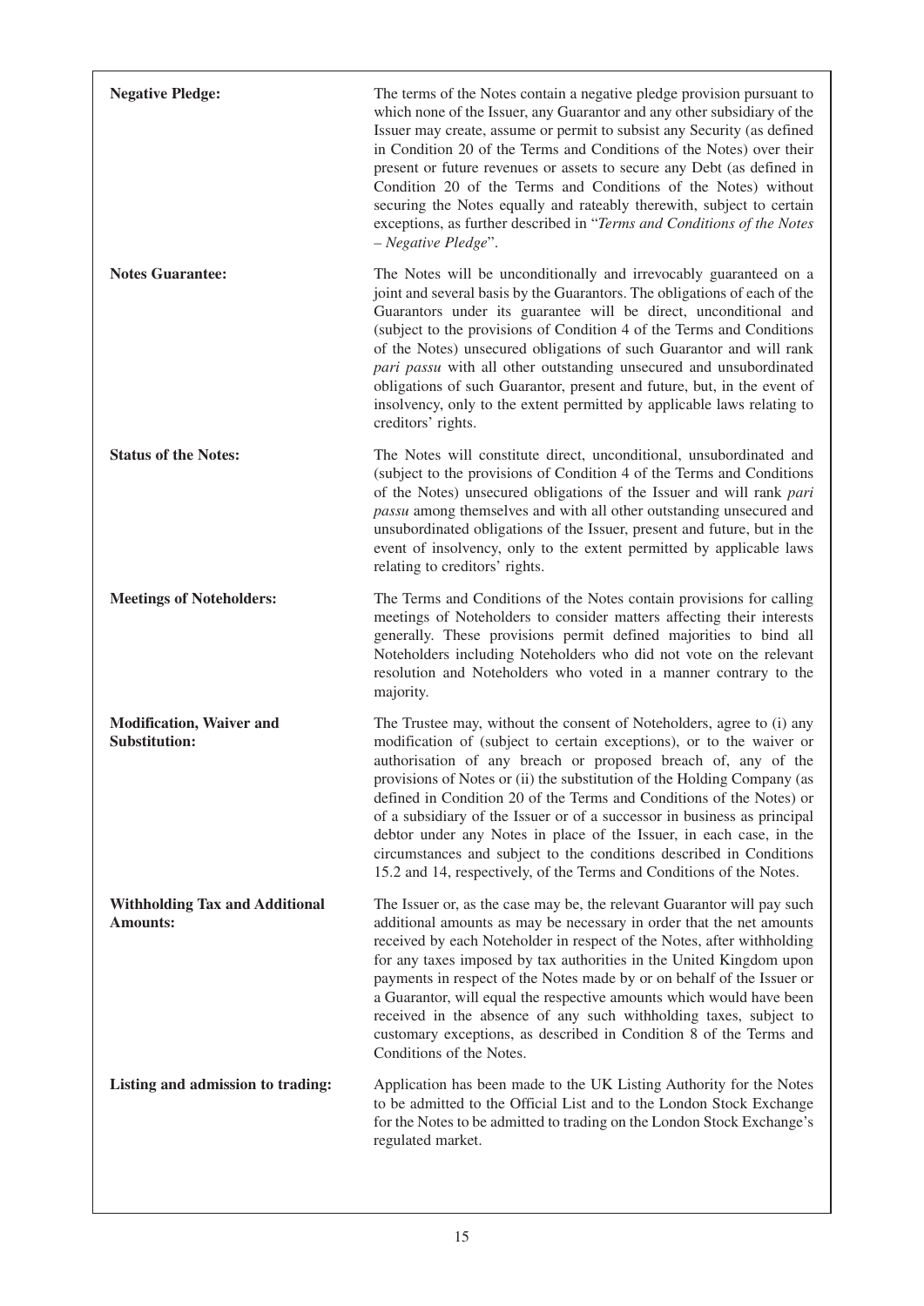| | |
|---|---|
| **Negative Pledge:** | The terms of the Notes contain a negative pledge provision pursuant to which none of the Issuer, any Guarantor and any other subsidiary of the Issuer may create, assume or permit to subsist any Security (as defined in Condition 20 of the Terms and Conditions of the Notes) over their present or future revenues or assets to secure any Debt (as defined in Condition 20 of the Terms and Conditions of the Notes) without securing the Notes equally and rateably therewith, subject to certain exceptions, as further described in "*Terms and Conditions of the Notes – Negative Pledge*". |
| **Notes Guarantee:** | The Notes will be unconditionally and irrevocably guaranteed on a joint and several basis by the Guarantors. The obligations of each of the Guarantors under its guarantee will be direct, unconditional and (subject to the provisions of Condition 4 of the Terms and Conditions of the Notes) unsecured obligations of such Guarantor and will rank *pari passu* with all other outstanding unsecured and unsubordinated obligations of such Guarantor, present and future, but, in the event of insolvency, only to the extent permitted by applicable laws relating to creditors' rights. |
| **Status of the Notes:** | The Notes will constitute direct, unconditional, unsubordinated and (subject to the provisions of Condition 4 of the Terms and Conditions of the Notes) unsecured obligations of the Issuer and will rank *pari passu* among themselves and with all other outstanding unsecured and unsubordinated obligations of the Issuer, present and future, but in the event of insolvency, only to the extent permitted by applicable laws relating to creditors' rights. |
| **Meetings of Noteholders:** | The Terms and Conditions of the Notes contain provisions for calling meetings of Noteholders to consider matters affecting their interests generally. These provisions permit defined majorities to bind all Noteholders including Noteholders who did not vote on the relevant resolution and Noteholders who voted in a manner contrary to the majority. |
| **Modification, Waiver and Substitution:** | The Trustee may, without the consent of Noteholders, agree to (i) any modification of (subject to certain exceptions), or to the waiver or authorisation of any breach or proposed breach of, any of the provisions of Notes or (ii) the substitution of the Holding Company (as defined in Condition 20 of the Terms and Conditions of the Notes) or of a subsidiary of the Issuer or of a successor in business as principal debtor under any Notes in place of the Issuer, in each case, in the circumstances and subject to the conditions described in Conditions 15.2 and 14, respectively, of the Terms and Conditions of the Notes. |
| **Withholding Tax and Additional Amounts:** | The Issuer or, as the case may be, the relevant Guarantor will pay such additional amounts as may be necessary in order that the net amounts received by each Noteholder in respect of the Notes, after withholding for any taxes imposed by tax authorities in the United Kingdom upon payments in respect of the Notes made by or on behalf of the Issuer or a Guarantor, will equal the respective amounts which would have been received in the absence of any such withholding taxes, subject to customary exceptions, as described in Condition 8 of the Terms and Conditions of the Notes. |
| **Listing and admission to trading:** | Application has been made to the UK Listing Authority for the Notes to be admitted to the Official List and to the London Stock Exchange for the Notes to be admitted to trading on the London Stock Exchange's regulated market. |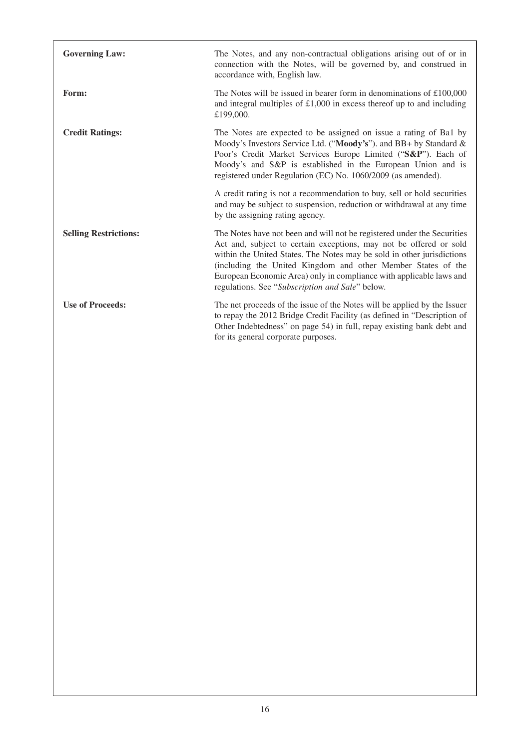| | |
|---|---|
| **Governing Law:** | The Notes, and any non-contractual obligations arising out of or in connection with the Notes, will be governed by, and construed in accordance with, English law. |
| **Form:** | The Notes will be issued in bearer form in denominations of £100,000 and integral multiples of £1,000 in excess thereof up to and including £199,000. |
| **Credit Ratings:** | The Notes are expected to be assigned on issue a rating of Ba1 by Moody's Investors Service Ltd. ("**Moody's**"). and BB+ by Standard & Poor's Credit Market Services Europe Limited ("**S&P**"). Each of Moody's and S&P is established in the European Union and is registered under Regulation (EC) No. 1060/2009 (as amended).<br><br>A credit rating is not a recommendation to buy, sell or hold securities and may be subject to suspension, reduction or withdrawal at any time by the assigning rating agency. |
| **Selling Restrictions:** | The Notes have not been and will not be registered under the Securities Act and, subject to certain exceptions, may not be offered or sold within the United States. The Notes may be sold in other jurisdictions (including the United Kingdom and other Member States of the European Economic Area) only in compliance with applicable laws and regulations. See "*Subscription and Sale*" below. |
| **Use of Proceeds:** | The net proceeds of the issue of the Notes will be applied by the Issuer to repay the 2012 Bridge Credit Facility (as defined in "Description of Other Indebtedness" on page 54) in full, repay existing bank debt and for its general corporate purposes. |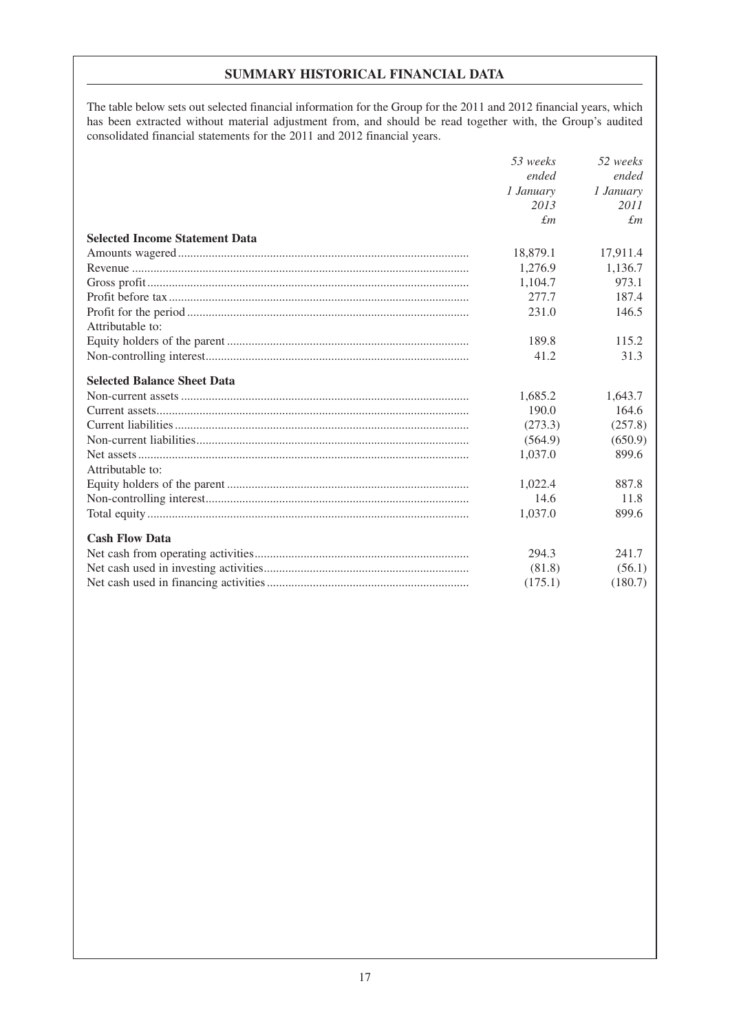## SUMMARY HISTORICAL FINANCIAL DATA

The table below sets out selected financial information for the Group for the 2011 and 2012 financial years, which has been extracted without material adjustment from, and should be read together with, the Group's audited consolidated financial statements for the 2011 and 2012 financial years.

| | *53 weeks ended 1 January 2013* | *52 weeks ended 1 January 2011* |
|---|---|---|
| | *£m* | *£m* |
| **Selected Income Statement Data** | | |
| Amounts wagered | 18,879.1 | 17,911.4 |
| Revenue | 1,276.9 | 1,136.7 |
| Gross profit | 1,104.7 | 973.1 |
| Profit before tax | 277.7 | 187.4 |
| Profit for the period | 231.0 | 146.5 |
| Attributable to: | | |
| Equity holders of the parent | 189.8 | 115.2 |
| Non-controlling interest | 41.2 | 31.3 |
| **Selected Balance Sheet Data** | | |
| Non-current assets | 1,685.2 | 1,643.7 |
| Current assets | 190.0 | 164.6 |
| Current liabilities | (273.3) | (257.8) |
| Non-current liabilities | (564.9) | (650.9) |
| Net assets | 1,037.0 | 899.6 |
| Attributable to: | | |
| Equity holders of the parent | 1,022.4 | 887.8 |
| Non-controlling interest | 14.6 | 11.8 |
| Total equity | 1,037.0 | 899.6 |
| **Cash Flow Data** | | |
| Net cash from operating activities | 294.3 | 241.7 |
| Net cash used in investing activities | (81.8) | (56.1) |
| Net cash used in financing activities | (175.1) | (180.7) |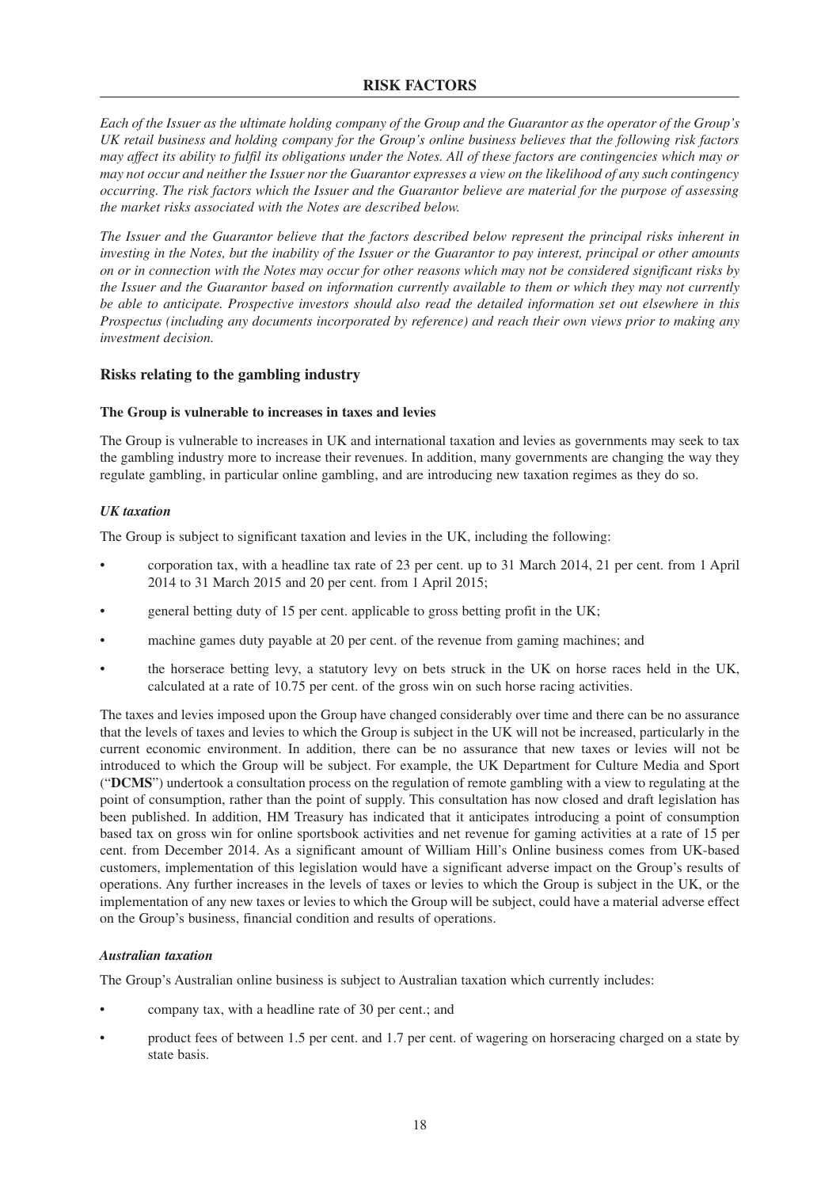# RISK FACTORS

*Each of the Issuer as the ultimate holding company of the Group and the Guarantor as the operator of the Group's UK retail business and holding company for the Group's online business believes that the following risk factors may affect its ability to fulfil its obligations under the Notes. All of these factors are contingencies which may or may not occur and neither the Issuer nor the Guarantor expresses a view on the likelihood of any such contingency occurring. The risk factors which the Issuer and the Guarantor believe are material for the purpose of assessing the market risks associated with the Notes are described below.*

*The Issuer and the Guarantor believe that the factors described below represent the principal risks inherent in investing in the Notes, but the inability of the Issuer or the Guarantor to pay interest, principal or other amounts on or in connection with the Notes may occur for other reasons which may not be considered significant risks by the Issuer and the Guarantor based on information currently available to them or which they may not currently be able to anticipate. Prospective investors should also read the detailed information set out elsewhere in this Prospectus (including any documents incorporated by reference) and reach their own views prior to making any investment decision.*

## Risks relating to the gambling industry

### The Group is vulnerable to increases in taxes and levies

The Group is vulnerable to increases in UK and international taxation and levies as governments may seek to tax the gambling industry more to increase their revenues. In addition, many governments are changing the way they regulate gambling, in particular online gambling, and are introducing new taxation regimes as they do so.

#### *UK taxation*

The Group is subject to significant taxation and levies in the UK, including the following:

- corporation tax, with a headline tax rate of 23 per cent. up to 31 March 2014, 21 per cent. from 1 April 2014 to 31 March 2015 and 20 per cent. from 1 April 2015;
- general betting duty of 15 per cent. applicable to gross betting profit in the UK;
- machine games duty payable at 20 per cent. of the revenue from gaming machines; and
- the horserace betting levy, a statutory levy on bets struck in the UK on horse races held in the UK, calculated at a rate of 10.75 per cent. of the gross win on such horse racing activities.

The taxes and levies imposed upon the Group have changed considerably over time and there can be no assurance that the levels of taxes and levies to which the Group is subject in the UK will not be increased, particularly in the current economic environment. In addition, there can be no assurance that new taxes or levies will not be introduced to which the Group will be subject. For example, the UK Department for Culture Media and Sport ("**DCMS**") undertook a consultation process on the regulation of remote gambling with a view to regulating at the point of consumption, rather than the point of supply. This consultation has now closed and draft legislation has been published. In addition, HM Treasury has indicated that it anticipates introducing a point of consumption based tax on gross win for online sportsbook activities and net revenue for gaming activities at a rate of 15 per cent. from December 2014. As a significant amount of William Hill's Online business comes from UK-based customers, implementation of this legislation would have a significant adverse impact on the Group's results of operations. Any further increases in the levels of taxes or levies to which the Group is subject in the UK, or the implementation of any new taxes or levies to which the Group will be subject, could have a material adverse effect on the Group's business, financial condition and results of operations.

#### *Australian taxation*

The Group's Australian online business is subject to Australian taxation which currently includes:

- company tax, with a headline rate of 30 per cent.; and
- product fees of between 1.5 per cent. and 1.7 per cent. of wagering on horseracing charged on a state by state basis.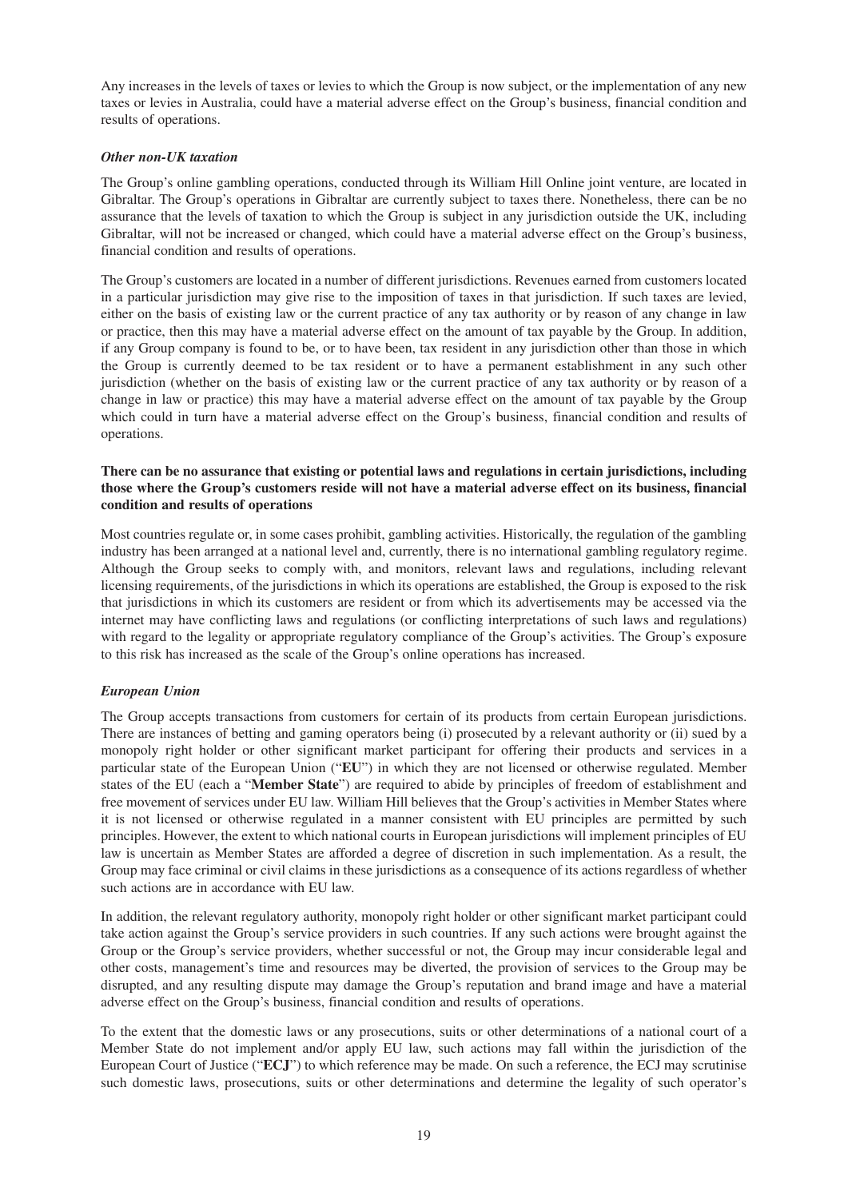Any increases in the levels of taxes or levies to which the Group is now subject, or the implementation of any new taxes or levies in Australia, could have a material adverse effect on the Group's business, financial condition and results of operations.

***Other non-UK taxation***

The Group's online gambling operations, conducted through its William Hill Online joint venture, are located in Gibraltar. The Group's operations in Gibraltar are currently subject to taxes there. Nonetheless, there can be no assurance that the levels of taxation to which the Group is subject in any jurisdiction outside the UK, including Gibraltar, will not be increased or changed, which could have a material adverse effect on the Group's business, financial condition and results of operations.

The Group's customers are located in a number of different jurisdictions. Revenues earned from customers located in a particular jurisdiction may give rise to the imposition of taxes in that jurisdiction. If such taxes are levied, either on the basis of existing law or the current practice of any tax authority or by reason of any change in law or practice, then this may have a material adverse effect on the amount of tax payable by the Group. In addition, if any Group company is found to be, or to have been, tax resident in any jurisdiction other than those in which the Group is currently deemed to be tax resident or to have a permanent establishment in any such other jurisdiction (whether on the basis of existing law or the current practice of any tax authority or by reason of a change in law or practice) this may have a material adverse effect on the amount of tax payable by the Group which could in turn have a material adverse effect on the Group's business, financial condition and results of operations.

**There can be no assurance that existing or potential laws and regulations in certain jurisdictions, including those where the Group's customers reside will not have a material adverse effect on its business, financial condition and results of operations**

Most countries regulate or, in some cases prohibit, gambling activities. Historically, the regulation of the gambling industry has been arranged at a national level and, currently, there is no international gambling regulatory regime. Although the Group seeks to comply with, and monitors, relevant laws and regulations, including relevant licensing requirements, of the jurisdictions in which its operations are established, the Group is exposed to the risk that jurisdictions in which its customers are resident or from which its advertisements may be accessed via the internet may have conflicting laws and regulations (or conflicting interpretations of such laws and regulations) with regard to the legality or appropriate regulatory compliance of the Group's activities. The Group's exposure to this risk has increased as the scale of the Group's online operations has increased.

***European Union***

The Group accepts transactions from customers for certain of its products from certain European jurisdictions. There are instances of betting and gaming operators being (i) prosecuted by a relevant authority or (ii) sued by a monopoly right holder or other significant market participant for offering their products and services in a particular state of the European Union ("**EU**") in which they are not licensed or otherwise regulated. Member states of the EU (each a "**Member State**") are required to abide by principles of freedom of establishment and free movement of services under EU law. William Hill believes that the Group's activities in Member States where it is not licensed or otherwise regulated in a manner consistent with EU principles are permitted by such principles. However, the extent to which national courts in European jurisdictions will implement principles of EU law is uncertain as Member States are afforded a degree of discretion in such implementation. As a result, the Group may face criminal or civil claims in these jurisdictions as a consequence of its actions regardless of whether such actions are in accordance with EU law.

In addition, the relevant regulatory authority, monopoly right holder or other significant market participant could take action against the Group's service providers in such countries. If any such actions were brought against the Group or the Group's service providers, whether successful or not, the Group may incur considerable legal and other costs, management's time and resources may be diverted, the provision of services to the Group may be disrupted, and any resulting dispute may damage the Group's reputation and brand image and have a material adverse effect on the Group's business, financial condition and results of operations.

To the extent that the domestic laws or any prosecutions, suits or other determinations of a national court of a Member State do not implement and/or apply EU law, such actions may fall within the jurisdiction of the European Court of Justice ("**ECJ**") to which reference may be made. On such a reference, the ECJ may scrutinise such domestic laws, prosecutions, suits or other determinations and determine the legality of such operator's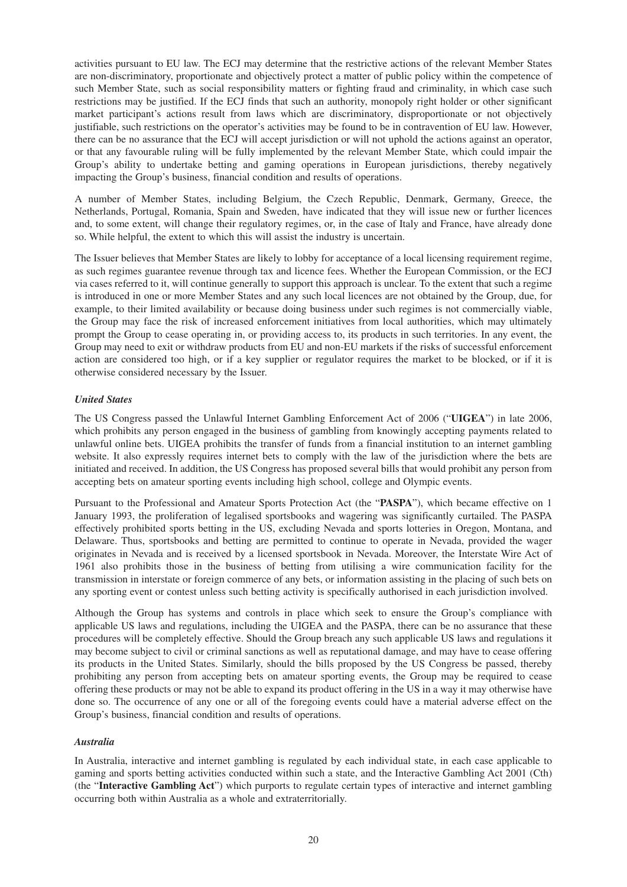activities pursuant to EU law. The ECJ may determine that the restrictive actions of the relevant Member States are non-discriminatory, proportionate and objectively protect a matter of public policy within the competence of such Member State, such as social responsibility matters or fighting fraud and criminality, in which case such restrictions may be justified. If the ECJ finds that such an authority, monopoly right holder or other significant market participant's actions result from laws which are discriminatory, disproportionate or not objectively justifiable, such restrictions on the operator's activities may be found to be in contravention of EU law. However, there can be no assurance that the ECJ will accept jurisdiction or will not uphold the actions against an operator, or that any favourable ruling will be fully implemented by the relevant Member State, which could impair the Group's ability to undertake betting and gaming operations in European jurisdictions, thereby negatively impacting the Group's business, financial condition and results of operations.

A number of Member States, including Belgium, the Czech Republic, Denmark, Germany, Greece, the Netherlands, Portugal, Romania, Spain and Sweden, have indicated that they will issue new or further licences and, to some extent, will change their regulatory regimes, or, in the case of Italy and France, have already done so. While helpful, the extent to which this will assist the industry is uncertain.

The Issuer believes that Member States are likely to lobby for acceptance of a local licensing requirement regime, as such regimes guarantee revenue through tax and licence fees. Whether the European Commission, or the ECJ via cases referred to it, will continue generally to support this approach is unclear. To the extent that such a regime is introduced in one or more Member States and any such local licences are not obtained by the Group, due, for example, to their limited availability or because doing business under such regimes is not commercially viable, the Group may face the risk of increased enforcement initiatives from local authorities, which may ultimately prompt the Group to cease operating in, or providing access to, its products in such territories. In any event, the Group may need to exit or withdraw products from EU and non-EU markets if the risks of successful enforcement action are considered too high, or if a key supplier or regulator requires the market to be blocked, or if it is otherwise considered necessary by the Issuer.

***United States***

The US Congress passed the Unlawful Internet Gambling Enforcement Act of 2006 ("**UIGEA**") in late 2006, which prohibits any person engaged in the business of gambling from knowingly accepting payments related to unlawful online bets. UIGEA prohibits the transfer of funds from a financial institution to an internet gambling website. It also expressly requires internet bets to comply with the law of the jurisdiction where the bets are initiated and received. In addition, the US Congress has proposed several bills that would prohibit any person from accepting bets on amateur sporting events including high school, college and Olympic events.

Pursuant to the Professional and Amateur Sports Protection Act (the "**PASPA**"), which became effective on 1 January 1993, the proliferation of legalised sportsbooks and wagering was significantly curtailed. The PASPA effectively prohibited sports betting in the US, excluding Nevada and sports lotteries in Oregon, Montana, and Delaware. Thus, sportsbooks and betting are permitted to continue to operate in Nevada, provided the wager originates in Nevada and is received by a licensed sportsbook in Nevada. Moreover, the Interstate Wire Act of 1961 also prohibits those in the business of betting from utilising a wire communication facility for the transmission in interstate or foreign commerce of any bets, or information assisting in the placing of such bets on any sporting event or contest unless such betting activity is specifically authorised in each jurisdiction involved.

Although the Group has systems and controls in place which seek to ensure the Group's compliance with applicable US laws and regulations, including the UIGEA and the PASPA, there can be no assurance that these procedures will be completely effective. Should the Group breach any such applicable US laws and regulations it may become subject to civil or criminal sanctions as well as reputational damage, and may have to cease offering its products in the United States. Similarly, should the bills proposed by the US Congress be passed, thereby prohibiting any person from accepting bets on amateur sporting events, the Group may be required to cease offering these products or may not be able to expand its product offering in the US in a way it may otherwise have done so. The occurrence of any one or all of the foregoing events could have a material adverse effect on the Group's business, financial condition and results of operations.

***Australia***

In Australia, interactive and internet gambling is regulated by each individual state, in each case applicable to gaming and sports betting activities conducted within such a state, and the Interactive Gambling Act 2001 (Cth) (the "**Interactive Gambling Act**") which purports to regulate certain types of interactive and internet gambling occurring both within Australia as a whole and extraterritorially.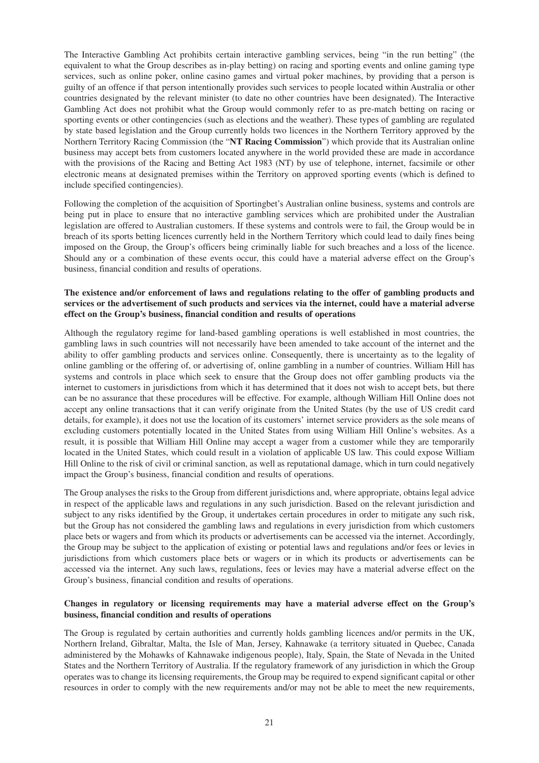The Interactive Gambling Act prohibits certain interactive gambling services, being "in the run betting" (the equivalent to what the Group describes as in-play betting) on racing and sporting events and online gaming type services, such as online poker, online casino games and virtual poker machines, by providing that a person is guilty of an offence if that person intentionally provides such services to people located within Australia or other countries designated by the relevant minister (to date no other countries have been designated). The Interactive Gambling Act does not prohibit what the Group would commonly refer to as pre-match betting on racing or sporting events or other contingencies (such as elections and the weather). These types of gambling are regulated by state based legislation and the Group currently holds two licences in the Northern Territory approved by the Northern Territory Racing Commission (the "**NT Racing Commission**") which provide that its Australian online business may accept bets from customers located anywhere in the world provided these are made in accordance with the provisions of the Racing and Betting Act 1983 (NT) by use of telephone, internet, facsimile or other electronic means at designated premises within the Territory on approved sporting events (which is defined to include specified contingencies).

Following the completion of the acquisition of Sportingbet's Australian online business, systems and controls are being put in place to ensure that no interactive gambling services which are prohibited under the Australian legislation are offered to Australian customers. If these systems and controls were to fail, the Group would be in breach of its sports betting licences currently held in the Northern Territory which could lead to daily fines being imposed on the Group, the Group's officers being criminally liable for such breaches and a loss of the licence. Should any or a combination of these events occur, this could have a material adverse effect on the Group's business, financial condition and results of operations.

**The existence and/or enforcement of laws and regulations relating to the offer of gambling products and services or the advertisement of such products and services via the internet, could have a material adverse effect on the Group's business, financial condition and results of operations**

Although the regulatory regime for land-based gambling operations is well established in most countries, the gambling laws in such countries will not necessarily have been amended to take account of the internet and the ability to offer gambling products and services online. Consequently, there is uncertainty as to the legality of online gambling or the offering of, or advertising of, online gambling in a number of countries. William Hill has systems and controls in place which seek to ensure that the Group does not offer gambling products via the internet to customers in jurisdictions from which it has determined that it does not wish to accept bets, but there can be no assurance that these procedures will be effective. For example, although William Hill Online does not accept any online transactions that it can verify originate from the United States (by the use of US credit card details, for example), it does not use the location of its customers' internet service providers as the sole means of excluding customers potentially located in the United States from using William Hill Online's websites. As a result, it is possible that William Hill Online may accept a wager from a customer while they are temporarily located in the United States, which could result in a violation of applicable US law. This could expose William Hill Online to the risk of civil or criminal sanction, as well as reputational damage, which in turn could negatively impact the Group's business, financial condition and results of operations.

The Group analyses the risks to the Group from different jurisdictions and, where appropriate, obtains legal advice in respect of the applicable laws and regulations in any such jurisdiction. Based on the relevant jurisdiction and subject to any risks identified by the Group, it undertakes certain procedures in order to mitigate any such risk, but the Group has not considered the gambling laws and regulations in every jurisdiction from which customers place bets or wagers and from which its products or advertisements can be accessed via the internet. Accordingly, the Group may be subject to the application of existing or potential laws and regulations and/or fees or levies in jurisdictions from which customers place bets or wagers or in which its products or advertisements can be accessed via the internet. Any such laws, regulations, fees or levies may have a material adverse effect on the Group's business, financial condition and results of operations.

**Changes in regulatory or licensing requirements may have a material adverse effect on the Group's business, financial condition and results of operations**

The Group is regulated by certain authorities and currently holds gambling licences and/or permits in the UK, Northern Ireland, Gibraltar, Malta, the Isle of Man, Jersey, Kahnawake (a territory situated in Quebec, Canada administered by the Mohawks of Kahnawake indigenous people), Italy, Spain, the State of Nevada in the United States and the Northern Territory of Australia. If the regulatory framework of any jurisdiction in which the Group operates was to change its licensing requirements, the Group may be required to expend significant capital or other resources in order to comply with the new requirements and/or may not be able to meet the new requirements,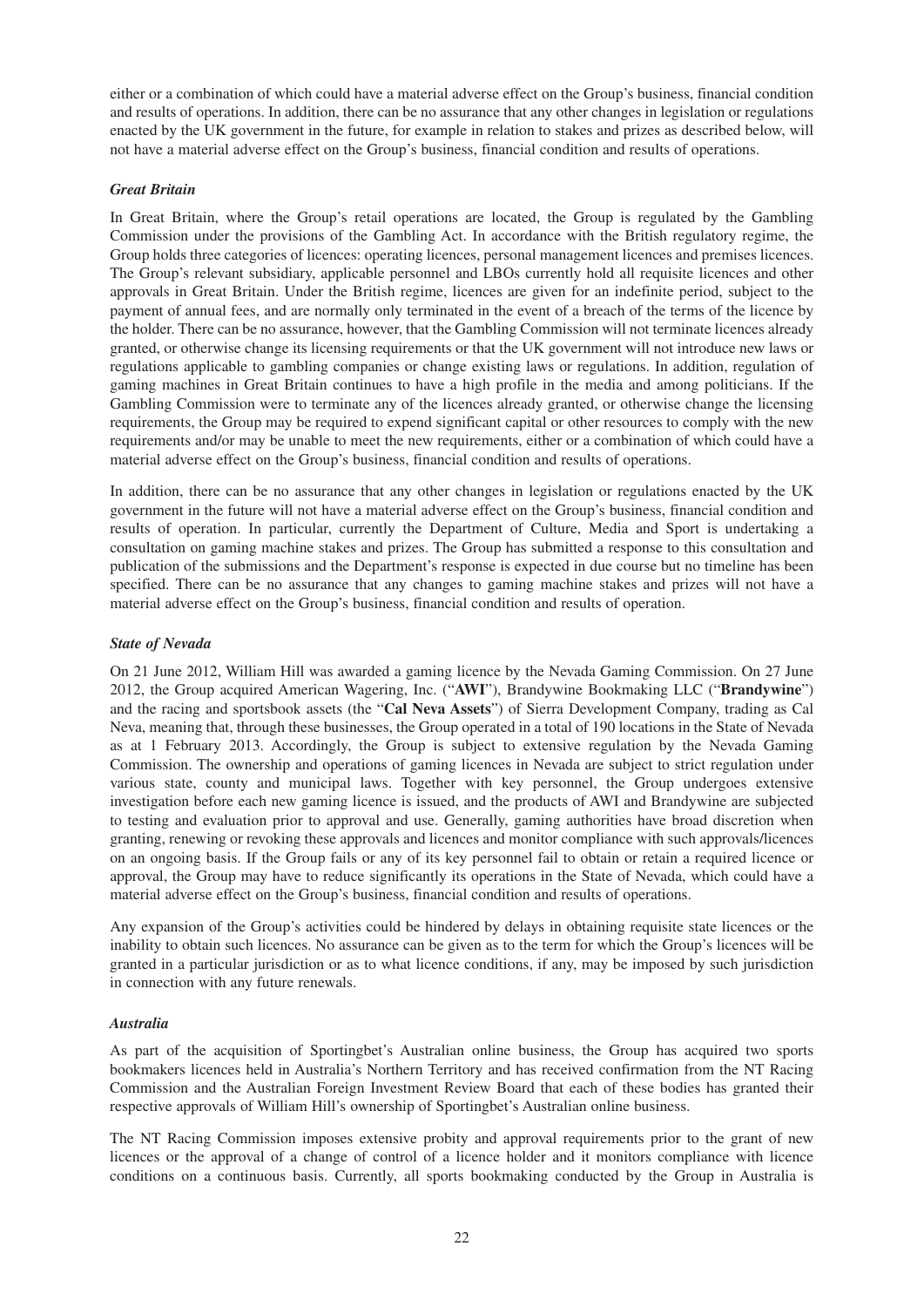either or a combination of which could have a material adverse effect on the Group's business, financial condition and results of operations. In addition, there can be no assurance that any other changes in legislation or regulations enacted by the UK government in the future, for example in relation to stakes and prizes as described below, will not have a material adverse effect on the Group's business, financial condition and results of operations.

### *Great Britain*

In Great Britain, where the Group's retail operations are located, the Group is regulated by the Gambling Commission under the provisions of the Gambling Act. In accordance with the British regulatory regime, the Group holds three categories of licences: operating licences, personal management licences and premises licences. The Group's relevant subsidiary, applicable personnel and LBOs currently hold all requisite licences and other approvals in Great Britain. Under the British regime, licences are given for an indefinite period, subject to the payment of annual fees, and are normally only terminated in the event of a breach of the terms of the licence by the holder. There can be no assurance, however, that the Gambling Commission will not terminate licences already granted, or otherwise change its licensing requirements or that the UK government will not introduce new laws or regulations applicable to gambling companies or change existing laws or regulations. In addition, regulation of gaming machines in Great Britain continues to have a high profile in the media and among politicians. If the Gambling Commission were to terminate any of the licences already granted, or otherwise change the licensing requirements, the Group may be required to expend significant capital or other resources to comply with the new requirements and/or may be unable to meet the new requirements, either or a combination of which could have a material adverse effect on the Group's business, financial condition and results of operations.

In addition, there can be no assurance that any other changes in legislation or regulations enacted by the UK government in the future will not have a material adverse effect on the Group's business, financial condition and results of operation. In particular, currently the Department of Culture, Media and Sport is undertaking a consultation on gaming machine stakes and prizes. The Group has submitted a response to this consultation and publication of the submissions and the Department's response is expected in due course but no timeline has been specified. There can be no assurance that any changes to gaming machine stakes and prizes will not have a material adverse effect on the Group's business, financial condition and results of operation.

### *State of Nevada*

On 21 June 2012, William Hill was awarded a gaming licence by the Nevada Gaming Commission. On 27 June 2012, the Group acquired American Wagering, Inc. ("**AWI**"), Brandywine Bookmaking LLC ("**Brandywine**") and the racing and sportsbook assets (the "**Cal Neva Assets**") of Sierra Development Company, trading as Cal Neva, meaning that, through these businesses, the Group operated in a total of 190 locations in the State of Nevada as at 1 February 2013. Accordingly, the Group is subject to extensive regulation by the Nevada Gaming Commission. The ownership and operations of gaming licences in Nevada are subject to strict regulation under various state, county and municipal laws. Together with key personnel, the Group undergoes extensive investigation before each new gaming licence is issued, and the products of AWI and Brandywine are subjected to testing and evaluation prior to approval and use. Generally, gaming authorities have broad discretion when granting, renewing or revoking these approvals and licences and monitor compliance with such approvals/licences on an ongoing basis. If the Group fails or any of its key personnel fail to obtain or retain a required licence or approval, the Group may have to reduce significantly its operations in the State of Nevada, which could have a material adverse effect on the Group's business, financial condition and results of operations.

Any expansion of the Group's activities could be hindered by delays in obtaining requisite state licences or the inability to obtain such licences. No assurance can be given as to the term for which the Group's licences will be granted in a particular jurisdiction or as to what licence conditions, if any, may be imposed by such jurisdiction in connection with any future renewals.

### *Australia*

As part of the acquisition of Sportingbet's Australian online business, the Group has acquired two sports bookmakers licences held in Australia's Northern Territory and has received confirmation from the NT Racing Commission and the Australian Foreign Investment Review Board that each of these bodies has granted their respective approvals of William Hill's ownership of Sportingbet's Australian online business.

The NT Racing Commission imposes extensive probity and approval requirements prior to the grant of new licences or the approval of a change of control of a licence holder and it monitors compliance with licence conditions on a continuous basis. Currently, all sports bookmaking conducted by the Group in Australia is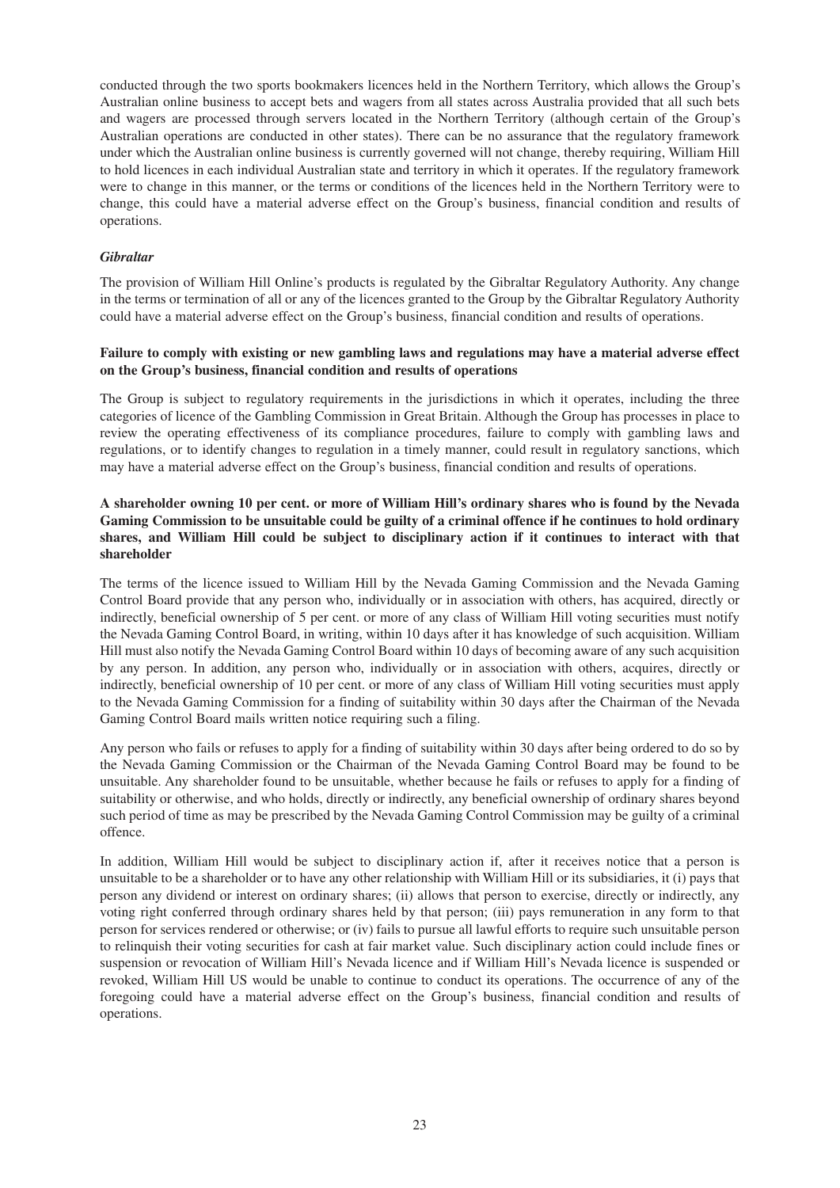conducted through the two sports bookmakers licences held in the Northern Territory, which allows the Group's Australian online business to accept bets and wagers from all states across Australia provided that all such bets and wagers are processed through servers located in the Northern Territory (although certain of the Group's Australian operations are conducted in other states). There can be no assurance that the regulatory framework under which the Australian online business is currently governed will not change, thereby requiring, William Hill to hold licences in each individual Australian state and territory in which it operates. If the regulatory framework were to change in this manner, or the terms or conditions of the licences held in the Northern Territory were to change, this could have a material adverse effect on the Group's business, financial condition and results of operations.

***Gibraltar***

The provision of William Hill Online's products is regulated by the Gibraltar Regulatory Authority. Any change in the terms or termination of all or any of the licences granted to the Group by the Gibraltar Regulatory Authority could have a material adverse effect on the Group's business, financial condition and results of operations.

**Failure to comply with existing or new gambling laws and regulations may have a material adverse effect on the Group's business, financial condition and results of operations**

The Group is subject to regulatory requirements in the jurisdictions in which it operates, including the three categories of licence of the Gambling Commission in Great Britain. Although the Group has processes in place to review the operating effectiveness of its compliance procedures, failure to comply with gambling laws and regulations, or to identify changes to regulation in a timely manner, could result in regulatory sanctions, which may have a material adverse effect on the Group's business, financial condition and results of operations.

**A shareholder owning 10 per cent. or more of William Hill's ordinary shares who is found by the Nevada Gaming Commission to be unsuitable could be guilty of a criminal offence if he continues to hold ordinary shares, and William Hill could be subject to disciplinary action if it continues to interact with that shareholder**

The terms of the licence issued to William Hill by the Nevada Gaming Commission and the Nevada Gaming Control Board provide that any person who, individually or in association with others, has acquired, directly or indirectly, beneficial ownership of 5 per cent. or more of any class of William Hill voting securities must notify the Nevada Gaming Control Board, in writing, within 10 days after it has knowledge of such acquisition. William Hill must also notify the Nevada Gaming Control Board within 10 days of becoming aware of any such acquisition by any person. In addition, any person who, individually or in association with others, acquires, directly or indirectly, beneficial ownership of 10 per cent. or more of any class of William Hill voting securities must apply to the Nevada Gaming Commission for a finding of suitability within 30 days after the Chairman of the Nevada Gaming Control Board mails written notice requiring such a filing.

Any person who fails or refuses to apply for a finding of suitability within 30 days after being ordered to do so by the Nevada Gaming Commission or the Chairman of the Nevada Gaming Control Board may be found to be unsuitable. Any shareholder found to be unsuitable, whether because he fails or refuses to apply for a finding of suitability or otherwise, and who holds, directly or indirectly, any beneficial ownership of ordinary shares beyond such period of time as may be prescribed by the Nevada Gaming Control Commission may be guilty of a criminal offence.

In addition, William Hill would be subject to disciplinary action if, after it receives notice that a person is unsuitable to be a shareholder or to have any other relationship with William Hill or its subsidiaries, it (i) pays that person any dividend or interest on ordinary shares; (ii) allows that person to exercise, directly or indirectly, any voting right conferred through ordinary shares held by that person; (iii) pays remuneration in any form to that person for services rendered or otherwise; or (iv) fails to pursue all lawful efforts to require such unsuitable person to relinquish their voting securities for cash at fair market value. Such disciplinary action could include fines or suspension or revocation of William Hill's Nevada licence and if William Hill's Nevada licence is suspended or revoked, William Hill US would be unable to continue to conduct its operations. The occurrence of any of the foregoing could have a material adverse effect on the Group's business, financial condition and results of operations.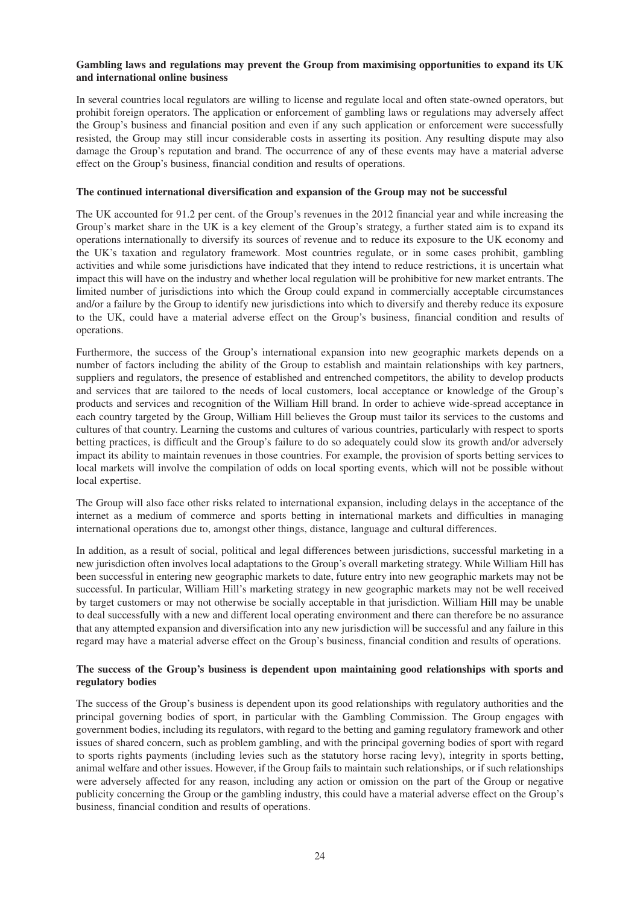**Gambling laws and regulations may prevent the Group from maximising opportunities to expand its UK and international online business**

In several countries local regulators are willing to license and regulate local and often state-owned operators, but prohibit foreign operators. The application or enforcement of gambling laws or regulations may adversely affect the Group's business and financial position and even if any such application or enforcement were successfully resisted, the Group may still incur considerable costs in asserting its position. Any resulting dispute may also damage the Group's reputation and brand. The occurrence of any of these events may have a material adverse effect on the Group's business, financial condition and results of operations.

**The continued international diversification and expansion of the Group may not be successful**

The UK accounted for 91.2 per cent. of the Group's revenues in the 2012 financial year and while increasing the Group's market share in the UK is a key element of the Group's strategy, a further stated aim is to expand its operations internationally to diversify its sources of revenue and to reduce its exposure to the UK economy and the UK's taxation and regulatory framework. Most countries regulate, or in some cases prohibit, gambling activities and while some jurisdictions have indicated that they intend to reduce restrictions, it is uncertain what impact this will have on the industry and whether local regulation will be prohibitive for new market entrants. The limited number of jurisdictions into which the Group could expand in commercially acceptable circumstances and/or a failure by the Group to identify new jurisdictions into which to diversify and thereby reduce its exposure to the UK, could have a material adverse effect on the Group's business, financial condition and results of operations.

Furthermore, the success of the Group's international expansion into new geographic markets depends on a number of factors including the ability of the Group to establish and maintain relationships with key partners, suppliers and regulators, the presence of established and entrenched competitors, the ability to develop products and services that are tailored to the needs of local customers, local acceptance or knowledge of the Group's products and services and recognition of the William Hill brand. In order to achieve wide-spread acceptance in each country targeted by the Group, William Hill believes the Group must tailor its services to the customs and cultures of that country. Learning the customs and cultures of various countries, particularly with respect to sports betting practices, is difficult and the Group's failure to do so adequately could slow its growth and/or adversely impact its ability to maintain revenues in those countries. For example, the provision of sports betting services to local markets will involve the compilation of odds on local sporting events, which will not be possible without local expertise.

The Group will also face other risks related to international expansion, including delays in the acceptance of the internet as a medium of commerce and sports betting in international markets and difficulties in managing international operations due to, amongst other things, distance, language and cultural differences.

In addition, as a result of social, political and legal differences between jurisdictions, successful marketing in a new jurisdiction often involves local adaptations to the Group's overall marketing strategy. While William Hill has been successful in entering new geographic markets to date, future entry into new geographic markets may not be successful. In particular, William Hill's marketing strategy in new geographic markets may not be well received by target customers or may not otherwise be socially acceptable in that jurisdiction. William Hill may be unable to deal successfully with a new and different local operating environment and there can therefore be no assurance that any attempted expansion and diversification into any new jurisdiction will be successful and any failure in this regard may have a material adverse effect on the Group's business, financial condition and results of operations.

**The success of the Group's business is dependent upon maintaining good relationships with sports and regulatory bodies**

The success of the Group's business is dependent upon its good relationships with regulatory authorities and the principal governing bodies of sport, in particular with the Gambling Commission. The Group engages with government bodies, including its regulators, with regard to the betting and gaming regulatory framework and other issues of shared concern, such as problem gambling, and with the principal governing bodies of sport with regard to sports rights payments (including levies such as the statutory horse racing levy), integrity in sports betting, animal welfare and other issues. However, if the Group fails to maintain such relationships, or if such relationships were adversely affected for any reason, including any action or omission on the part of the Group or negative publicity concerning the Group or the gambling industry, this could have a material adverse effect on the Group's business, financial condition and results of operations.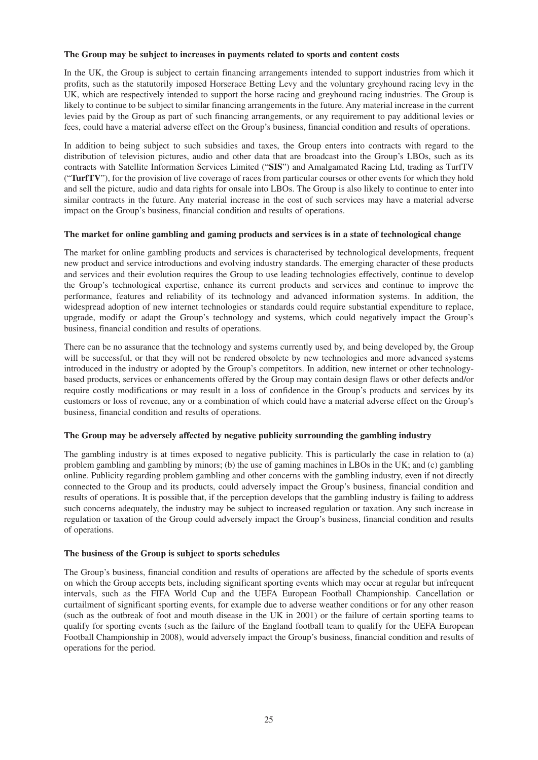**The Group may be subject to increases in payments related to sports and content costs**

In the UK, the Group is subject to certain financing arrangements intended to support industries from which it profits, such as the statutorily imposed Horserace Betting Levy and the voluntary greyhound racing levy in the UK, which are respectively intended to support the horse racing and greyhound racing industries. The Group is likely to continue to be subject to similar financing arrangements in the future. Any material increase in the current levies paid by the Group as part of such financing arrangements, or any requirement to pay additional levies or fees, could have a material adverse effect on the Group's business, financial condition and results of operations.

In addition to being subject to such subsidies and taxes, the Group enters into contracts with regard to the distribution of television pictures, audio and other data that are broadcast into the Group's LBOs, such as its contracts with Satellite Information Services Limited ("**SIS**") and Amalgamated Racing Ltd, trading as TurfTV ("**TurfTV**"), for the provision of live coverage of races from particular courses or other events for which they hold and sell the picture, audio and data rights for onsale into LBOs. The Group is also likely to continue to enter into similar contracts in the future. Any material increase in the cost of such services may have a material adverse impact on the Group's business, financial condition and results of operations.

**The market for online gambling and gaming products and services is in a state of technological change**

The market for online gambling products and services is characterised by technological developments, frequent new product and service introductions and evolving industry standards. The emerging character of these products and services and their evolution requires the Group to use leading technologies effectively, continue to develop the Group's technological expertise, enhance its current products and services and continue to improve the performance, features and reliability of its technology and advanced information systems. In addition, the widespread adoption of new internet technologies or standards could require substantial expenditure to replace, upgrade, modify or adapt the Group's technology and systems, which could negatively impact the Group's business, financial condition and results of operations.

There can be no assurance that the technology and systems currently used by, and being developed by, the Group will be successful, or that they will not be rendered obsolete by new technologies and more advanced systems introduced in the industry or adopted by the Group's competitors. In addition, new internet or other technology-based products, services or enhancements offered by the Group may contain design flaws or other defects and/or require costly modifications or may result in a loss of confidence in the Group's products and services by its customers or loss of revenue, any or a combination of which could have a material adverse effect on the Group's business, financial condition and results of operations.

**The Group may be adversely affected by negative publicity surrounding the gambling industry**

The gambling industry is at times exposed to negative publicity. This is particularly the case in relation to (a) problem gambling and gambling by minors; (b) the use of gaming machines in LBOs in the UK; and (c) gambling online. Publicity regarding problem gambling and other concerns with the gambling industry, even if not directly connected to the Group and its products, could adversely impact the Group's business, financial condition and results of operations. It is possible that, if the perception develops that the gambling industry is failing to address such concerns adequately, the industry may be subject to increased regulation or taxation. Any such increase in regulation or taxation of the Group could adversely impact the Group's business, financial condition and results of operations.

**The business of the Group is subject to sports schedules**

The Group's business, financial condition and results of operations are affected by the schedule of sports events on which the Group accepts bets, including significant sporting events which may occur at regular but infrequent intervals, such as the FIFA World Cup and the UEFA European Football Championship. Cancellation or curtailment of significant sporting events, for example due to adverse weather conditions or for any other reason (such as the outbreak of foot and mouth disease in the UK in 2001) or the failure of certain sporting teams to qualify for sporting events (such as the failure of the England football team to qualify for the UEFA European Football Championship in 2008), would adversely impact the Group's business, financial condition and results of operations for the period.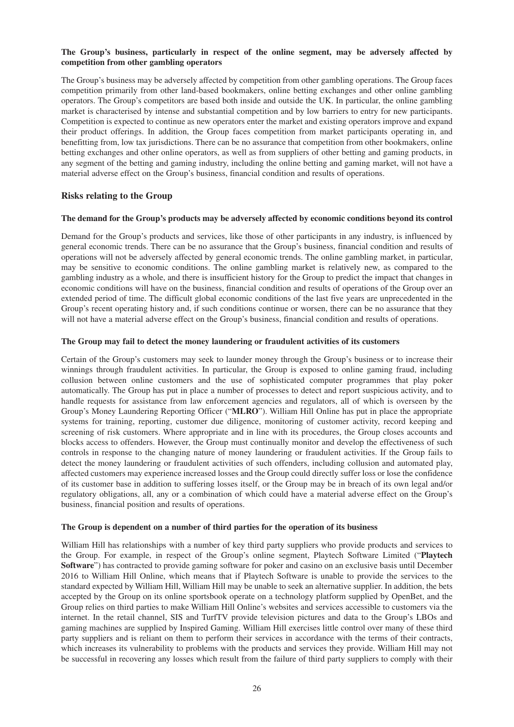**The Group's business, particularly in respect of the online segment, may be adversely affected by competition from other gambling operators**

The Group's business may be adversely affected by competition from other gambling operations. The Group faces competition primarily from other land-based bookmakers, online betting exchanges and other online gambling operators. The Group's competitors are based both inside and outside the UK. In particular, the online gambling market is characterised by intense and substantial competition and by low barriers to entry for new participants. Competition is expected to continue as new operators enter the market and existing operators improve and expand their product offerings. In addition, the Group faces competition from market participants operating in, and benefitting from, low tax jurisdictions. There can be no assurance that competition from other bookmakers, online betting exchanges and other online operators, as well as from suppliers of other betting and gaming products, in any segment of the betting and gaming industry, including the online betting and gaming market, will not have a material adverse effect on the Group's business, financial condition and results of operations.

## Risks relating to the Group

**The demand for the Group's products may be adversely affected by economic conditions beyond its control**

Demand for the Group's products and services, like those of other participants in any industry, is influenced by general economic trends. There can be no assurance that the Group's business, financial condition and results of operations will not be adversely affected by general economic trends. The online gambling market, in particular, may be sensitive to economic conditions. The online gambling market is relatively new, as compared to the gambling industry as a whole, and there is insufficient history for the Group to predict the impact that changes in economic conditions will have on the business, financial condition and results of operations of the Group over an extended period of time. The difficult global economic conditions of the last five years are unprecedented in the Group's recent operating history and, if such conditions continue or worsen, there can be no assurance that they will not have a material adverse effect on the Group's business, financial condition and results of operations.

**The Group may fail to detect the money laundering or fraudulent activities of its customers**

Certain of the Group's customers may seek to launder money through the Group's business or to increase their winnings through fraudulent activities. In particular, the Group is exposed to online gaming fraud, including collusion between online customers and the use of sophisticated computer programmes that play poker automatically. The Group has put in place a number of processes to detect and report suspicious activity, and to handle requests for assistance from law enforcement agencies and regulators, all of which is overseen by the Group's Money Laundering Reporting Officer ("**MLRO**"). William Hill Online has put in place the appropriate systems for training, reporting, customer due diligence, monitoring of customer activity, record keeping and screening of risk customers. Where appropriate and in line with its procedures, the Group closes accounts and blocks access to offenders. However, the Group must continually monitor and develop the effectiveness of such controls in response to the changing nature of money laundering or fraudulent activities. If the Group fails to detect the money laundering or fraudulent activities of such offenders, including collusion and automated play, affected customers may experience increased losses and the Group could directly suffer loss or lose the confidence of its customer base in addition to suffering losses itself, or the Group may be in breach of its own legal and/or regulatory obligations, all, any or a combination of which could have a material adverse effect on the Group's business, financial position and results of operations.

**The Group is dependent on a number of third parties for the operation of its business**

William Hill has relationships with a number of key third party suppliers who provide products and services to the Group. For example, in respect of the Group's online segment, Playtech Software Limited ("**Playtech Software**") has contracted to provide gaming software for poker and casino on an exclusive basis until December 2016 to William Hill Online, which means that if Playtech Software is unable to provide the services to the standard expected by William Hill, William Hill may be unable to seek an alternative supplier. In addition, the bets accepted by the Group on its online sportsbook operate on a technology platform supplied by OpenBet, and the Group relies on third parties to make William Hill Online's websites and services accessible to customers via the internet. In the retail channel, SIS and TurfTV provide television pictures and data to the Group's LBOs and gaming machines are supplied by Inspired Gaming. William Hill exercises little control over many of these third party suppliers and is reliant on them to perform their services in accordance with the terms of their contracts, which increases its vulnerability to problems with the products and services they provide. William Hill may not be successful in recovering any losses which result from the failure of third party suppliers to comply with their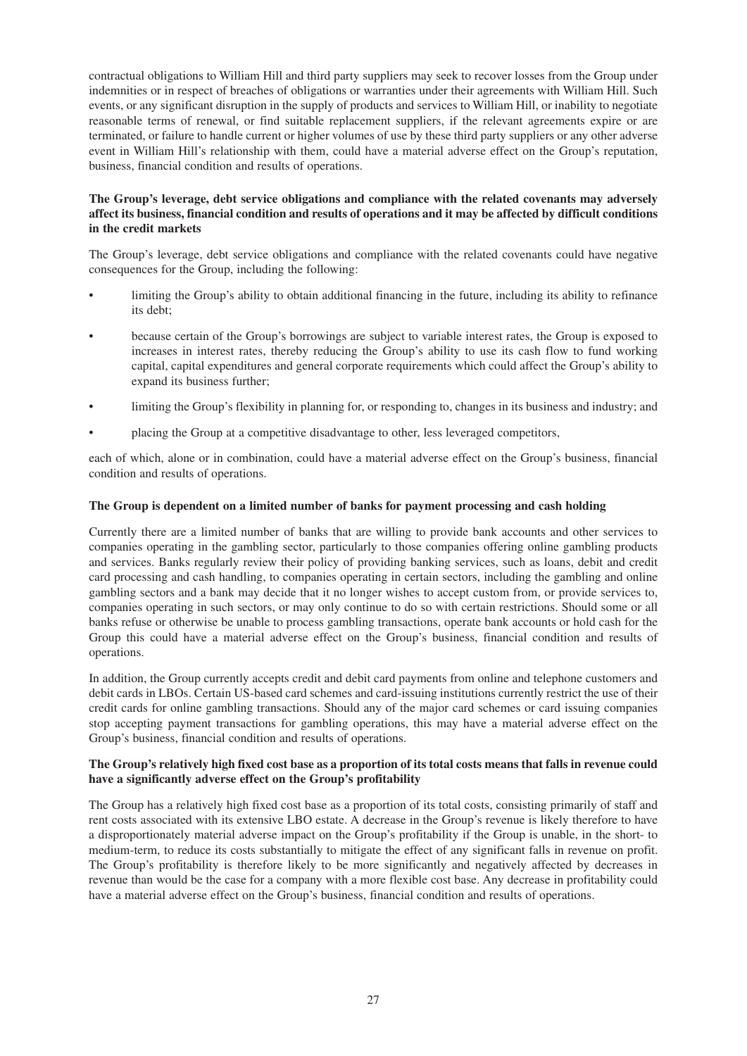contractual obligations to William Hill and third party suppliers may seek to recover losses from the Group under indemnities or in respect of breaches of obligations or warranties under their agreements with William Hill. Such events, or any significant disruption in the supply of products and services to William Hill, or inability to negotiate reasonable terms of renewal, or find suitable replacement suppliers, if the relevant agreements expire or are terminated, or failure to handle current or higher volumes of use by these third party suppliers or any other adverse event in William Hill's relationship with them, could have a material adverse effect on the Group's reputation, business, financial condition and results of operations.

**The Group's leverage, debt service obligations and compliance with the related covenants may adversely affect its business, financial condition and results of operations and it may be affected by difficult conditions in the credit markets**

The Group's leverage, debt service obligations and compliance with the related covenants could have negative consequences for the Group, including the following:

- limiting the Group's ability to obtain additional financing in the future, including its ability to refinance its debt;
- because certain of the Group's borrowings are subject to variable interest rates, the Group is exposed to increases in interest rates, thereby reducing the Group's ability to use its cash flow to fund working capital, capital expenditures and general corporate requirements which could affect the Group's ability to expand its business further;
- limiting the Group's flexibility in planning for, or responding to, changes in its business and industry; and
- placing the Group at a competitive disadvantage to other, less leveraged competitors,

each of which, alone or in combination, could have a material adverse effect on the Group's business, financial condition and results of operations.

**The Group is dependent on a limited number of banks for payment processing and cash holding**

Currently there are a limited number of banks that are willing to provide bank accounts and other services to companies operating in the gambling sector, particularly to those companies offering online gambling products and services. Banks regularly review their policy of providing banking services, such as loans, debit and credit card processing and cash handling, to companies operating in certain sectors, including the gambling and online gambling sectors and a bank may decide that it no longer wishes to accept custom from, or provide services to, companies operating in such sectors, or may only continue to do so with certain restrictions. Should some or all banks refuse or otherwise be unable to process gambling transactions, operate bank accounts or hold cash for the Group this could have a material adverse effect on the Group's business, financial condition and results of operations.

In addition, the Group currently accepts credit and debit card payments from online and telephone customers and debit cards in LBOs. Certain US-based card schemes and card-issuing institutions currently restrict the use of their credit cards for online gambling transactions. Should any of the major card schemes or card issuing companies stop accepting payment transactions for gambling operations, this may have a material adverse effect on the Group's business, financial condition and results of operations.

**The Group's relatively high fixed cost base as a proportion of its total costs means that falls in revenue could have a significantly adverse effect on the Group's profitability**

The Group has a relatively high fixed cost base as a proportion of its total costs, consisting primarily of staff and rent costs associated with its extensive LBO estate. A decrease in the Group's revenue is likely therefore to have a disproportionately material adverse impact on the Group's profitability if the Group is unable, in the short- to medium-term, to reduce its costs substantially to mitigate the effect of any significant falls in revenue on profit. The Group's profitability is therefore likely to be more significantly and negatively affected by decreases in revenue than would be the case for a company with a more flexible cost base. Any decrease in profitability could have a material adverse effect on the Group's business, financial condition and results of operations.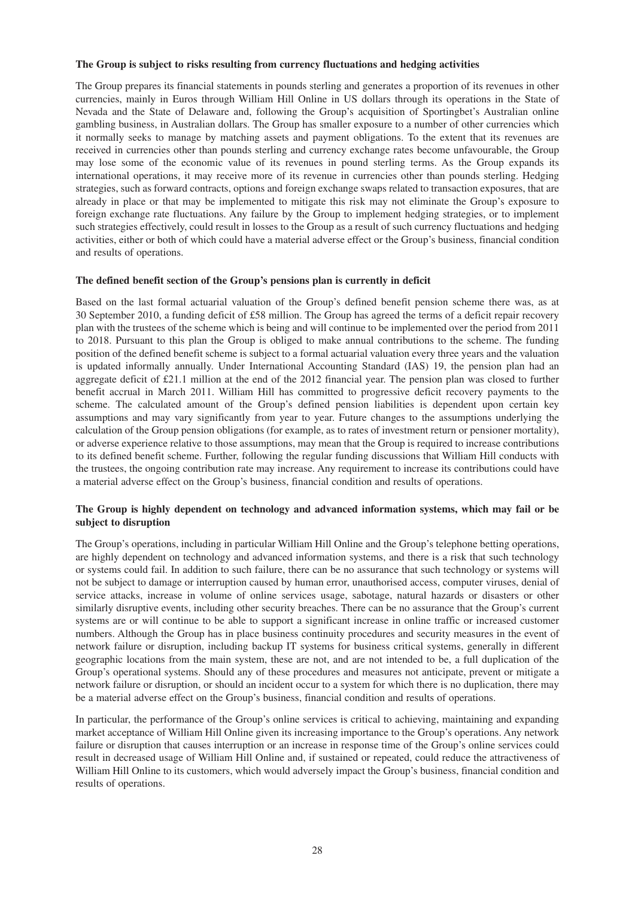**The Group is subject to risks resulting from currency fluctuations and hedging activities**

The Group prepares its financial statements in pounds sterling and generates a proportion of its revenues in other currencies, mainly in Euros through William Hill Online in US dollars through its operations in the State of Nevada and the State of Delaware and, following the Group's acquisition of Sportingbet's Australian online gambling business, in Australian dollars. The Group has smaller exposure to a number of other currencies which it normally seeks to manage by matching assets and payment obligations. To the extent that its revenues are received in currencies other than pounds sterling and currency exchange rates become unfavourable, the Group may lose some of the economic value of its revenues in pound sterling terms. As the Group expands its international operations, it may receive more of its revenue in currencies other than pounds sterling. Hedging strategies, such as forward contracts, options and foreign exchange swaps related to transaction exposures, that are already in place or that may be implemented to mitigate this risk may not eliminate the Group's exposure to foreign exchange rate fluctuations. Any failure by the Group to implement hedging strategies, or to implement such strategies effectively, could result in losses to the Group as a result of such currency fluctuations and hedging activities, either or both of which could have a material adverse effect or the Group's business, financial condition and results of operations.

**The defined benefit section of the Group's pensions plan is currently in deficit**

Based on the last formal actuarial valuation of the Group's defined benefit pension scheme there was, as at 30 September 2010, a funding deficit of £58 million. The Group has agreed the terms of a deficit repair recovery plan with the trustees of the scheme which is being and will continue to be implemented over the period from 2011 to 2018. Pursuant to this plan the Group is obliged to make annual contributions to the scheme. The funding position of the defined benefit scheme is subject to a formal actuarial valuation every three years and the valuation is updated informally annually. Under International Accounting Standard (IAS) 19, the pension plan had an aggregate deficit of £21.1 million at the end of the 2012 financial year. The pension plan was closed to further benefit accrual in March 2011. William Hill has committed to progressive deficit recovery payments to the scheme. The calculated amount of the Group's defined pension liabilities is dependent upon certain key assumptions and may vary significantly from year to year. Future changes to the assumptions underlying the calculation of the Group pension obligations (for example, as to rates of investment return or pensioner mortality), or adverse experience relative to those assumptions, may mean that the Group is required to increase contributions to its defined benefit scheme. Further, following the regular funding discussions that William Hill conducts with the trustees, the ongoing contribution rate may increase. Any requirement to increase its contributions could have a material adverse effect on the Group's business, financial condition and results of operations.

**The Group is highly dependent on technology and advanced information systems, which may fail or be subject to disruption**

The Group's operations, including in particular William Hill Online and the Group's telephone betting operations, are highly dependent on technology and advanced information systems, and there is a risk that such technology or systems could fail. In addition to such failure, there can be no assurance that such technology or systems will not be subject to damage or interruption caused by human error, unauthorised access, computer viruses, denial of service attacks, increase in volume of online services usage, sabotage, natural hazards or disasters or other similarly disruptive events, including other security breaches. There can be no assurance that the Group's current systems are or will continue to be able to support a significant increase in online traffic or increased customer numbers. Although the Group has in place business continuity procedures and security measures in the event of network failure or disruption, including backup IT systems for business critical systems, generally in different geographic locations from the main system, these are not, and are not intended to be, a full duplication of the Group's operational systems. Should any of these procedures and measures not anticipate, prevent or mitigate a network failure or disruption, or should an incident occur to a system for which there is no duplication, there may be a material adverse effect on the Group's business, financial condition and results of operations.

In particular, the performance of the Group's online services is critical to achieving, maintaining and expanding market acceptance of William Hill Online given its increasing importance to the Group's operations. Any network failure or disruption that causes interruption or an increase in response time of the Group's online services could result in decreased usage of William Hill Online and, if sustained or repeated, could reduce the attractiveness of William Hill Online to its customers, which would adversely impact the Group's business, financial condition and results of operations.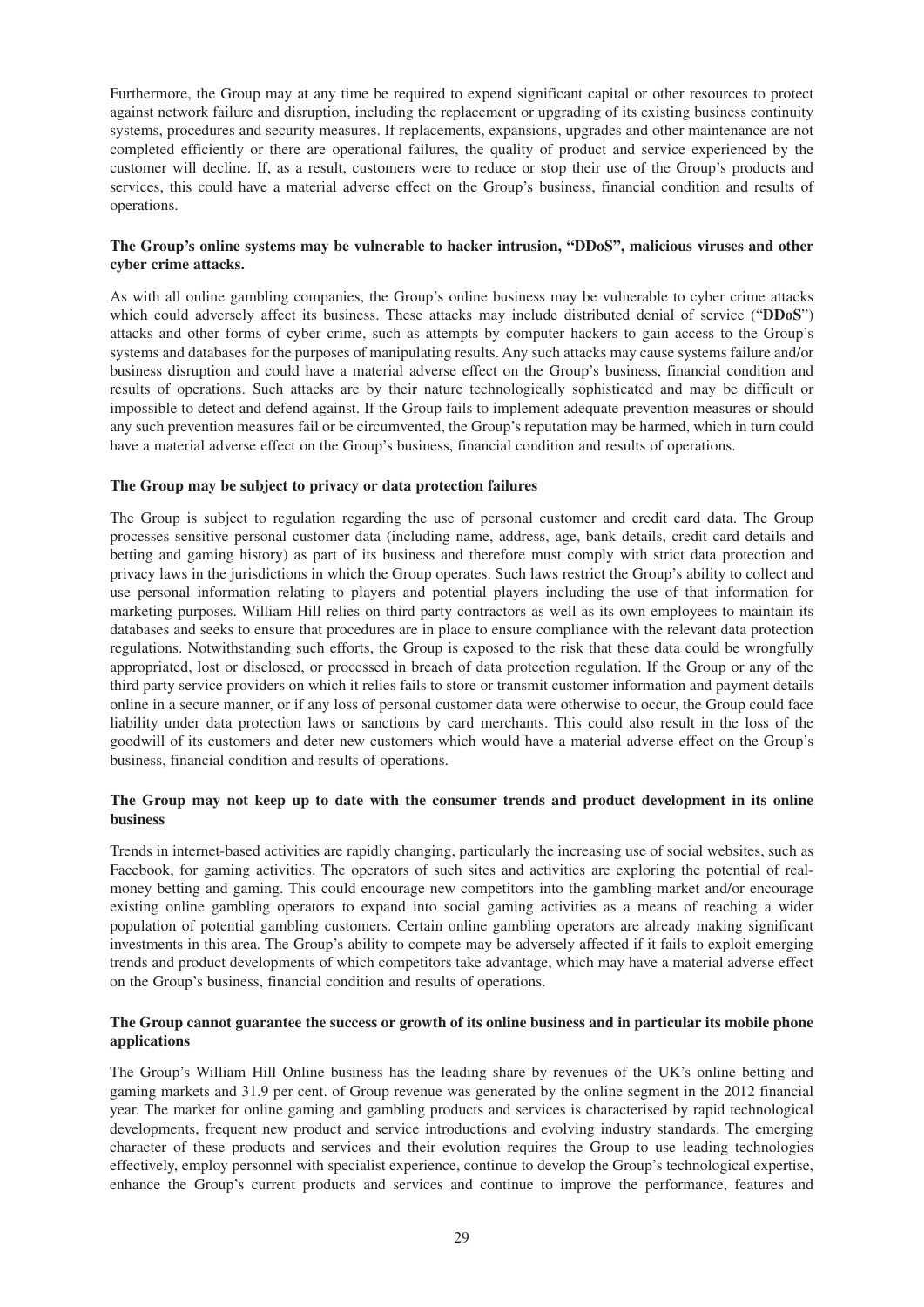Furthermore, the Group may at any time be required to expend significant capital or other resources to protect against network failure and disruption, including the replacement or upgrading of its existing business continuity systems, procedures and security measures. If replacements, expansions, upgrades and other maintenance are not completed efficiently or there are operational failures, the quality of product and service experienced by the customer will decline. If, as a result, customers were to reduce or stop their use of the Group's products and services, this could have a material adverse effect on the Group's business, financial condition and results of operations.

**The Group's online systems may be vulnerable to hacker intrusion, "DDoS", malicious viruses and other cyber crime attacks.**

As with all online gambling companies, the Group's online business may be vulnerable to cyber crime attacks which could adversely affect its business. These attacks may include distributed denial of service ("**DDoS**") attacks and other forms of cyber crime, such as attempts by computer hackers to gain access to the Group's systems and databases for the purposes of manipulating results. Any such attacks may cause systems failure and/or business disruption and could have a material adverse effect on the Group's business, financial condition and results of operations. Such attacks are by their nature technologically sophisticated and may be difficult or impossible to detect and defend against. If the Group fails to implement adequate prevention measures or should any such prevention measures fail or be circumvented, the Group's reputation may be harmed, which in turn could have a material adverse effect on the Group's business, financial condition and results of operations.

**The Group may be subject to privacy or data protection failures**

The Group is subject to regulation regarding the use of personal customer and credit card data. The Group processes sensitive personal customer data (including name, address, age, bank details, credit card details and betting and gaming history) as part of its business and therefore must comply with strict data protection and privacy laws in the jurisdictions in which the Group operates. Such laws restrict the Group's ability to collect and use personal information relating to players and potential players including the use of that information for marketing purposes. William Hill relies on third party contractors as well as its own employees to maintain its databases and seeks to ensure that procedures are in place to ensure compliance with the relevant data protection regulations. Notwithstanding such efforts, the Group is exposed to the risk that these data could be wrongfully appropriated, lost or disclosed, or processed in breach of data protection regulation. If the Group or any of the third party service providers on which it relies fails to store or transmit customer information and payment details online in a secure manner, or if any loss of personal customer data were otherwise to occur, the Group could face liability under data protection laws or sanctions by card merchants. This could also result in the loss of the goodwill of its customers and deter new customers which would have a material adverse effect on the Group's business, financial condition and results of operations.

**The Group may not keep up to date with the consumer trends and product development in its online business**

Trends in internet-based activities are rapidly changing, particularly the increasing use of social websites, such as Facebook, for gaming activities. The operators of such sites and activities are exploring the potential of real-money betting and gaming. This could encourage new competitors into the gambling market and/or encourage existing online gambling operators to expand into social gaming activities as a means of reaching a wider population of potential gambling customers. Certain online gambling operators are already making significant investments in this area. The Group's ability to compete may be adversely affected if it fails to exploit emerging trends and product developments of which competitors take advantage, which may have a material adverse effect on the Group's business, financial condition and results of operations.

**The Group cannot guarantee the success or growth of its online business and in particular its mobile phone applications**

The Group's William Hill Online business has the leading share by revenues of the UK's online betting and gaming markets and 31.9 per cent. of Group revenue was generated by the online segment in the 2012 financial year. The market for online gaming and gambling products and services is characterised by rapid technological developments, frequent new product and service introductions and evolving industry standards. The emerging character of these products and services and their evolution requires the Group to use leading technologies effectively, employ personnel with specialist experience, continue to develop the Group's technological expertise, enhance the Group's current products and services and continue to improve the performance, features and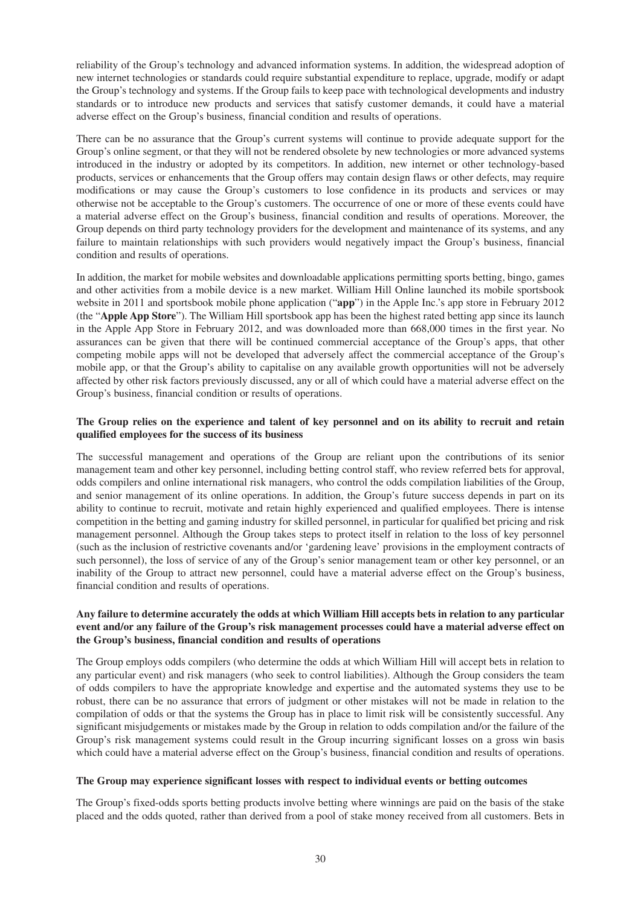reliability of the Group's technology and advanced information systems. In addition, the widespread adoption of new internet technologies or standards could require substantial expenditure to replace, upgrade, modify or adapt the Group's technology and systems. If the Group fails to keep pace with technological developments and industry standards or to introduce new products and services that satisfy customer demands, it could have a material adverse effect on the Group's business, financial condition and results of operations.

There can be no assurance that the Group's current systems will continue to provide adequate support for the Group's online segment, or that they will not be rendered obsolete by new technologies or more advanced systems introduced in the industry or adopted by its competitors. In addition, new internet or other technology-based products, services or enhancements that the Group offers may contain design flaws or other defects, may require modifications or may cause the Group's customers to lose confidence in its products and services or may otherwise not be acceptable to the Group's customers. The occurrence of one or more of these events could have a material adverse effect on the Group's business, financial condition and results of operations. Moreover, the Group depends on third party technology providers for the development and maintenance of its systems, and any failure to maintain relationships with such providers would negatively impact the Group's business, financial condition and results of operations.

In addition, the market for mobile websites and downloadable applications permitting sports betting, bingo, games and other activities from a mobile device is a new market. William Hill Online launched its mobile sportsbook website in 2011 and sportsbook mobile phone application ("**app**") in the Apple Inc.'s app store in February 2012 (the "**Apple App Store**"). The William Hill sportsbook app has been the highest rated betting app since its launch in the Apple App Store in February 2012, and was downloaded more than 668,000 times in the first year. No assurances can be given that there will be continued commercial acceptance of the Group's apps, that other competing mobile apps will not be developed that adversely affect the commercial acceptance of the Group's mobile app, or that the Group's ability to capitalise on any available growth opportunities will not be adversely affected by other risk factors previously discussed, any or all of which could have a material adverse effect on the Group's business, financial condition or results of operations.

**The Group relies on the experience and talent of key personnel and on its ability to recruit and retain qualified employees for the success of its business**

The successful management and operations of the Group are reliant upon the contributions of its senior management team and other key personnel, including betting control staff, who review referred bets for approval, odds compilers and online international risk managers, who control the odds compilation liabilities of the Group, and senior management of its online operations. In addition, the Group's future success depends in part on its ability to continue to recruit, motivate and retain highly experienced and qualified employees. There is intense competition in the betting and gaming industry for skilled personnel, in particular for qualified bet pricing and risk management personnel. Although the Group takes steps to protect itself in relation to the loss of key personnel (such as the inclusion of restrictive covenants and/or 'gardening leave' provisions in the employment contracts of such personnel), the loss of service of any of the Group's senior management team or other key personnel, or an inability of the Group to attract new personnel, could have a material adverse effect on the Group's business, financial condition and results of operations.

**Any failure to determine accurately the odds at which William Hill accepts bets in relation to any particular event and/or any failure of the Group's risk management processes could have a material adverse effect on the Group's business, financial condition and results of operations**

The Group employs odds compilers (who determine the odds at which William Hill will accept bets in relation to any particular event) and risk managers (who seek to control liabilities). Although the Group considers the team of odds compilers to have the appropriate knowledge and expertise and the automated systems they use to be robust, there can be no assurance that errors of judgment or other mistakes will not be made in relation to the compilation of odds or that the systems the Group has in place to limit risk will be consistently successful. Any significant misjudgements or mistakes made by the Group in relation to odds compilation and/or the failure of the Group's risk management systems could result in the Group incurring significant losses on a gross win basis which could have a material adverse effect on the Group's business, financial condition and results of operations.

**The Group may experience significant losses with respect to individual events or betting outcomes**

The Group's fixed-odds sports betting products involve betting where winnings are paid on the basis of the stake placed and the odds quoted, rather than derived from a pool of stake money received from all customers. Bets in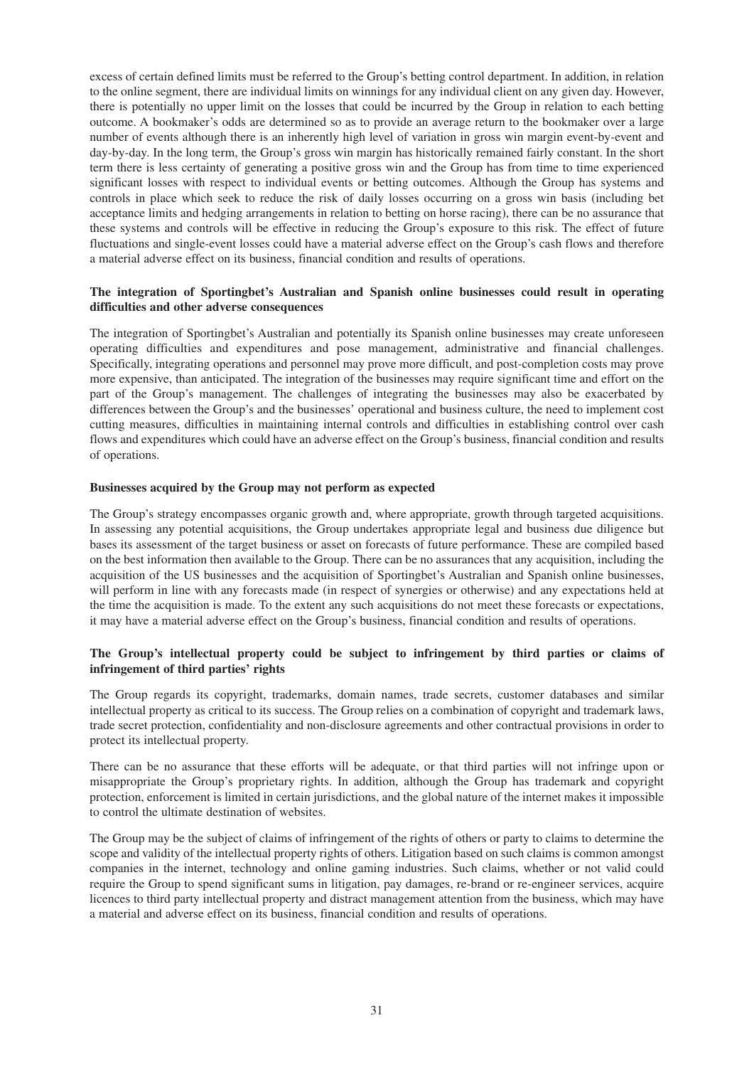excess of certain defined limits must be referred to the Group's betting control department. In addition, in relation to the online segment, there are individual limits on winnings for any individual client on any given day. However, there is potentially no upper limit on the losses that could be incurred by the Group in relation to each betting outcome. A bookmaker's odds are determined so as to provide an average return to the bookmaker over a large number of events although there is an inherently high level of variation in gross win margin event-by-event and day-by-day. In the long term, the Group's gross win margin has historically remained fairly constant. In the short term there is less certainty of generating a positive gross win and the Group has from time to time experienced significant losses with respect to individual events or betting outcomes. Although the Group has systems and controls in place which seek to reduce the risk of daily losses occurring on a gross win basis (including bet acceptance limits and hedging arrangements in relation to betting on horse racing), there can be no assurance that these systems and controls will be effective in reducing the Group's exposure to this risk. The effect of future fluctuations and single-event losses could have a material adverse effect on the Group's cash flows and therefore a material adverse effect on its business, financial condition and results of operations.

**The integration of Sportingbet's Australian and Spanish online businesses could result in operating difficulties and other adverse consequences**

The integration of Sportingbet's Australian and potentially its Spanish online businesses may create unforeseen operating difficulties and expenditures and pose management, administrative and financial challenges. Specifically, integrating operations and personnel may prove more difficult, and post-completion costs may prove more expensive, than anticipated. The integration of the businesses may require significant time and effort on the part of the Group's management. The challenges of integrating the businesses may also be exacerbated by differences between the Group's and the businesses' operational and business culture, the need to implement cost cutting measures, difficulties in maintaining internal controls and difficulties in establishing control over cash flows and expenditures which could have an adverse effect on the Group's business, financial condition and results of operations.

**Businesses acquired by the Group may not perform as expected**

The Group's strategy encompasses organic growth and, where appropriate, growth through targeted acquisitions. In assessing any potential acquisitions, the Group undertakes appropriate legal and business due diligence but bases its assessment of the target business or asset on forecasts of future performance. These are compiled based on the best information then available to the Group. There can be no assurances that any acquisition, including the acquisition of the US businesses and the acquisition of Sportingbet's Australian and Spanish online businesses, will perform in line with any forecasts made (in respect of synergies or otherwise) and any expectations held at the time the acquisition is made. To the extent any such acquisitions do not meet these forecasts or expectations, it may have a material adverse effect on the Group's business, financial condition and results of operations.

**The Group's intellectual property could be subject to infringement by third parties or claims of infringement of third parties' rights**

The Group regards its copyright, trademarks, domain names, trade secrets, customer databases and similar intellectual property as critical to its success. The Group relies on a combination of copyright and trademark laws, trade secret protection, confidentiality and non-disclosure agreements and other contractual provisions in order to protect its intellectual property.

There can be no assurance that these efforts will be adequate, or that third parties will not infringe upon or misappropriate the Group's proprietary rights. In addition, although the Group has trademark and copyright protection, enforcement is limited in certain jurisdictions, and the global nature of the internet makes it impossible to control the ultimate destination of websites.

The Group may be the subject of claims of infringement of the rights of others or party to claims to determine the scope and validity of the intellectual property rights of others. Litigation based on such claims is common amongst companies in the internet, technology and online gaming industries. Such claims, whether or not valid could require the Group to spend significant sums in litigation, pay damages, re-brand or re-engineer services, acquire licences to third party intellectual property and distract management attention from the business, which may have a material and adverse effect on its business, financial condition and results of operations.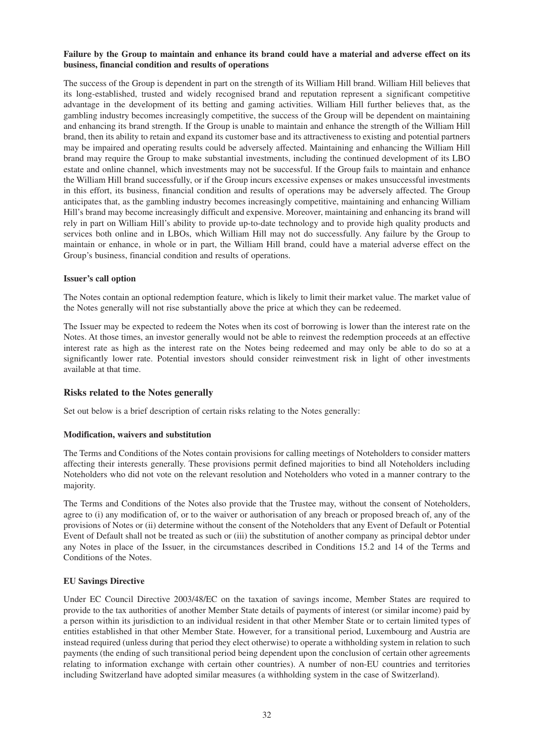**Failure by the Group to maintain and enhance its brand could have a material and adverse effect on its business, financial condition and results of operations**

The success of the Group is dependent in part on the strength of its William Hill brand. William Hill believes that its long-established, trusted and widely recognised brand and reputation represent a significant competitive advantage in the development of its betting and gaming activities. William Hill further believes that, as the gambling industry becomes increasingly competitive, the success of the Group will be dependent on maintaining and enhancing its brand strength. If the Group is unable to maintain and enhance the strength of the William Hill brand, then its ability to retain and expand its customer base and its attractiveness to existing and potential partners may be impaired and operating results could be adversely affected. Maintaining and enhancing the William Hill brand may require the Group to make substantial investments, including the continued development of its LBO estate and online channel, which investments may not be successful. If the Group fails to maintain and enhance the William Hill brand successfully, or if the Group incurs excessive expenses or makes unsuccessful investments in this effort, its business, financial condition and results of operations may be adversely affected. The Group anticipates that, as the gambling industry becomes increasingly competitive, maintaining and enhancing William Hill's brand may become increasingly difficult and expensive. Moreover, maintaining and enhancing its brand will rely in part on William Hill's ability to provide up-to-date technology and to provide high quality products and services both online and in LBOs, which William Hill may not do successfully. Any failure by the Group to maintain or enhance, in whole or in part, the William Hill brand, could have a material adverse effect on the Group's business, financial condition and results of operations.

**Issuer's call option**

The Notes contain an optional redemption feature, which is likely to limit their market value. The market value of the Notes generally will not rise substantially above the price at which they can be redeemed.

The Issuer may be expected to redeem the Notes when its cost of borrowing is lower than the interest rate on the Notes. At those times, an investor generally would not be able to reinvest the redemption proceeds at an effective interest rate as high as the interest rate on the Notes being redeemed and may only be able to do so at a significantly lower rate. Potential investors should consider reinvestment risk in light of other investments available at that time.

## Risks related to the Notes generally

Set out below is a brief description of certain risks relating to the Notes generally:

**Modification, waivers and substitution**

The Terms and Conditions of the Notes contain provisions for calling meetings of Noteholders to consider matters affecting their interests generally. These provisions permit defined majorities to bind all Noteholders including Noteholders who did not vote on the relevant resolution and Noteholders who voted in a manner contrary to the majority.

The Terms and Conditions of the Notes also provide that the Trustee may, without the consent of Noteholders, agree to (i) any modification of, or to the waiver or authorisation of any breach or proposed breach of, any of the provisions of Notes or (ii) determine without the consent of the Noteholders that any Event of Default or Potential Event of Default shall not be treated as such or (iii) the substitution of another company as principal debtor under any Notes in place of the Issuer, in the circumstances described in Conditions 15.2 and 14 of the Terms and Conditions of the Notes.

**EU Savings Directive**

Under EC Council Directive 2003/48/EC on the taxation of savings income, Member States are required to provide to the tax authorities of another Member State details of payments of interest (or similar income) paid by a person within its jurisdiction to an individual resident in that other Member State or to certain limited types of entities established in that other Member State. However, for a transitional period, Luxembourg and Austria are instead required (unless during that period they elect otherwise) to operate a withholding system in relation to such payments (the ending of such transitional period being dependent upon the conclusion of certain other agreements relating to information exchange with certain other countries). A number of non-EU countries and territories including Switzerland have adopted similar measures (a withholding system in the case of Switzerland).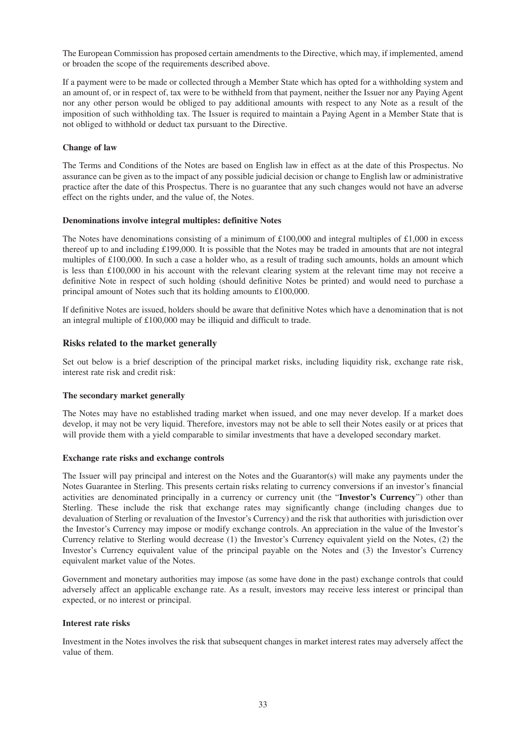The European Commission has proposed certain amendments to the Directive, which may, if implemented, amend or broaden the scope of the requirements described above.

If a payment were to be made or collected through a Member State which has opted for a withholding system and an amount of, or in respect of, tax were to be withheld from that payment, neither the Issuer nor any Paying Agent nor any other person would be obliged to pay additional amounts with respect to any Note as a result of the imposition of such withholding tax. The Issuer is required to maintain a Paying Agent in a Member State that is not obliged to withhold or deduct tax pursuant to the Directive.

**Change of law**

The Terms and Conditions of the Notes are based on English law in effect as at the date of this Prospectus. No assurance can be given as to the impact of any possible judicial decision or change to English law or administrative practice after the date of this Prospectus. There is no guarantee that any such changes would not have an adverse effect on the rights under, and the value of, the Notes.

**Denominations involve integral multiples: definitive Notes**

The Notes have denominations consisting of a minimum of £100,000 and integral multiples of £1,000 in excess thereof up to and including £199,000. It is possible that the Notes may be traded in amounts that are not integral multiples of £100,000. In such a case a holder who, as a result of trading such amounts, holds an amount which is less than £100,000 in his account with the relevant clearing system at the relevant time may not receive a definitive Note in respect of such holding (should definitive Notes be printed) and would need to purchase a principal amount of Notes such that its holding amounts to £100,000.

If definitive Notes are issued, holders should be aware that definitive Notes which have a denomination that is not an integral multiple of £100,000 may be illiquid and difficult to trade.

## Risks related to the market generally

Set out below is a brief description of the principal market risks, including liquidity risk, exchange rate risk, interest rate risk and credit risk:

**The secondary market generally**

The Notes may have no established trading market when issued, and one may never develop. If a market does develop, it may not be very liquid. Therefore, investors may not be able to sell their Notes easily or at prices that will provide them with a yield comparable to similar investments that have a developed secondary market.

**Exchange rate risks and exchange controls**

The Issuer will pay principal and interest on the Notes and the Guarantor(s) will make any payments under the Notes Guarantee in Sterling. This presents certain risks relating to currency conversions if an investor's financial activities are denominated principally in a currency or currency unit (the "**Investor's Currency**") other than Sterling. These include the risk that exchange rates may significantly change (including changes due to devaluation of Sterling or revaluation of the Investor's Currency) and the risk that authorities with jurisdiction over the Investor's Currency may impose or modify exchange controls. An appreciation in the value of the Investor's Currency relative to Sterling would decrease (1) the Investor's Currency equivalent yield on the Notes, (2) the Investor's Currency equivalent value of the principal payable on the Notes and (3) the Investor's Currency equivalent market value of the Notes.

Government and monetary authorities may impose (as some have done in the past) exchange controls that could adversely affect an applicable exchange rate. As a result, investors may receive less interest or principal than expected, or no interest or principal.

**Interest rate risks**

Investment in the Notes involves the risk that subsequent changes in market interest rates may adversely affect the value of them.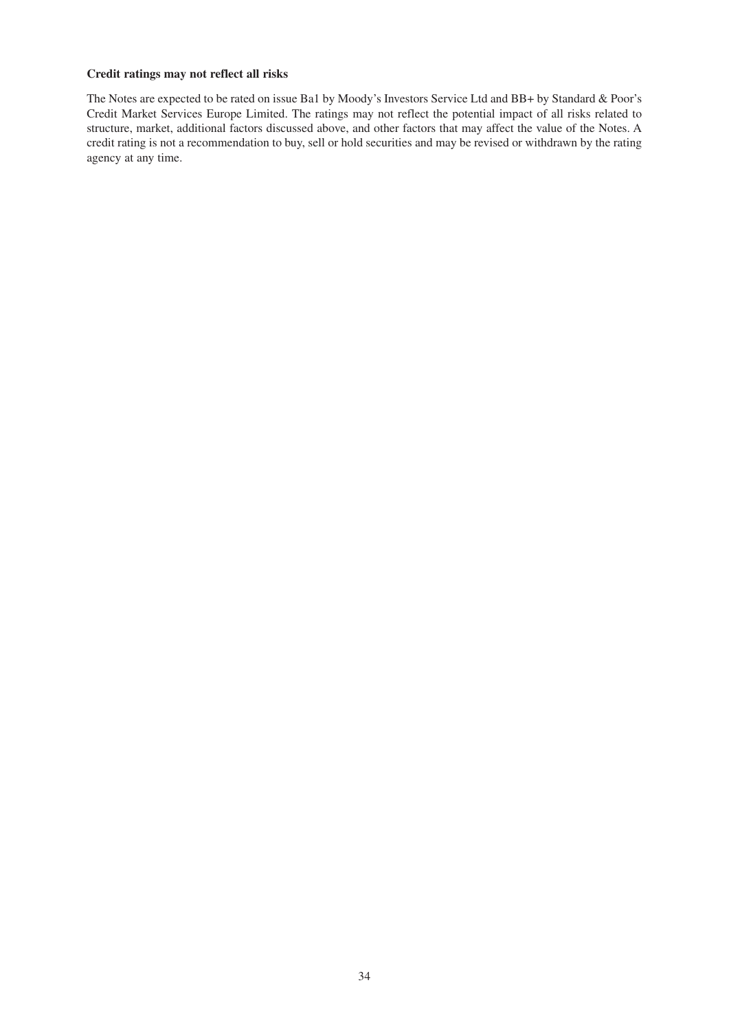**Credit ratings may not reflect all risks**

The Notes are expected to be rated on issue Ba1 by Moody's Investors Service Ltd and BB+ by Standard & Poor's Credit Market Services Europe Limited. The ratings may not reflect the potential impact of all risks related to structure, market, additional factors discussed above, and other factors that may affect the value of the Notes. A credit rating is not a recommendation to buy, sell or hold securities and may be revised or withdrawn by the rating agency at any time.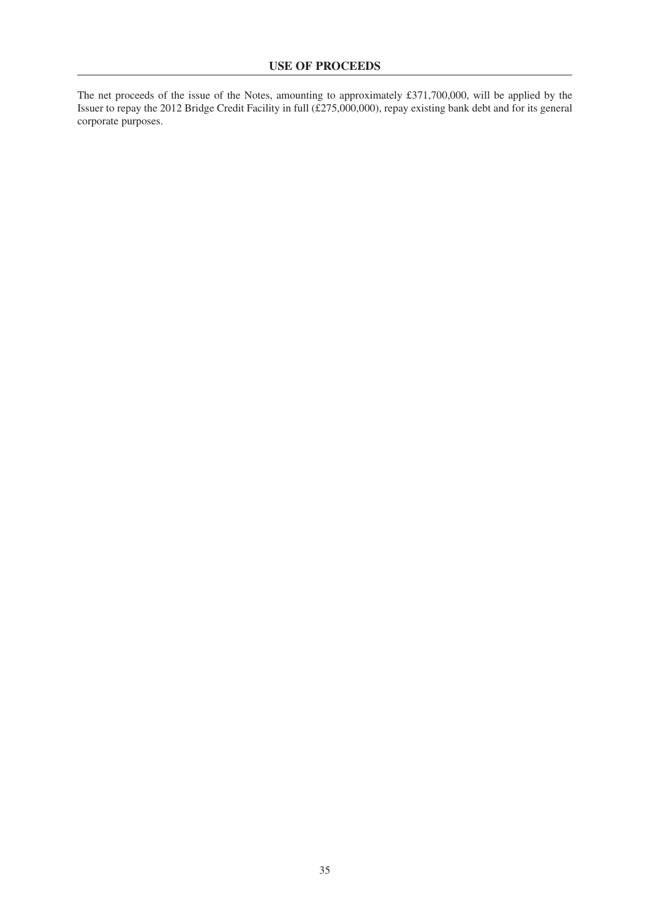## USE OF PROCEEDS

The net proceeds of the issue of the Notes, amounting to approximately £371,700,000, will be applied by the Issuer to repay the 2012 Bridge Credit Facility in full (£275,000,000), repay existing bank debt and for its general corporate purposes.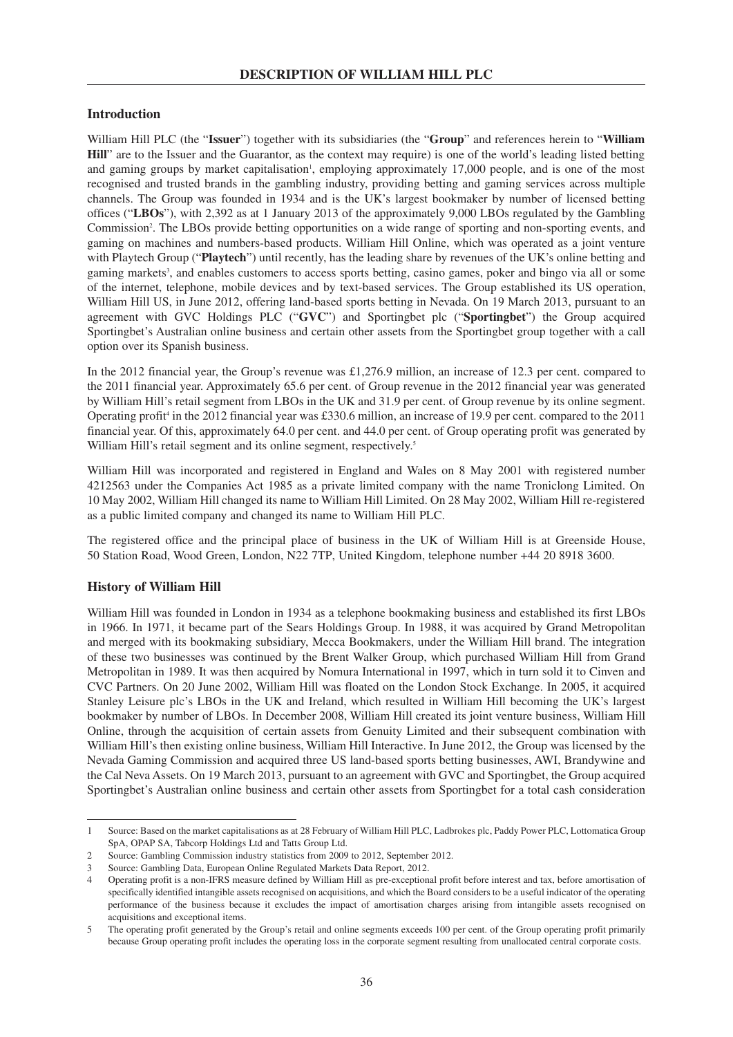# DESCRIPTION OF WILLIAM HILL PLC

## Introduction

William Hill PLC (the "**Issuer**") together with its subsidiaries (the "**Group**" and references herein to "**William Hill**" are to the Issuer and the Guarantor, as the context may require) is one of the world's leading listed betting and gaming groups by market capitalisation[1], employing approximately 17,000 people, and is one of the most recognised and trusted brands in the gambling industry, providing betting and gaming services across multiple channels. The Group was founded in 1934 and is the UK's largest bookmaker by number of licensed betting offices ("**LBOs**"), with 2,392 as at 1 January 2013 of the approximately 9,000 LBOs regulated by the Gambling Commission[2]. The LBOs provide betting opportunities on a wide range of sporting and non-sporting events, and gaming on machines and numbers-based products. William Hill Online, which was operated as a joint venture with Playtech Group ("**Playtech**") until recently, has the leading share by revenues of the UK's online betting and gaming markets[3], and enables customers to access sports betting, casino games, poker and bingo via all or some of the internet, telephone, mobile devices and by text-based services. The Group established its US operation, William Hill US, in June 2012, offering land-based sports betting in Nevada. On 19 March 2013, pursuant to an agreement with GVC Holdings PLC ("**GVC**") and Sportingbet plc ("**Sportingbet**") the Group acquired Sportingbet's Australian online business and certain other assets from the Sportingbet group together with a call option over its Spanish business.

In the 2012 financial year, the Group's revenue was £1,276.9 million, an increase of 12.3 per cent. compared to the 2011 financial year. Approximately 65.6 per cent. of Group revenue in the 2012 financial year was generated by William Hill's retail segment from LBOs in the UK and 31.9 per cent. of Group revenue by its online segment. Operating profit[4] in the 2012 financial year was £330.6 million, an increase of 19.9 per cent. compared to the 2011 financial year. Of this, approximately 64.0 per cent. and 44.0 per cent. of Group operating profit was generated by William Hill's retail segment and its online segment, respectively.[5]

William Hill was incorporated and registered in England and Wales on 8 May 2001 with registered number 4212563 under the Companies Act 1985 as a private limited company with the name Troniclong Limited. On 10 May 2002, William Hill changed its name to William Hill Limited. On 28 May 2002, William Hill re-registered as a public limited company and changed its name to William Hill PLC.

The registered office and the principal place of business in the UK of William Hill is at Greenside House, 50 Station Road, Wood Green, London, N22 7TP, United Kingdom, telephone number +44 20 8918 3600.

## History of William Hill

William Hill was founded in London in 1934 as a telephone bookmaking business and established its first LBOs in 1966. In 1971, it became part of the Sears Holdings Group. In 1988, it was acquired by Grand Metropolitan and merged with its bookmaking subsidiary, Mecca Bookmakers, under the William Hill brand. The integration of these two businesses was continued by the Brent Walker Group, which purchased William Hill from Grand Metropolitan in 1989. It was then acquired by Nomura International in 1997, which in turn sold it to Cinven and CVC Partners. On 20 June 2002, William Hill was floated on the London Stock Exchange. In 2005, it acquired Stanley Leisure plc's LBOs in the UK and Ireland, which resulted in William Hill becoming the UK's largest bookmaker by number of LBOs. In December 2008, William Hill created its joint venture business, William Hill Online, through the acquisition of certain assets from Genuity Limited and their subsequent combination with William Hill's then existing online business, William Hill Interactive. In June 2012, the Group was licensed by the Nevada Gaming Commission and acquired three US land-based sports betting businesses, AWI, Brandywine and the Cal Neva Assets. On 19 March 2013, pursuant to an agreement with GVC and Sportingbet, the Group acquired Sportingbet's Australian online business and certain other assets from Sportingbet for a total cash consideration

---

1 Source: Based on the market capitalisations as at 28 February of William Hill PLC, Ladbrokes plc, Paddy Power PLC, Lottomatica Group SpA, OPAP SA, Tabcorp Holdings Ltd and Tatts Group Ltd.

2 Source: Gambling Commission industry statistics from 2009 to 2012, September 2012.

3 Source: Gambling Data, European Online Regulated Markets Data Report, 2012.

4 Operating profit is a non-IFRS measure defined by William Hill as pre-exceptional profit before interest and tax, before amortisation of specifically identified intangible assets recognised on acquisitions, and which the Board considers to be a useful indicator of the operating performance of the business because it excludes the impact of amortisation charges arising from intangible assets recognised on acquisitions and exceptional items.

5 The operating profit generated by the Group's retail and online segments exceeds 100 per cent. of the Group operating profit primarily because Group operating profit includes the operating loss in the corporate segment resulting from unallocated central corporate costs.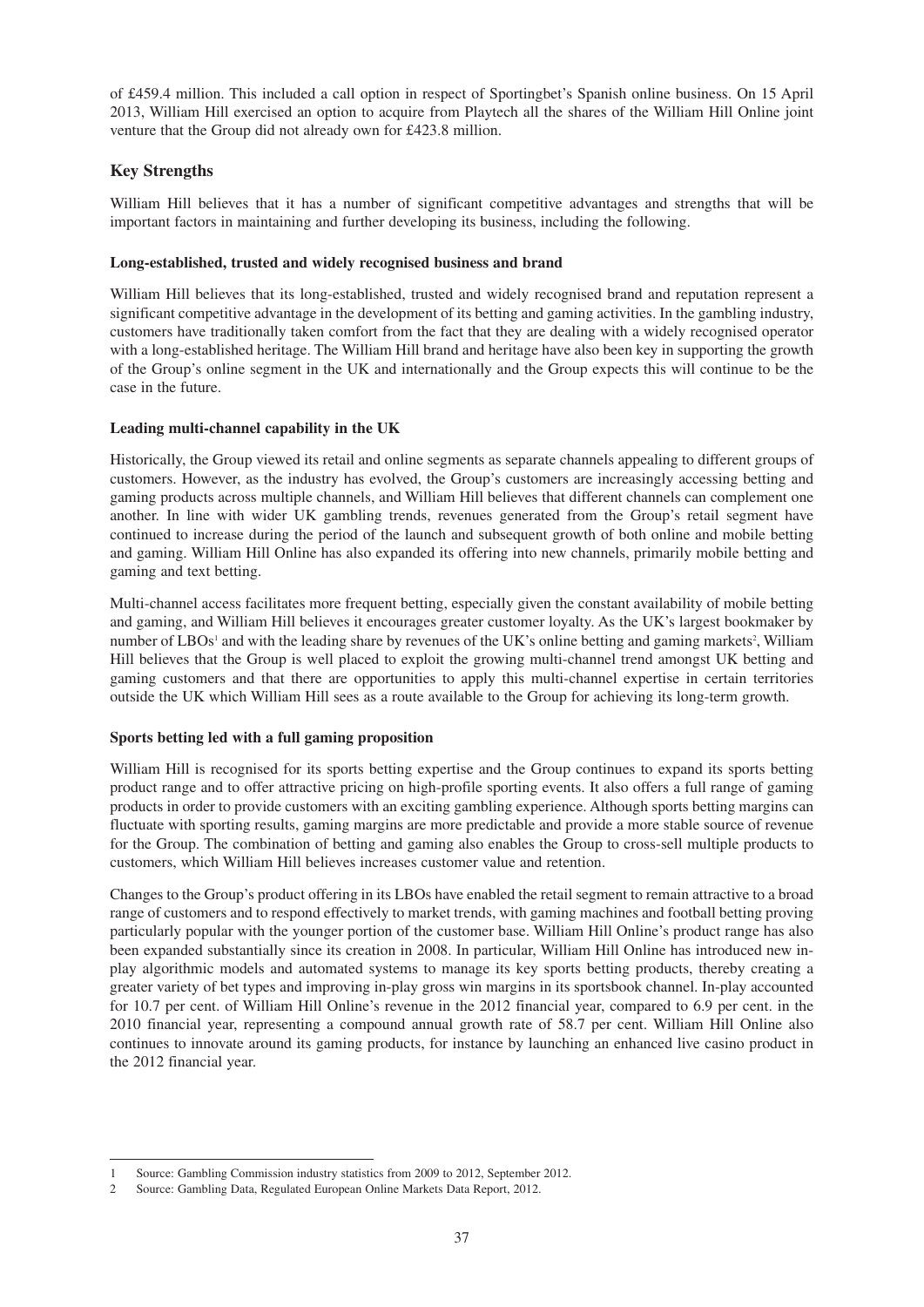of £459.4 million. This included a call option in respect of Sportingbet's Spanish online business. On 15 April 2013, William Hill exercised an option to acquire from Playtech all the shares of the William Hill Online joint venture that the Group did not already own for £423.8 million.

## Key Strengths

William Hill believes that it has a number of significant competitive advantages and strengths that will be important factors in maintaining and further developing its business, including the following.

**Long-established, trusted and widely recognised business and brand**

William Hill believes that its long-established, trusted and widely recognised brand and reputation represent a significant competitive advantage in the development of its betting and gaming activities. In the gambling industry, customers have traditionally taken comfort from the fact that they are dealing with a widely recognised operator with a long-established heritage. The William Hill brand and heritage have also been key in supporting the growth of the Group's online segment in the UK and internationally and the Group expects this will continue to be the case in the future.

**Leading multi-channel capability in the UK**

Historically, the Group viewed its retail and online segments as separate channels appealing to different groups of customers. However, as the industry has evolved, the Group's customers are increasingly accessing betting and gaming products across multiple channels, and William Hill believes that different channels can complement one another. In line with wider UK gambling trends, revenues generated from the Group's retail segment have continued to increase during the period of the launch and subsequent growth of both online and mobile betting and gaming. William Hill Online has also expanded its offering into new channels, primarily mobile betting and gaming and text betting.

Multi-channel access facilitates more frequent betting, especially given the constant availability of mobile betting and gaming, and William Hill believes it encourages greater customer loyalty. As the UK's largest bookmaker by number of LBOs[1] and with the leading share by revenues of the UK's online betting and gaming markets[2], William Hill believes that the Group is well placed to exploit the growing multi-channel trend amongst UK betting and gaming customers and that there are opportunities to apply this multi-channel expertise in certain territories outside the UK which William Hill sees as a route available to the Group for achieving its long-term growth.

**Sports betting led with a full gaming proposition**

William Hill is recognised for its sports betting expertise and the Group continues to expand its sports betting product range and to offer attractive pricing on high-profile sporting events. It also offers a full range of gaming products in order to provide customers with an exciting gambling experience. Although sports betting margins can fluctuate with sporting results, gaming margins are more predictable and provide a more stable source of revenue for the Group. The combination of betting and gaming also enables the Group to cross-sell multiple products to customers, which William Hill believes increases customer value and retention.

Changes to the Group's product offering in its LBOs have enabled the retail segment to remain attractive to a broad range of customers and to respond effectively to market trends, with gaming machines and football betting proving particularly popular with the younger portion of the customer base. William Hill Online's product range has also been expanded substantially since its creation in 2008. In particular, William Hill Online has introduced new in-play algorithmic models and automated systems to manage its key sports betting products, thereby creating a greater variety of bet types and improving in-play gross win margins in its sportsbook channel. In-play accounted for 10.7 per cent. of William Hill Online's revenue in the 2012 financial year, compared to 6.9 per cent. in the 2010 financial year, representing a compound annual growth rate of 58.7 per cent. William Hill Online also continues to innovate around its gaming products, for instance by launching an enhanced live casino product in the 2012 financial year.

---

1 Source: Gambling Commission industry statistics from 2009 to 2012, September 2012.

2 Source: Gambling Data, Regulated European Online Markets Data Report, 2012.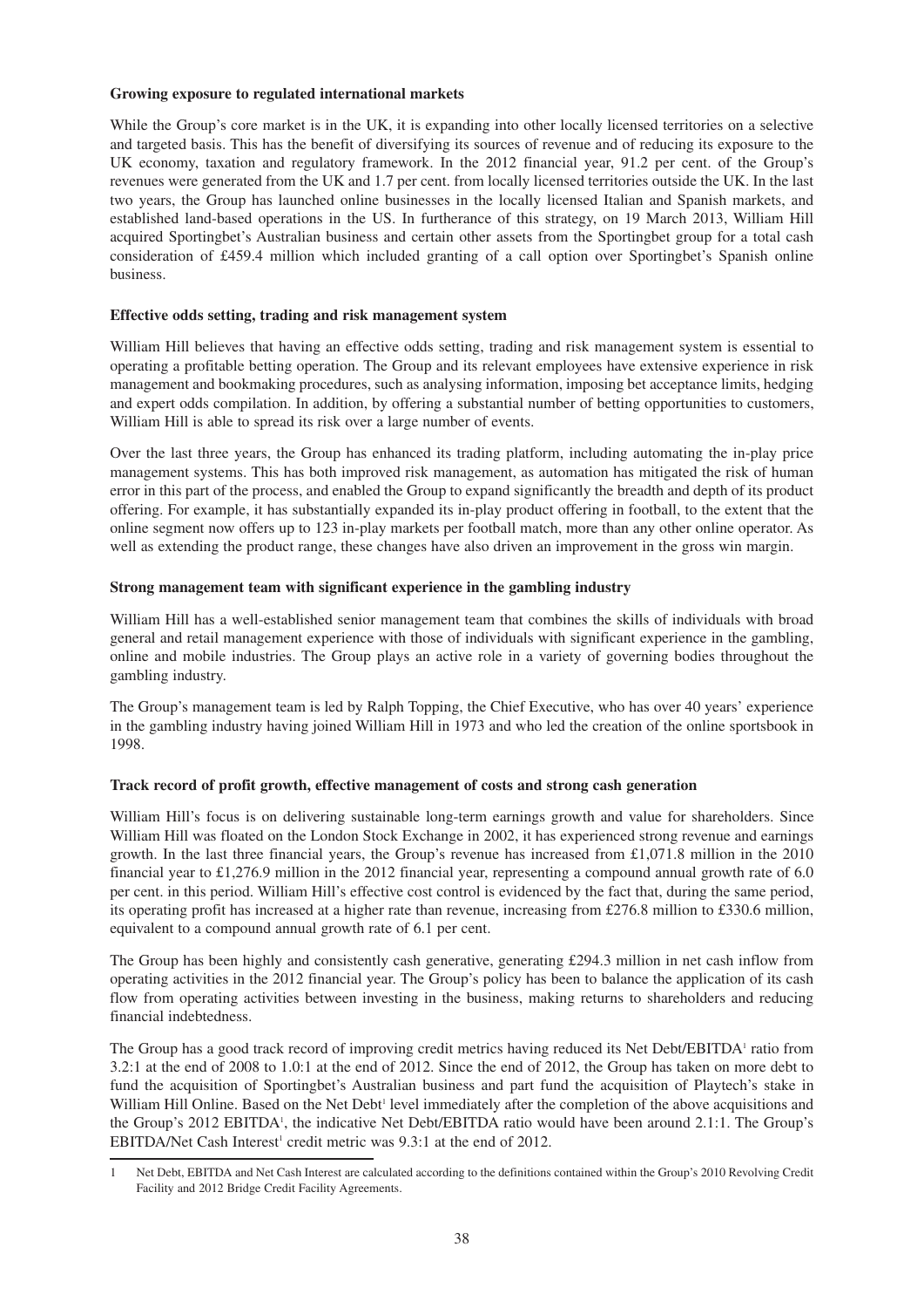**Growing exposure to regulated international markets**

While the Group's core market is in the UK, it is expanding into other locally licensed territories on a selective and targeted basis. This has the benefit of diversifying its sources of revenue and of reducing its exposure to the UK economy, taxation and regulatory framework. In the 2012 financial year, 91.2 per cent. of the Group's revenues were generated from the UK and 1.7 per cent. from locally licensed territories outside the UK. In the last two years, the Group has launched online businesses in the locally licensed Italian and Spanish markets, and established land-based operations in the US. In furtherance of this strategy, on 19 March 2013, William Hill acquired Sportingbet's Australian business and certain other assets from the Sportingbet group for a total cash consideration of £459.4 million which included granting of a call option over Sportingbet's Spanish online business.

**Effective odds setting, trading and risk management system**

William Hill believes that having an effective odds setting, trading and risk management system is essential to operating a profitable betting operation. The Group and its relevant employees have extensive experience in risk management and bookmaking procedures, such as analysing information, imposing bet acceptance limits, hedging and expert odds compilation. In addition, by offering a substantial number of betting opportunities to customers, William Hill is able to spread its risk over a large number of events.

Over the last three years, the Group has enhanced its trading platform, including automating the in-play price management systems. This has both improved risk management, as automation has mitigated the risk of human error in this part of the process, and enabled the Group to expand significantly the breadth and depth of its product offering. For example, it has substantially expanded its in-play product offering in football, to the extent that the online segment now offers up to 123 in-play markets per football match, more than any other online operator. As well as extending the product range, these changes have also driven an improvement in the gross win margin.

**Strong management team with significant experience in the gambling industry**

William Hill has a well-established senior management team that combines the skills of individuals with broad general and retail management experience with those of individuals with significant experience in the gambling, online and mobile industries. The Group plays an active role in a variety of governing bodies throughout the gambling industry.

The Group's management team is led by Ralph Topping, the Chief Executive, who has over 40 years' experience in the gambling industry having joined William Hill in 1973 and who led the creation of the online sportsbook in 1998.

**Track record of profit growth, effective management of costs and strong cash generation**

William Hill's focus is on delivering sustainable long-term earnings growth and value for shareholders. Since William Hill was floated on the London Stock Exchange in 2002, it has experienced strong revenue and earnings growth. In the last three financial years, the Group's revenue has increased from £1,071.8 million in the 2010 financial year to £1,276.9 million in the 2012 financial year, representing a compound annual growth rate of 6.0 per cent. in this period. William Hill's effective cost control is evidenced by the fact that, during the same period, its operating profit has increased at a higher rate than revenue, increasing from £276.8 million to £330.6 million, equivalent to a compound annual growth rate of 6.1 per cent.

The Group has been highly and consistently cash generative, generating £294.3 million in net cash inflow from operating activities in the 2012 financial year. The Group's policy has been to balance the application of its cash flow from operating activities between investing in the business, making returns to shareholders and reducing financial indebtedness.

The Group has a good track record of improving credit metrics having reduced its Net Debt/EBITDA[1] ratio from 3.2:1 at the end of 2008 to 1.0:1 at the end of 2012. Since the end of 2012, the Group has taken on more debt to fund the acquisition of Sportingbet's Australian business and part fund the acquisition of Playtech's stake in William Hill Online. Based on the Net Debt[1] level immediately after the completion of the above acquisitions and the Group's 2012 EBITDA[1], the indicative Net Debt/EBITDA ratio would have been around 2.1:1. The Group's EBITDA/Net Cash Interest[1] credit metric was 9.3:1 at the end of 2012.

---

1 Net Debt, EBITDA and Net Cash Interest are calculated according to the definitions contained within the Group's 2010 Revolving Credit Facility and 2012 Bridge Credit Facility Agreements.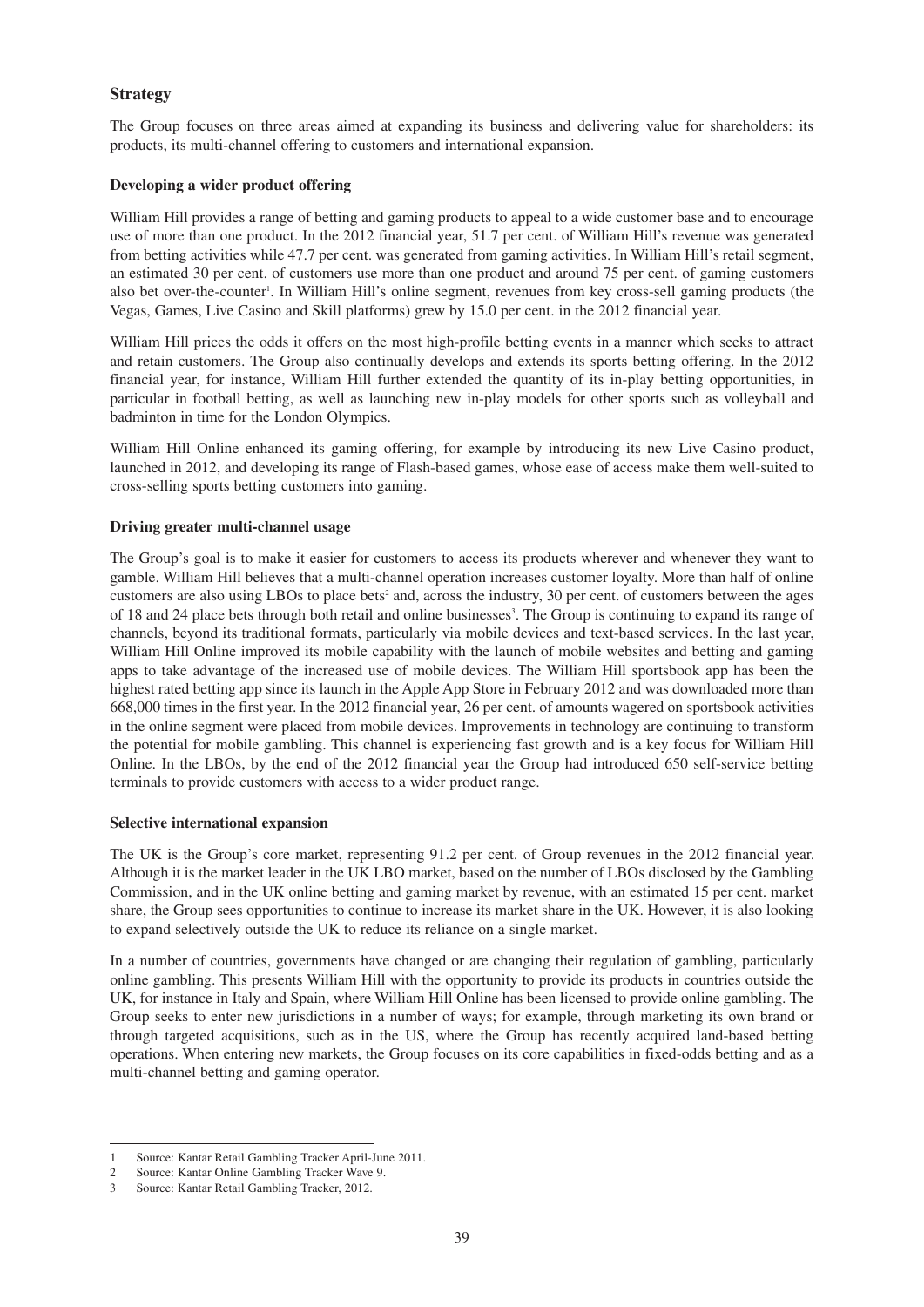## Strategy

The Group focuses on three areas aimed at expanding its business and delivering value for shareholders: its products, its multi-channel offering to customers and international expansion.

### Developing a wider product offering

William Hill provides a range of betting and gaming products to appeal to a wide customer base and to encourage use of more than one product. In the 2012 financial year, 51.7 per cent. of William Hill's revenue was generated from betting activities while 47.7 per cent. was generated from gaming activities. In William Hill's retail segment, an estimated 30 per cent. of customers use more than one product and around 75 per cent. of gaming customers also bet over-the-counter[1]. In William Hill's online segment, revenues from key cross-sell gaming products (the Vegas, Games, Live Casino and Skill platforms) grew by 15.0 per cent. in the 2012 financial year.

William Hill prices the odds it offers on the most high-profile betting events in a manner which seeks to attract and retain customers. The Group also continually develops and extends its sports betting offering. In the 2012 financial year, for instance, William Hill further extended the quantity of its in-play betting opportunities, in particular in football betting, as well as launching new in-play models for other sports such as volleyball and badminton in time for the London Olympics.

William Hill Online enhanced its gaming offering, for example by introducing its new Live Casino product, launched in 2012, and developing its range of Flash-based games, whose ease of access make them well-suited to cross-selling sports betting customers into gaming.

### Driving greater multi-channel usage

The Group's goal is to make it easier for customers to access its products wherever and whenever they want to gamble. William Hill believes that a multi-channel operation increases customer loyalty. More than half of online customers are also using LBOs to place bets[2] and, across the industry, 30 per cent. of customers between the ages of 18 and 24 place bets through both retail and online businesses[3]. The Group is continuing to expand its range of channels, beyond its traditional formats, particularly via mobile devices and text-based services. In the last year, William Hill Online improved its mobile capability with the launch of mobile websites and betting and gaming apps to take advantage of the increased use of mobile devices. The William Hill sportsbook app has been the highest rated betting app since its launch in the Apple App Store in February 2012 and was downloaded more than 668,000 times in the first year. In the 2012 financial year, 26 per cent. of amounts wagered on sportsbook activities in the online segment were placed from mobile devices. Improvements in technology are continuing to transform the potential for mobile gambling. This channel is experiencing fast growth and is a key focus for William Hill Online. In the LBOs, by the end of the 2012 financial year the Group had introduced 650 self-service betting terminals to provide customers with access to a wider product range.

### Selective international expansion

The UK is the Group's core market, representing 91.2 per cent. of Group revenues in the 2012 financial year. Although it is the market leader in the UK LBO market, based on the number of LBOs disclosed by the Gambling Commission, and in the UK online betting and gaming market by revenue, with an estimated 15 per cent. market share, the Group sees opportunities to continue to increase its market share in the UK. However, it is also looking to expand selectively outside the UK to reduce its reliance on a single market.

In a number of countries, governments have changed or are changing their regulation of gambling, particularly online gambling. This presents William Hill with the opportunity to provide its products in countries outside the UK, for instance in Italy and Spain, where William Hill Online has been licensed to provide online gambling. The Group seeks to enter new jurisdictions in a number of ways; for example, through marketing its own brand or through targeted acquisitions, such as in the US, where the Group has recently acquired land-based betting operations. When entering new markets, the Group focuses on its core capabilities in fixed-odds betting and as a multi-channel betting and gaming operator.

---

1 Source: Kantar Retail Gambling Tracker April-June 2011.

2 Source: Kantar Online Gambling Tracker Wave 9.

3 Source: Kantar Retail Gambling Tracker, 2012.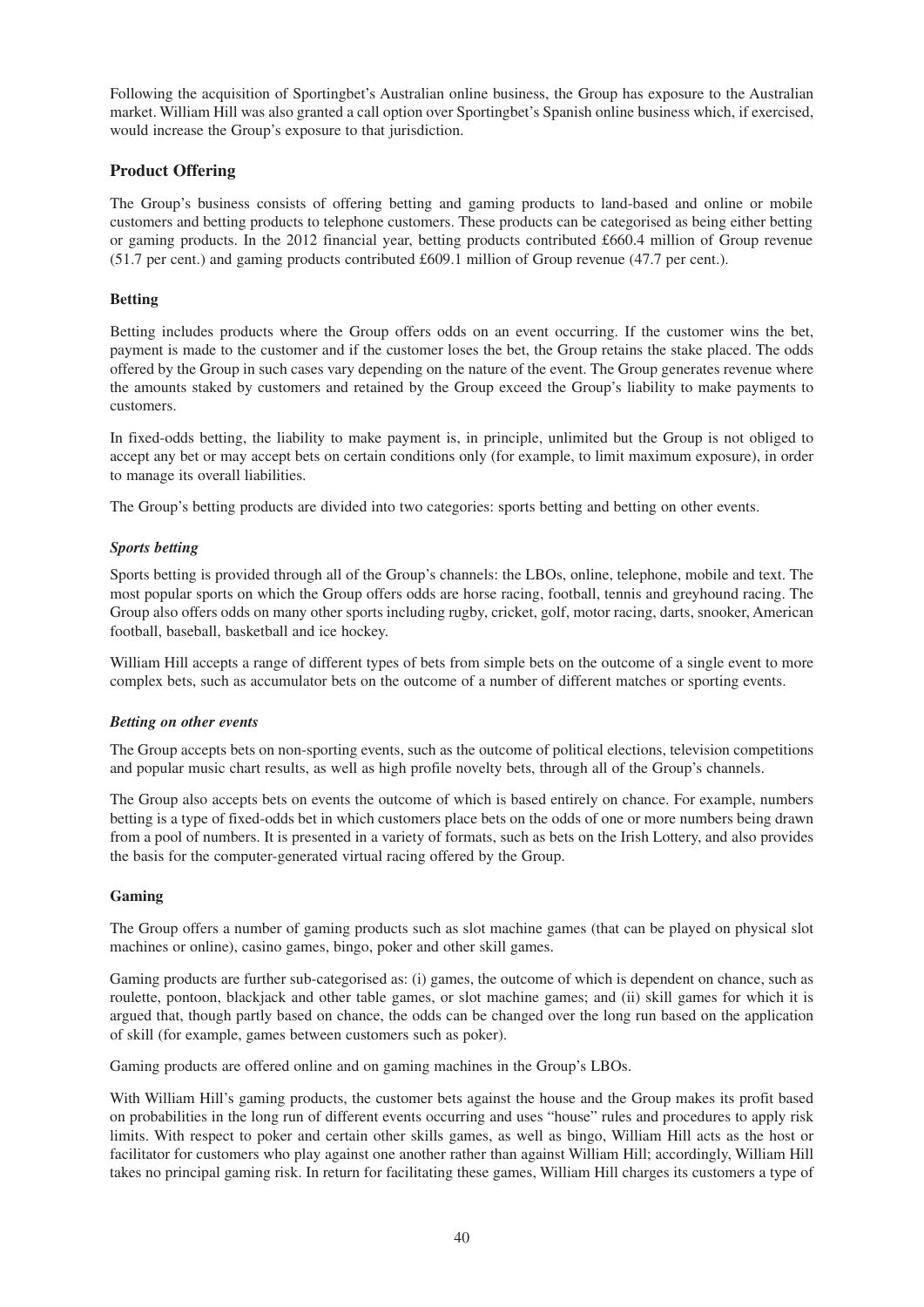Following the acquisition of Sportingbet's Australian online business, the Group has exposure to the Australian market. William Hill was also granted a call option over Sportingbet's Spanish online business which, if exercised, would increase the Group's exposure to that jurisdiction.

## Product Offering

The Group's business consists of offering betting and gaming products to land-based and online or mobile customers and betting products to telephone customers. These products can be categorised as being either betting or gaming products. In the 2012 financial year, betting products contributed £660.4 million of Group revenue (51.7 per cent.) and gaming products contributed £609.1 million of Group revenue (47.7 per cent.).

### Betting

Betting includes products where the Group offers odds on an event occurring. If the customer wins the bet, payment is made to the customer and if the customer loses the bet, the Group retains the stake placed. The odds offered by the Group in such cases vary depending on the nature of the event. The Group generates revenue where the amounts staked by customers and retained by the Group exceed the Group's liability to make payments to customers.

In fixed-odds betting, the liability to make payment is, in principle, unlimited but the Group is not obliged to accept any bet or may accept bets on certain conditions only (for example, to limit maximum exposure), in order to manage its overall liabilities.

The Group's betting products are divided into two categories: sports betting and betting on other events.

#### *Sports betting*

Sports betting is provided through all of the Group's channels: the LBOs, online, telephone, mobile and text. The most popular sports on which the Group offers odds are horse racing, football, tennis and greyhound racing. The Group also offers odds on many other sports including rugby, cricket, golf, motor racing, darts, snooker, American football, baseball, basketball and ice hockey.

William Hill accepts a range of different types of bets from simple bets on the outcome of a single event to more complex bets, such as accumulator bets on the outcome of a number of different matches or sporting events.

#### *Betting on other events*

The Group accepts bets on non-sporting events, such as the outcome of political elections, television competitions and popular music chart results, as well as high profile novelty bets, through all of the Group's channels.

The Group also accepts bets on events the outcome of which is based entirely on chance. For example, numbers betting is a type of fixed-odds bet in which customers place bets on the odds of one or more numbers being drawn from a pool of numbers. It is presented in a variety of formats, such as bets on the Irish Lottery, and also provides the basis for the computer-generated virtual racing offered by the Group.

### Gaming

The Group offers a number of gaming products such as slot machine games (that can be played on physical slot machines or online), casino games, bingo, poker and other skill games.

Gaming products are further sub-categorised as: (i) games, the outcome of which is dependent on chance, such as roulette, pontoon, blackjack and other table games, or slot machine games; and (ii) skill games for which it is argued that, though partly based on chance, the odds can be changed over the long run based on the application of skill (for example, games between customers such as poker).

Gaming products are offered online and on gaming machines in the Group's LBOs.

With William Hill's gaming products, the customer bets against the house and the Group makes its profit based on probabilities in the long run of different events occurring and uses "house" rules and procedures to apply risk limits. With respect to poker and certain other skills games, as well as bingo, William Hill acts as the host or facilitator for customers who play against one another rather than against William Hill; accordingly, William Hill takes no principal gaming risk. In return for facilitating these games, William Hill charges its customers a type of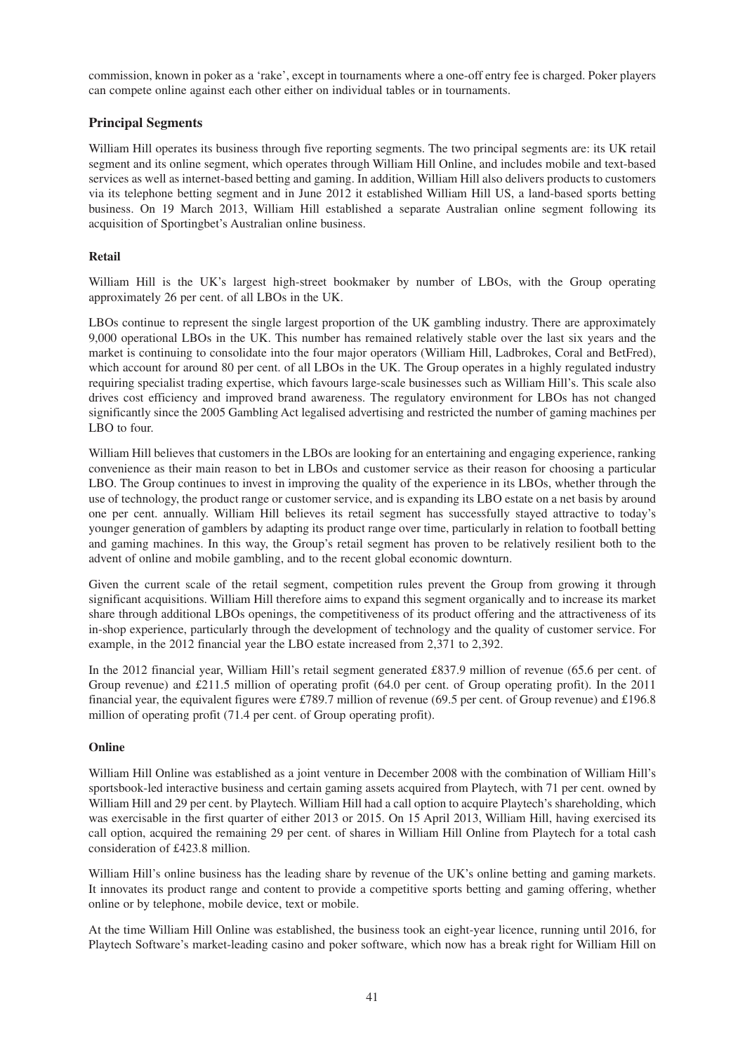commission, known in poker as a 'rake', except in tournaments where a one-off entry fee is charged. Poker players can compete online against each other either on individual tables or in tournaments.

## Principal Segments

William Hill operates its business through five reporting segments. The two principal segments are: its UK retail segment and its online segment, which operates through William Hill Online, and includes mobile and text-based services as well as internet-based betting and gaming. In addition, William Hill also delivers products to customers via its telephone betting segment and in June 2012 it established William Hill US, a land-based sports betting business. On 19 March 2013, William Hill established a separate Australian online segment following its acquisition of Sportingbet's Australian online business.

### Retail

William Hill is the UK's largest high-street bookmaker by number of LBOs, with the Group operating approximately 26 per cent. of all LBOs in the UK.

LBOs continue to represent the single largest proportion of the UK gambling industry. There are approximately 9,000 operational LBOs in the UK. This number has remained relatively stable over the last six years and the market is continuing to consolidate into the four major operators (William Hill, Ladbrokes, Coral and BetFred), which account for around 80 per cent. of all LBOs in the UK. The Group operates in a highly regulated industry requiring specialist trading expertise, which favours large-scale businesses such as William Hill's. This scale also drives cost efficiency and improved brand awareness. The regulatory environment for LBOs has not changed significantly since the 2005 Gambling Act legalised advertising and restricted the number of gaming machines per LBO to four.

William Hill believes that customers in the LBOs are looking for an entertaining and engaging experience, ranking convenience as their main reason to bet in LBOs and customer service as their reason for choosing a particular LBO. The Group continues to invest in improving the quality of the experience in its LBOs, whether through the use of technology, the product range or customer service, and is expanding its LBO estate on a net basis by around one per cent. annually. William Hill believes its retail segment has successfully stayed attractive to today's younger generation of gamblers by adapting its product range over time, particularly in relation to football betting and gaming machines. In this way, the Group's retail segment has proven to be relatively resilient both to the advent of online and mobile gambling, and to the recent global economic downturn.

Given the current scale of the retail segment, competition rules prevent the Group from growing it through significant acquisitions. William Hill therefore aims to expand this segment organically and to increase its market share through additional LBOs openings, the competitiveness of its product offering and the attractiveness of its in-shop experience, particularly through the development of technology and the quality of customer service. For example, in the 2012 financial year the LBO estate increased from 2,371 to 2,392.

In the 2012 financial year, William Hill's retail segment generated £837.9 million of revenue (65.6 per cent. of Group revenue) and £211.5 million of operating profit (64.0 per cent. of Group operating profit). In the 2011 financial year, the equivalent figures were £789.7 million of revenue (69.5 per cent. of Group revenue) and £196.8 million of operating profit (71.4 per cent. of Group operating profit).

### Online

William Hill Online was established as a joint venture in December 2008 with the combination of William Hill's sportsbook-led interactive business and certain gaming assets acquired from Playtech, with 71 per cent. owned by William Hill and 29 per cent. by Playtech. William Hill had a call option to acquire Playtech's shareholding, which was exercisable in the first quarter of either 2013 or 2015. On 15 April 2013, William Hill, having exercised its call option, acquired the remaining 29 per cent. of shares in William Hill Online from Playtech for a total cash consideration of £423.8 million.

William Hill's online business has the leading share by revenue of the UK's online betting and gaming markets. It innovates its product range and content to provide a competitive sports betting and gaming offering, whether online or by telephone, mobile device, text or mobile.

At the time William Hill Online was established, the business took an eight-year licence, running until 2016, for Playtech Software's market-leading casino and poker software, which now has a break right for William Hill on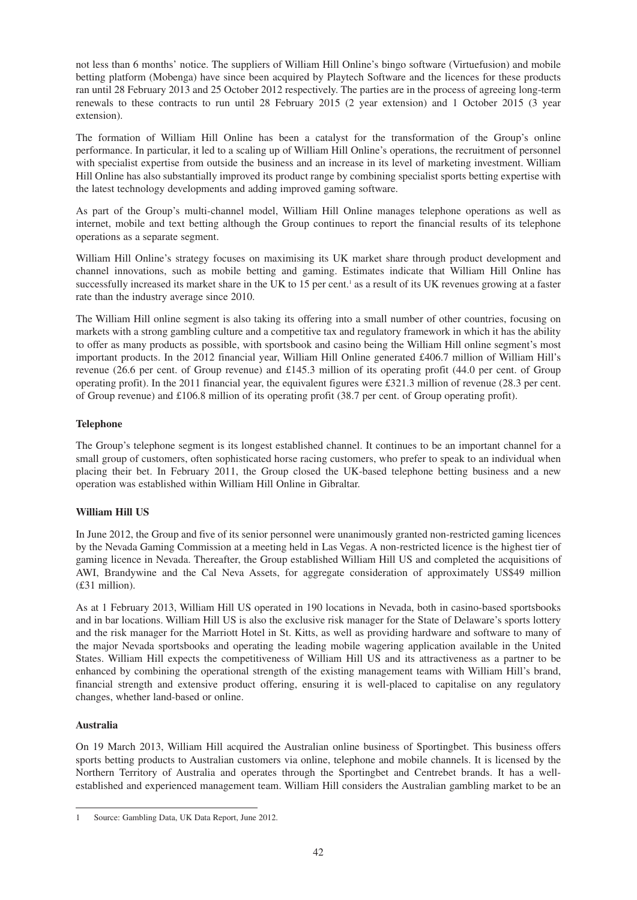not less than 6 months' notice. The suppliers of William Hill Online's bingo software (Virtuefusion) and mobile betting platform (Mobenga) have since been acquired by Playtech Software and the licences for these products ran until 28 February 2013 and 25 October 2012 respectively. The parties are in the process of agreeing long-term renewals to these contracts to run until 28 February 2015 (2 year extension) and 1 October 2015 (3 year extension).

The formation of William Hill Online has been a catalyst for the transformation of the Group's online performance. In particular, it led to a scaling up of William Hill Online's operations, the recruitment of personnel with specialist expertise from outside the business and an increase in its level of marketing investment. William Hill Online has also substantially improved its product range by combining specialist sports betting expertise with the latest technology developments and adding improved gaming software.

As part of the Group's multi-channel model, William Hill Online manages telephone operations as well as internet, mobile and text betting although the Group continues to report the financial results of its telephone operations as a separate segment.

William Hill Online's strategy focuses on maximising its UK market share through product development and channel innovations, such as mobile betting and gaming. Estimates indicate that William Hill Online has successfully increased its market share in the UK to 15 per cent.[1] as a result of its UK revenues growing at a faster rate than the industry average since 2010.

The William Hill online segment is also taking its offering into a small number of other countries, focusing on markets with a strong gambling culture and a competitive tax and regulatory framework in which it has the ability to offer as many products as possible, with sportsbook and casino being the William Hill online segment's most important products. In the 2012 financial year, William Hill Online generated £406.7 million of William Hill's revenue (26.6 per cent. of Group revenue) and £145.3 million of its operating profit (44.0 per cent. of Group operating profit). In the 2011 financial year, the equivalent figures were £321.3 million of revenue (28.3 per cent. of Group revenue) and £106.8 million of its operating profit (38.7 per cent. of Group operating profit).

**Telephone**

The Group's telephone segment is its longest established channel. It continues to be an important channel for a small group of customers, often sophisticated horse racing customers, who prefer to speak to an individual when placing their bet. In February 2011, the Group closed the UK-based telephone betting business and a new operation was established within William Hill Online in Gibraltar.

**William Hill US**

In June 2012, the Group and five of its senior personnel were unanimously granted non-restricted gaming licences by the Nevada Gaming Commission at a meeting held in Las Vegas. A non-restricted licence is the highest tier of gaming licence in Nevada. Thereafter, the Group established William Hill US and completed the acquisitions of AWI, Brandywine and the Cal Neva Assets, for aggregate consideration of approximately US$49 million (£31 million).

As at 1 February 2013, William Hill US operated in 190 locations in Nevada, both in casino-based sportsbooks and in bar locations. William Hill US is also the exclusive risk manager for the State of Delaware's sports lottery and the risk manager for the Marriott Hotel in St. Kitts, as well as providing hardware and software to many of the major Nevada sportsbooks and operating the leading mobile wagering application available in the United States. William Hill expects the competitiveness of William Hill US and its attractiveness as a partner to be enhanced by combining the operational strength of the existing management teams with William Hill's brand, financial strength and extensive product offering, ensuring it is well-placed to capitalise on any regulatory changes, whether land-based or online.

**Australia**

On 19 March 2013, William Hill acquired the Australian online business of Sportingbet. This business offers sports betting products to Australian customers via online, telephone and mobile channels. It is licensed by the Northern Territory of Australia and operates through the Sportingbet and Centrebet brands. It has a well-established and experienced management team. William Hill considers the Australian gambling market to be an

---

[1] Source: Gambling Data, UK Data Report, June 2012.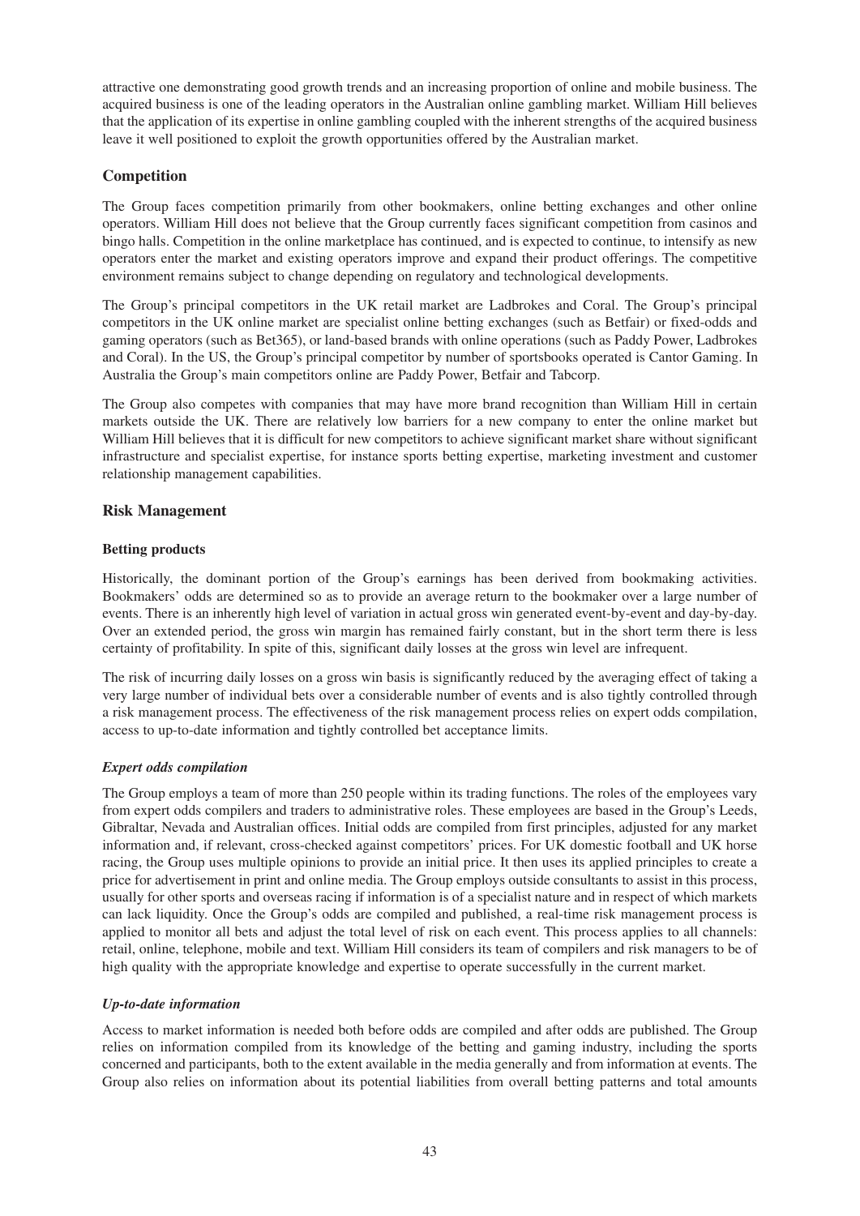attractive one demonstrating good growth trends and an increasing proportion of online and mobile business. The acquired business is one of the leading operators in the Australian online gambling market. William Hill believes that the application of its expertise in online gambling coupled with the inherent strengths of the acquired business leave it well positioned to exploit the growth opportunities offered by the Australian market.

## Competition

The Group faces competition primarily from other bookmakers, online betting exchanges and other online operators. William Hill does not believe that the Group currently faces significant competition from casinos and bingo halls. Competition in the online marketplace has continued, and is expected to continue, to intensify as new operators enter the market and existing operators improve and expand their product offerings. The competitive environment remains subject to change depending on regulatory and technological developments.

The Group's principal competitors in the UK retail market are Ladbrokes and Coral. The Group's principal competitors in the UK online market are specialist online betting exchanges (such as Betfair) or fixed-odds and gaming operators (such as Bet365), or land-based brands with online operations (such as Paddy Power, Ladbrokes and Coral). In the US, the Group's principal competitor by number of sportsbooks operated is Cantor Gaming. In Australia the Group's main competitors online are Paddy Power, Betfair and Tabcorp.

The Group also competes with companies that may have more brand recognition than William Hill in certain markets outside the UK. There are relatively low barriers for a new company to enter the online market but William Hill believes that it is difficult for new competitors to achieve significant market share without significant infrastructure and specialist expertise, for instance sports betting expertise, marketing investment and customer relationship management capabilities.

## Risk Management

### Betting products

Historically, the dominant portion of the Group's earnings has been derived from bookmaking activities. Bookmakers' odds are determined so as to provide an average return to the bookmaker over a large number of events. There is an inherently high level of variation in actual gross win generated event-by-event and day-by-day. Over an extended period, the gross win margin has remained fairly constant, but in the short term there is less certainty of profitability. In spite of this, significant daily losses at the gross win level are infrequent.

The risk of incurring daily losses on a gross win basis is significantly reduced by the averaging effect of taking a very large number of individual bets over a considerable number of events and is also tightly controlled through a risk management process. The effectiveness of the risk management process relies on expert odds compilation, access to up-to-date information and tightly controlled bet acceptance limits.

#### *Expert odds compilation*

The Group employs a team of more than 250 people within its trading functions. The roles of the employees vary from expert odds compilers and traders to administrative roles. These employees are based in the Group's Leeds, Gibraltar, Nevada and Australian offices. Initial odds are compiled from first principles, adjusted for any market information and, if relevant, cross-checked against competitors' prices. For UK domestic football and UK horse racing, the Group uses multiple opinions to provide an initial price. It then uses its applied principles to create a price for advertisement in print and online media. The Group employs outside consultants to assist in this process, usually for other sports and overseas racing if information is of a specialist nature and in respect of which markets can lack liquidity. Once the Group's odds are compiled and published, a real-time risk management process is applied to monitor all bets and adjust the total level of risk on each event. This process applies to all channels: retail, online, telephone, mobile and text. William Hill considers its team of compilers and risk managers to be of high quality with the appropriate knowledge and expertise to operate successfully in the current market.

#### *Up-to-date information*

Access to market information is needed both before odds are compiled and after odds are published. The Group relies on information compiled from its knowledge of the betting and gaming industry, including the sports concerned and participants, both to the extent available in the media generally and from information at events. The Group also relies on information about its potential liabilities from overall betting patterns and total amounts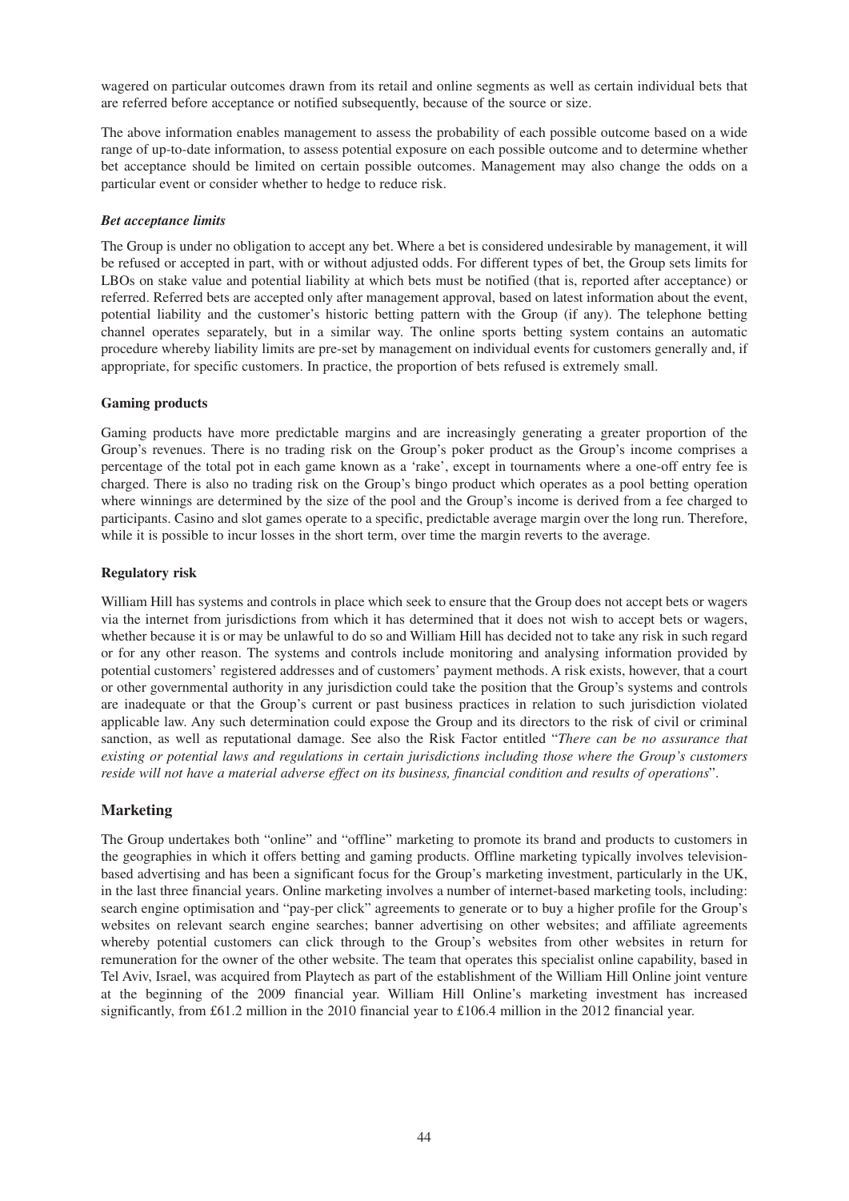wagered on particular outcomes drawn from its retail and online segments as well as certain individual bets that are referred before acceptance or notified subsequently, because of the source or size.

The above information enables management to assess the probability of each possible outcome based on a wide range of up-to-date information, to assess potential exposure on each possible outcome and to determine whether bet acceptance should be limited on certain possible outcomes. Management may also change the odds on a particular event or consider whether to hedge to reduce risk.

***Bet acceptance limits***

The Group is under no obligation to accept any bet. Where a bet is considered undesirable by management, it will be refused or accepted in part, with or without adjusted odds. For different types of bet, the Group sets limits for LBOs on stake value and potential liability at which bets must be notified (that is, reported after acceptance) or referred. Referred bets are accepted only after management approval, based on latest information about the event, potential liability and the customer's historic betting pattern with the Group (if any). The telephone betting channel operates separately, but in a similar way. The online sports betting system contains an automatic procedure whereby liability limits are pre-set by management on individual events for customers generally and, if appropriate, for specific customers. In practice, the proportion of bets refused is extremely small.

**Gaming products**

Gaming products have more predictable margins and are increasingly generating a greater proportion of the Group's revenues. There is no trading risk on the Group's poker product as the Group's income comprises a percentage of the total pot in each game known as a 'rake', except in tournaments where a one-off entry fee is charged. There is also no trading risk on the Group's bingo product which operates as a pool betting operation where winnings are determined by the size of the pool and the Group's income is derived from a fee charged to participants. Casino and slot games operate to a specific, predictable average margin over the long run. Therefore, while it is possible to incur losses in the short term, over time the margin reverts to the average.

**Regulatory risk**

William Hill has systems and controls in place which seek to ensure that the Group does not accept bets or wagers via the internet from jurisdictions from which it has determined that it does not wish to accept bets or wagers, whether because it is or may be unlawful to do so and William Hill has decided not to take any risk in such regard or for any other reason. The systems and controls include monitoring and analysing information provided by potential customers' registered addresses and of customers' payment methods. A risk exists, however, that a court or other governmental authority in any jurisdiction could take the position that the Group's systems and controls are inadequate or that the Group's current or past business practices in relation to such jurisdiction violated applicable law. Any such determination could expose the Group and its directors to the risk of civil or criminal sanction, as well as reputational damage. See also the Risk Factor entitled "*There can be no assurance that existing or potential laws and regulations in certain jurisdictions including those where the Group's customers reside will not have a material adverse effect on its business, financial condition and results of operations*".

## Marketing

The Group undertakes both "online" and "offline" marketing to promote its brand and products to customers in the geographies in which it offers betting and gaming products. Offline marketing typically involves television-based advertising and has been a significant focus for the Group's marketing investment, particularly in the UK, in the last three financial years. Online marketing involves a number of internet-based marketing tools, including: search engine optimisation and "pay-per click" agreements to generate or to buy a higher profile for the Group's websites on relevant search engine searches; banner advertising on other websites; and affiliate agreements whereby potential customers can click through to the Group's websites from other websites in return for remuneration for the owner of the other website. The team that operates this specialist online capability, based in Tel Aviv, Israel, was acquired from Playtech as part of the establishment of the William Hill Online joint venture at the beginning of the 2009 financial year. William Hill Online's marketing investment has increased significantly, from £61.2 million in the 2010 financial year to £106.4 million in the 2012 financial year.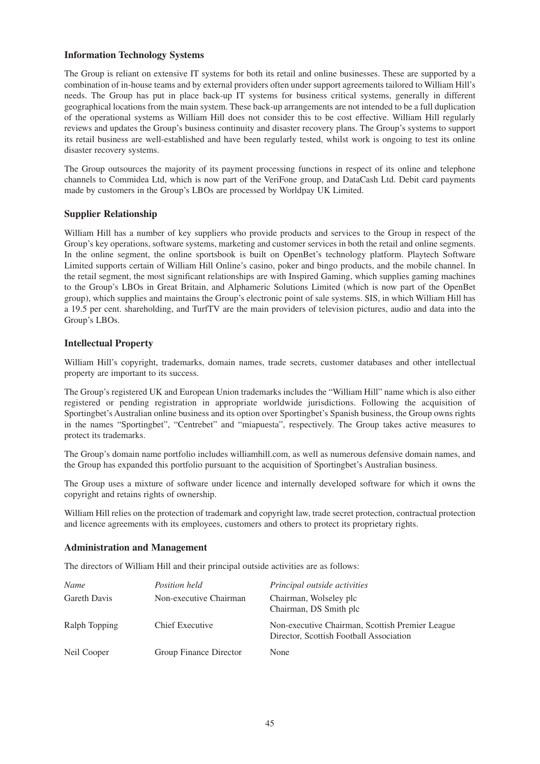### Information Technology Systems

The Group is reliant on extensive IT systems for both its retail and online businesses. These are supported by a combination of in-house teams and by external providers often under support agreements tailored to William Hill's needs. The Group has put in place back-up IT systems for business critical systems, generally in different geographical locations from the main system. These back-up arrangements are not intended to be a full duplication of the operational systems as William Hill does not consider this to be cost effective. William Hill regularly reviews and updates the Group's business continuity and disaster recovery plans. The Group's systems to support its retail business are well-established and have been regularly tested, whilst work is ongoing to test its online disaster recovery systems.

The Group outsources the majority of its payment processing functions in respect of its online and telephone channels to Commidea Ltd, which is now part of the VeriFone group, and DataCash Ltd. Debit card payments made by customers in the Group's LBOs are processed by Worldpay UK Limited.

### Supplier Relationship

William Hill has a number of key suppliers who provide products and services to the Group in respect of the Group's key operations, software systems, marketing and customer services in both the retail and online segments. In the online segment, the online sportsbook is built on OpenBet's technology platform. Playtech Software Limited supports certain of William Hill Online's casino, poker and bingo products, and the mobile channel. In the retail segment, the most significant relationships are with Inspired Gaming, which supplies gaming machines to the Group's LBOs in Great Britain, and Alphameric Solutions Limited (which is now part of the OpenBet group), which supplies and maintains the Group's electronic point of sale systems. SIS, in which William Hill has a 19.5 per cent. shareholding, and TurfTV are the main providers of television pictures, audio and data into the Group's LBOs.

### Intellectual Property

William Hill's copyright, trademarks, domain names, trade secrets, customer databases and other intellectual property are important to its success.

The Group's registered UK and European Union trademarks includes the "William Hill" name which is also either registered or pending registration in appropriate worldwide jurisdictions. Following the acquisition of Sportingbet's Australian online business and its option over Sportingbet's Spanish business, the Group owns rights in the names "Sportingbet", "Centrebet" and "miapuesta", respectively. The Group takes active measures to protect its trademarks.

The Group's domain name portfolio includes williamhill.com, as well as numerous defensive domain names, and the Group has expanded this portfolio pursuant to the acquisition of Sportingbet's Australian business.

The Group uses a mixture of software under licence and internally developed software for which it owns the copyright and retains rights of ownership.

William Hill relies on the protection of trademark and copyright law, trade secret protection, contractual protection and licence agreements with its employees, customers and others to protect its proprietary rights.

### Administration and Management

The directors of William Hill and their principal outside activities are as follows:

| *Name* | *Position held* | *Principal outside activities* |
|---|---|---|
| Gareth Davis | Non-executive Chairman | Chairman, Wolseley plc<br>Chairman, DS Smith plc |
| Ralph Topping | Chief Executive | Non-executive Chairman, Scottish Premier League<br>Director, Scottish Football Association |
| Neil Cooper | Group Finance Director | None |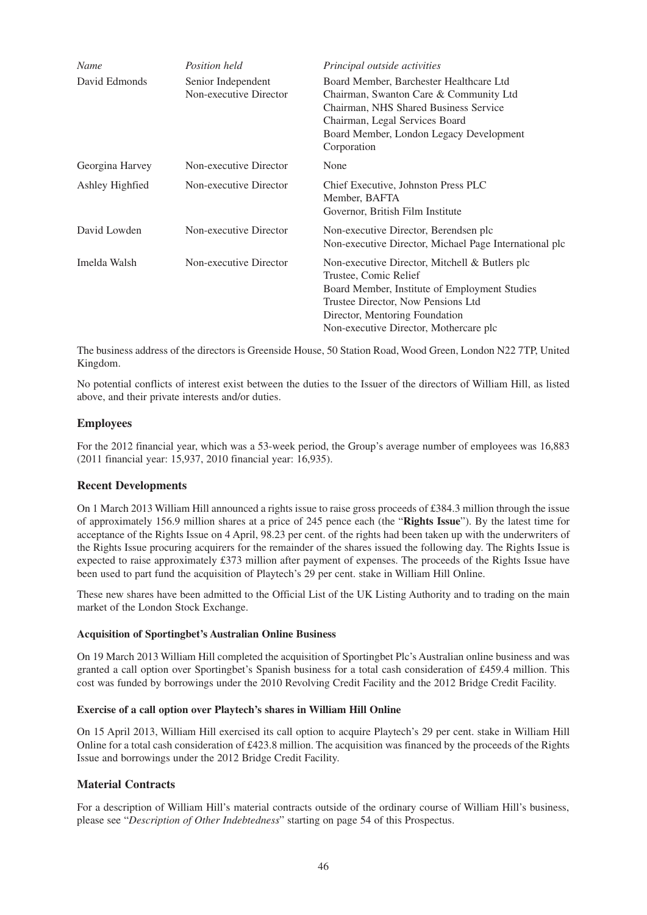| *Name* | *Position held* | *Principal outside activities* |
|---|---|---|
| David Edmonds | Senior Independent Non-executive Director | Board Member, Barchester Healthcare Ltd<br>Chairman, Swanton Care & Community Ltd<br>Chairman, NHS Shared Business Service<br>Chairman, Legal Services Board<br>Board Member, London Legacy Development Corporation |
| Georgina Harvey | Non-executive Director | None |
| Ashley Highfied | Non-executive Director | Chief Executive, Johnston Press PLC<br>Member, BAFTA<br>Governor, British Film Institute |
| David Lowden | Non-executive Director | Non-executive Director, Berendsen plc<br>Non-executive Director, Michael Page International plc |
| Imelda Walsh | Non-executive Director | Non-executive Director, Mitchell & Butlers plc<br>Trustee, Comic Relief<br>Board Member, Institute of Employment Studies<br>Trustee Director, Now Pensions Ltd<br>Director, Mentoring Foundation<br>Non-executive Director, Mothercare plc |

The business address of the directors is Greenside House, 50 Station Road, Wood Green, London N22 7TP, United Kingdom.

No potential conflicts of interest exist between the duties to the Issuer of the directors of William Hill, as listed above, and their private interests and/or duties.

## Employees

For the 2012 financial year, which was a 53-week period, the Group's average number of employees was 16,883 (2011 financial year: 15,937, 2010 financial year: 16,935).

## Recent Developments

On 1 March 2013 William Hill announced a rights issue to raise gross proceeds of £384.3 million through the issue of approximately 156.9 million shares at a price of 245 pence each (the "**Rights Issue**"). By the latest time for acceptance of the Rights Issue on 4 April, 98.23 per cent. of the rights had been taken up with the underwriters of the Rights Issue procuring acquirers for the remainder of the shares issued the following day. The Rights Issue is expected to raise approximately £373 million after payment of expenses. The proceeds of the Rights Issue have been used to part fund the acquisition of Playtech's 29 per cent. stake in William Hill Online.

These new shares have been admitted to the Official List of the UK Listing Authority and to trading on the main market of the London Stock Exchange.

#### Acquisition of Sportingbet's Australian Online Business

On 19 March 2013 William Hill completed the acquisition of Sportingbet Plc's Australian online business and was granted a call option over Sportingbet's Spanish business for a total cash consideration of £459.4 million. This cost was funded by borrowings under the 2010 Revolving Credit Facility and the 2012 Bridge Credit Facility.

#### Exercise of a call option over Playtech's shares in William Hill Online

On 15 April 2013, William Hill exercised its call option to acquire Playtech's 29 per cent. stake in William Hill Online for a total cash consideration of £423.8 million. The acquisition was financed by the proceeds of the Rights Issue and borrowings under the 2012 Bridge Credit Facility.

## Material Contracts

For a description of William Hill's material contracts outside of the ordinary course of William Hill's business, please see "*Description of Other Indebtedness*" starting on page 54 of this Prospectus.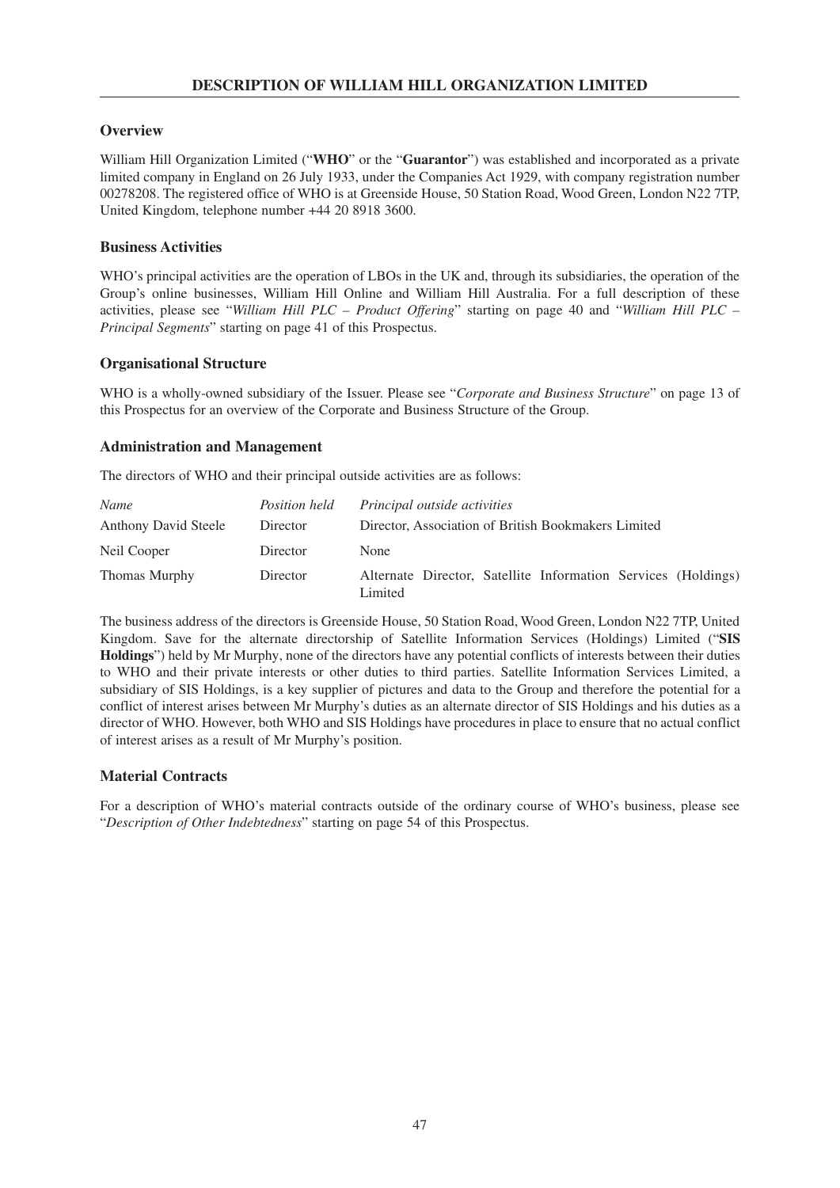# DESCRIPTION OF WILLIAM HILL ORGANIZATION LIMITED

## Overview

William Hill Organization Limited ("**WHO**" or the "**Guarantor**") was established and incorporated as a private limited company in England on 26 July 1933, under the Companies Act 1929, with company registration number 00278208. The registered office of WHO is at Greenside House, 50 Station Road, Wood Green, London N22 7TP, United Kingdom, telephone number +44 20 8918 3600.

## Business Activities

WHO's principal activities are the operation of LBOs in the UK and, through its subsidiaries, the operation of the Group's online businesses, William Hill Online and William Hill Australia. For a full description of these activities, please see "*William Hill PLC – Product Offering*" starting on page 40 and "*William Hill PLC – Principal Segments*" starting on page 41 of this Prospectus.

## Organisational Structure

WHO is a wholly-owned subsidiary of the Issuer. Please see "*Corporate and Business Structure*" on page 13 of this Prospectus for an overview of the Corporate and Business Structure of the Group.

## Administration and Management

The directors of WHO and their principal outside activities are as follows:

| *Name* | *Position held* | *Principal outside activities* |
|---|---|---|
| Anthony David Steele | Director | Director, Association of British Bookmakers Limited |
| Neil Cooper | Director | None |
| Thomas Murphy | Director | Alternate Director, Satellite Information Services (Holdings) Limited |

The business address of the directors is Greenside House, 50 Station Road, Wood Green, London N22 7TP, United Kingdom. Save for the alternate directorship of Satellite Information Services (Holdings) Limited ("**SIS Holdings**") held by Mr Murphy, none of the directors have any potential conflicts of interests between their duties to WHO and their private interests or other duties to third parties. Satellite Information Services Limited, a subsidiary of SIS Holdings, is a key supplier of pictures and data to the Group and therefore the potential for a conflict of interest arises between Mr Murphy's duties as an alternate director of SIS Holdings and his duties as a director of WHO. However, both WHO and SIS Holdings have procedures in place to ensure that no actual conflict of interest arises as a result of Mr Murphy's position.

## Material Contracts

For a description of WHO's material contracts outside of the ordinary course of WHO's business, please see "*Description of Other Indebtedness*" starting on page 54 of this Prospectus.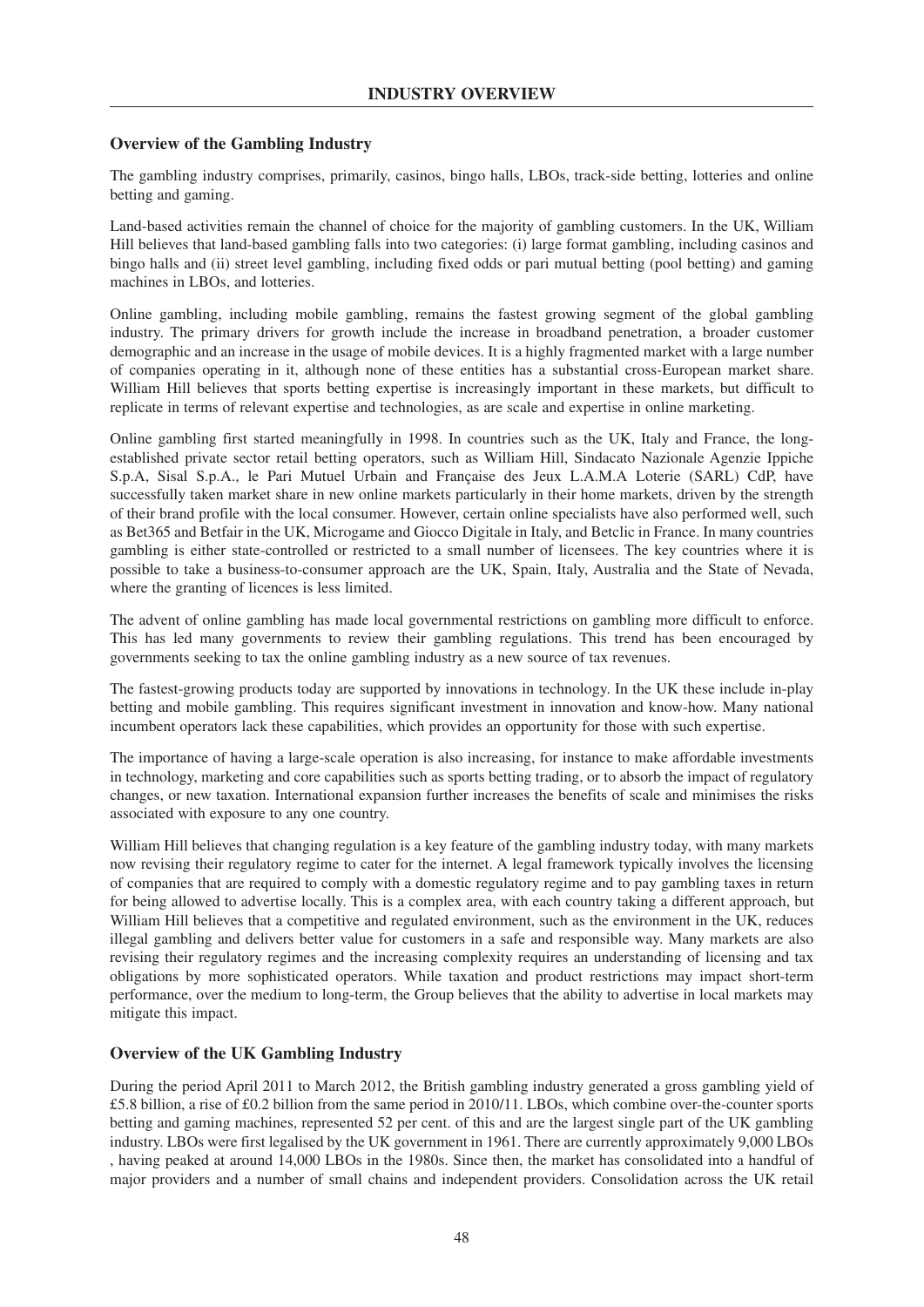## Overview of the Gambling Industry

The gambling industry comprises, primarily, casinos, bingo halls, LBOs, track-side betting, lotteries and online betting and gaming.

Land-based activities remain the channel of choice for the majority of gambling customers. In the UK, William Hill believes that land-based gambling falls into two categories: (i) large format gambling, including casinos and bingo halls and (ii) street level gambling, including fixed odds or pari mutual betting (pool betting) and gaming machines in LBOs, and lotteries.

Online gambling, including mobile gambling, remains the fastest growing segment of the global gambling industry. The primary drivers for growth include the increase in broadband penetration, a broader customer demographic and an increase in the usage of mobile devices. It is a highly fragmented market with a large number of companies operating in it, although none of these entities has a substantial cross-European market share. William Hill believes that sports betting expertise is increasingly important in these markets, but difficult to replicate in terms of relevant expertise and technologies, as are scale and expertise in online marketing.

Online gambling first started meaningfully in 1998. In countries such as the UK, Italy and France, the long-established private sector retail betting operators, such as William Hill, Sindacato Nazionale Agenzie Ippiche S.p.A, Sisal S.p.A., le Pari Mutuel Urbain and Française des Jeux L.A.M.A Loterie (SARL) CdP, have successfully taken market share in new online markets particularly in their home markets, driven by the strength of their brand profile with the local consumer. However, certain online specialists have also performed well, such as Bet365 and Betfair in the UK, Microgame and Giocco Digitale in Italy, and Betclic in France. In many countries gambling is either state-controlled or restricted to a small number of licensees. The key countries where it is possible to take a business-to-consumer approach are the UK, Spain, Italy, Australia and the State of Nevada, where the granting of licences is less limited.

The advent of online gambling has made local governmental restrictions on gambling more difficult to enforce. This has led many governments to review their gambling regulations. This trend has been encouraged by governments seeking to tax the online gambling industry as a new source of tax revenues.

The fastest-growing products today are supported by innovations in technology. In the UK these include in-play betting and mobile gambling. This requires significant investment in innovation and know-how. Many national incumbent operators lack these capabilities, which provides an opportunity for those with such expertise.

The importance of having a large-scale operation is also increasing, for instance to make affordable investments in technology, marketing and core capabilities such as sports betting trading, or to absorb the impact of regulatory changes, or new taxation. International expansion further increases the benefits of scale and minimises the risks associated with exposure to any one country.

William Hill believes that changing regulation is a key feature of the gambling industry today, with many markets now revising their regulatory regime to cater for the internet. A legal framework typically involves the licensing of companies that are required to comply with a domestic regulatory regime and to pay gambling taxes in return for being allowed to advertise locally. This is a complex area, with each country taking a different approach, but William Hill believes that a competitive and regulated environment, such as the environment in the UK, reduces illegal gambling and delivers better value for customers in a safe and responsible way. Many markets are also revising their regulatory regimes and the increasing complexity requires an understanding of licensing and tax obligations by more sophisticated operators. While taxation and product restrictions may impact short-term performance, over the medium to long-term, the Group believes that the ability to advertise in local markets may mitigate this impact.

## Overview of the UK Gambling Industry

During the period April 2011 to March 2012, the British gambling industry generated a gross gambling yield of £5.8 billion, a rise of £0.2 billion from the same period in 2010/11. LBOs, which combine over-the-counter sports betting and gaming machines, represented 52 per cent. of this and are the largest single part of the UK gambling industry. LBOs were first legalised by the UK government in 1961. There are currently approximately 9,000 LBOs , having peaked at around 14,000 LBOs in the 1980s. Since then, the market has consolidated into a handful of major providers and a number of small chains and independent providers. Consolidation across the UK retail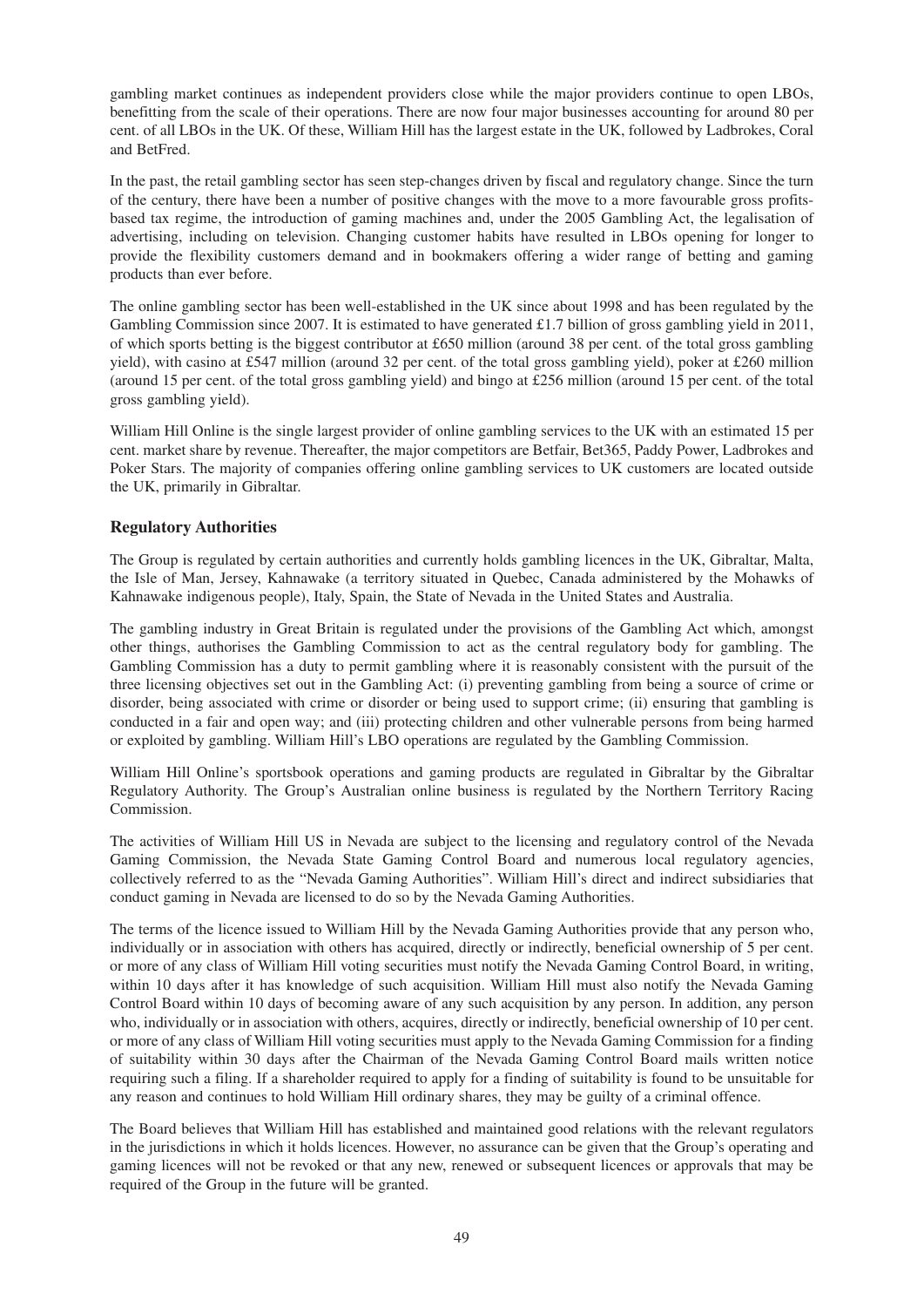gambling market continues as independent providers close while the major providers continue to open LBOs, benefitting from the scale of their operations. There are now four major businesses accounting for around 80 per cent. of all LBOs in the UK. Of these, William Hill has the largest estate in the UK, followed by Ladbrokes, Coral and BetFred.

In the past, the retail gambling sector has seen step-changes driven by fiscal and regulatory change. Since the turn of the century, there have been a number of positive changes with the move to a more favourable gross profits-based tax regime, the introduction of gaming machines and, under the 2005 Gambling Act, the legalisation of advertising, including on television. Changing customer habits have resulted in LBOs opening for longer to provide the flexibility customers demand and in bookmakers offering a wider range of betting and gaming products than ever before.

The online gambling sector has been well-established in the UK since about 1998 and has been regulated by the Gambling Commission since 2007. It is estimated to have generated £1.7 billion of gross gambling yield in 2011, of which sports betting is the biggest contributor at £650 million (around 38 per cent. of the total gross gambling yield), with casino at £547 million (around 32 per cent. of the total gross gambling yield), poker at £260 million (around 15 per cent. of the total gross gambling yield) and bingo at £256 million (around 15 per cent. of the total gross gambling yield).

William Hill Online is the single largest provider of online gambling services to the UK with an estimated 15 per cent. market share by revenue. Thereafter, the major competitors are Betfair, Bet365, Paddy Power, Ladbrokes and Poker Stars. The majority of companies offering online gambling services to UK customers are located outside the UK, primarily in Gibraltar.

## Regulatory Authorities

The Group is regulated by certain authorities and currently holds gambling licences in the UK, Gibraltar, Malta, the Isle of Man, Jersey, Kahnawake (a territory situated in Quebec, Canada administered by the Mohawks of Kahnawake indigenous people), Italy, Spain, the State of Nevada in the United States and Australia.

The gambling industry in Great Britain is regulated under the provisions of the Gambling Act which, amongst other things, authorises the Gambling Commission to act as the central regulatory body for gambling. The Gambling Commission has a duty to permit gambling where it is reasonably consistent with the pursuit of the three licensing objectives set out in the Gambling Act: (i) preventing gambling from being a source of crime or disorder, being associated with crime or disorder or being used to support crime; (ii) ensuring that gambling is conducted in a fair and open way; and (iii) protecting children and other vulnerable persons from being harmed or exploited by gambling. William Hill's LBO operations are regulated by the Gambling Commission.

William Hill Online's sportsbook operations and gaming products are regulated in Gibraltar by the Gibraltar Regulatory Authority. The Group's Australian online business is regulated by the Northern Territory Racing Commission.

The activities of William Hill US in Nevada are subject to the licensing and regulatory control of the Nevada Gaming Commission, the Nevada State Gaming Control Board and numerous local regulatory agencies, collectively referred to as the "Nevada Gaming Authorities". William Hill's direct and indirect subsidiaries that conduct gaming in Nevada are licensed to do so by the Nevada Gaming Authorities.

The terms of the licence issued to William Hill by the Nevada Gaming Authorities provide that any person who, individually or in association with others has acquired, directly or indirectly, beneficial ownership of 5 per cent. or more of any class of William Hill voting securities must notify the Nevada Gaming Control Board, in writing, within 10 days after it has knowledge of such acquisition. William Hill must also notify the Nevada Gaming Control Board within 10 days of becoming aware of any such acquisition by any person. In addition, any person who, individually or in association with others, acquires, directly or indirectly, beneficial ownership of 10 per cent. or more of any class of William Hill voting securities must apply to the Nevada Gaming Commission for a finding of suitability within 30 days after the Chairman of the Nevada Gaming Control Board mails written notice requiring such a filing. If a shareholder required to apply for a finding of suitability is found to be unsuitable for any reason and continues to hold William Hill ordinary shares, they may be guilty of a criminal offence.

The Board believes that William Hill has established and maintained good relations with the relevant regulators in the jurisdictions in which it holds licences. However, no assurance can be given that the Group's operating and gaming licences will not be revoked or that any new, renewed or subsequent licences or approvals that may be required of the Group in the future will be granted.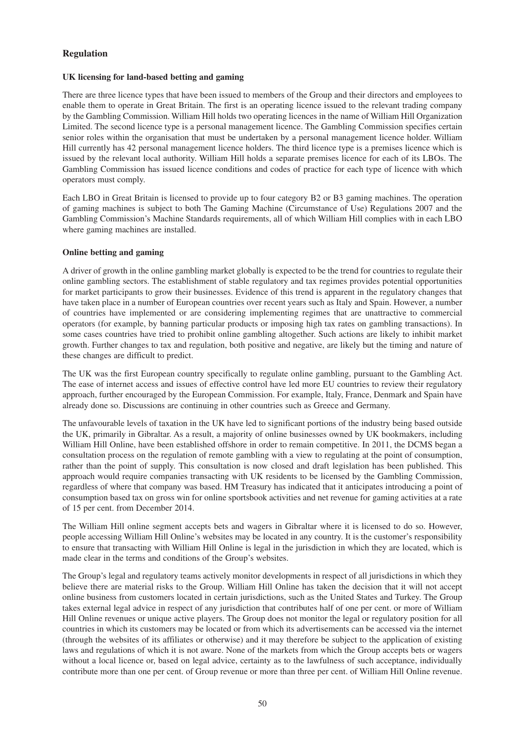## Regulation

### UK licensing for land-based betting and gaming

There are three licence types that have been issued to members of the Group and their directors and employees to enable them to operate in Great Britain. The first is an operating licence issued to the relevant trading company by the Gambling Commission. William Hill holds two operating licences in the name of William Hill Organization Limited. The second licence type is a personal management licence. The Gambling Commission specifies certain senior roles within the organisation that must be undertaken by a personal management licence holder. William Hill currently has 42 personal management licence holders. The third licence type is a premises licence which is issued by the relevant local authority. William Hill holds a separate premises licence for each of its LBOs. The Gambling Commission has issued licence conditions and codes of practice for each type of licence with which operators must comply.

Each LBO in Great Britain is licensed to provide up to four category B2 or B3 gaming machines. The operation of gaming machines is subject to both The Gaming Machine (Circumstance of Use) Regulations 2007 and the Gambling Commission's Machine Standards requirements, all of which William Hill complies with in each LBO where gaming machines are installed.

### Online betting and gaming

A driver of growth in the online gambling market globally is expected to be the trend for countries to regulate their online gambling sectors. The establishment of stable regulatory and tax regimes provides potential opportunities for market participants to grow their businesses. Evidence of this trend is apparent in the regulatory changes that have taken place in a number of European countries over recent years such as Italy and Spain. However, a number of countries have implemented or are considering implementing regimes that are unattractive to commercial operators (for example, by banning particular products or imposing high tax rates on gambling transactions). In some cases countries have tried to prohibit online gambling altogether. Such actions are likely to inhibit market growth. Further changes to tax and regulation, both positive and negative, are likely but the timing and nature of these changes are difficult to predict.

The UK was the first European country specifically to regulate online gambling, pursuant to the Gambling Act. The ease of internet access and issues of effective control have led more EU countries to review their regulatory approach, further encouraged by the European Commission. For example, Italy, France, Denmark and Spain have already done so. Discussions are continuing in other countries such as Greece and Germany.

The unfavourable levels of taxation in the UK have led to significant portions of the industry being based outside the UK, primarily in Gibraltar. As a result, a majority of online businesses owned by UK bookmakers, including William Hill Online, have been established offshore in order to remain competitive. In 2011, the DCMS began a consultation process on the regulation of remote gambling with a view to regulating at the point of consumption, rather than the point of supply. This consultation is now closed and draft legislation has been published. This approach would require companies transacting with UK residents to be licensed by the Gambling Commission, regardless of where that company was based. HM Treasury has indicated that it anticipates introducing a point of consumption based tax on gross win for online sportsbook activities and net revenue for gaming activities at a rate of 15 per cent. from December 2014.

The William Hill online segment accepts bets and wagers in Gibraltar where it is licensed to do so. However, people accessing William Hill Online's websites may be located in any country. It is the customer's responsibility to ensure that transacting with William Hill Online is legal in the jurisdiction in which they are located, which is made clear in the terms and conditions of the Group's websites.

The Group's legal and regulatory teams actively monitor developments in respect of all jurisdictions in which they believe there are material risks to the Group. William Hill Online has taken the decision that it will not accept online business from customers located in certain jurisdictions, such as the United States and Turkey. The Group takes external legal advice in respect of any jurisdiction that contributes half of one per cent. or more of William Hill Online revenues or unique active players. The Group does not monitor the legal or regulatory position for all countries in which its customers may be located or from which its advertisements can be accessed via the internet (through the websites of its affiliates or otherwise) and it may therefore be subject to the application of existing laws and regulations of which it is not aware. None of the markets from which the Group accepts bets or wagers without a local licence or, based on legal advice, certainty as to the lawfulness of such acceptance, individually contribute more than one per cent. of Group revenue or more than three per cent. of William Hill Online revenue.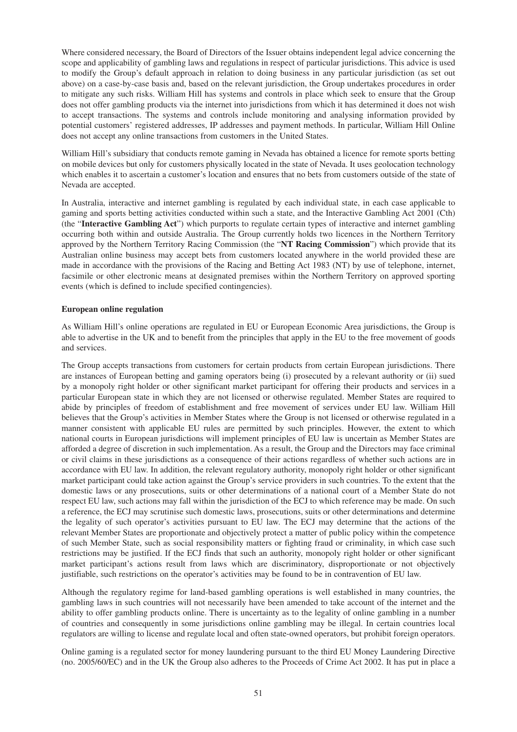Where considered necessary, the Board of Directors of the Issuer obtains independent legal advice concerning the scope and applicability of gambling laws and regulations in respect of particular jurisdictions. This advice is used to modify the Group's default approach in relation to doing business in any particular jurisdiction (as set out above) on a case-by-case basis and, based on the relevant jurisdiction, the Group undertakes procedures in order to mitigate any such risks. William Hill has systems and controls in place which seek to ensure that the Group does not offer gambling products via the internet into jurisdictions from which it has determined it does not wish to accept transactions. The systems and controls include monitoring and analysing information provided by potential customers' registered addresses, IP addresses and payment methods. In particular, William Hill Online does not accept any online transactions from customers in the United States.

William Hill's subsidiary that conducts remote gaming in Nevada has obtained a licence for remote sports betting on mobile devices but only for customers physically located in the state of Nevada. It uses geolocation technology which enables it to ascertain a customer's location and ensures that no bets from customers outside of the state of Nevada are accepted.

In Australia, interactive and internet gambling is regulated by each individual state, in each case applicable to gaming and sports betting activities conducted within such a state, and the Interactive Gambling Act 2001 (Cth) (the "**Interactive Gambling Act**") which purports to regulate certain types of interactive and internet gambling occurring both within and outside Australia. The Group currently holds two licences in the Northern Territory approved by the Northern Territory Racing Commission (the "**NT Racing Commission**") which provide that its Australian online business may accept bets from customers located anywhere in the world provided these are made in accordance with the provisions of the Racing and Betting Act 1983 (NT) by use of telephone, internet, facsimile or other electronic means at designated premises within the Northern Territory on approved sporting events (which is defined to include specified contingencies).

**European online regulation**

As William Hill's online operations are regulated in EU or European Economic Area jurisdictions, the Group is able to advertise in the UK and to benefit from the principles that apply in the EU to the free movement of goods and services.

The Group accepts transactions from customers for certain products from certain European jurisdictions. There are instances of European betting and gaming operators being (i) prosecuted by a relevant authority or (ii) sued by a monopoly right holder or other significant market participant for offering their products and services in a particular European state in which they are not licensed or otherwise regulated. Member States are required to abide by principles of freedom of establishment and free movement of services under EU law. William Hill believes that the Group's activities in Member States where the Group is not licensed or otherwise regulated in a manner consistent with applicable EU rules are permitted by such principles. However, the extent to which national courts in European jurisdictions will implement principles of EU law is uncertain as Member States are afforded a degree of discretion in such implementation. As a result, the Group and the Directors may face criminal or civil claims in these jurisdictions as a consequence of their actions regardless of whether such actions are in accordance with EU law. In addition, the relevant regulatory authority, monopoly right holder or other significant market participant could take action against the Group's service providers in such countries. To the extent that the domestic laws or any prosecutions, suits or other determinations of a national court of a Member State do not respect EU law, such actions may fall within the jurisdiction of the ECJ to which reference may be made. On such a reference, the ECJ may scrutinise such domestic laws, prosecutions, suits or other determinations and determine the legality of such operator's activities pursuant to EU law. The ECJ may determine that the actions of the relevant Member States are proportionate and objectively protect a matter of public policy within the competence of such Member State, such as social responsibility matters or fighting fraud or criminality, in which case such restrictions may be justified. If the ECJ finds that such an authority, monopoly right holder or other significant market participant's actions result from laws which are discriminatory, disproportionate or not objectively justifiable, such restrictions on the operator's activities may be found to be in contravention of EU law.

Although the regulatory regime for land-based gambling operations is well established in many countries, the gambling laws in such countries will not necessarily have been amended to take account of the internet and the ability to offer gambling products online. There is uncertainty as to the legality of online gambling in a number of countries and consequently in some jurisdictions online gambling may be illegal. In certain countries local regulators are willing to license and regulate local and often state-owned operators, but prohibit foreign operators.

Online gaming is a regulated sector for money laundering pursuant to the third EU Money Laundering Directive (no. 2005/60/EC) and in the UK the Group also adheres to the Proceeds of Crime Act 2002. It has put in place a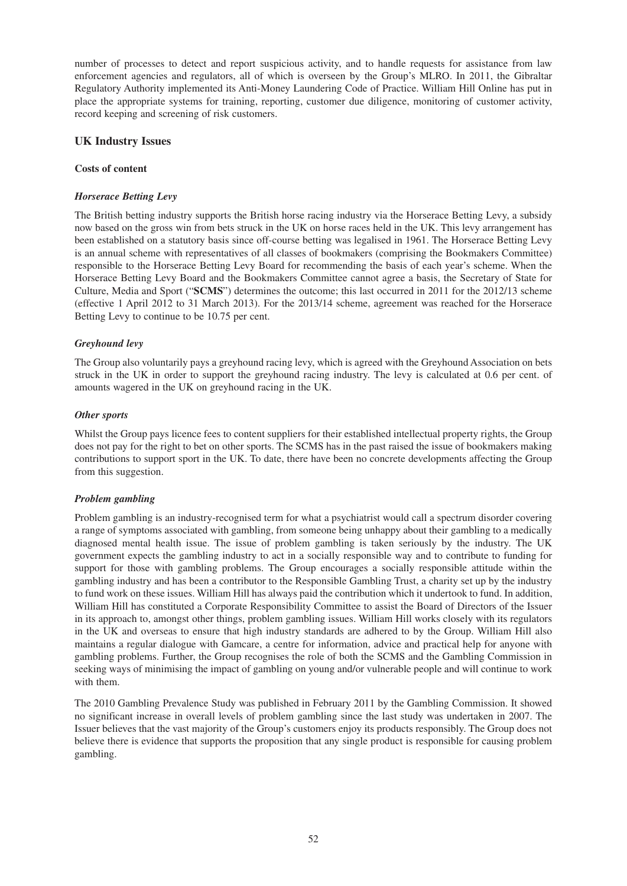number of processes to detect and report suspicious activity, and to handle requests for assistance from law enforcement agencies and regulators, all of which is overseen by the Group's MLRO. In 2011, the Gibraltar Regulatory Authority implemented its Anti-Money Laundering Code of Practice. William Hill Online has put in place the appropriate systems for training, reporting, customer due diligence, monitoring of customer activity, record keeping and screening of risk customers.

## UK Industry Issues

**Costs of content**

***Horserace Betting Levy***

The British betting industry supports the British horse racing industry via the Horserace Betting Levy, a subsidy now based on the gross win from bets struck in the UK on horse races held in the UK. This levy arrangement has been established on a statutory basis since off-course betting was legalised in 1961. The Horserace Betting Levy is an annual scheme with representatives of all classes of bookmakers (comprising the Bookmakers Committee) responsible to the Horserace Betting Levy Board for recommending the basis of each year's scheme. When the Horserace Betting Levy Board and the Bookmakers Committee cannot agree a basis, the Secretary of State for Culture, Media and Sport ("**SCMS**") determines the outcome; this last occurred in 2011 for the 2012/13 scheme (effective 1 April 2012 to 31 March 2013). For the 2013/14 scheme, agreement was reached for the Horserace Betting Levy to continue to be 10.75 per cent.

***Greyhound levy***

The Group also voluntarily pays a greyhound racing levy, which is agreed with the Greyhound Association on bets struck in the UK in order to support the greyhound racing industry. The levy is calculated at 0.6 per cent. of amounts wagered in the UK on greyhound racing in the UK.

***Other sports***

Whilst the Group pays licence fees to content suppliers for their established intellectual property rights, the Group does not pay for the right to bet on other sports. The SCMS has in the past raised the issue of bookmakers making contributions to support sport in the UK. To date, there have been no concrete developments affecting the Group from this suggestion.

***Problem gambling***

Problem gambling is an industry-recognised term for what a psychiatrist would call a spectrum disorder covering a range of symptoms associated with gambling, from someone being unhappy about their gambling to a medically diagnosed mental health issue. The issue of problem gambling is taken seriously by the industry. The UK government expects the gambling industry to act in a socially responsible way and to contribute to funding for support for those with gambling problems. The Group encourages a socially responsible attitude within the gambling industry and has been a contributor to the Responsible Gambling Trust, a charity set up by the industry to fund work on these issues. William Hill has always paid the contribution which it undertook to fund. In addition, William Hill has constituted a Corporate Responsibility Committee to assist the Board of Directors of the Issuer in its approach to, amongst other things, problem gambling issues. William Hill works closely with its regulators in the UK and overseas to ensure that high industry standards are adhered to by the Group. William Hill also maintains a regular dialogue with Gamcare, a centre for information, advice and practical help for anyone with gambling problems. Further, the Group recognises the role of both the SCMS and the Gambling Commission in seeking ways of minimising the impact of gambling on young and/or vulnerable people and will continue to work with them.

The 2010 Gambling Prevalence Study was published in February 2011 by the Gambling Commission. It showed no significant increase in overall levels of problem gambling since the last study was undertaken in 2007. The Issuer believes that the vast majority of the Group's customers enjoy its products responsibly. The Group does not believe there is evidence that supports the proposition that any single product is responsible for causing problem gambling.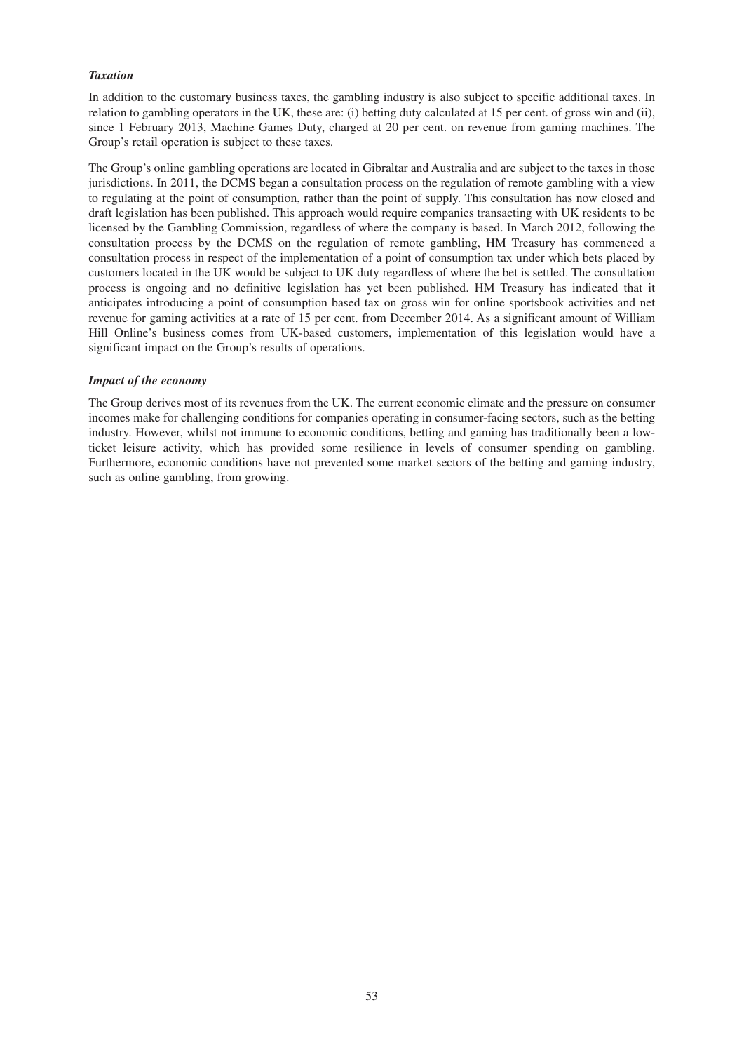***Taxation***

In addition to the customary business taxes, the gambling industry is also subject to specific additional taxes. In relation to gambling operators in the UK, these are: (i) betting duty calculated at 15 per cent. of gross win and (ii), since 1 February 2013, Machine Games Duty, charged at 20 per cent. on revenue from gaming machines. The Group's retail operation is subject to these taxes.

The Group's online gambling operations are located in Gibraltar and Australia and are subject to the taxes in those jurisdictions. In 2011, the DCMS began a consultation process on the regulation of remote gambling with a view to regulating at the point of consumption, rather than the point of supply. This consultation has now closed and draft legislation has been published. This approach would require companies transacting with UK residents to be licensed by the Gambling Commission, regardless of where the company is based. In March 2012, following the consultation process by the DCMS on the regulation of remote gambling, HM Treasury has commenced a consultation process in respect of the implementation of a point of consumption tax under which bets placed by customers located in the UK would be subject to UK duty regardless of where the bet is settled. The consultation process is ongoing and no definitive legislation has yet been published. HM Treasury has indicated that it anticipates introducing a point of consumption based tax on gross win for online sportsbook activities and net revenue for gaming activities at a rate of 15 per cent. from December 2014. As a significant amount of William Hill Online's business comes from UK-based customers, implementation of this legislation would have a significant impact on the Group's results of operations.

***Impact of the economy***

The Group derives most of its revenues from the UK. The current economic climate and the pressure on consumer incomes make for challenging conditions for companies operating in consumer-facing sectors, such as the betting industry. However, whilst not immune to economic conditions, betting and gaming has traditionally been a low-ticket leisure activity, which has provided some resilience in levels of consumer spending on gambling. Furthermore, economic conditions have not prevented some market sectors of the betting and gaming industry, such as online gambling, from growing.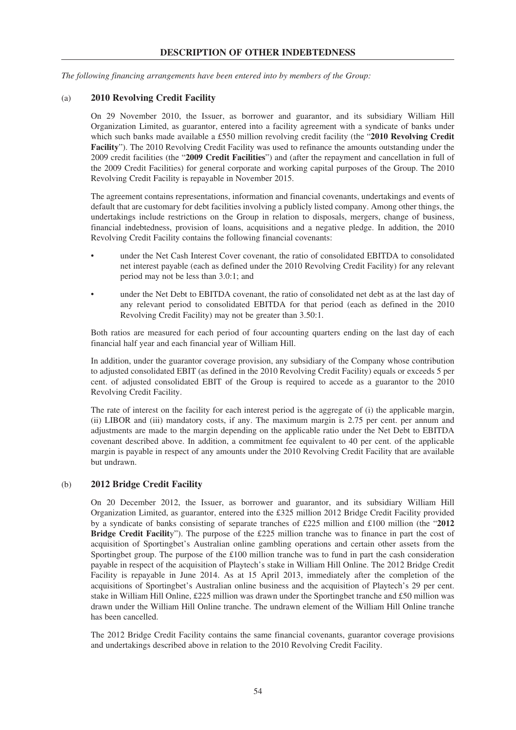## DESCRIPTION OF OTHER INDEBTEDNESS

*The following financing arrangements have been entered into by members of the Group:*

### (a) 2010 Revolving Credit Facility

On 29 November 2010, the Issuer, as borrower and guarantor, and its subsidiary William Hill Organization Limited, as guarantor, entered into a facility agreement with a syndicate of banks under which such banks made available a £550 million revolving credit facility (the "**2010 Revolving Credit Facility**"). The 2010 Revolving Credit Facility was used to refinance the amounts outstanding under the 2009 credit facilities (the "**2009 Credit Facilities**") and (after the repayment and cancellation in full of the 2009 Credit Facilities) for general corporate and working capital purposes of the Group. The 2010 Revolving Credit Facility is repayable in November 2015.

The agreement contains representations, information and financial covenants, undertakings and events of default that are customary for debt facilities involving a publicly listed company. Among other things, the undertakings include restrictions on the Group in relation to disposals, mergers, change of business, financial indebtedness, provision of loans, acquisitions and a negative pledge. In addition, the 2010 Revolving Credit Facility contains the following financial covenants:

- under the Net Cash Interest Cover covenant, the ratio of consolidated EBITDA to consolidated net interest payable (each as defined under the 2010 Revolving Credit Facility) for any relevant period may not be less than 3.0:1; and
- under the Net Debt to EBITDA covenant, the ratio of consolidated net debt as at the last day of any relevant period to consolidated EBITDA for that period (each as defined in the 2010 Revolving Credit Facility) may not be greater than 3.50:1.

Both ratios are measured for each period of four accounting quarters ending on the last day of each financial half year and each financial year of William Hill.

In addition, under the guarantor coverage provision, any subsidiary of the Company whose contribution to adjusted consolidated EBIT (as defined in the 2010 Revolving Credit Facility) equals or exceeds 5 per cent. of adjusted consolidated EBIT of the Group is required to accede as a guarantor to the 2010 Revolving Credit Facility.

The rate of interest on the facility for each interest period is the aggregate of (i) the applicable margin, (ii) LIBOR and (iii) mandatory costs, if any. The maximum margin is 2.75 per cent. per annum and adjustments are made to the margin depending on the applicable ratio under the Net Debt to EBITDA covenant described above. In addition, a commitment fee equivalent to 40 per cent. of the applicable margin is payable in respect of any amounts under the 2010 Revolving Credit Facility that are available but undrawn.

### (b) 2012 Bridge Credit Facility

On 20 December 2012, the Issuer, as borrower and guarantor, and its subsidiary William Hill Organization Limited, as guarantor, entered into the £325 million 2012 Bridge Credit Facility provided by a syndicate of banks consisting of separate tranches of £225 million and £100 million (the "**2012 Bridge Credit Facility**"). The purpose of the £225 million tranche was to finance in part the cost of acquisition of Sportingbet's Australian online gambling operations and certain other assets from the Sportingbet group. The purpose of the £100 million tranche was to fund in part the cash consideration payable in respect of the acquisition of Playtech's stake in William Hill Online. The 2012 Bridge Credit Facility is repayable in June 2014. As at 15 April 2013, immediately after the completion of the acquisitions of Sportingbet's Australian online business and the acquisition of Playtech's 29 per cent. stake in William Hill Online, £225 million was drawn under the Sportingbet tranche and £50 million was drawn under the William Hill Online tranche. The undrawn element of the William Hill Online tranche has been cancelled.

The 2012 Bridge Credit Facility contains the same financial covenants, guarantor coverage provisions and undertakings described above in relation to the 2010 Revolving Credit Facility.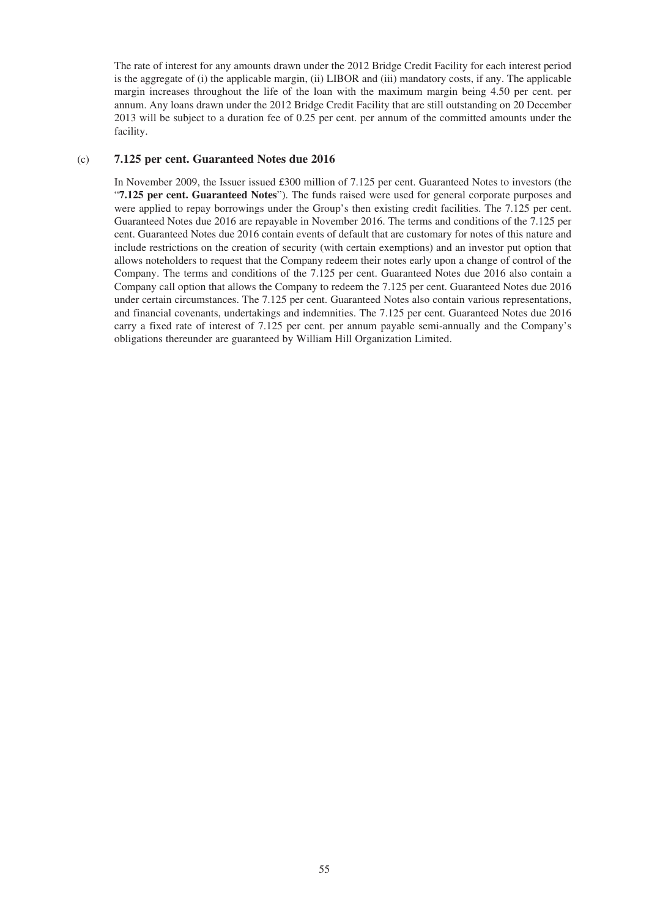The rate of interest for any amounts drawn under the 2012 Bridge Credit Facility for each interest period is the aggregate of (i) the applicable margin, (ii) LIBOR and (iii) mandatory costs, if any. The applicable margin increases throughout the life of the loan with the maximum margin being 4.50 per cent. per annum. Any loans drawn under the 2012 Bridge Credit Facility that are still outstanding on 20 December 2013 will be subject to a duration fee of 0.25 per cent. per annum of the committed amounts under the facility.

### (c) 7.125 per cent. Guaranteed Notes due 2016

In November 2009, the Issuer issued £300 million of 7.125 per cent. Guaranteed Notes to investors (the "**7.125 per cent. Guaranteed Notes**"). The funds raised were used for general corporate purposes and were applied to repay borrowings under the Group's then existing credit facilities. The 7.125 per cent. Guaranteed Notes due 2016 are repayable in November 2016. The terms and conditions of the 7.125 per cent. Guaranteed Notes due 2016 contain events of default that are customary for notes of this nature and include restrictions on the creation of security (with certain exemptions) and an investor put option that allows noteholders to request that the Company redeem their notes early upon a change of control of the Company. The terms and conditions of the 7.125 per cent. Guaranteed Notes due 2016 also contain a Company call option that allows the Company to redeem the 7.125 per cent. Guaranteed Notes due 2016 under certain circumstances. The 7.125 per cent. Guaranteed Notes also contain various representations, and financial covenants, undertakings and indemnities. The 7.125 per cent. Guaranteed Notes due 2016 carry a fixed rate of interest of 7.125 per cent. per annum payable semi-annually and the Company's obligations thereunder are guaranteed by William Hill Organization Limited.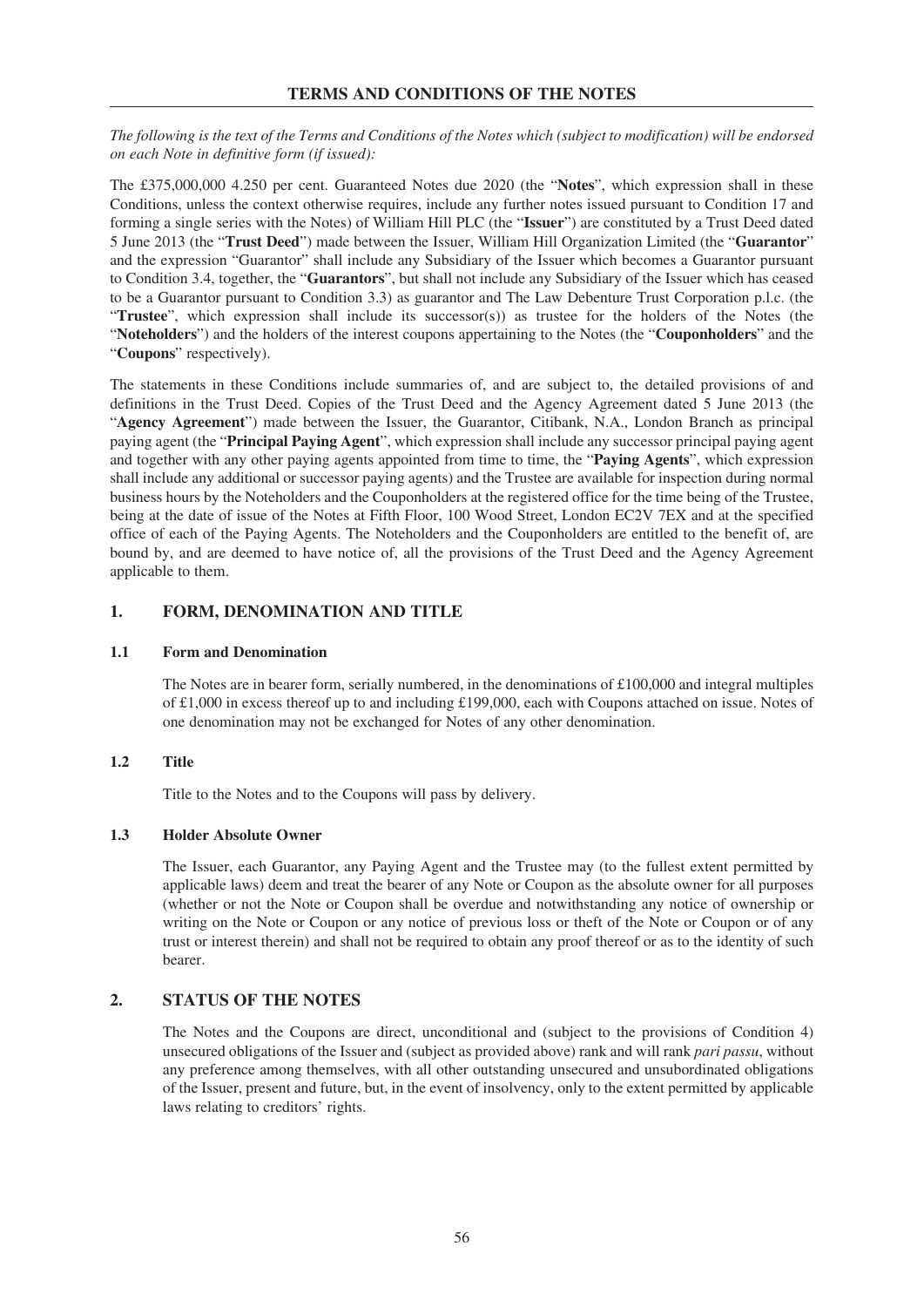# TERMS AND CONDITIONS OF THE NOTES

*The following is the text of the Terms and Conditions of the Notes which (subject to modification) will be endorsed on each Note in definitive form (if issued):*

The £375,000,000 4.250 per cent. Guaranteed Notes due 2020 (the "**Notes**", which expression shall in these Conditions, unless the context otherwise requires, include any further notes issued pursuant to Condition 17 and forming a single series with the Notes) of William Hill PLC (the "**Issuer**") are constituted by a Trust Deed dated 5 June 2013 (the "**Trust Deed**") made between the Issuer, William Hill Organization Limited (the "**Guarantor**" and the expression "Guarantor" shall include any Subsidiary of the Issuer which becomes a Guarantor pursuant to Condition 3.4, together, the "**Guarantors**", but shall not include any Subsidiary of the Issuer which has ceased to be a Guarantor pursuant to Condition 3.3) as guarantor and The Law Debenture Trust Corporation p.l.c. (the "**Trustee**", which expression shall include its successor(s)) as trustee for the holders of the Notes (the "**Noteholders**") and the holders of the interest coupons appertaining to the Notes (the "**Couponholders**" and the "**Coupons**" respectively).

The statements in these Conditions include summaries of, and are subject to, the detailed provisions of and definitions in the Trust Deed. Copies of the Trust Deed and the Agency Agreement dated 5 June 2013 (the "**Agency Agreement**") made between the Issuer, the Guarantor, Citibank, N.A., London Branch as principal paying agent (the "**Principal Paying Agent**", which expression shall include any successor principal paying agent and together with any other paying agents appointed from time to time, the "**Paying Agents**", which expression shall include any additional or successor paying agents) and the Trustee are available for inspection during normal business hours by the Noteholders and the Couponholders at the registered office for the time being of the Trustee, being at the date of issue of the Notes at Fifth Floor, 100 Wood Street, London EC2V 7EX and at the specified office of each of the Paying Agents. The Noteholders and the Couponholders are entitled to the benefit of, are bound by, and are deemed to have notice of, all the provisions of the Trust Deed and the Agency Agreement applicable to them.

## 1. FORM, DENOMINATION AND TITLE

### 1.1 Form and Denomination

The Notes are in bearer form, serially numbered, in the denominations of £100,000 and integral multiples of £1,000 in excess thereof up to and including £199,000, each with Coupons attached on issue. Notes of one denomination may not be exchanged for Notes of any other denomination.

### 1.2 Title

Title to the Notes and to the Coupons will pass by delivery.

### 1.3 Holder Absolute Owner

The Issuer, each Guarantor, any Paying Agent and the Trustee may (to the fullest extent permitted by applicable laws) deem and treat the bearer of any Note or Coupon as the absolute owner for all purposes (whether or not the Note or Coupon shall be overdue and notwithstanding any notice of ownership or writing on the Note or Coupon or any notice of previous loss or theft of the Note or Coupon or of any trust or interest therein) and shall not be required to obtain any proof thereof or as to the identity of such bearer.

## 2. STATUS OF THE NOTES

The Notes and the Coupons are direct, unconditional and (subject to the provisions of Condition 4) unsecured obligations of the Issuer and (subject as provided above) rank and will rank *pari passu*, without any preference among themselves, with all other outstanding unsecured and unsubordinated obligations of the Issuer, present and future, but, in the event of insolvency, only to the extent permitted by applicable laws relating to creditors' rights.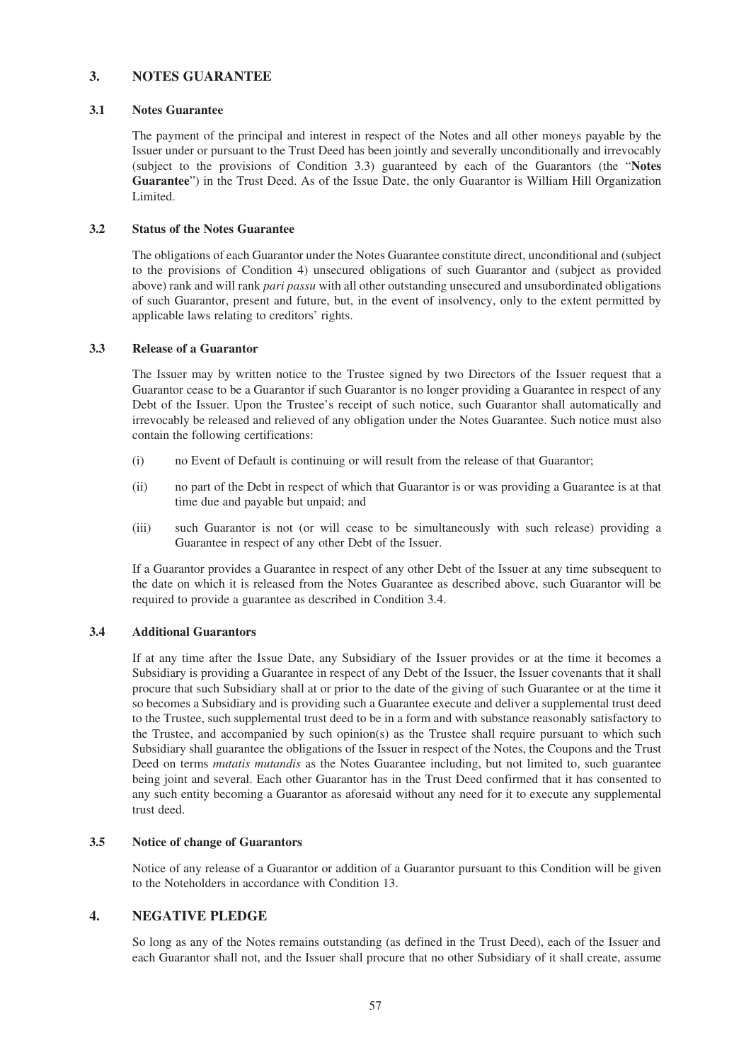## 3. NOTES GUARANTEE

### 3.1 Notes Guarantee

The payment of the principal and interest in respect of the Notes and all other moneys payable by the Issuer under or pursuant to the Trust Deed has been jointly and severally unconditionally and irrevocably (subject to the provisions of Condition 3.3) guaranteed by each of the Guarantors (the "**Notes Guarantee**") in the Trust Deed. As of the Issue Date, the only Guarantor is William Hill Organization Limited.

### 3.2 Status of the Notes Guarantee

The obligations of each Guarantor under the Notes Guarantee constitute direct, unconditional and (subject to the provisions of Condition 4) unsecured obligations of such Guarantor and (subject as provided above) rank and will rank *pari passu* with all other outstanding unsecured and unsubordinated obligations of such Guarantor, present and future, but, in the event of insolvency, only to the extent permitted by applicable laws relating to creditors' rights.

### 3.3 Release of a Guarantor

The Issuer may by written notice to the Trustee signed by two Directors of the Issuer request that a Guarantor cease to be a Guarantor if such Guarantor is no longer providing a Guarantee in respect of any Debt of the Issuer. Upon the Trustee's receipt of such notice, such Guarantor shall automatically and irrevocably be released and relieved of any obligation under the Notes Guarantee. Such notice must also contain the following certifications:

(i) no Event of Default is continuing or will result from the release of that Guarantor;

(ii) no part of the Debt in respect of which that Guarantor is or was providing a Guarantee is at that time due and payable but unpaid; and

(iii) such Guarantor is not (or will cease to be simultaneously with such release) providing a Guarantee in respect of any other Debt of the Issuer.

If a Guarantor provides a Guarantee in respect of any other Debt of the Issuer at any time subsequent to the date on which it is released from the Notes Guarantee as described above, such Guarantor will be required to provide a guarantee as described in Condition 3.4.

### 3.4 Additional Guarantors

If at any time after the Issue Date, any Subsidiary of the Issuer provides or at the time it becomes a Subsidiary is providing a Guarantee in respect of any Debt of the Issuer, the Issuer covenants that it shall procure that such Subsidiary shall at or prior to the date of the giving of such Guarantee or at the time it so becomes a Subsidiary and is providing such a Guarantee execute and deliver a supplemental trust deed to the Trustee, such supplemental trust deed to be in a form and with substance reasonably satisfactory to the Trustee, and accompanied by such opinion(s) as the Trustee shall require pursuant to which such Subsidiary shall guarantee the obligations of the Issuer in respect of the Notes, the Coupons and the Trust Deed on terms *mutatis mutandis* as the Notes Guarantee including, but not limited to, such guarantee being joint and several. Each other Guarantor has in the Trust Deed confirmed that it has consented to any such entity becoming a Guarantor as aforesaid without any need for it to execute any supplemental trust deed.

### 3.5 Notice of change of Guarantors

Notice of any release of a Guarantor or addition of a Guarantor pursuant to this Condition will be given to the Noteholders in accordance with Condition 13.

## 4. NEGATIVE PLEDGE

So long as any of the Notes remains outstanding (as defined in the Trust Deed), each of the Issuer and each Guarantor shall not, and the Issuer shall procure that no other Subsidiary of it shall create, assume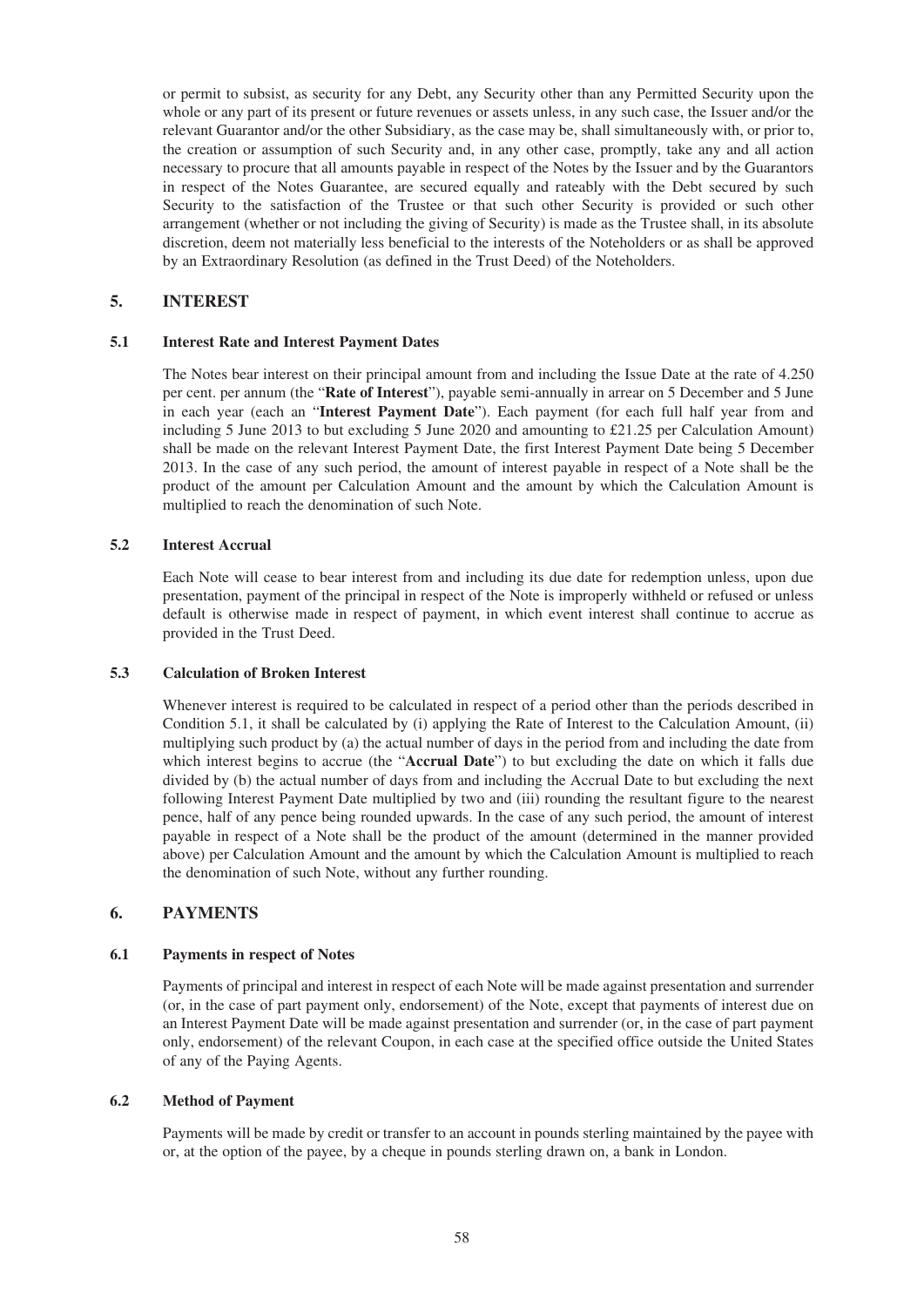or permit to subsist, as security for any Debt, any Security other than any Permitted Security upon the whole or any part of its present or future revenues or assets unless, in any such case, the Issuer and/or the relevant Guarantor and/or the other Subsidiary, as the case may be, shall simultaneously with, or prior to, the creation or assumption of such Security and, in any other case, promptly, take any and all action necessary to procure that all amounts payable in respect of the Notes by the Issuer and by the Guarantors in respect of the Notes Guarantee, are secured equally and rateably with the Debt secured by such Security to the satisfaction of the Trustee or that such other Security is provided or such other arrangement (whether or not including the giving of Security) is made as the Trustee shall, in its absolute discretion, deem not materially less beneficial to the interests of the Noteholders or as shall be approved by an Extraordinary Resolution (as defined in the Trust Deed) of the Noteholders.

## 5. INTEREST

### 5.1 Interest Rate and Interest Payment Dates

The Notes bear interest on their principal amount from and including the Issue Date at the rate of 4.250 per cent. per annum (the "**Rate of Interest**"), payable semi-annually in arrear on 5 December and 5 June in each year (each an "**Interest Payment Date**"). Each payment (for each full half year from and including 5 June 2013 to but excluding 5 June 2020 and amounting to £21.25 per Calculation Amount) shall be made on the relevant Interest Payment Date, the first Interest Payment Date being 5 December 2013. In the case of any such period, the amount of interest payable in respect of a Note shall be the product of the amount per Calculation Amount and the amount by which the Calculation Amount is multiplied to reach the denomination of such Note.

### 5.2 Interest Accrual

Each Note will cease to bear interest from and including its due date for redemption unless, upon due presentation, payment of the principal in respect of the Note is improperly withheld or refused or unless default is otherwise made in respect of payment, in which event interest shall continue to accrue as provided in the Trust Deed.

### 5.3 Calculation of Broken Interest

Whenever interest is required to be calculated in respect of a period other than the periods described in Condition 5.1, it shall be calculated by (i) applying the Rate of Interest to the Calculation Amount, (ii) multiplying such product by (a) the actual number of days in the period from and including the date from which interest begins to accrue (the "**Accrual Date**") to but excluding the date on which it falls due divided by (b) the actual number of days from and including the Accrual Date to but excluding the next following Interest Payment Date multiplied by two and (iii) rounding the resultant figure to the nearest pence, half of any pence being rounded upwards. In the case of any such period, the amount of interest payable in respect of a Note shall be the product of the amount (determined in the manner provided above) per Calculation Amount and the amount by which the Calculation Amount is multiplied to reach the denomination of such Note, without any further rounding.

## 6. PAYMENTS

### 6.1 Payments in respect of Notes

Payments of principal and interest in respect of each Note will be made against presentation and surrender (or, in the case of part payment only, endorsement) of the Note, except that payments of interest due on an Interest Payment Date will be made against presentation and surrender (or, in the case of part payment only, endorsement) of the relevant Coupon, in each case at the specified office outside the United States of any of the Paying Agents.

### 6.2 Method of Payment

Payments will be made by credit or transfer to an account in pounds sterling maintained by the payee with or, at the option of the payee, by a cheque in pounds sterling drawn on, a bank in London.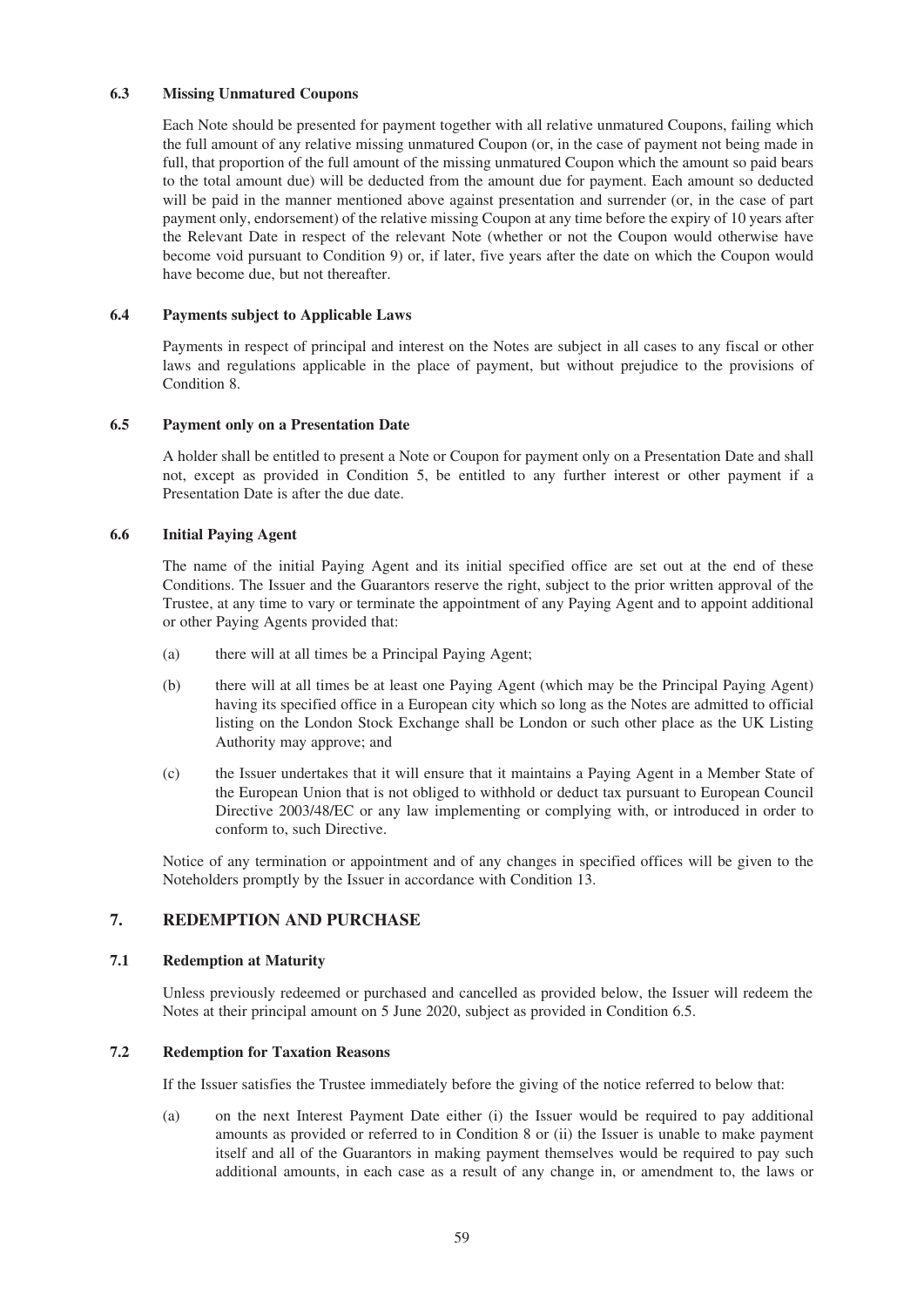### 6.3 Missing Unmatured Coupons

Each Note should be presented for payment together with all relative unmatured Coupons, failing which the full amount of any relative missing unmatured Coupon (or, in the case of payment not being made in full, that proportion of the full amount of the missing unmatured Coupon which the amount so paid bears to the total amount due) will be deducted from the amount due for payment. Each amount so deducted will be paid in the manner mentioned above against presentation and surrender (or, in the case of part payment only, endorsement) of the relative missing Coupon at any time before the expiry of 10 years after the Relevant Date in respect of the relevant Note (whether or not the Coupon would otherwise have become void pursuant to Condition 9) or, if later, five years after the date on which the Coupon would have become due, but not thereafter.

### 6.4 Payments subject to Applicable Laws

Payments in respect of principal and interest on the Notes are subject in all cases to any fiscal or other laws and regulations applicable in the place of payment, but without prejudice to the provisions of Condition 8.

### 6.5 Payment only on a Presentation Date

A holder shall be entitled to present a Note or Coupon for payment only on a Presentation Date and shall not, except as provided in Condition 5, be entitled to any further interest or other payment if a Presentation Date is after the due date.

### 6.6 Initial Paying Agent

The name of the initial Paying Agent and its initial specified office are set out at the end of these Conditions. The Issuer and the Guarantors reserve the right, subject to the prior written approval of the Trustee, at any time to vary or terminate the appointment of any Paying Agent and to appoint additional or other Paying Agents provided that:

(a) there will at all times be a Principal Paying Agent;

(b) there will at all times be at least one Paying Agent (which may be the Principal Paying Agent) having its specified office in a European city which so long as the Notes are admitted to official listing on the London Stock Exchange shall be London or such other place as the UK Listing Authority may approve; and

(c) the Issuer undertakes that it will ensure that it maintains a Paying Agent in a Member State of the European Union that is not obliged to withhold or deduct tax pursuant to European Council Directive 2003/48/EC or any law implementing or complying with, or introduced in order to conform to, such Directive.

Notice of any termination or appointment and of any changes in specified offices will be given to the Noteholders promptly by the Issuer in accordance with Condition 13.

## 7. REDEMPTION AND PURCHASE

### 7.1 Redemption at Maturity

Unless previously redeemed or purchased and cancelled as provided below, the Issuer will redeem the Notes at their principal amount on 5 June 2020, subject as provided in Condition 6.5.

### 7.2 Redemption for Taxation Reasons

If the Issuer satisfies the Trustee immediately before the giving of the notice referred to below that:

(a) on the next Interest Payment Date either (i) the Issuer would be required to pay additional amounts as provided or referred to in Condition 8 or (ii) the Issuer is unable to make payment itself and all of the Guarantors in making payment themselves would be required to pay such additional amounts, in each case as a result of any change in, or amendment to, the laws or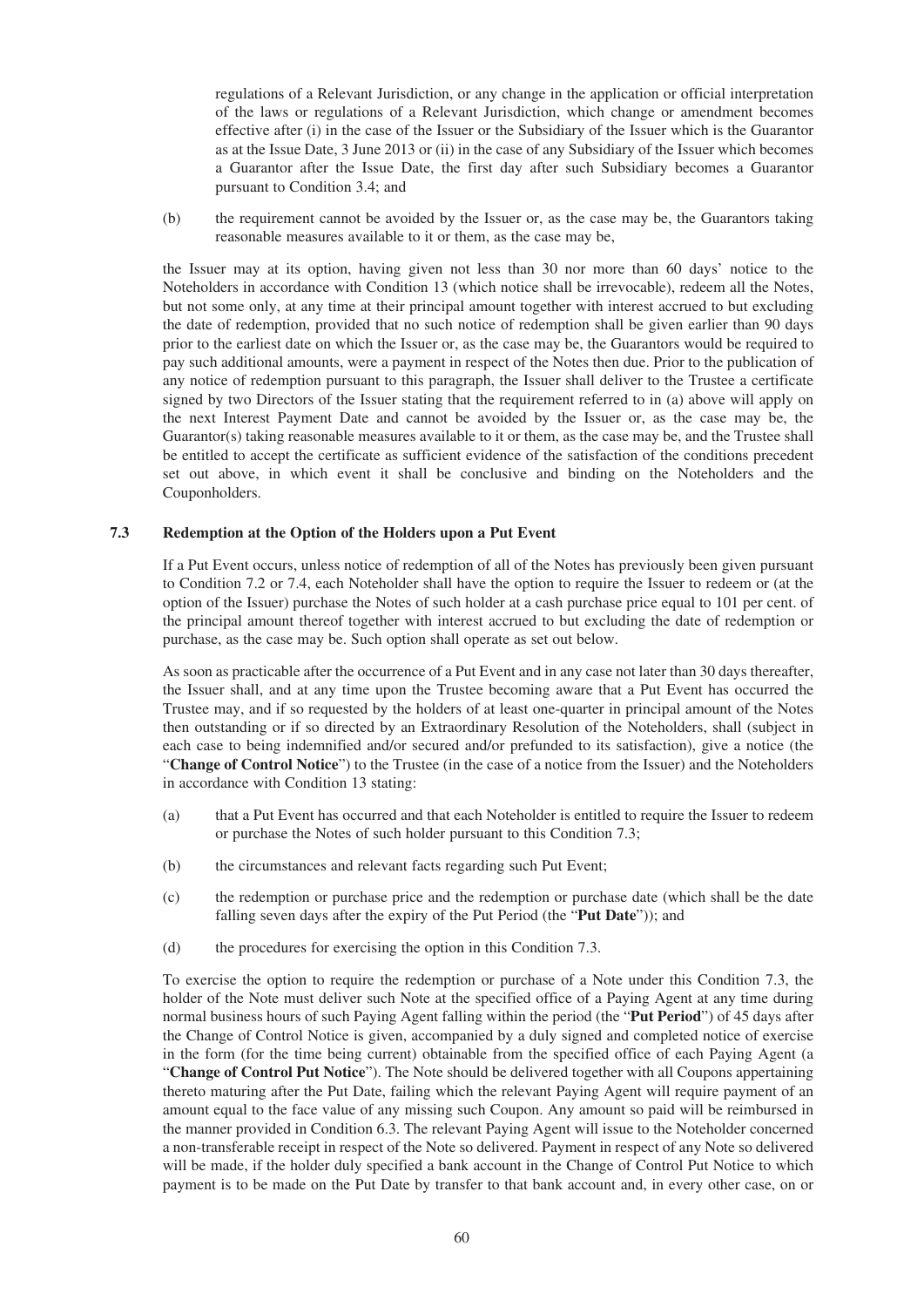regulations of a Relevant Jurisdiction, or any change in the application or official interpretation of the laws or regulations of a Relevant Jurisdiction, which change or amendment becomes effective after (i) in the case of the Issuer or the Subsidiary of the Issuer which is the Guarantor as at the Issue Date, 3 June 2013 or (ii) in the case of any Subsidiary of the Issuer which becomes a Guarantor after the Issue Date, the first day after such Subsidiary becomes a Guarantor pursuant to Condition 3.4; and

(b) the requirement cannot be avoided by the Issuer or, as the case may be, the Guarantors taking reasonable measures available to it or them, as the case may be,

the Issuer may at its option, having given not less than 30 nor more than 60 days' notice to the Noteholders in accordance with Condition 13 (which notice shall be irrevocable), redeem all the Notes, but not some only, at any time at their principal amount together with interest accrued to but excluding the date of redemption, provided that no such notice of redemption shall be given earlier than 90 days prior to the earliest date on which the Issuer or, as the case may be, the Guarantors would be required to pay such additional amounts, were a payment in respect of the Notes then due. Prior to the publication of any notice of redemption pursuant to this paragraph, the Issuer shall deliver to the Trustee a certificate signed by two Directors of the Issuer stating that the requirement referred to in (a) above will apply on the next Interest Payment Date and cannot be avoided by the Issuer or, as the case may be, the Guarantor(s) taking reasonable measures available to it or them, as the case may be, and the Trustee shall be entitled to accept the certificate as sufficient evidence of the satisfaction of the conditions precedent set out above, in which event it shall be conclusive and binding on the Noteholders and the Couponholders.

### 7.3 Redemption at the Option of the Holders upon a Put Event

If a Put Event occurs, unless notice of redemption of all of the Notes has previously been given pursuant to Condition 7.2 or 7.4, each Noteholder shall have the option to require the Issuer to redeem or (at the option of the Issuer) purchase the Notes of such holder at a cash purchase price equal to 101 per cent. of the principal amount thereof together with interest accrued to but excluding the date of redemption or purchase, as the case may be. Such option shall operate as set out below.

As soon as practicable after the occurrence of a Put Event and in any case not later than 30 days thereafter, the Issuer shall, and at any time upon the Trustee becoming aware that a Put Event has occurred the Trustee may, and if so requested by the holders of at least one-quarter in principal amount of the Notes then outstanding or if so directed by an Extraordinary Resolution of the Noteholders, shall (subject in each case to being indemnified and/or secured and/or prefunded to its satisfaction), give a notice (the "**Change of Control Notice**") to the Trustee (in the case of a notice from the Issuer) and the Noteholders in accordance with Condition 13 stating:

(a) that a Put Event has occurred and that each Noteholder is entitled to require the Issuer to redeem or purchase the Notes of such holder pursuant to this Condition 7.3;

(b) the circumstances and relevant facts regarding such Put Event;

(c) the redemption or purchase price and the redemption or purchase date (which shall be the date falling seven days after the expiry of the Put Period (the "**Put Date**")); and

(d) the procedures for exercising the option in this Condition 7.3.

To exercise the option to require the redemption or purchase of a Note under this Condition 7.3, the holder of the Note must deliver such Note at the specified office of a Paying Agent at any time during normal business hours of such Paying Agent falling within the period (the "**Put Period**") of 45 days after the Change of Control Notice is given, accompanied by a duly signed and completed notice of exercise in the form (for the time being current) obtainable from the specified office of each Paying Agent (a "**Change of Control Put Notice**"). The Note should be delivered together with all Coupons appertaining thereto maturing after the Put Date, failing which the relevant Paying Agent will require payment of an amount equal to the face value of any missing such Coupon. Any amount so paid will be reimbursed in the manner provided in Condition 6.3. The relevant Paying Agent will issue to the Noteholder concerned a non-transferable receipt in respect of the Note so delivered. Payment in respect of any Note so delivered will be made, if the holder duly specified a bank account in the Change of Control Put Notice to which payment is to be made on the Put Date by transfer to that bank account and, in every other case, on or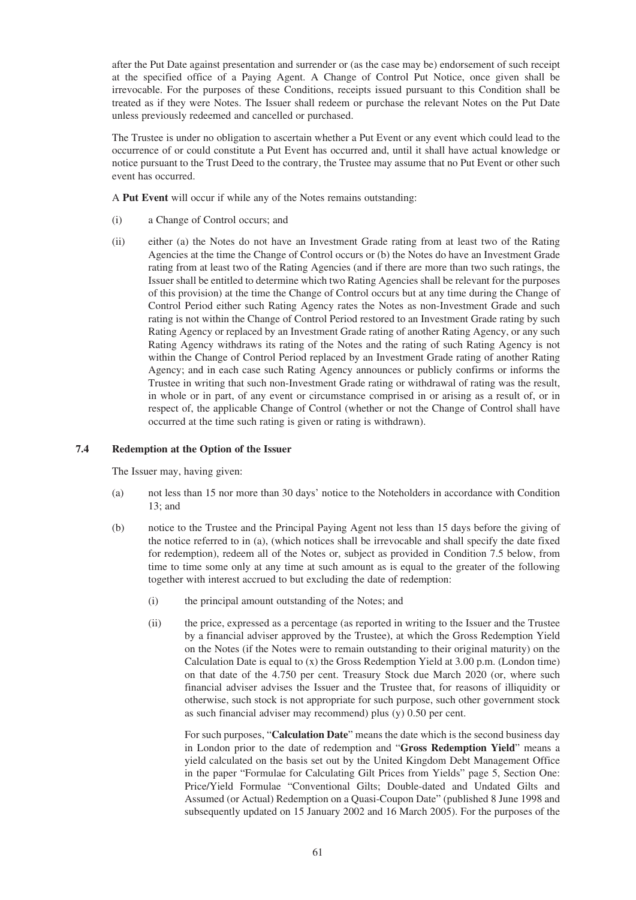after the Put Date against presentation and surrender or (as the case may be) endorsement of such receipt at the specified office of a Paying Agent. A Change of Control Put Notice, once given shall be irrevocable. For the purposes of these Conditions, receipts issued pursuant to this Condition shall be treated as if they were Notes. The Issuer shall redeem or purchase the relevant Notes on the Put Date unless previously redeemed and cancelled or purchased.

The Trustee is under no obligation to ascertain whether a Put Event or any event which could lead to the occurrence of or could constitute a Put Event has occurred and, until it shall have actual knowledge or notice pursuant to the Trust Deed to the contrary, the Trustee may assume that no Put Event or other such event has occurred.

A **Put Event** will occur if while any of the Notes remains outstanding:

(i) a Change of Control occurs; and

(ii) either (a) the Notes do not have an Investment Grade rating from at least two of the Rating Agencies at the time the Change of Control occurs or (b) the Notes do have an Investment Grade rating from at least two of the Rating Agencies (and if there are more than two such ratings, the Issuer shall be entitled to determine which two Rating Agencies shall be relevant for the purposes of this provision) at the time the Change of Control occurs but at any time during the Change of Control Period either such Rating Agency rates the Notes as non-Investment Grade and such rating is not within the Change of Control Period restored to an Investment Grade rating by such Rating Agency or replaced by an Investment Grade rating of another Rating Agency, or any such Rating Agency withdraws its rating of the Notes and the rating of such Rating Agency is not within the Change of Control Period replaced by an Investment Grade rating of another Rating Agency; and in each case such Rating Agency announces or publicly confirms or informs the Trustee in writing that such non-Investment Grade rating or withdrawal of rating was the result, in whole or in part, of any event or circumstance comprised in or arising as a result of, or in respect of, the applicable Change of Control (whether or not the Change of Control shall have occurred at the time such rating is given or rating is withdrawn).

### 7.4 Redemption at the Option of the Issuer

The Issuer may, having given:

(a) not less than 15 nor more than 30 days' notice to the Noteholders in accordance with Condition 13; and

(b) notice to the Trustee and the Principal Paying Agent not less than 15 days before the giving of the notice referred to in (a), (which notices shall be irrevocable and shall specify the date fixed for redemption), redeem all of the Notes or, subject as provided in Condition 7.5 below, from time to time some only at any time at such amount as is equal to the greater of the following together with interest accrued to but excluding the date of redemption:

   (i) the principal amount outstanding of the Notes; and

   (ii) the price, expressed as a percentage (as reported in writing to the Issuer and the Trustee by a financial adviser approved by the Trustee), at which the Gross Redemption Yield on the Notes (if the Notes were to remain outstanding to their original maturity) on the Calculation Date is equal to (x) the Gross Redemption Yield at 3.00 p.m. (London time) on that date of the 4.750 per cent. Treasury Stock due March 2020 (or, where such financial adviser advises the Issuer and the Trustee that, for reasons of illiquidity or otherwise, such stock is not appropriate for such purpose, such other government stock as such financial adviser may recommend) plus (y) 0.50 per cent.

   For such purposes, "**Calculation Date**" means the date which is the second business day in London prior to the date of redemption and "**Gross Redemption Yield**" means a yield calculated on the basis set out by the United Kingdom Debt Management Office in the paper "Formulae for Calculating Gilt Prices from Yields" page 5, Section One: Price/Yield Formulae "Conventional Gilts; Double-dated and Undated Gilts and Assumed (or Actual) Redemption on a Quasi-Coupon Date" (published 8 June 1998 and subsequently updated on 15 January 2002 and 16 March 2005). For the purposes of the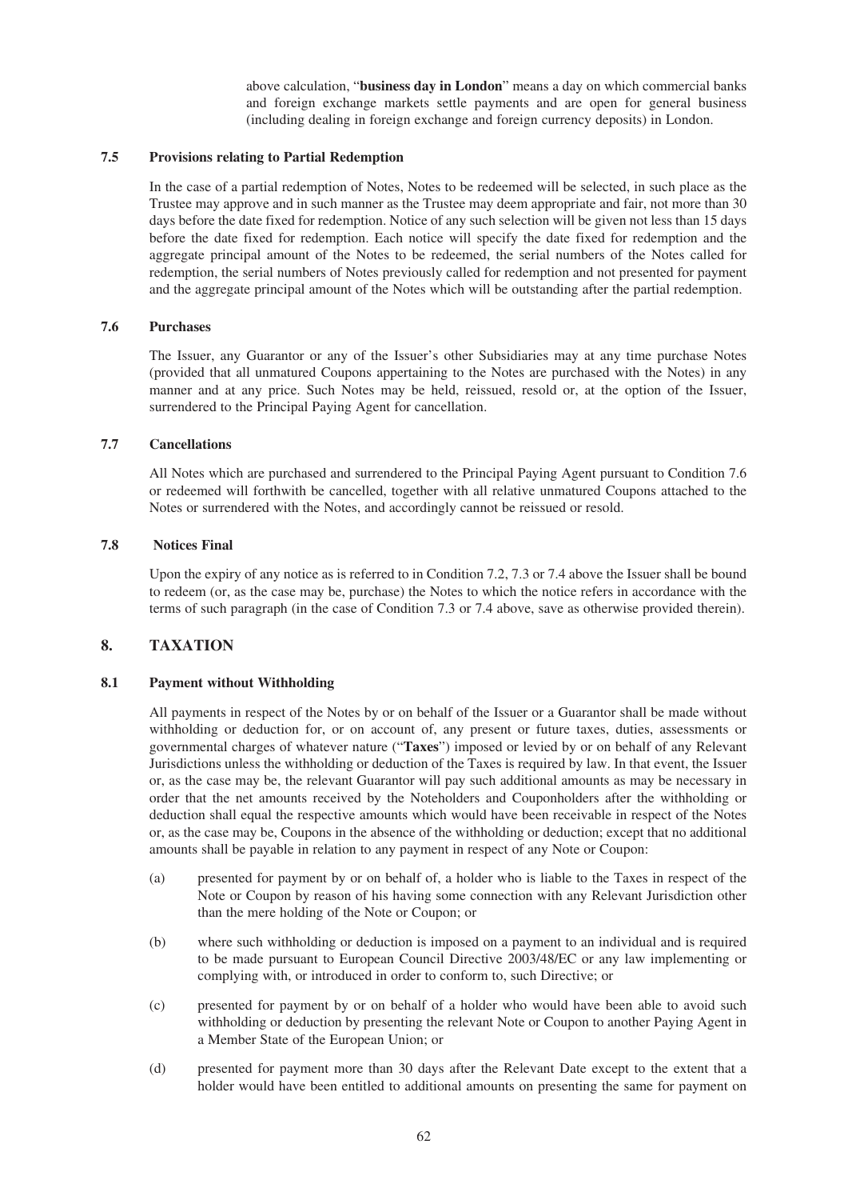above calculation, "**business day in London**" means a day on which commercial banks and foreign exchange markets settle payments and are open for general business (including dealing in foreign exchange and foreign currency deposits) in London.

### 7.5 Provisions relating to Partial Redemption

In the case of a partial redemption of Notes, Notes to be redeemed will be selected, in such place as the Trustee may approve and in such manner as the Trustee may deem appropriate and fair, not more than 30 days before the date fixed for redemption. Notice of any such selection will be given not less than 15 days before the date fixed for redemption. Each notice will specify the date fixed for redemption and the aggregate principal amount of the Notes to be redeemed, the serial numbers of the Notes called for redemption, the serial numbers of Notes previously called for redemption and not presented for payment and the aggregate principal amount of the Notes which will be outstanding after the partial redemption.

### 7.6 Purchases

The Issuer, any Guarantor or any of the Issuer's other Subsidiaries may at any time purchase Notes (provided that all unmatured Coupons appertaining to the Notes are purchased with the Notes) in any manner and at any price. Such Notes may be held, reissued, resold or, at the option of the Issuer, surrendered to the Principal Paying Agent for cancellation.

### 7.7 Cancellations

All Notes which are purchased and surrendered to the Principal Paying Agent pursuant to Condition 7.6 or redeemed will forthwith be cancelled, together with all relative unmatured Coupons attached to the Notes or surrendered with the Notes, and accordingly cannot be reissued or resold.

### 7.8 Notices Final

Upon the expiry of any notice as is referred to in Condition 7.2, 7.3 or 7.4 above the Issuer shall be bound to redeem (or, as the case may be, purchase) the Notes to which the notice refers in accordance with the terms of such paragraph (in the case of Condition 7.3 or 7.4 above, save as otherwise provided therein).

## 8. TAXATION

### 8.1 Payment without Withholding

All payments in respect of the Notes by or on behalf of the Issuer or a Guarantor shall be made without withholding or deduction for, or on account of, any present or future taxes, duties, assessments or governmental charges of whatever nature ("**Taxes**") imposed or levied by or on behalf of any Relevant Jurisdictions unless the withholding or deduction of the Taxes is required by law. In that event, the Issuer or, as the case may be, the relevant Guarantor will pay such additional amounts as may be necessary in order that the net amounts received by the Noteholders and Couponholders after the withholding or deduction shall equal the respective amounts which would have been receivable in respect of the Notes or, as the case may be, Coupons in the absence of the withholding or deduction; except that no additional amounts shall be payable in relation to any payment in respect of any Note or Coupon:

(a) presented for payment by or on behalf of, a holder who is liable to the Taxes in respect of the Note or Coupon by reason of his having some connection with any Relevant Jurisdiction other than the mere holding of the Note or Coupon; or

(b) where such withholding or deduction is imposed on a payment to an individual and is required to be made pursuant to European Council Directive 2003/48/EC or any law implementing or complying with, or introduced in order to conform to, such Directive; or

(c) presented for payment by or on behalf of a holder who would have been able to avoid such withholding or deduction by presenting the relevant Note or Coupon to another Paying Agent in a Member State of the European Union; or

(d) presented for payment more than 30 days after the Relevant Date except to the extent that a holder would have been entitled to additional amounts on presenting the same for payment on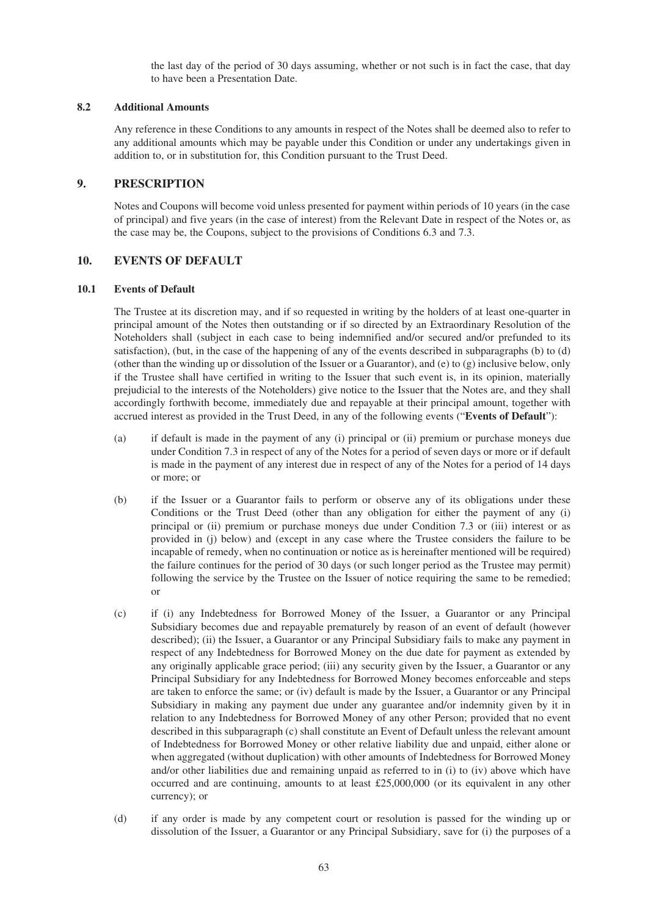the last day of the period of 30 days assuming, whether or not such is in fact the case, that day to have been a Presentation Date.

### 8.2 Additional Amounts

Any reference in these Conditions to any amounts in respect of the Notes shall be deemed also to refer to any additional amounts which may be payable under this Condition or under any undertakings given in addition to, or in substitution for, this Condition pursuant to the Trust Deed.

## 9. PRESCRIPTION

Notes and Coupons will become void unless presented for payment within periods of 10 years (in the case of principal) and five years (in the case of interest) from the Relevant Date in respect of the Notes or, as the case may be, the Coupons, subject to the provisions of Conditions 6.3 and 7.3.

## 10. EVENTS OF DEFAULT

### 10.1 Events of Default

The Trustee at its discretion may, and if so requested in writing by the holders of at least one-quarter in principal amount of the Notes then outstanding or if so directed by an Extraordinary Resolution of the Noteholders shall (subject in each case to being indemnified and/or secured and/or prefunded to its satisfaction), (but, in the case of the happening of any of the events described in subparagraphs (b) to (d) (other than the winding up or dissolution of the Issuer or a Guarantor), and (e) to (g) inclusive below, only if the Trustee shall have certified in writing to the Issuer that such event is, in its opinion, materially prejudicial to the interests of the Noteholders) give notice to the Issuer that the Notes are, and they shall accordingly forthwith become, immediately due and repayable at their principal amount, together with accrued interest as provided in the Trust Deed, in any of the following events ("**Events of Default**"):

(a) if default is made in the payment of any (i) principal or (ii) premium or purchase moneys due under Condition 7.3 in respect of any of the Notes for a period of seven days or more or if default is made in the payment of any interest due in respect of any of the Notes for a period of 14 days or more; or

(b) if the Issuer or a Guarantor fails to perform or observe any of its obligations under these Conditions or the Trust Deed (other than any obligation for either the payment of any (i) principal or (ii) premium or purchase moneys due under Condition 7.3 or (iii) interest or as provided in (j) below) and (except in any case where the Trustee considers the failure to be incapable of remedy, when no continuation or notice as is hereinafter mentioned will be required) the failure continues for the period of 30 days (or such longer period as the Trustee may permit) following the service by the Trustee on the Issuer of notice requiring the same to be remedied; or

(c) if (i) any Indebtedness for Borrowed Money of the Issuer, a Guarantor or any Principal Subsidiary becomes due and repayable prematurely by reason of an event of default (however described); (ii) the Issuer, a Guarantor or any Principal Subsidiary fails to make any payment in respect of any Indebtedness for Borrowed Money on the due date for payment as extended by any originally applicable grace period; (iii) any security given by the Issuer, a Guarantor or any Principal Subsidiary for any Indebtedness for Borrowed Money becomes enforceable and steps are taken to enforce the same; or (iv) default is made by the Issuer, a Guarantor or any Principal Subsidiary in making any payment due under any guarantee and/or indemnity given by it in relation to any Indebtedness for Borrowed Money of any other Person; provided that no event described in this subparagraph (c) shall constitute an Event of Default unless the relevant amount of Indebtedness for Borrowed Money or other relative liability due and unpaid, either alone or when aggregated (without duplication) with other amounts of Indebtedness for Borrowed Money and/or other liabilities due and remaining unpaid as referred to in (i) to (iv) above which have occurred and are continuing, amounts to at least £25,000,000 (or its equivalent in any other currency); or

(d) if any order is made by any competent court or resolution is passed for the winding up or dissolution of the Issuer, a Guarantor or any Principal Subsidiary, save for (i) the purposes of a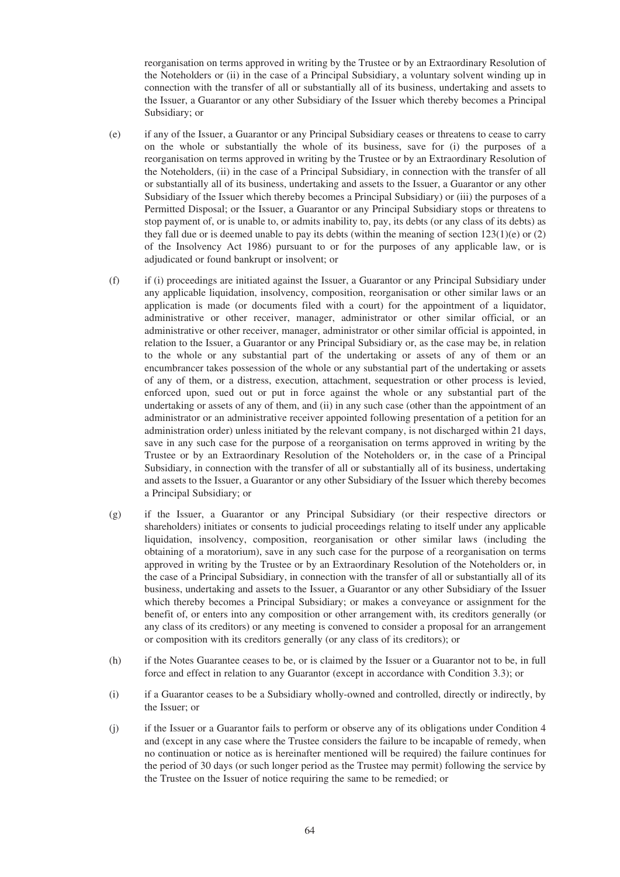reorganisation on terms approved in writing by the Trustee or by an Extraordinary Resolution of the Noteholders or (ii) in the case of a Principal Subsidiary, a voluntary solvent winding up in connection with the transfer of all or substantially all of its business, undertaking and assets to the Issuer, a Guarantor or any other Subsidiary of the Issuer which thereby becomes a Principal Subsidiary; or

(e) if any of the Issuer, a Guarantor or any Principal Subsidiary ceases or threatens to cease to carry on the whole or substantially the whole of its business, save for (i) the purposes of a reorganisation on terms approved in writing by the Trustee or by an Extraordinary Resolution of the Noteholders, (ii) in the case of a Principal Subsidiary, in connection with the transfer of all or substantially all of its business, undertaking and assets to the Issuer, a Guarantor or any other Subsidiary of the Issuer which thereby becomes a Principal Subsidiary) or (iii) the purposes of a Permitted Disposal; or the Issuer, a Guarantor or any Principal Subsidiary stops or threatens to stop payment of, or is unable to, or admits inability to, pay, its debts (or any class of its debts) as they fall due or is deemed unable to pay its debts (within the meaning of section 123(1)(e) or (2) of the Insolvency Act 1986) pursuant to or for the purposes of any applicable law, or is adjudicated or found bankrupt or insolvent; or

(f) if (i) proceedings are initiated against the Issuer, a Guarantor or any Principal Subsidiary under any applicable liquidation, insolvency, composition, reorganisation or other similar laws or an application is made (or documents filed with a court) for the appointment of a liquidator, administrative or other receiver, manager, administrator or other similar official, or an administrative or other receiver, manager, administrator or other similar official is appointed, in relation to the Issuer, a Guarantor or any Principal Subsidiary or, as the case may be, in relation to the whole or any substantial part of the undertaking or assets of any of them or an encumbrancer takes possession of the whole or any substantial part of the undertaking or assets of any of them, or a distress, execution, attachment, sequestration or other process is levied, enforced upon, sued out or put in force against the whole or any substantial part of the undertaking or assets of any of them, and (ii) in any such case (other than the appointment of an administrator or an administrative receiver appointed following presentation of a petition for an administration order) unless initiated by the relevant company, is not discharged within 21 days, save in any such case for the purpose of a reorganisation on terms approved in writing by the Trustee or by an Extraordinary Resolution of the Noteholders or, in the case of a Principal Subsidiary, in connection with the transfer of all or substantially all of its business, undertaking and assets to the Issuer, a Guarantor or any other Subsidiary of the Issuer which thereby becomes a Principal Subsidiary; or

(g) if the Issuer, a Guarantor or any Principal Subsidiary (or their respective directors or shareholders) initiates or consents to judicial proceedings relating to itself under any applicable liquidation, insolvency, composition, reorganisation or other similar laws (including the obtaining of a moratorium), save in any such case for the purpose of a reorganisation on terms approved in writing by the Trustee or by an Extraordinary Resolution of the Noteholders or, in the case of a Principal Subsidiary, in connection with the transfer of all or substantially all of its business, undertaking and assets to the Issuer, a Guarantor or any other Subsidiary of the Issuer which thereby becomes a Principal Subsidiary; or makes a conveyance or assignment for the benefit of, or enters into any composition or other arrangement with, its creditors generally (or any class of its creditors) or any meeting is convened to consider a proposal for an arrangement or composition with its creditors generally (or any class of its creditors); or

(h) if the Notes Guarantee ceases to be, or is claimed by the Issuer or a Guarantor not to be, in full force and effect in relation to any Guarantor (except in accordance with Condition 3.3); or

(i) if a Guarantor ceases to be a Subsidiary wholly-owned and controlled, directly or indirectly, by the Issuer; or

(j) if the Issuer or a Guarantor fails to perform or observe any of its obligations under Condition 4 and (except in any case where the Trustee considers the failure to be incapable of remedy, when no continuation or notice as is hereinafter mentioned will be required) the failure continues for the period of 30 days (or such longer period as the Trustee may permit) following the service by the Trustee on the Issuer of notice requiring the same to be remedied; or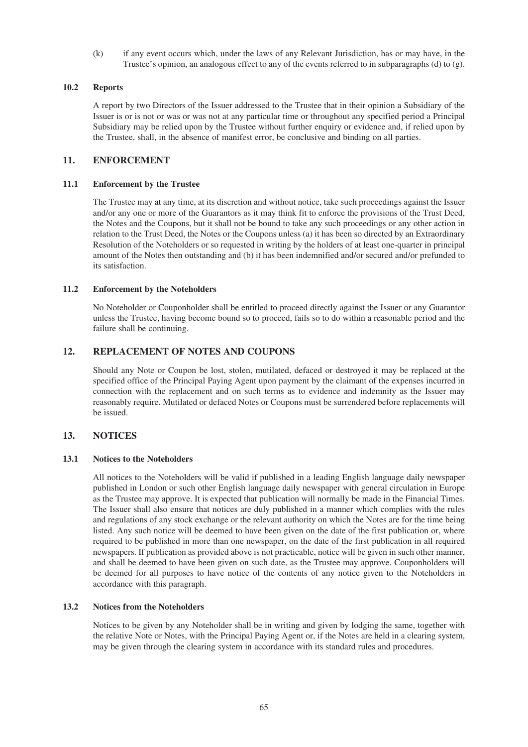(k) if any event occurs which, under the laws of any Relevant Jurisdiction, has or may have, in the Trustee's opinion, an analogous effect to any of the events referred to in subparagraphs (d) to (g).

### 10.2 Reports

A report by two Directors of the Issuer addressed to the Trustee that in their opinion a Subsidiary of the Issuer is or is not or was or was not at any particular time or throughout any specified period a Principal Subsidiary may be relied upon by the Trustee without further enquiry or evidence and, if relied upon by the Trustee, shall, in the absence of manifest error, be conclusive and binding on all parties.

## 11. ENFORCEMENT

### 11.1 Enforcement by the Trustee

The Trustee may at any time, at its discretion and without notice, take such proceedings against the Issuer and/or any one or more of the Guarantors as it may think fit to enforce the provisions of the Trust Deed, the Notes and the Coupons, but it shall not be bound to take any such proceedings or any other action in relation to the Trust Deed, the Notes or the Coupons unless (a) it has been so directed by an Extraordinary Resolution of the Noteholders or so requested in writing by the holders of at least one-quarter in principal amount of the Notes then outstanding and (b) it has been indemnified and/or secured and/or prefunded to its satisfaction.

### 11.2 Enforcement by the Noteholders

No Noteholder or Couponholder shall be entitled to proceed directly against the Issuer or any Guarantor unless the Trustee, having become bound so to proceed, fails so to do within a reasonable period and the failure shall be continuing.

## 12. REPLACEMENT OF NOTES AND COUPONS

Should any Note or Coupon be lost, stolen, mutilated, defaced or destroyed it may be replaced at the specified office of the Principal Paying Agent upon payment by the claimant of the expenses incurred in connection with the replacement and on such terms as to evidence and indemnity as the Issuer may reasonably require. Mutilated or defaced Notes or Coupons must be surrendered before replacements will be issued.

## 13. NOTICES

### 13.1 Notices to the Noteholders

All notices to the Noteholders will be valid if published in a leading English language daily newspaper published in London or such other English language daily newspaper with general circulation in Europe as the Trustee may approve. It is expected that publication will normally be made in the Financial Times. The Issuer shall also ensure that notices are duly published in a manner which complies with the rules and regulations of any stock exchange or the relevant authority on which the Notes are for the time being listed. Any such notice will be deemed to have been given on the date of the first publication or, where required to be published in more than one newspaper, on the date of the first publication in all required newspapers. If publication as provided above is not practicable, notice will be given in such other manner, and shall be deemed to have been given on such date, as the Trustee may approve. Couponholders will be deemed for all purposes to have notice of the contents of any notice given to the Noteholders in accordance with this paragraph.

### 13.2 Notices from the Noteholders

Notices to be given by any Noteholder shall be in writing and given by lodging the same, together with the relative Note or Notes, with the Principal Paying Agent or, if the Notes are held in a clearing system, may be given through the clearing system in accordance with its standard rules and procedures.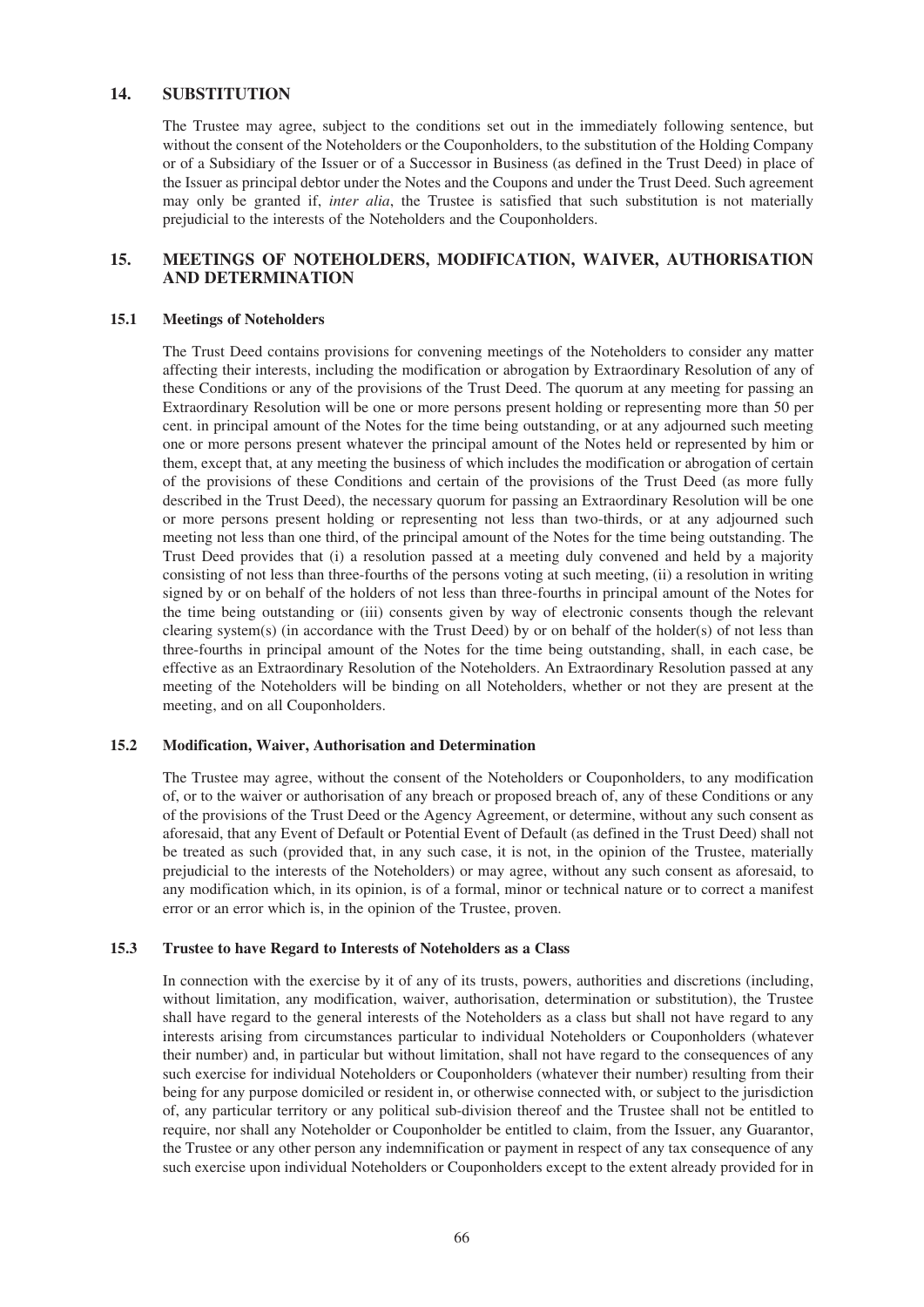## 14. SUBSTITUTION

The Trustee may agree, subject to the conditions set out in the immediately following sentence, but without the consent of the Noteholders or the Couponholders, to the substitution of the Holding Company or of a Subsidiary of the Issuer or of a Successor in Business (as defined in the Trust Deed) in place of the Issuer as principal debtor under the Notes and the Coupons and under the Trust Deed. Such agreement may only be granted if, *inter alia*, the Trustee is satisfied that such substitution is not materially prejudicial to the interests of the Noteholders and the Couponholders.

## 15. MEETINGS OF NOTEHOLDERS, MODIFICATION, WAIVER, AUTHORISATION AND DETERMINATION

### 15.1 Meetings of Noteholders

The Trust Deed contains provisions for convening meetings of the Noteholders to consider any matter affecting their interests, including the modification or abrogation by Extraordinary Resolution of any of these Conditions or any of the provisions of the Trust Deed. The quorum at any meeting for passing an Extraordinary Resolution will be one or more persons present holding or representing more than 50 per cent. in principal amount of the Notes for the time being outstanding, or at any adjourned such meeting one or more persons present whatever the principal amount of the Notes held or represented by him or them, except that, at any meeting the business of which includes the modification or abrogation of certain of the provisions of these Conditions and certain of the provisions of the Trust Deed (as more fully described in the Trust Deed), the necessary quorum for passing an Extraordinary Resolution will be one or more persons present holding or representing not less than two-thirds, or at any adjourned such meeting not less than one third, of the principal amount of the Notes for the time being outstanding. The Trust Deed provides that (i) a resolution passed at a meeting duly convened and held by a majority consisting of not less than three-fourths of the persons voting at such meeting, (ii) a resolution in writing signed by or on behalf of the holders of not less than three-fourths in principal amount of the Notes for the time being outstanding or (iii) consents given by way of electronic consents though the relevant clearing system(s) (in accordance with the Trust Deed) by or on behalf of the holder(s) of not less than three-fourths in principal amount of the Notes for the time being outstanding, shall, in each case, be effective as an Extraordinary Resolution of the Noteholders. An Extraordinary Resolution passed at any meeting of the Noteholders will be binding on all Noteholders, whether or not they are present at the meeting, and on all Couponholders.

### 15.2 Modification, Waiver, Authorisation and Determination

The Trustee may agree, without the consent of the Noteholders or Couponholders, to any modification of, or to the waiver or authorisation of any breach or proposed breach of, any of these Conditions or any of the provisions of the Trust Deed or the Agency Agreement, or determine, without any such consent as aforesaid, that any Event of Default or Potential Event of Default (as defined in the Trust Deed) shall not be treated as such (provided that, in any such case, it is not, in the opinion of the Trustee, materially prejudicial to the interests of the Noteholders) or may agree, without any such consent as aforesaid, to any modification which, in its opinion, is of a formal, minor or technical nature or to correct a manifest error or an error which is, in the opinion of the Trustee, proven.

### 15.3 Trustee to have Regard to Interests of Noteholders as a Class

In connection with the exercise by it of any of its trusts, powers, authorities and discretions (including, without limitation, any modification, waiver, authorisation, determination or substitution), the Trustee shall have regard to the general interests of the Noteholders as a class but shall not have regard to any interests arising from circumstances particular to individual Noteholders or Couponholders (whatever their number) and, in particular but without limitation, shall not have regard to the consequences of any such exercise for individual Noteholders or Couponholders (whatever their number) resulting from their being for any purpose domiciled or resident in, or otherwise connected with, or subject to the jurisdiction of, any particular territory or any political sub-division thereof and the Trustee shall not be entitled to require, nor shall any Noteholder or Couponholder be entitled to claim, from the Issuer, any Guarantor, the Trustee or any other person any indemnification or payment in respect of any tax consequence of any such exercise upon individual Noteholders or Couponholders except to the extent already provided for in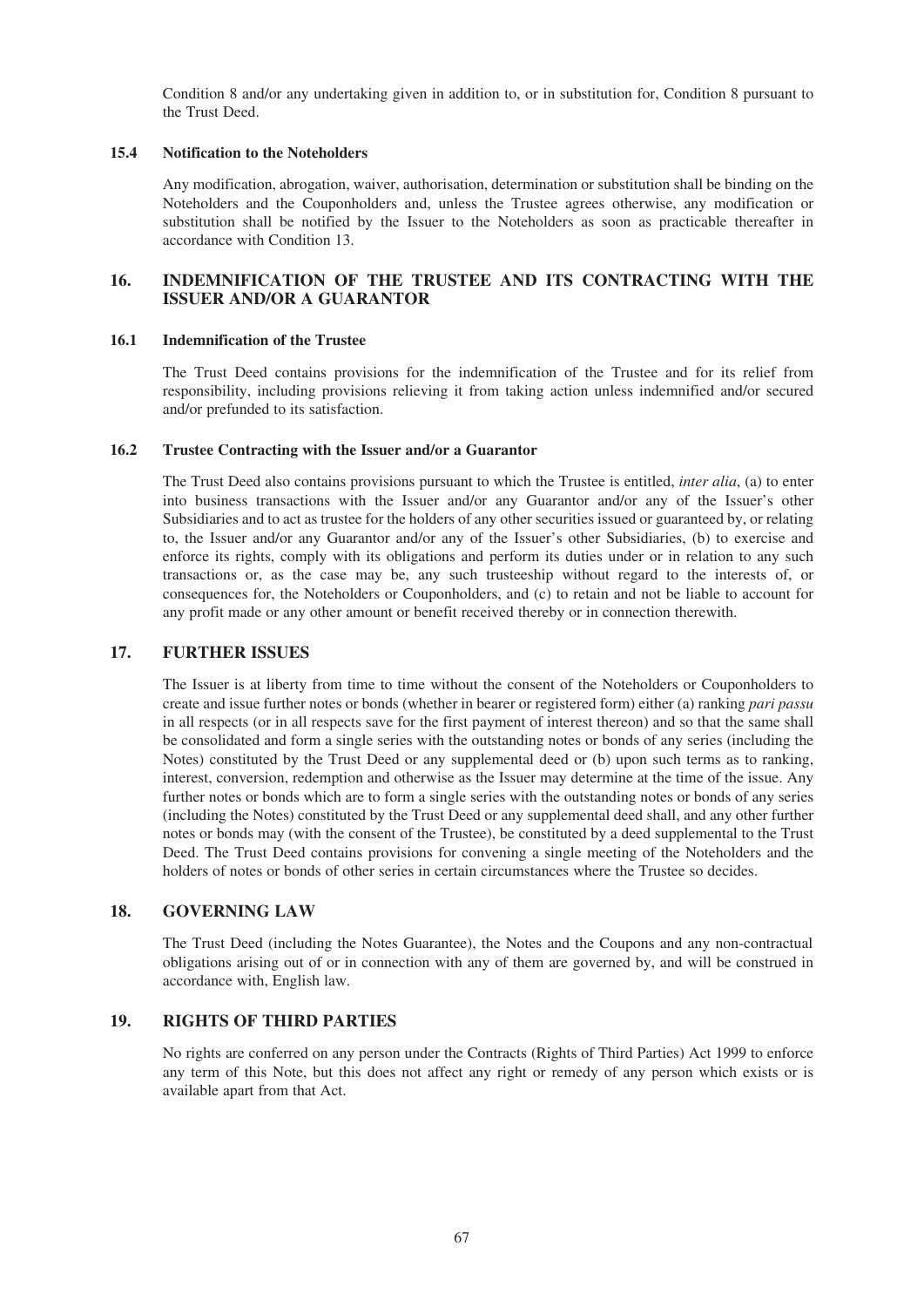Condition 8 and/or any undertaking given in addition to, or in substitution for, Condition 8 pursuant to the Trust Deed.

### 15.4 Notification to the Noteholders

Any modification, abrogation, waiver, authorisation, determination or substitution shall be binding on the Noteholders and the Couponholders and, unless the Trustee agrees otherwise, any modification or substitution shall be notified by the Issuer to the Noteholders as soon as practicable thereafter in accordance with Condition 13.

## 16. INDEMNIFICATION OF THE TRUSTEE AND ITS CONTRACTING WITH THE ISSUER AND/OR A GUARANTOR

### 16.1 Indemnification of the Trustee

The Trust Deed contains provisions for the indemnification of the Trustee and for its relief from responsibility, including provisions relieving it from taking action unless indemnified and/or secured and/or prefunded to its satisfaction.

### 16.2 Trustee Contracting with the Issuer and/or a Guarantor

The Trust Deed also contains provisions pursuant to which the Trustee is entitled, *inter alia*, (a) to enter into business transactions with the Issuer and/or any Guarantor and/or any of the Issuer's other Subsidiaries and to act as trustee for the holders of any other securities issued or guaranteed by, or relating to, the Issuer and/or any Guarantor and/or any of the Issuer's other Subsidiaries, (b) to exercise and enforce its rights, comply with its obligations and perform its duties under or in relation to any such transactions or, as the case may be, any such trusteeship without regard to the interests of, or consequences for, the Noteholders or Couponholders, and (c) to retain and not be liable to account for any profit made or any other amount or benefit received thereby or in connection therewith.

## 17. FURTHER ISSUES

The Issuer is at liberty from time to time without the consent of the Noteholders or Couponholders to create and issue further notes or bonds (whether in bearer or registered form) either (a) ranking *pari passu* in all respects (or in all respects save for the first payment of interest thereon) and so that the same shall be consolidated and form a single series with the outstanding notes or bonds of any series (including the Notes) constituted by the Trust Deed or any supplemental deed or (b) upon such terms as to ranking, interest, conversion, redemption and otherwise as the Issuer may determine at the time of the issue. Any further notes or bonds which are to form a single series with the outstanding notes or bonds of any series (including the Notes) constituted by the Trust Deed or any supplemental deed shall, and any other further notes or bonds may (with the consent of the Trustee), be constituted by a deed supplemental to the Trust Deed. The Trust Deed contains provisions for convening a single meeting of the Noteholders and the holders of notes or bonds of other series in certain circumstances where the Trustee so decides.

## 18. GOVERNING LAW

The Trust Deed (including the Notes Guarantee), the Notes and the Coupons and any non-contractual obligations arising out of or in connection with any of them are governed by, and will be construed in accordance with, English law.

## 19. RIGHTS OF THIRD PARTIES

No rights are conferred on any person under the Contracts (Rights of Third Parties) Act 1999 to enforce any term of this Note, but this does not affect any right or remedy of any person which exists or is available apart from that Act.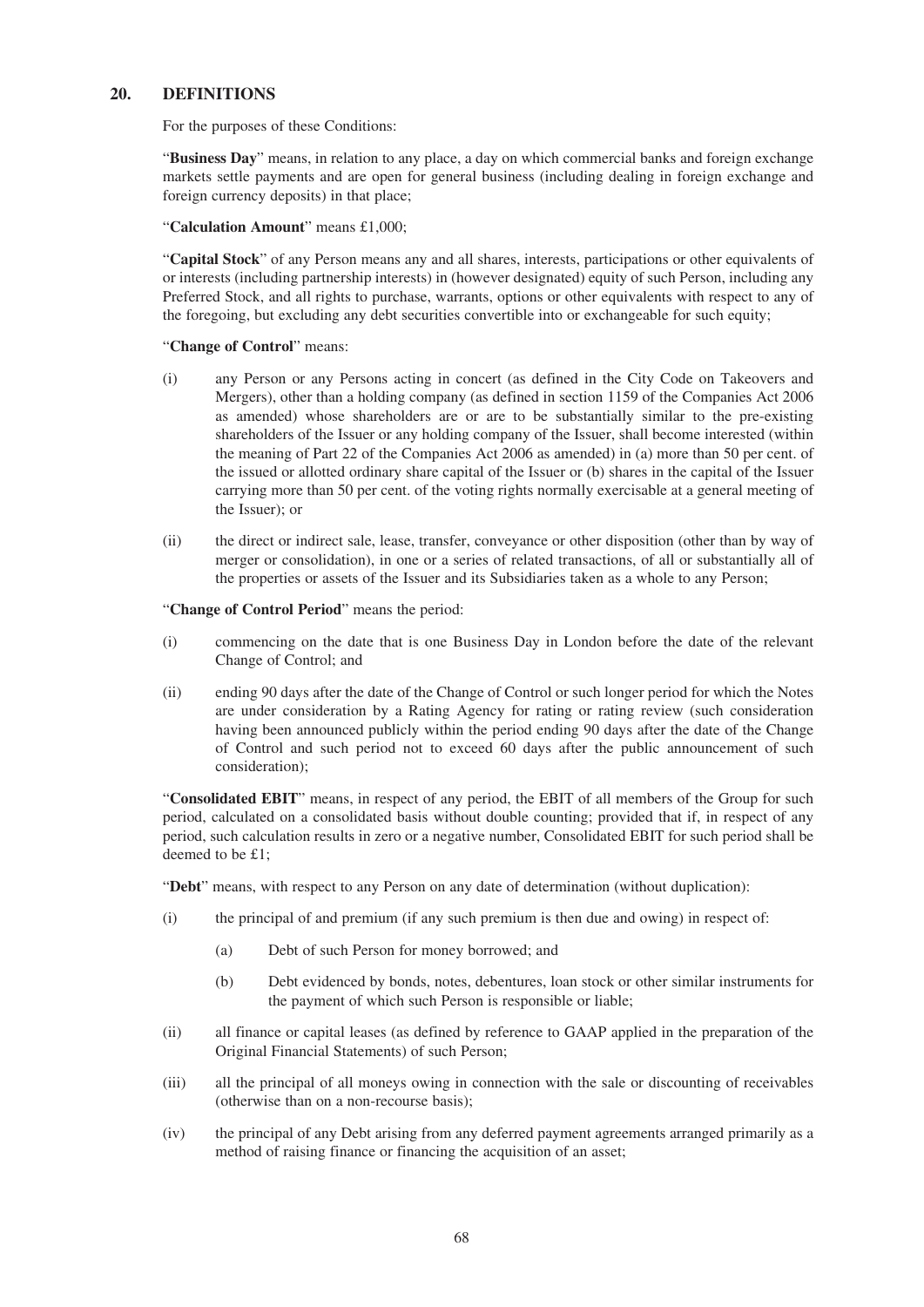## 20. DEFINITIONS

For the purposes of these Conditions:

"**Business Day**" means, in relation to any place, a day on which commercial banks and foreign exchange markets settle payments and are open for general business (including dealing in foreign exchange and foreign currency deposits) in that place;

"**Calculation Amount**" means £1,000;

"**Capital Stock**" of any Person means any and all shares, interests, participations or other equivalents of or interests (including partnership interests) in (however designated) equity of such Person, including any Preferred Stock, and all rights to purchase, warrants, options or other equivalents with respect to any of the foregoing, but excluding any debt securities convertible into or exchangeable for such equity;

"**Change of Control**" means:

(i) any Person or any Persons acting in concert (as defined in the City Code on Takeovers and Mergers), other than a holding company (as defined in section 1159 of the Companies Act 2006 as amended) whose shareholders are or are to be substantially similar to the pre-existing shareholders of the Issuer or any holding company of the Issuer, shall become interested (within the meaning of Part 22 of the Companies Act 2006 as amended) in (a) more than 50 per cent. of the issued or allotted ordinary share capital of the Issuer or (b) shares in the capital of the Issuer carrying more than 50 per cent. of the voting rights normally exercisable at a general meeting of the Issuer); or

(ii) the direct or indirect sale, lease, transfer, conveyance or other disposition (other than by way of merger or consolidation), in one or a series of related transactions, of all or substantially all of the properties or assets of the Issuer and its Subsidiaries taken as a whole to any Person;

"**Change of Control Period**" means the period:

(i) commencing on the date that is one Business Day in London before the date of the relevant Change of Control; and

(ii) ending 90 days after the date of the Change of Control or such longer period for which the Notes are under consideration by a Rating Agency for rating or rating review (such consideration having been announced publicly within the period ending 90 days after the date of the Change of Control and such period not to exceed 60 days after the public announcement of such consideration);

"**Consolidated EBIT**" means, in respect of any period, the EBIT of all members of the Group for such period, calculated on a consolidated basis without double counting; provided that if, in respect of any period, such calculation results in zero or a negative number, Consolidated EBIT for such period shall be deemed to be £1;

"**Debt**" means, with respect to any Person on any date of determination (without duplication):

(i) the principal of and premium (if any such premium is then due and owing) in respect of:

   (a) Debt of such Person for money borrowed; and

   (b) Debt evidenced by bonds, notes, debentures, loan stock or other similar instruments for the payment of which such Person is responsible or liable;

(ii) all finance or capital leases (as defined by reference to GAAP applied in the preparation of the Original Financial Statements) of such Person;

(iii) all the principal of all moneys owing in connection with the sale or discounting of receivables (otherwise than on a non-recourse basis);

(iv) the principal of any Debt arising from any deferred payment agreements arranged primarily as a method of raising finance or financing the acquisition of an asset;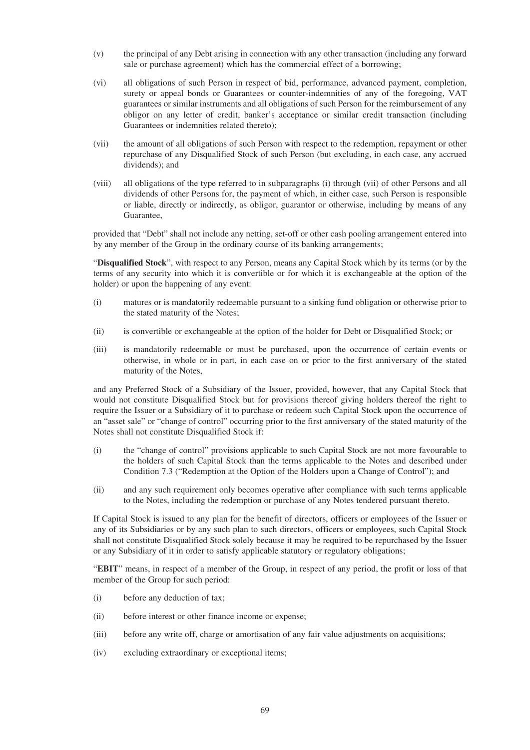(v) the principal of any Debt arising in connection with any other transaction (including any forward sale or purchase agreement) which has the commercial effect of a borrowing;

(vi) all obligations of such Person in respect of bid, performance, advanced payment, completion, surety or appeal bonds or Guarantees or counter-indemnities of any of the foregoing, VAT guarantees or similar instruments and all obligations of such Person for the reimbursement of any obligor on any letter of credit, banker's acceptance or similar credit transaction (including Guarantees or indemnities related thereto);

(vii) the amount of all obligations of such Person with respect to the redemption, repayment or other repurchase of any Disqualified Stock of such Person (but excluding, in each case, any accrued dividends); and

(viii) all obligations of the type referred to in subparagraphs (i) through (vii) of other Persons and all dividends of other Persons for, the payment of which, in either case, such Person is responsible or liable, directly or indirectly, as obligor, guarantor or otherwise, including by means of any Guarantee,

provided that "Debt" shall not include any netting, set-off or other cash pooling arrangement entered into by any member of the Group in the ordinary course of its banking arrangements;

"**Disqualified Stock**", with respect to any Person, means any Capital Stock which by its terms (or by the terms of any security into which it is convertible or for which it is exchangeable at the option of the holder) or upon the happening of any event:

(i) matures or is mandatorily redeemable pursuant to a sinking fund obligation or otherwise prior to the stated maturity of the Notes;

(ii) is convertible or exchangeable at the option of the holder for Debt or Disqualified Stock; or

(iii) is mandatorily redeemable or must be purchased, upon the occurrence of certain events or otherwise, in whole or in part, in each case on or prior to the first anniversary of the stated maturity of the Notes,

and any Preferred Stock of a Subsidiary of the Issuer, provided, however, that any Capital Stock that would not constitute Disqualified Stock but for provisions thereof giving holders thereof the right to require the Issuer or a Subsidiary of it to purchase or redeem such Capital Stock upon the occurrence of an "asset sale" or "change of control" occurring prior to the first anniversary of the stated maturity of the Notes shall not constitute Disqualified Stock if:

(i) the "change of control" provisions applicable to such Capital Stock are not more favourable to the holders of such Capital Stock than the terms applicable to the Notes and described under Condition 7.3 ("Redemption at the Option of the Holders upon a Change of Control"); and

(ii) and any such requirement only becomes operative after compliance with such terms applicable to the Notes, including the redemption or purchase of any Notes tendered pursuant thereto.

If Capital Stock is issued to any plan for the benefit of directors, officers or employees of the Issuer or any of its Subsidiaries or by any such plan to such directors, officers or employees, such Capital Stock shall not constitute Disqualified Stock solely because it may be required to be repurchased by the Issuer or any Subsidiary of it in order to satisfy applicable statutory or regulatory obligations;

"**EBIT**" means, in respect of a member of the Group, in respect of any period, the profit or loss of that member of the Group for such period:

(i) before any deduction of tax;

(ii) before interest or other finance income or expense;

(iii) before any write off, charge or amortisation of any fair value adjustments on acquisitions;

(iv) excluding extraordinary or exceptional items;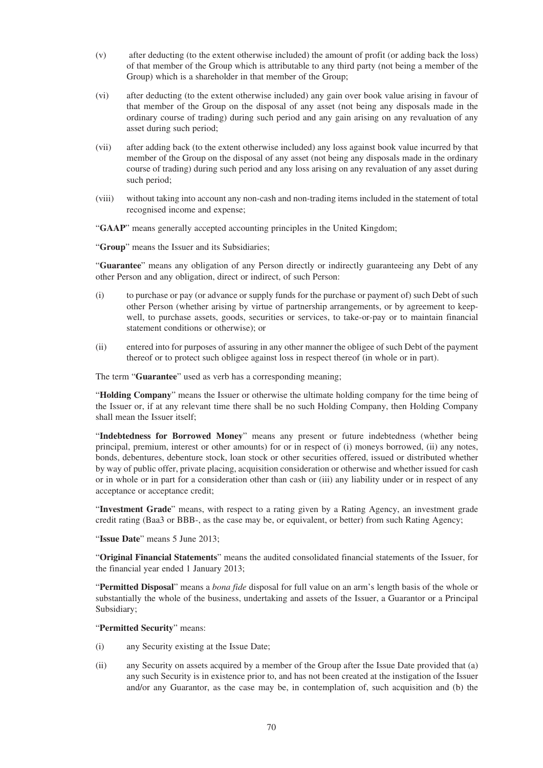(v) after deducting (to the extent otherwise included) the amount of profit (or adding back the loss) of that member of the Group which is attributable to any third party (not being a member of the Group) which is a shareholder in that member of the Group;

(vi) after deducting (to the extent otherwise included) any gain over book value arising in favour of that member of the Group on the disposal of any asset (not being any disposals made in the ordinary course of trading) during such period and any gain arising on any revaluation of any asset during such period;

(vii) after adding back (to the extent otherwise included) any loss against book value incurred by that member of the Group on the disposal of any asset (not being any disposals made in the ordinary course of trading) during such period and any loss arising on any revaluation of any asset during such period;

(viii) without taking into account any non-cash and non-trading items included in the statement of total recognised income and expense;

"**GAAP**" means generally accepted accounting principles in the United Kingdom;

"**Group**" means the Issuer and its Subsidiaries;

"**Guarantee**" means any obligation of any Person directly or indirectly guaranteeing any Debt of any other Person and any obligation, direct or indirect, of such Person:

(i) to purchase or pay (or advance or supply funds for the purchase or payment of) such Debt of such other Person (whether arising by virtue of partnership arrangements, or by agreement to keep-well, to purchase assets, goods, securities or services, to take-or-pay or to maintain financial statement conditions or otherwise); or

(ii) entered into for purposes of assuring in any other manner the obligee of such Debt of the payment thereof or to protect such obligee against loss in respect thereof (in whole or in part).

The term "**Guarantee**" used as verb has a corresponding meaning;

"**Holding Company**" means the Issuer or otherwise the ultimate holding company for the time being of the Issuer or, if at any relevant time there shall be no such Holding Company, then Holding Company shall mean the Issuer itself;

"**Indebtedness for Borrowed Money**" means any present or future indebtedness (whether being principal, premium, interest or other amounts) for or in respect of (i) moneys borrowed, (ii) any notes, bonds, debentures, debenture stock, loan stock or other securities offered, issued or distributed whether by way of public offer, private placing, acquisition consideration or otherwise and whether issued for cash or in whole or in part for a consideration other than cash or (iii) any liability under or in respect of any acceptance or acceptance credit;

"**Investment Grade**" means, with respect to a rating given by a Rating Agency, an investment grade credit rating (Baa3 or BBB-, as the case may be, or equivalent, or better) from such Rating Agency;

"**Issue Date**" means 5 June 2013;

"**Original Financial Statements**" means the audited consolidated financial statements of the Issuer, for the financial year ended 1 January 2013;

"**Permitted Disposal**" means a *bona fide* disposal for full value on an arm's length basis of the whole or substantially the whole of the business, undertaking and assets of the Issuer, a Guarantor or a Principal Subsidiary;

"**Permitted Security**" means:

(i) any Security existing at the Issue Date;

(ii) any Security on assets acquired by a member of the Group after the Issue Date provided that (a) any such Security is in existence prior to, and has not been created at the instigation of the Issuer and/or any Guarantor, as the case may be, in contemplation of, such acquisition and (b) the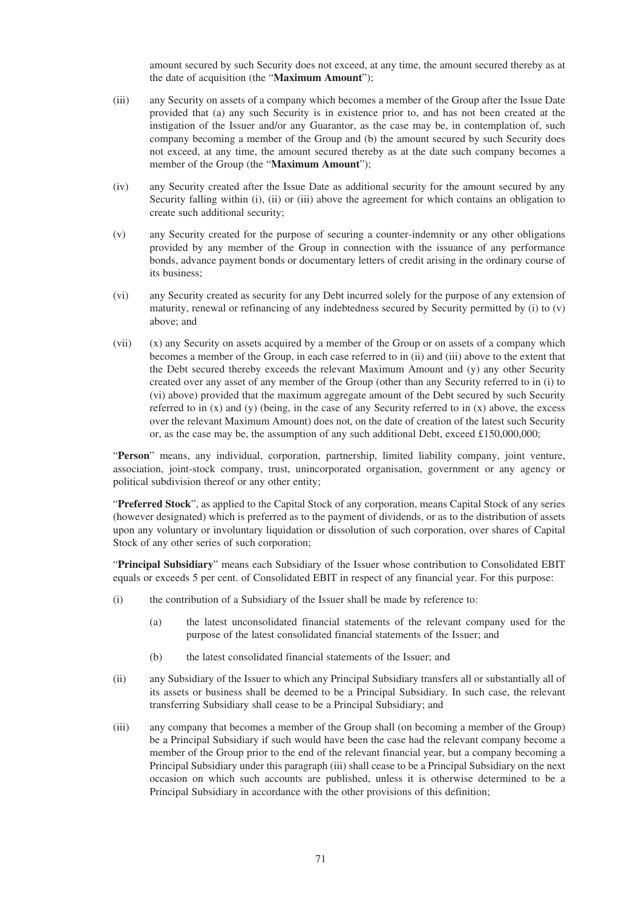amount secured by such Security does not exceed, at any time, the amount secured thereby as at the date of acquisition (the "**Maximum Amount**");

(iii) any Security on assets of a company which becomes a member of the Group after the Issue Date provided that (a) any such Security is in existence prior to, and has not been created at the instigation of the Issuer and/or any Guarantor, as the case may be, in contemplation of, such company becoming a member of the Group and (b) the amount secured by such Security does not exceed, at any time, the amount secured thereby as at the date such company becomes a member of the Group (the "**Maximum Amount**");

(iv) any Security created after the Issue Date as additional security for the amount secured by any Security falling within (i), (ii) or (iii) above the agreement for which contains an obligation to create such additional security;

(v) any Security created for the purpose of securing a counter-indemnity or any other obligations provided by any member of the Group in connection with the issuance of any performance bonds, advance payment bonds or documentary letters of credit arising in the ordinary course of its business;

(vi) any Security created as security for any Debt incurred solely for the purpose of any extension of maturity, renewal or refinancing of any indebtedness secured by Security permitted by (i) to (v) above; and

(vii) (x) any Security on assets acquired by a member of the Group or on assets of a company which becomes a member of the Group, in each case referred to in (ii) and (iii) above to the extent that the Debt secured thereby exceeds the relevant Maximum Amount and (y) any other Security created over any asset of any member of the Group (other than any Security referred to in (i) to (vi) above) provided that the maximum aggregate amount of the Debt secured by such Security referred to in (x) and (y) (being, in the case of any Security referred to in (x) above, the excess over the relevant Maximum Amount) does not, on the date of creation of the latest such Security or, as the case may be, the assumption of any such additional Debt, exceed £150,000,000;

"**Person**" means, any individual, corporation, partnership, limited liability company, joint venture, association, joint-stock company, trust, unincorporated organisation, government or any agency or political subdivision thereof or any other entity;

"**Preferred Stock**", as applied to the Capital Stock of any corporation, means Capital Stock of any series (however designated) which is preferred as to the payment of dividends, or as to the distribution of assets upon any voluntary or involuntary liquidation or dissolution of such corporation, over shares of Capital Stock of any other series of such corporation;

"**Principal Subsidiary**" means each Subsidiary of the Issuer whose contribution to Consolidated EBIT equals or exceeds 5 per cent. of Consolidated EBIT in respect of any financial year. For this purpose:

(i) the contribution of a Subsidiary of the Issuer shall be made by reference to:

  (a) the latest unconsolidated financial statements of the relevant company used for the purpose of the latest consolidated financial statements of the Issuer; and

  (b) the latest consolidated financial statements of the Issuer; and

(ii) any Subsidiary of the Issuer to which any Principal Subsidiary transfers all or substantially all of its assets or business shall be deemed to be a Principal Subsidiary. In such case, the relevant transferring Subsidiary shall cease to be a Principal Subsidiary; and

(iii) any company that becomes a member of the Group shall (on becoming a member of the Group) be a Principal Subsidiary if such would have been the case had the relevant company become a member of the Group prior to the end of the relevant financial year, but a company becoming a Principal Subsidiary under this paragraph (iii) shall cease to be a Principal Subsidiary on the next occasion on which such accounts are published, unless it is otherwise determined to be a Principal Subsidiary in accordance with the other provisions of this definition;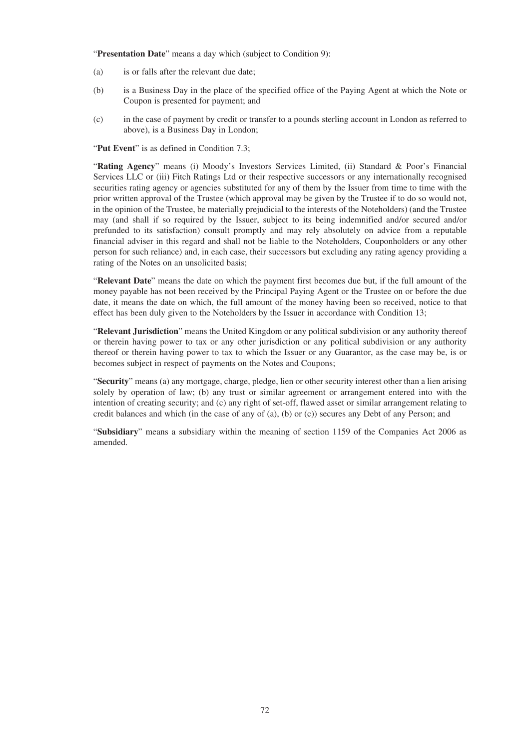"**Presentation Date**" means a day which (subject to Condition 9):

(a) is or falls after the relevant due date;

(b) is a Business Day in the place of the specified office of the Paying Agent at which the Note or Coupon is presented for payment; and

(c) in the case of payment by credit or transfer to a pounds sterling account in London as referred to above), is a Business Day in London;

"**Put Event**" is as defined in Condition 7.3;

"**Rating Agency**" means (i) Moody's Investors Services Limited, (ii) Standard & Poor's Financial Services LLC or (iii) Fitch Ratings Ltd or their respective successors or any internationally recognised securities rating agency or agencies substituted for any of them by the Issuer from time to time with the prior written approval of the Trustee (which approval may be given by the Trustee if to do so would not, in the opinion of the Trustee, be materially prejudicial to the interests of the Noteholders) (and the Trustee may (and shall if so required by the Issuer, subject to its being indemnified and/or secured and/or prefunded to its satisfaction) consult promptly and may rely absolutely on advice from a reputable financial adviser in this regard and shall not be liable to the Noteholders, Couponholders or any other person for such reliance) and, in each case, their successors but excluding any rating agency providing a rating of the Notes on an unsolicited basis;

"**Relevant Date**" means the date on which the payment first becomes due but, if the full amount of the money payable has not been received by the Principal Paying Agent or the Trustee on or before the due date, it means the date on which, the full amount of the money having been so received, notice to that effect has been duly given to the Noteholders by the Issuer in accordance with Condition 13;

"**Relevant Jurisdiction**" means the United Kingdom or any political subdivision or any authority thereof or therein having power to tax or any other jurisdiction or any political subdivision or any authority thereof or therein having power to tax to which the Issuer or any Guarantor, as the case may be, is or becomes subject in respect of payments on the Notes and Coupons;

"**Security**" means (a) any mortgage, charge, pledge, lien or other security interest other than a lien arising solely by operation of law; (b) any trust or similar agreement or arrangement entered into with the intention of creating security; and (c) any right of set-off, flawed asset or similar arrangement relating to credit balances and which (in the case of any of (a), (b) or (c)) secures any Debt of any Person; and

"**Subsidiary**" means a subsidiary within the meaning of section 1159 of the Companies Act 2006 as amended.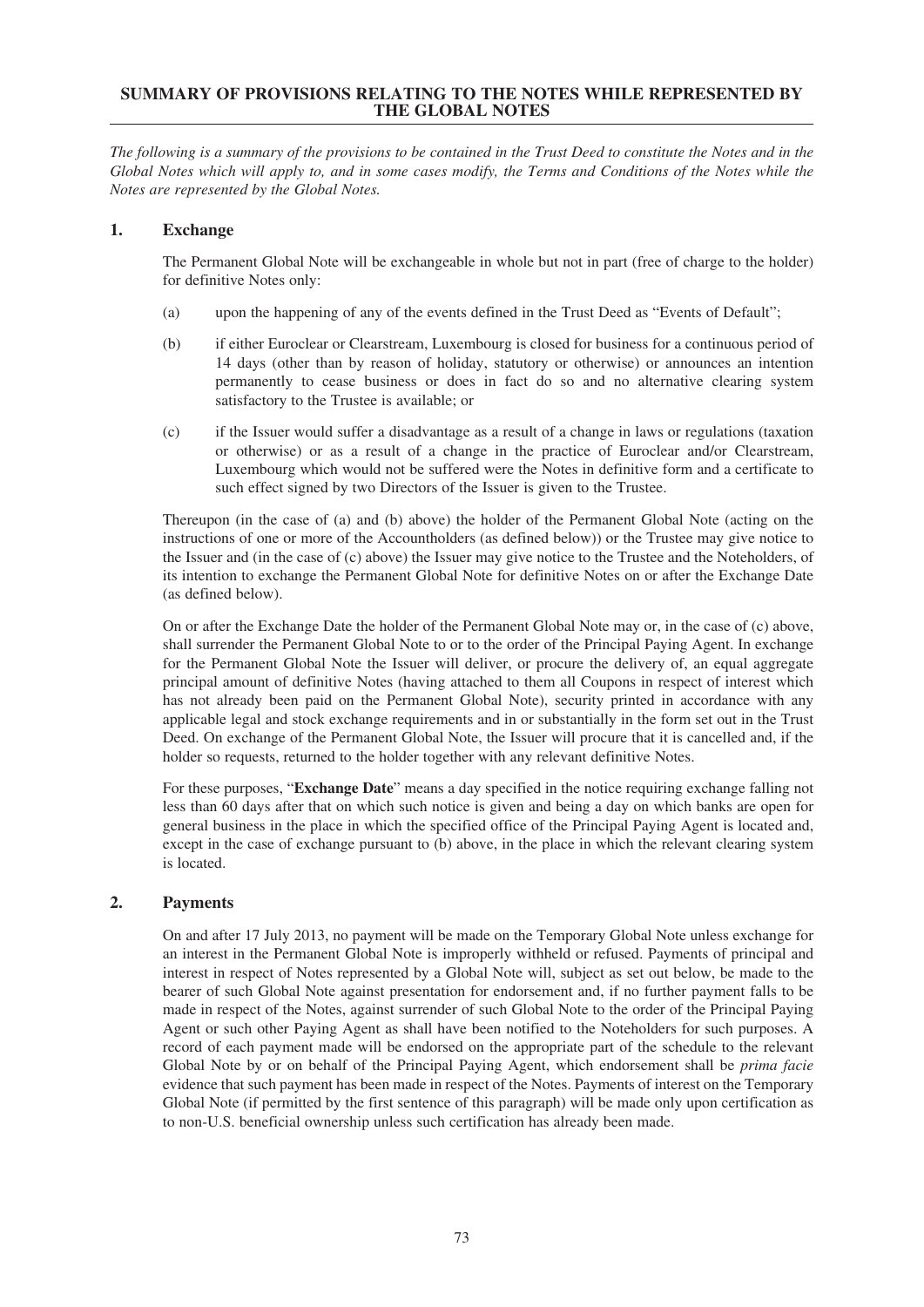## SUMMARY OF PROVISIONS RELATING TO THE NOTES WHILE REPRESENTED BY THE GLOBAL NOTES

*The following is a summary of the provisions to be contained in the Trust Deed to constitute the Notes and in the Global Notes which will apply to, and in some cases modify, the Terms and Conditions of the Notes while the Notes are represented by the Global Notes.*

### 1. Exchange

The Permanent Global Note will be exchangeable in whole but not in part (free of charge to the holder) for definitive Notes only:

(a) upon the happening of any of the events defined in the Trust Deed as "Events of Default";

(b) if either Euroclear or Clearstream, Luxembourg is closed for business for a continuous period of 14 days (other than by reason of holiday, statutory or otherwise) or announces an intention permanently to cease business or does in fact do so and no alternative clearing system satisfactory to the Trustee is available; or

(c) if the Issuer would suffer a disadvantage as a result of a change in laws or regulations (taxation or otherwise) or as a result of a change in the practice of Euroclear and/or Clearstream, Luxembourg which would not be suffered were the Notes in definitive form and a certificate to such effect signed by two Directors of the Issuer is given to the Trustee.

Thereupon (in the case of (a) and (b) above) the holder of the Permanent Global Note (acting on the instructions of one or more of the Accountholders (as defined below)) or the Trustee may give notice to the Issuer and (in the case of (c) above) the Issuer may give notice to the Trustee and the Noteholders, of its intention to exchange the Permanent Global Note for definitive Notes on or after the Exchange Date (as defined below).

On or after the Exchange Date the holder of the Permanent Global Note may or, in the case of (c) above, shall surrender the Permanent Global Note to or to the order of the Principal Paying Agent. In exchange for the Permanent Global Note the Issuer will deliver, or procure the delivery of, an equal aggregate principal amount of definitive Notes (having attached to them all Coupons in respect of interest which has not already been paid on the Permanent Global Note), security printed in accordance with any applicable legal and stock exchange requirements and in or substantially in the form set out in the Trust Deed. On exchange of the Permanent Global Note, the Issuer will procure that it is cancelled and, if the holder so requests, returned to the holder together with any relevant definitive Notes.

For these purposes, "**Exchange Date**" means a day specified in the notice requiring exchange falling not less than 60 days after that on which such notice is given and being a day on which banks are open for general business in the place in which the specified office of the Principal Paying Agent is located and, except in the case of exchange pursuant to (b) above, in the place in which the relevant clearing system is located.

### 2. Payments

On and after 17 July 2013, no payment will be made on the Temporary Global Note unless exchange for an interest in the Permanent Global Note is improperly withheld or refused. Payments of principal and interest in respect of Notes represented by a Global Note will, subject as set out below, be made to the bearer of such Global Note against presentation for endorsement and, if no further payment falls to be made in respect of the Notes, against surrender of such Global Note to the order of the Principal Paying Agent or such other Paying Agent as shall have been notified to the Noteholders for such purposes. A record of each payment made will be endorsed on the appropriate part of the schedule to the relevant Global Note by or on behalf of the Principal Paying Agent, which endorsement shall be *prima facie* evidence that such payment has been made in respect of the Notes. Payments of interest on the Temporary Global Note (if permitted by the first sentence of this paragraph) will be made only upon certification as to non-U.S. beneficial ownership unless such certification has already been made.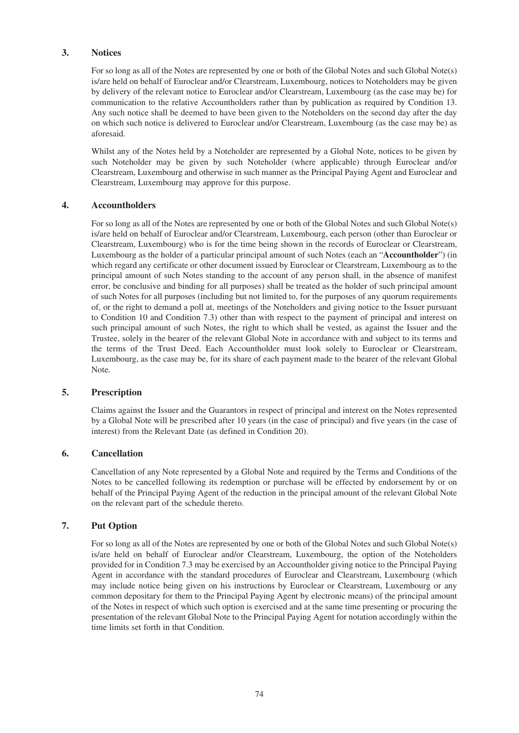### 3. Notices

For so long as all of the Notes are represented by one or both of the Global Notes and such Global Note(s) is/are held on behalf of Euroclear and/or Clearstream, Luxembourg, notices to Noteholders may be given by delivery of the relevant notice to Euroclear and/or Clearstream, Luxembourg (as the case may be) for communication to the relative Accountholders rather than by publication as required by Condition 13. Any such notice shall be deemed to have been given to the Noteholders on the second day after the day on which such notice is delivered to Euroclear and/or Clearstream, Luxembourg (as the case may be) as aforesaid.

Whilst any of the Notes held by a Noteholder are represented by a Global Note, notices to be given by such Noteholder may be given by such Noteholder (where applicable) through Euroclear and/or Clearstream, Luxembourg and otherwise in such manner as the Principal Paying Agent and Euroclear and Clearstream, Luxembourg may approve for this purpose.

### 4. Accountholders

For so long as all of the Notes are represented by one or both of the Global Notes and such Global Note(s) is/are held on behalf of Euroclear and/or Clearstream, Luxembourg, each person (other than Euroclear or Clearstream, Luxembourg) who is for the time being shown in the records of Euroclear or Clearstream, Luxembourg as the holder of a particular principal amount of such Notes (each an "**Accountholder**") (in which regard any certificate or other document issued by Euroclear or Clearstream, Luxembourg as to the principal amount of such Notes standing to the account of any person shall, in the absence of manifest error, be conclusive and binding for all purposes) shall be treated as the holder of such principal amount of such Notes for all purposes (including but not limited to, for the purposes of any quorum requirements of, or the right to demand a poll at, meetings of the Noteholders and giving notice to the Issuer pursuant to Condition 10 and Condition 7.3) other than with respect to the payment of principal and interest on such principal amount of such Notes, the right to which shall be vested, as against the Issuer and the Trustee, solely in the bearer of the relevant Global Note in accordance with and subject to its terms and the terms of the Trust Deed. Each Accountholder must look solely to Euroclear or Clearstream, Luxembourg, as the case may be, for its share of each payment made to the bearer of the relevant Global Note.

### 5. Prescription

Claims against the Issuer and the Guarantors in respect of principal and interest on the Notes represented by a Global Note will be prescribed after 10 years (in the case of principal) and five years (in the case of interest) from the Relevant Date (as defined in Condition 20).

### 6. Cancellation

Cancellation of any Note represented by a Global Note and required by the Terms and Conditions of the Notes to be cancelled following its redemption or purchase will be effected by endorsement by or on behalf of the Principal Paying Agent of the reduction in the principal amount of the relevant Global Note on the relevant part of the schedule thereto.

### 7. Put Option

For so long as all of the Notes are represented by one or both of the Global Notes and such Global Note(s) is/are held on behalf of Euroclear and/or Clearstream, Luxembourg, the option of the Noteholders provided for in Condition 7.3 may be exercised by an Accountholder giving notice to the Principal Paying Agent in accordance with the standard procedures of Euroclear and Clearstream, Luxembourg (which may include notice being given on his instructions by Euroclear or Clearstream, Luxembourg or any common depositary for them to the Principal Paying Agent by electronic means) of the principal amount of the Notes in respect of which such option is exercised and at the same time presenting or procuring the presentation of the relevant Global Note to the Principal Paying Agent for notation accordingly within the time limits set forth in that Condition.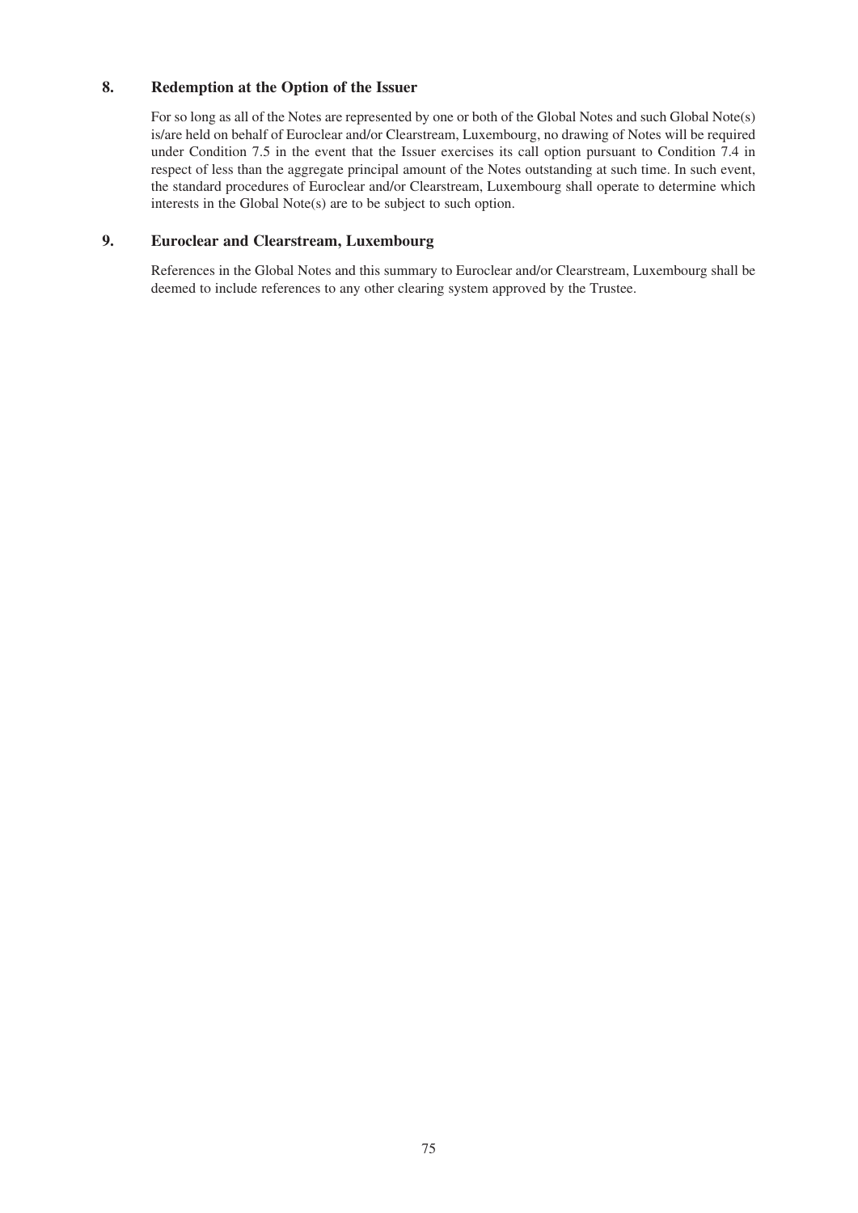## 8. Redemption at the Option of the Issuer

For so long as all of the Notes are represented by one or both of the Global Notes and such Global Note(s) is/are held on behalf of Euroclear and/or Clearstream, Luxembourg, no drawing of Notes will be required under Condition 7.5 in the event that the Issuer exercises its call option pursuant to Condition 7.4 in respect of less than the aggregate principal amount of the Notes outstanding at such time. In such event, the standard procedures of Euroclear and/or Clearstream, Luxembourg shall operate to determine which interests in the Global Note(s) are to be subject to such option.

## 9. Euroclear and Clearstream, Luxembourg

References in the Global Notes and this summary to Euroclear and/or Clearstream, Luxembourg shall be deemed to include references to any other clearing system approved by the Trustee.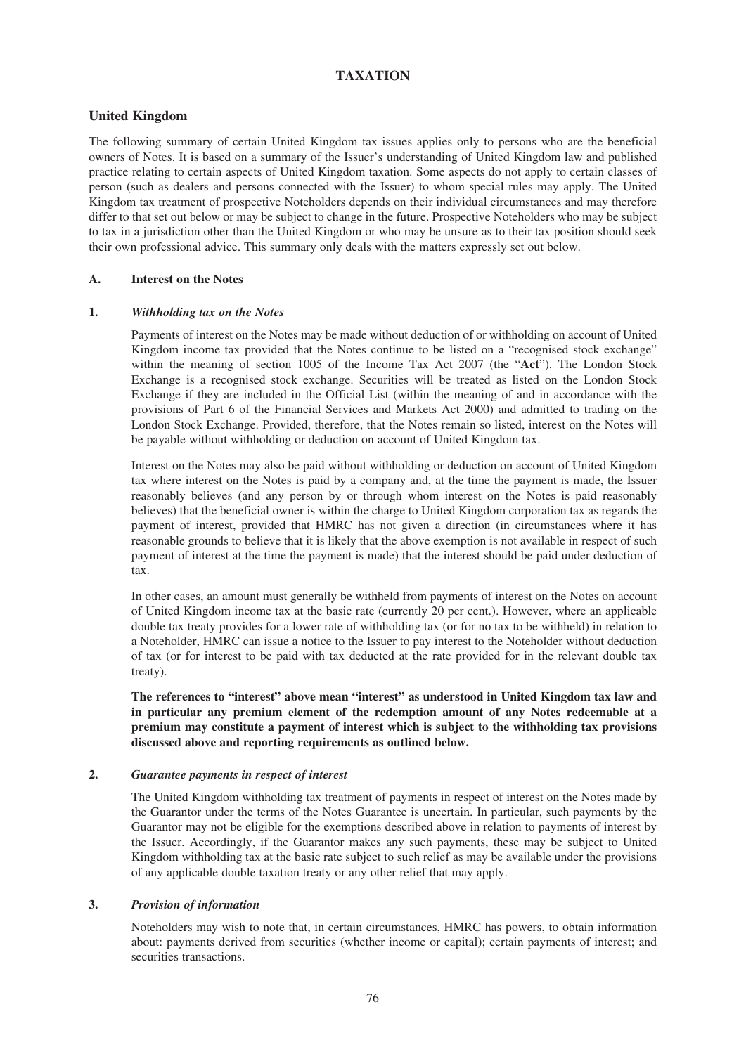# TAXATION

## United Kingdom

The following summary of certain United Kingdom tax issues applies only to persons who are the beneficial owners of Notes. It is based on a summary of the Issuer's understanding of United Kingdom law and published practice relating to certain aspects of United Kingdom taxation. Some aspects do not apply to certain classes of person (such as dealers and persons connected with the Issuer) to whom special rules may apply. The United Kingdom tax treatment of prospective Noteholders depends on their individual circumstances and may therefore differ to that set out below or may be subject to change in the future. Prospective Noteholders who may be subject to tax in a jurisdiction other than the United Kingdom or who may be unsure as to their tax position should seek their own professional advice. This summary only deals with the matters expressly set out below.

### A. Interest on the Notes

#### 1. *Withholding tax on the Notes*

Payments of interest on the Notes may be made without deduction of or withholding on account of United Kingdom income tax provided that the Notes continue to be listed on a "recognised stock exchange" within the meaning of section 1005 of the Income Tax Act 2007 (the "**Act**"). The London Stock Exchange is a recognised stock exchange. Securities will be treated as listed on the London Stock Exchange if they are included in the Official List (within the meaning of and in accordance with the provisions of Part 6 of the Financial Services and Markets Act 2000) and admitted to trading on the London Stock Exchange. Provided, therefore, that the Notes remain so listed, interest on the Notes will be payable without withholding or deduction on account of United Kingdom tax.

Interest on the Notes may also be paid without withholding or deduction on account of United Kingdom tax where interest on the Notes is paid by a company and, at the time the payment is made, the Issuer reasonably believes (and any person by or through whom interest on the Notes is paid reasonably believes) that the beneficial owner is within the charge to United Kingdom corporation tax as regards the payment of interest, provided that HMRC has not given a direction (in circumstances where it has reasonable grounds to believe that it is likely that the above exemption is not available in respect of such payment of interest at the time the payment is made) that the interest should be paid under deduction of tax.

In other cases, an amount must generally be withheld from payments of interest on the Notes on account of United Kingdom income tax at the basic rate (currently 20 per cent.). However, where an applicable double tax treaty provides for a lower rate of withholding tax (or for no tax to be withheld) in relation to a Noteholder, HMRC can issue a notice to the Issuer to pay interest to the Noteholder without deduction of tax (or for interest to be paid with tax deducted at the rate provided for in the relevant double tax treaty).

**The references to "interest" above mean "interest" as understood in United Kingdom tax law and in particular any premium element of the redemption amount of any Notes redeemable at a premium may constitute a payment of interest which is subject to the withholding tax provisions discussed above and reporting requirements as outlined below.**

#### 2. *Guarantee payments in respect of interest*

The United Kingdom withholding tax treatment of payments in respect of interest on the Notes made by the Guarantor under the terms of the Notes Guarantee is uncertain. In particular, such payments by the Guarantor may not be eligible for the exemptions described above in relation to payments of interest by the Issuer. Accordingly, if the Guarantor makes any such payments, these may be subject to United Kingdom withholding tax at the basic rate subject to such relief as may be available under the provisions of any applicable double taxation treaty or any other relief that may apply.

#### 3. *Provision of information*

Noteholders may wish to note that, in certain circumstances, HMRC has powers, to obtain information about: payments derived from securities (whether income or capital); certain payments of interest; and securities transactions.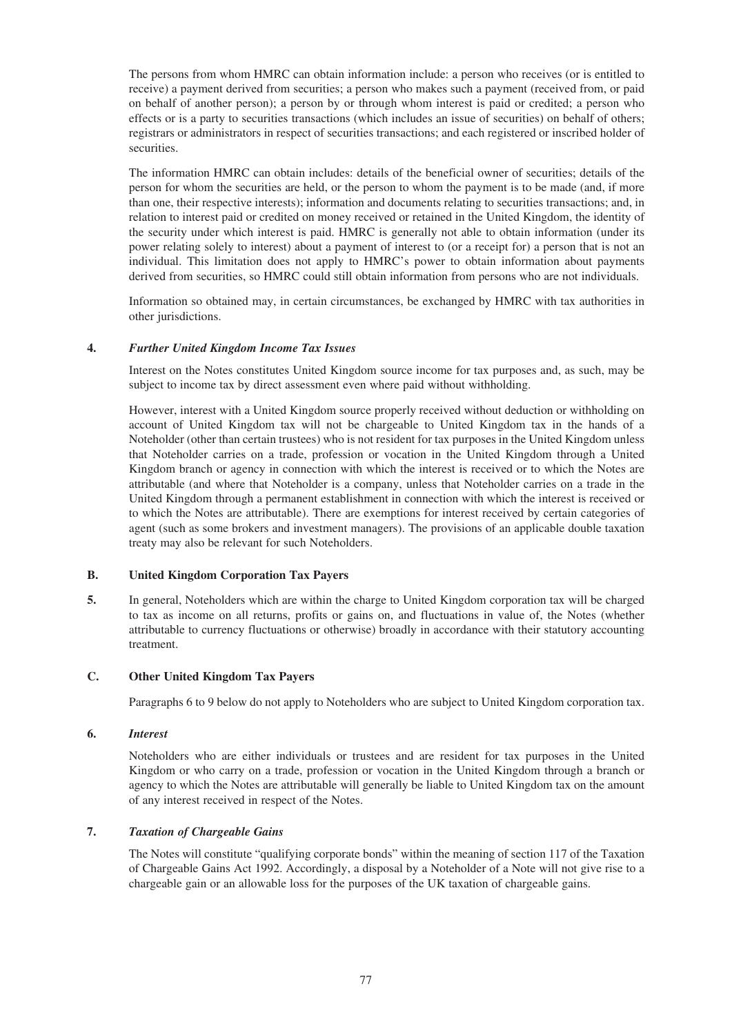The persons from whom HMRC can obtain information include: a person who receives (or is entitled to receive) a payment derived from securities; a person who makes such a payment (received from, or paid on behalf of another person); a person by or through whom interest is paid or credited; a person who effects or is a party to securities transactions (which includes an issue of securities) on behalf of others; registrars or administrators in respect of securities transactions; and each registered or inscribed holder of securities.

The information HMRC can obtain includes: details of the beneficial owner of securities; details of the person for whom the securities are held, or the person to whom the payment is to be made (and, if more than one, their respective interests); information and documents relating to securities transactions; and, in relation to interest paid or credited on money received or retained in the United Kingdom, the identity of the security under which interest is paid. HMRC is generally not able to obtain information (under its power relating solely to interest) about a payment of interest to (or a receipt for) a person that is not an individual. This limitation does not apply to HMRC's power to obtain information about payments derived from securities, so HMRC could still obtain information from persons who are not individuals.

Information so obtained may, in certain circumstances, be exchanged by HMRC with tax authorities in other jurisdictions.

### 4. *Further United Kingdom Income Tax Issues*

Interest on the Notes constitutes United Kingdom source income for tax purposes and, as such, may be subject to income tax by direct assessment even where paid without withholding.

However, interest with a United Kingdom source properly received without deduction or withholding on account of United Kingdom tax will not be chargeable to United Kingdom tax in the hands of a Noteholder (other than certain trustees) who is not resident for tax purposes in the United Kingdom unless that Noteholder carries on a trade, profession or vocation in the United Kingdom through a United Kingdom branch or agency in connection with which the interest is received or to which the Notes are attributable (and where that Noteholder is a company, unless that Noteholder carries on a trade in the United Kingdom through a permanent establishment in connection with which the interest is received or to which the Notes are attributable). There are exemptions for interest received by certain categories of agent (such as some brokers and investment managers). The provisions of an applicable double taxation treaty may also be relevant for such Noteholders.

## B. United Kingdom Corporation Tax Payers

**5.** In general, Noteholders which are within the charge to United Kingdom corporation tax will be charged to tax as income on all returns, profits or gains on, and fluctuations in value of, the Notes (whether attributable to currency fluctuations or otherwise) broadly in accordance with their statutory accounting treatment.

## C. Other United Kingdom Tax Payers

Paragraphs 6 to 9 below do not apply to Noteholders who are subject to United Kingdom corporation tax.

### 6. *Interest*

Noteholders who are either individuals or trustees and are resident for tax purposes in the United Kingdom or who carry on a trade, profession or vocation in the United Kingdom through a branch or agency to which the Notes are attributable will generally be liable to United Kingdom tax on the amount of any interest received in respect of the Notes.

### 7. *Taxation of Chargeable Gains*

The Notes will constitute "qualifying corporate bonds" within the meaning of section 117 of the Taxation of Chargeable Gains Act 1992. Accordingly, a disposal by a Noteholder of a Note will not give rise to a chargeable gain or an allowable loss for the purposes of the UK taxation of chargeable gains.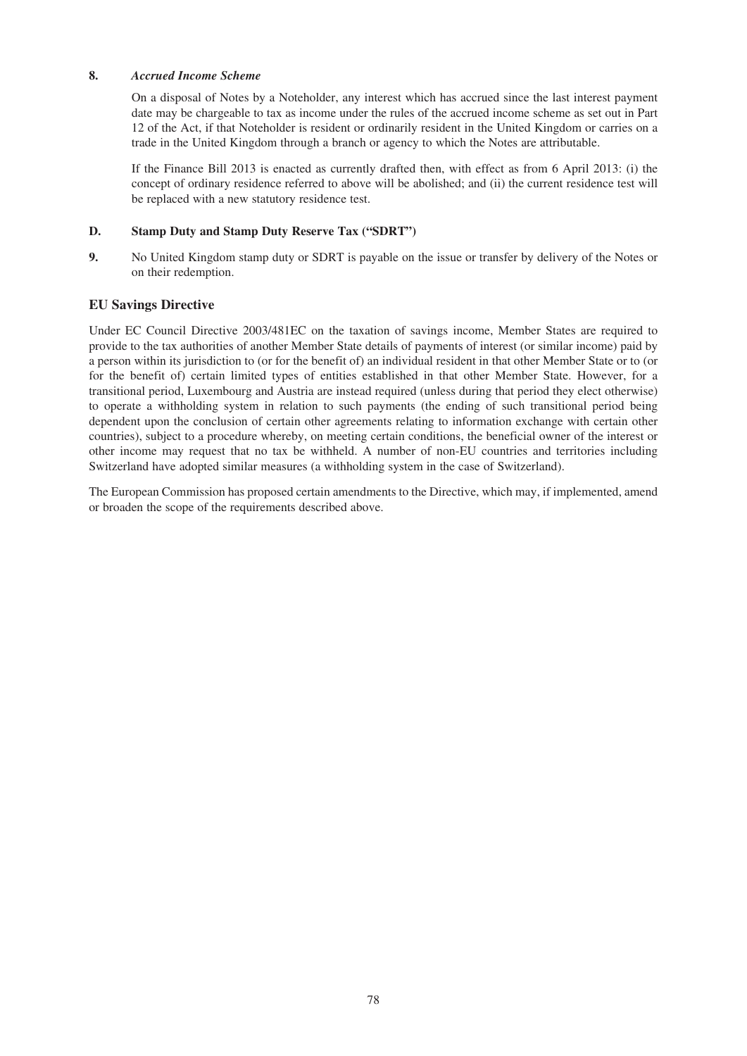**8.** ***Accrued Income Scheme***

On a disposal of Notes by a Noteholder, any interest which has accrued since the last interest payment date may be chargeable to tax as income under the rules of the accrued income scheme as set out in Part 12 of the Act, if that Noteholder is resident or ordinarily resident in the United Kingdom or carries on a trade in the United Kingdom through a branch or agency to which the Notes are attributable.

If the Finance Bill 2013 is enacted as currently drafted then, with effect as from 6 April 2013: (i) the concept of ordinary residence referred to above will be abolished; and (ii) the current residence test will be replaced with a new statutory residence test.

### D. Stamp Duty and Stamp Duty Reserve Tax ("SDRT")

**9.** No United Kingdom stamp duty or SDRT is payable on the issue or transfer by delivery of the Notes or on their redemption.

## EU Savings Directive

Under EC Council Directive 2003/481EC on the taxation of savings income, Member States are required to provide to the tax authorities of another Member State details of payments of interest (or similar income) paid by a person within its jurisdiction to (or for the benefit of) an individual resident in that other Member State or to (or for the benefit of) certain limited types of entities established in that other Member State. However, for a transitional period, Luxembourg and Austria are instead required (unless during that period they elect otherwise) to operate a withholding system in relation to such payments (the ending of such transitional period being dependent upon the conclusion of certain other agreements relating to information exchange with certain other countries), subject to a procedure whereby, on meeting certain conditions, the beneficial owner of the interest or other income may request that no tax be withheld. A number of non-EU countries and territories including Switzerland have adopted similar measures (a withholding system in the case of Switzerland).

The European Commission has proposed certain amendments to the Directive, which may, if implemented, amend or broaden the scope of the requirements described above.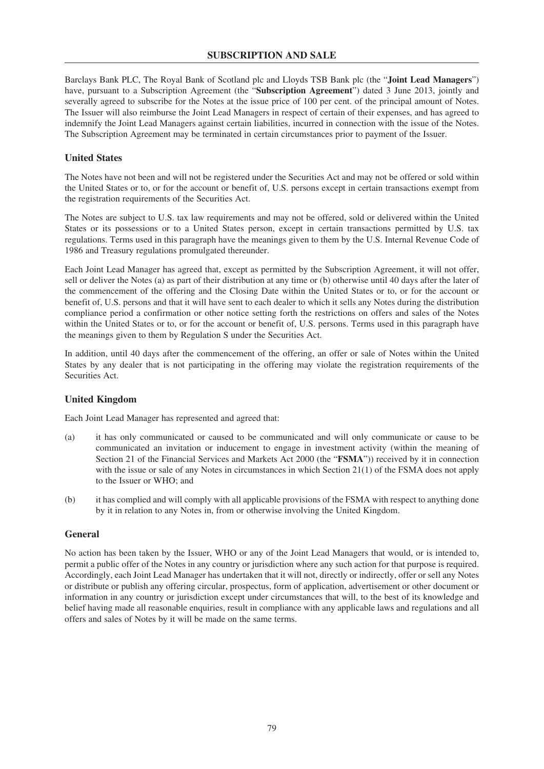# SUBSCRIPTION AND SALE

Barclays Bank PLC, The Royal Bank of Scotland plc and Lloyds TSB Bank plc (the "**Joint Lead Managers**") have, pursuant to a Subscription Agreement (the "**Subscription Agreement**") dated 3 June 2013, jointly and severally agreed to subscribe for the Notes at the issue price of 100 per cent. of the principal amount of Notes. The Issuer will also reimburse the Joint Lead Managers in respect of certain of their expenses, and has agreed to indemnify the Joint Lead Managers against certain liabilities, incurred in connection with the issue of the Notes. The Subscription Agreement may be terminated in certain circumstances prior to payment of the Issuer.

## United States

The Notes have not been and will not be registered under the Securities Act and may not be offered or sold within the United States or to, or for the account or benefit of, U.S. persons except in certain transactions exempt from the registration requirements of the Securities Act.

The Notes are subject to U.S. tax law requirements and may not be offered, sold or delivered within the United States or its possessions or to a United States person, except in certain transactions permitted by U.S. tax regulations. Terms used in this paragraph have the meanings given to them by the U.S. Internal Revenue Code of 1986 and Treasury regulations promulgated thereunder.

Each Joint Lead Manager has agreed that, except as permitted by the Subscription Agreement, it will not offer, sell or deliver the Notes (a) as part of their distribution at any time or (b) otherwise until 40 days after the later of the commencement of the offering and the Closing Date within the United States or to, or for the account or benefit of, U.S. persons and that it will have sent to each dealer to which it sells any Notes during the distribution compliance period a confirmation or other notice setting forth the restrictions on offers and sales of the Notes within the United States or to, or for the account or benefit of, U.S. persons. Terms used in this paragraph have the meanings given to them by Regulation S under the Securities Act.

In addition, until 40 days after the commencement of the offering, an offer or sale of Notes within the United States by any dealer that is not participating in the offering may violate the registration requirements of the Securities Act.

## United Kingdom

Each Joint Lead Manager has represented and agreed that:

(a) it has only communicated or caused to be communicated and will only communicate or cause to be communicated an invitation or inducement to engage in investment activity (within the meaning of Section 21 of the Financial Services and Markets Act 2000 (the "**FSMA**")) received by it in connection with the issue or sale of any Notes in circumstances in which Section 21(1) of the FSMA does not apply to the Issuer or WHO; and

(b) it has complied and will comply with all applicable provisions of the FSMA with respect to anything done by it in relation to any Notes in, from or otherwise involving the United Kingdom.

## General

No action has been taken by the Issuer, WHO or any of the Joint Lead Managers that would, or is intended to, permit a public offer of the Notes in any country or jurisdiction where any such action for that purpose is required. Accordingly, each Joint Lead Manager has undertaken that it will not, directly or indirectly, offer or sell any Notes or distribute or publish any offering circular, prospectus, form of application, advertisement or other document or information in any country or jurisdiction except under circumstances that will, to the best of its knowledge and belief having made all reasonable enquiries, result in compliance with any applicable laws and regulations and all offers and sales of Notes by it will be made on the same terms.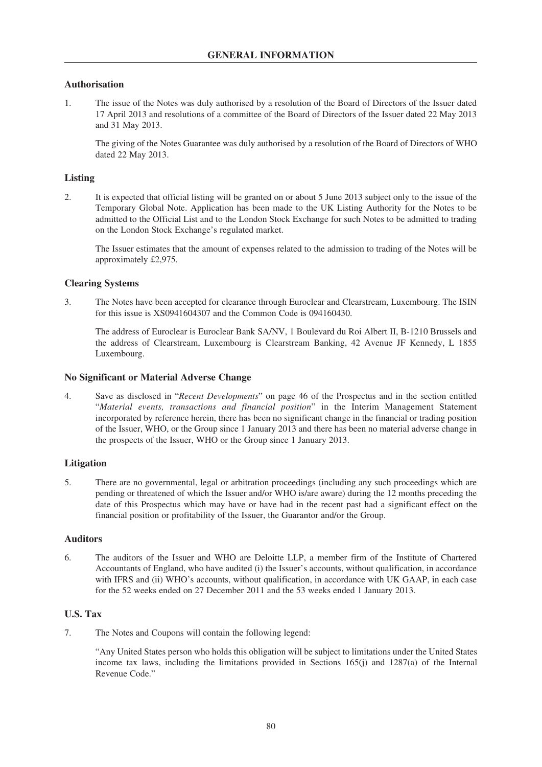# GENERAL INFORMATION

## Authorisation

1. The issue of the Notes was duly authorised by a resolution of the Board of Directors of the Issuer dated 17 April 2013 and resolutions of a committee of the Board of Directors of the Issuer dated 22 May 2013 and 31 May 2013.

   The giving of the Notes Guarantee was duly authorised by a resolution of the Board of Directors of WHO dated 22 May 2013.

## Listing

2. It is expected that official listing will be granted on or about 5 June 2013 subject only to the issue of the Temporary Global Note. Application has been made to the UK Listing Authority for the Notes to be admitted to the Official List and to the London Stock Exchange for such Notes to be admitted to trading on the London Stock Exchange's regulated market.

   The Issuer estimates that the amount of expenses related to the admission to trading of the Notes will be approximately £2,975.

## Clearing Systems

3. The Notes have been accepted for clearance through Euroclear and Clearstream, Luxembourg. The ISIN for this issue is XS0941604307 and the Common Code is 094160430.

   The address of Euroclear is Euroclear Bank SA/NV, 1 Boulevard du Roi Albert II, B-1210 Brussels and the address of Clearstream, Luxembourg is Clearstream Banking, 42 Avenue JF Kennedy, L 1855 Luxembourg.

## No Significant or Material Adverse Change

4. Save as disclosed in "*Recent Developments*" on page 46 of the Prospectus and in the section entitled "*Material events, transactions and financial position*" in the Interim Management Statement incorporated by reference herein, there has been no significant change in the financial or trading position of the Issuer, WHO, or the Group since 1 January 2013 and there has been no material adverse change in the prospects of the Issuer, WHO or the Group since 1 January 2013.

## Litigation

5. There are no governmental, legal or arbitration proceedings (including any such proceedings which are pending or threatened of which the Issuer and/or WHO is/are aware) during the 12 months preceding the date of this Prospectus which may have or have had in the recent past had a significant effect on the financial position or profitability of the Issuer, the Guarantor and/or the Group.

## Auditors

6. The auditors of the Issuer and WHO are Deloitte LLP, a member firm of the Institute of Chartered Accountants of England, who have audited (i) the Issuer's accounts, without qualification, in accordance with IFRS and (ii) WHO's accounts, without qualification, in accordance with UK GAAP, in each case for the 52 weeks ended on 27 December 2011 and the 53 weeks ended 1 January 2013.

## U.S. Tax

7. The Notes and Coupons will contain the following legend:

   "Any United States person who holds this obligation will be subject to limitations under the United States income tax laws, including the limitations provided in Sections 165(j) and 1287(a) of the Internal Revenue Code."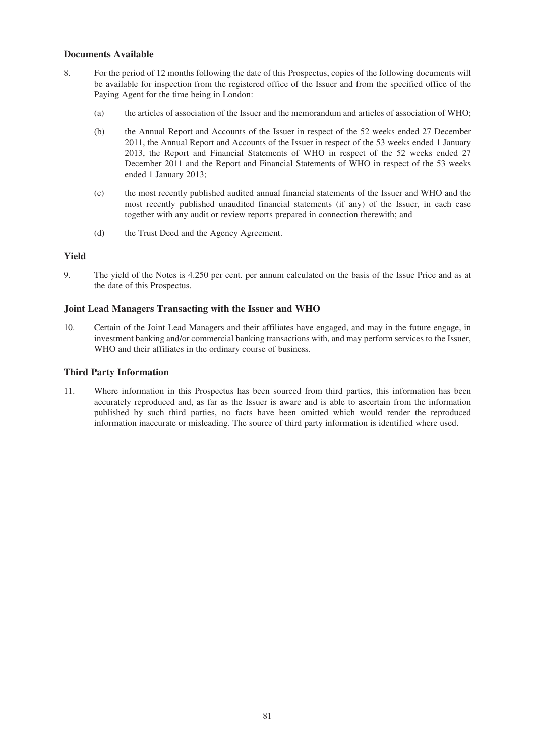## Documents Available

8. For the period of 12 months following the date of this Prospectus, copies of the following documents will be available for inspection from the registered office of the Issuer and from the specified office of the Paying Agent for the time being in London:

   (a) the articles of association of the Issuer and the memorandum and articles of association of WHO;

   (b) the Annual Report and Accounts of the Issuer in respect of the 52 weeks ended 27 December 2011, the Annual Report and Accounts of the Issuer in respect of the 53 weeks ended 1 January 2013, the Report and Financial Statements of WHO in respect of the 52 weeks ended 27 December 2011 and the Report and Financial Statements of WHO in respect of the 53 weeks ended 1 January 2013;

   (c) the most recently published audited annual financial statements of the Issuer and WHO and the most recently published unaudited financial statements (if any) of the Issuer, in each case together with any audit or review reports prepared in connection therewith; and

   (d) the Trust Deed and the Agency Agreement.

## Yield

9. The yield of the Notes is 4.250 per cent. per annum calculated on the basis of the Issue Price and as at the date of this Prospectus.

## Joint Lead Managers Transacting with the Issuer and WHO

10. Certain of the Joint Lead Managers and their affiliates have engaged, and may in the future engage, in investment banking and/or commercial banking transactions with, and may perform services to the Issuer, WHO and their affiliates in the ordinary course of business.

## Third Party Information

11. Where information in this Prospectus has been sourced from third parties, this information has been accurately reproduced and, as far as the Issuer is aware and is able to ascertain from the information published by such third parties, no facts have been omitted which would render the reproduced information inaccurate or misleading. The source of third party information is identified where used.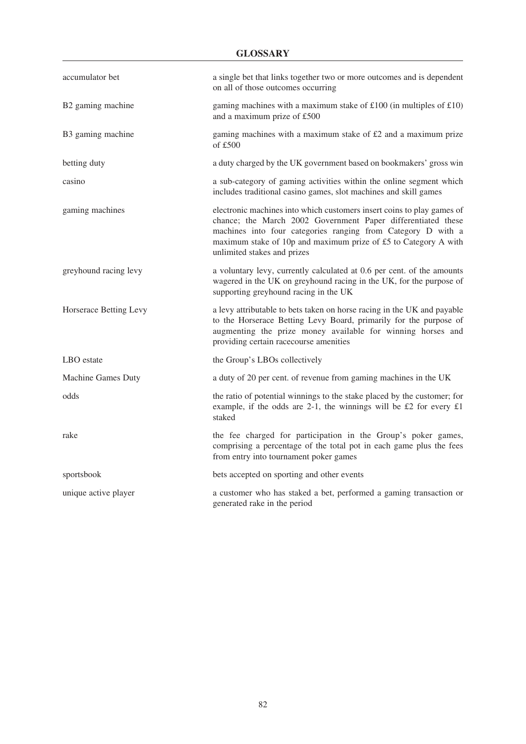# GLOSSARY

| | |
|---|---|
| accumulator bet | a single bet that links together two or more outcomes and is dependent on all of those outcomes occurring |
| B2 gaming machine | gaming machines with a maximum stake of £100 (in multiples of £10) and a maximum prize of £500 |
| B3 gaming machine | gaming machines with a maximum stake of £2 and a maximum prize of £500 |
| betting duty | a duty charged by the UK government based on bookmakers' gross win |
| casino | a sub-category of gaming activities within the online segment which includes traditional casino games, slot machines and skill games |
| gaming machines | electronic machines into which customers insert coins to play games of chance; the March 2002 Government Paper differentiated these machines into four categories ranging from Category D with a maximum stake of 10p and maximum prize of £5 to Category A with unlimited stakes and prizes |
| greyhound racing levy | a voluntary levy, currently calculated at 0.6 per cent. of the amounts wagered in the UK on greyhound racing in the UK, for the purpose of supporting greyhound racing in the UK |
| Horserace Betting Levy | a levy attributable to bets taken on horse racing in the UK and payable to the Horserace Betting Levy Board, primarily for the purpose of augmenting the prize money available for winning horses and providing certain racecourse amenities |
| LBO estate | the Group's LBOs collectively |
| Machine Games Duty | a duty of 20 per cent. of revenue from gaming machines in the UK |
| odds | the ratio of potential winnings to the stake placed by the customer; for example, if the odds are 2-1, the winnings will be £2 for every £1 staked |
| rake | the fee charged for participation in the Group's poker games, comprising a percentage of the total pot in each game plus the fees from entry into tournament poker games |
| sportsbook | bets accepted on sporting and other events |
| unique active player | a customer who has staked a bet, performed a gaming transaction or generated rake in the period |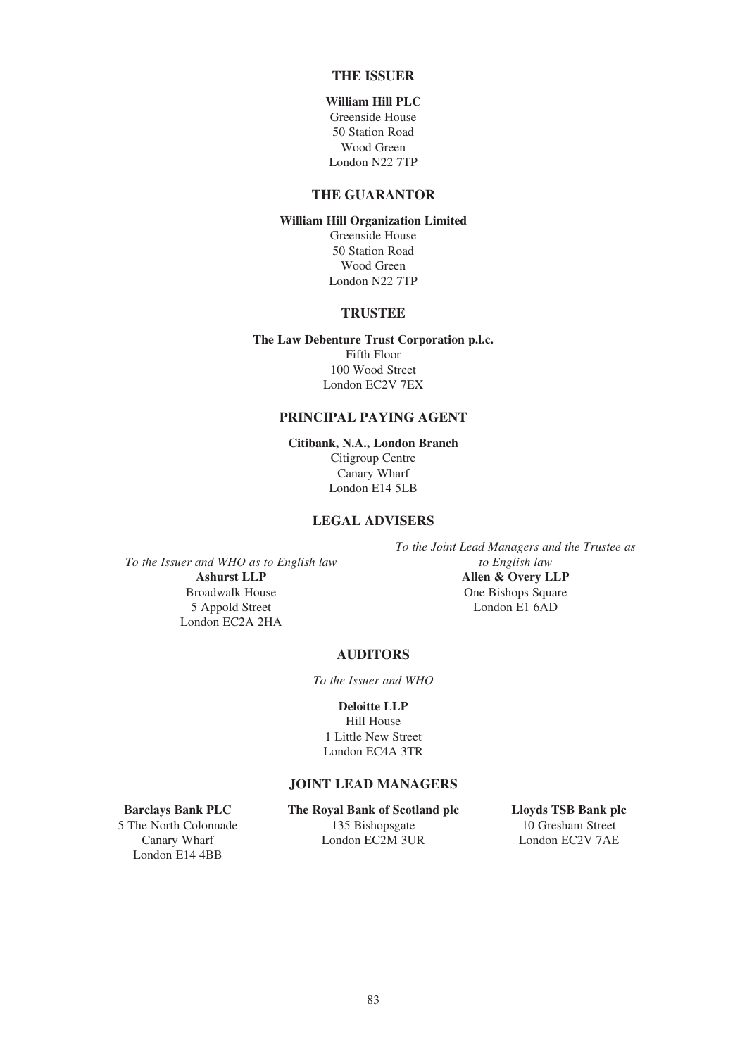## THE ISSUER

**William Hill PLC**
Greenside House
50 Station Road
Wood Green
London N22 7TP

## THE GUARANTOR

**William Hill Organization Limited**
Greenside House
50 Station Road
Wood Green
London N22 7TP

## TRUSTEE

**The Law Debenture Trust Corporation p.l.c.**
Fifth Floor
100 Wood Street
London EC2V 7EX

## PRINCIPAL PAYING AGENT

**Citibank, N.A., London Branch**
Citigroup Centre
Canary Wharf
London E14 5LB

## LEGAL ADVISERS

*To the Issuer and WHO as to English law*
**Ashurst LLP**
Broadwalk House
5 Appold Street
London EC2A 2HA

*To the Joint Lead Managers and the Trustee as to English law*
**Allen & Overy LLP**
One Bishops Square
London E1 6AD

## AUDITORS

*To the Issuer and WHO*

**Deloitte LLP**
Hill House
1 Little New Street
London EC4A 3TR

## JOINT LEAD MANAGERS

**Barclays Bank PLC**
5 The North Colonnade
Canary Wharf
London E14 4BB

**The Royal Bank of Scotland plc**
135 Bishopsgate
London EC2M 3UR

**Lloyds TSB Bank plc**
10 Gresham Street
London EC2V 7AE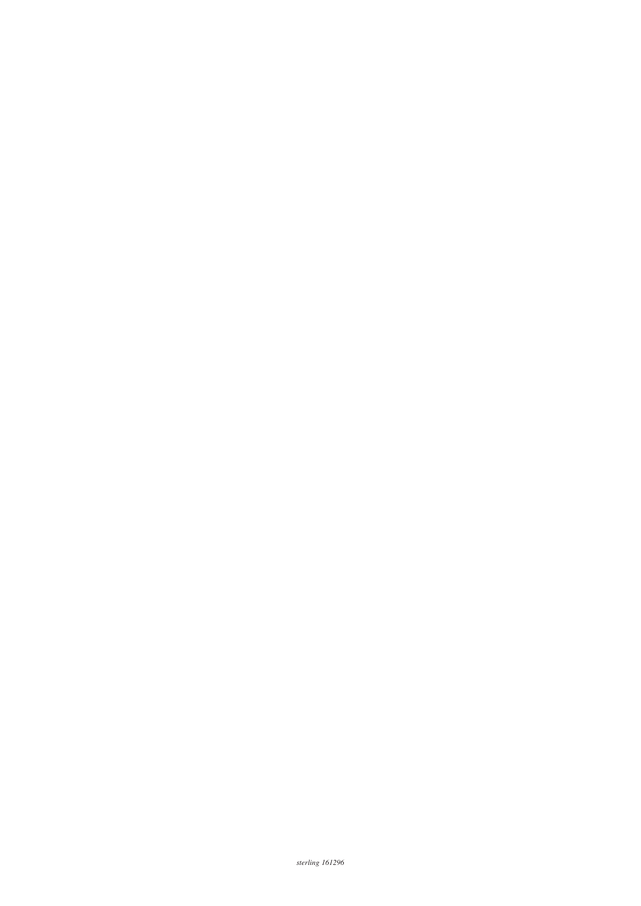*sterling 161296*